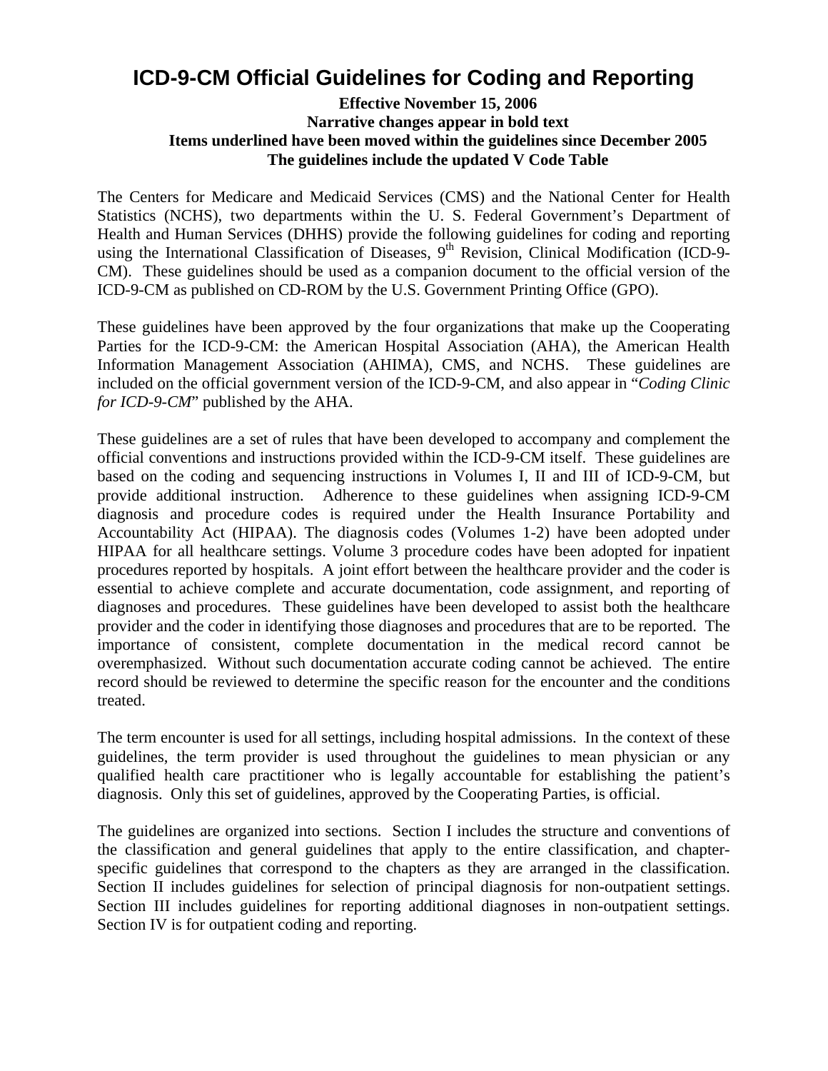# ICD-9-CM Official Guidelines for Coding and Reporting

**Effective November 15, 2006**
**Narrative changes appear in bold text**
**Items underlined have been moved within the guidelines since December 2005**
**The guidelines include the updated V Code Table**

The Centers for Medicare and Medicaid Services (CMS) and the National Center for Health Statistics (NCHS), two departments within the U. S. Federal Government's Department of Health and Human Services (DHHS) provide the following guidelines for coding and reporting using the International Classification of Diseases, 9th Revision, Clinical Modification (ICD-9-CM). These guidelines should be used as a companion document to the official version of the ICD-9-CM as published on CD-ROM by the U.S. Government Printing Office (GPO).

These guidelines have been approved by the four organizations that make up the Cooperating Parties for the ICD-9-CM: the American Hospital Association (AHA), the American Health Information Management Association (AHIMA), CMS, and NCHS. These guidelines are included on the official government version of the ICD-9-CM, and also appear in "*Coding Clinic for ICD-9-CM*" published by the AHA.

These guidelines are a set of rules that have been developed to accompany and complement the official conventions and instructions provided within the ICD-9-CM itself. These guidelines are based on the coding and sequencing instructions in Volumes I, II and III of ICD-9-CM, but provide additional instruction. Adherence to these guidelines when assigning ICD-9-CM diagnosis and procedure codes is required under the Health Insurance Portability and Accountability Act (HIPAA). The diagnosis codes (Volumes 1-2) have been adopted under HIPAA for all healthcare settings. Volume 3 procedure codes have been adopted for inpatient procedures reported by hospitals. A joint effort between the healthcare provider and the coder is essential to achieve complete and accurate documentation, code assignment, and reporting of diagnoses and procedures. These guidelines have been developed to assist both the healthcare provider and the coder in identifying those diagnoses and procedures that are to be reported. The importance of consistent, complete documentation in the medical record cannot be overemphasized. Without such documentation accurate coding cannot be achieved. The entire record should be reviewed to determine the specific reason for the encounter and the conditions treated.

The term encounter is used for all settings, including hospital admissions. In the context of these guidelines, the term provider is used throughout the guidelines to mean physician or any qualified health care practitioner who is legally accountable for establishing the patient's diagnosis. Only this set of guidelines, approved by the Cooperating Parties, is official.

The guidelines are organized into sections. Section I includes the structure and conventions of the classification and general guidelines that apply to the entire classification, and chapter-specific guidelines that correspond to the chapters as they are arranged in the classification. Section II includes guidelines for selection of principal diagnosis for non-outpatient settings. Section III includes guidelines for reporting additional diagnoses in non-outpatient settings. Section IV is for outpatient coding and reporting.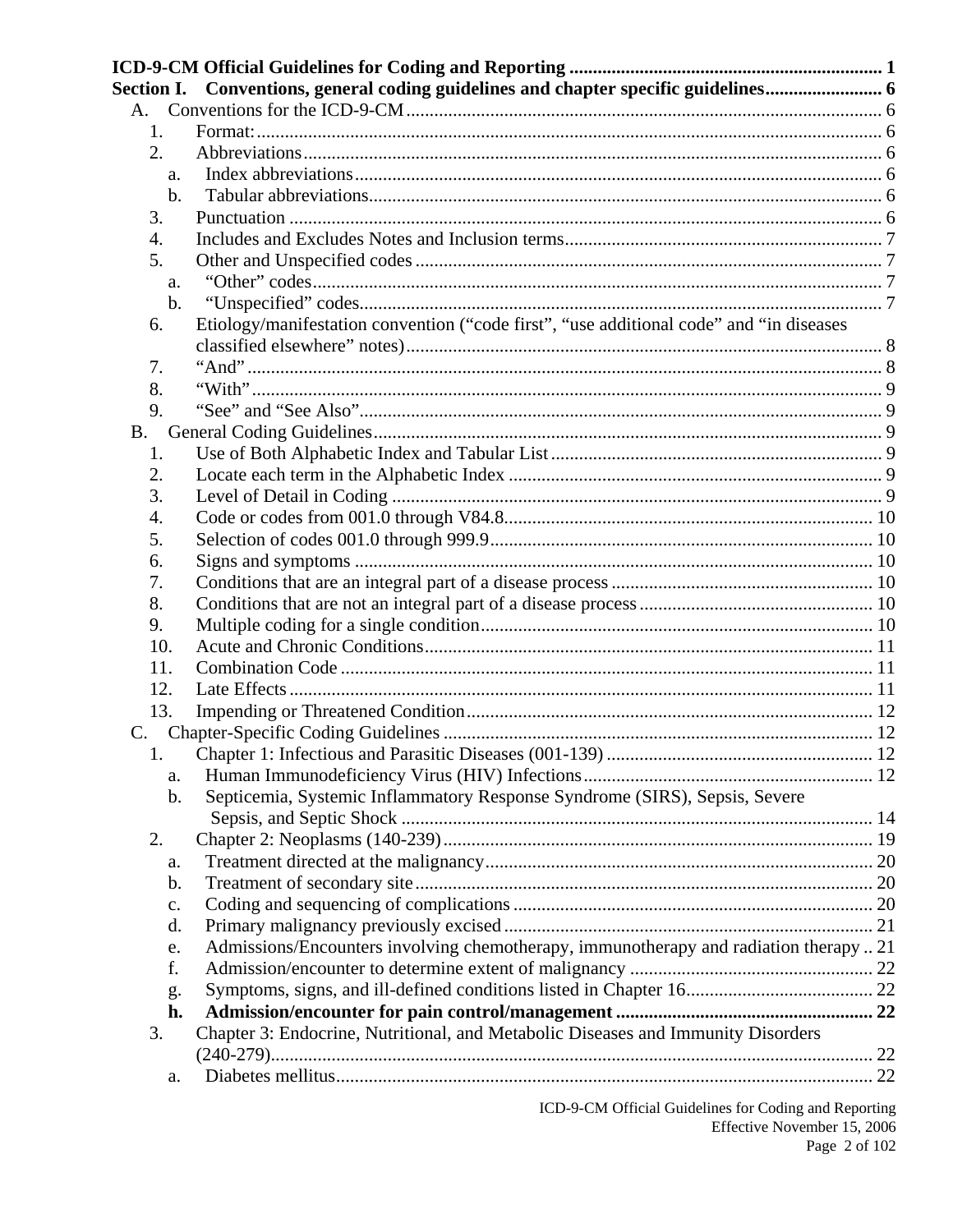**ICD-9-CM Official Guidelines for Coding and Reporting** .................................................................. 1

**Section I. Conventions, general coding guidelines and chapter specific guidelines**......................... 6

- A. Conventions for the ICD-9-CM ..................................................................................................... 6
  - 1. Format: ..................................................................................................................................... 6
  - 2. Abbreviations ........................................................................................................................... 6
    - a. Index abbreviations ................................................................................................................ 6
    - b. Tabular abbreviations............................................................................................................. 6
  - 3. Punctuation .............................................................................................................................. 6
  - 4. Includes and Excludes Notes and Inclusion terms.................................................................... 7
  - 5. Other and Unspecified codes .................................................................................................... 7
    - a. "Other" codes ......................................................................................................................... 7
    - b. "Unspecified" codes................................................................................................................ 7
  - 6. Etiology/manifestation convention ("code first", "use additional code" and "in diseases classified elsewhere" notes) ..................................................................................................... 8
  - 7. "And" ....................................................................................................................................... 8
  - 8. "With" ...................................................................................................................................... 9
  - 9. "See" and "See Also"................................................................................................................ 9
- B. General Coding Guidelines............................................................................................................. 9
  - 1. Use of Both Alphabetic Index and Tabular List ....................................................................... 9
  - 2. Locate each term in the Alphabetic Index ................................................................................ 9
  - 3. Level of Detail in Coding ......................................................................................................... 9
  - 4. Code or codes from 001.0 through V84.8............................................................................... 10
  - 5. Selection of codes 001.0 through 999.9.................................................................................. 10
  - 6. Signs and symptoms .............................................................................................................. 10
  - 7. Conditions that are an integral part of a disease process ........................................................ 10
  - 8. Conditions that are not an integral part of a disease process .................................................. 10
  - 9. Multiple coding for a single condition.................................................................................... 10
  - 10. Acute and Chronic Conditions................................................................................................ 11
  - 11. Combination Code .................................................................................................................. 11
  - 12. Late Effects ............................................................................................................................ 11
  - 13. Impending or Threatened Condition....................................................................................... 12
- C. Chapter-Specific Coding Guidelines ............................................................................................ 12
  - 1. Chapter 1: Infectious and Parasitic Diseases (001-139) .......................................................... 12
    - a. Human Immunodeficiency Virus (HIV) Infections.............................................................. 12
    - b. Septicemia, Systemic Inflammatory Response Syndrome (SIRS), Sepsis, Severe Sepsis, and Septic Shock .................................................................................................... 14
  - 2. Chapter 2: Neoplasms (140-239)............................................................................................ 19
    - a. Treatment directed at the malignancy................................................................................... 20
    - b. Treatment of secondary site.................................................................................................. 20
    - c. Coding and sequencing of complications ............................................................................. 20
    - d. Primary malignancy previously excised ............................................................................... 21
    - e. Admissions/Encounters involving chemotherapy, immunotherapy and radiation therapy .. 21
    - f. Admission/encounter to determine extent of malignancy .................................................... 22
    - g. Symptoms, signs, and ill-defined conditions listed in Chapter 16........................................ 22
    - **h. Admission/encounter for pain control/management ....................................................... 22**
  - 3. Chapter 3: Endocrine, Nutritional, and Metabolic Diseases and Immunity Disorders (240-279)................................................................................................................................. 22
    - a. Diabetes mellitus................................................................................................................... 22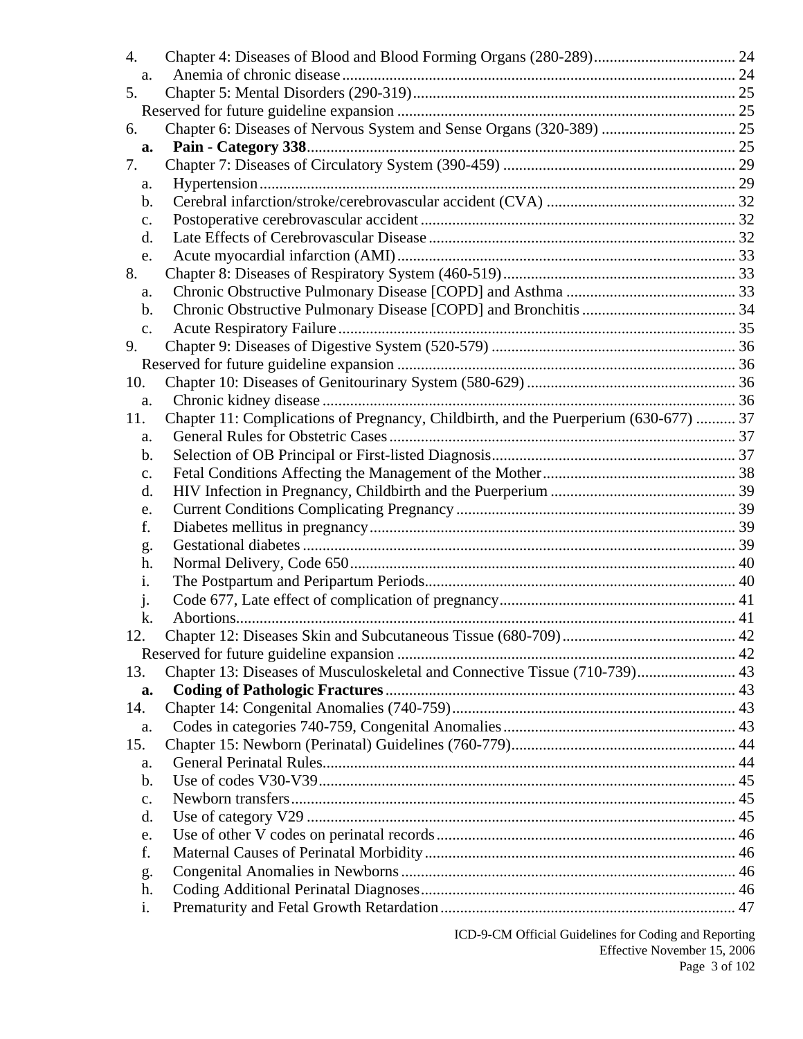4. Chapter 4: Diseases of Blood and Blood Forming Organs (280-289) .................................... 24
   a. Anemia of chronic disease .................................................................................................. 24
5. Chapter 5: Mental Disorders (290-319) ................................................................................. 25
   Reserved for future guideline expansion ..................................................................................... 25
6. Chapter 6: Diseases of Nervous System and Sense Organs (320-389) .................................. 25
   **a. Pain - Category 338** .......................................................................................................... 25
7. Chapter 7: Diseases of Circulatory System (390-459) ........................................................... 29
   a. Hypertension ....................................................................................................................... 29
   b. Cerebral infarction/stroke/cerebrovascular accident (CVA) ................................................ 32
   c. Postoperative cerebrovascular accident ............................................................................... 32
   d. Late Effects of Cerebrovascular Disease ............................................................................. 32
   e. Acute myocardial infarction (AMI) ..................................................................................... 33
8. Chapter 8: Diseases of Respiratory System (460-519) ........................................................... 33
   a. Chronic Obstructive Pulmonary Disease [COPD] and Asthma ........................................... 33
   b. Chronic Obstructive Pulmonary Disease [COPD] and Bronchitis ....................................... 34
   c. Acute Respiratory Failure .................................................................................................... 35
9. Chapter 9: Diseases of Digestive System (520-579) .............................................................. 36
   Reserved for future guideline expansion ..................................................................................... 36
10. Chapter 10: Diseases of Genitourinary System (580-629) ..................................................... 36
    a. Chronic kidney disease ........................................................................................................ 36
11. Chapter 11: Complications of Pregnancy, Childbirth, and the Puerperium (630-677) .......... 37
    a. General Rules for Obstetric Cases ....................................................................................... 37
    b. Selection of OB Principal or First-listed Diagnosis ............................................................. 37
    c. Fetal Conditions Affecting the Management of the Mother ................................................ 38
    d. HIV Infection in Pregnancy, Childbirth and the Puerperium ............................................... 39
    e. Current Conditions Complicating Pregnancy ...................................................................... 39
    f. Diabetes mellitus in pregnancy ............................................................................................ 39
    g. Gestational diabetes ............................................................................................................. 39
    h. Normal Delivery, Code 650 ................................................................................................. 40
    i. The Postpartum and Peripartum Periods .............................................................................. 40
    j. Code 677, Late effect of complication of pregnancy ........................................................... 41
    k. Abortions ............................................................................................................................. 41
12. Chapter 12: Diseases Skin and Subcutaneous Tissue (680-709) ............................................ 42
    Reserved for future guideline expansion ..................................................................................... 42
13. Chapter 13: Diseases of Musculoskeletal and Connective Tissue (710-739) ......................... 43
    **a. Coding of Pathologic Fractures** ........................................................................................ 43
14. Chapter 14: Congenital Anomalies (740-759) ....................................................................... 43
    a. Codes in categories 740-759, Congenital Anomalies .......................................................... 43
15. Chapter 15: Newborn (Perinatal) Guidelines (760-779) ........................................................ 44
    a. General Perinatal Rules ........................................................................................................ 44
    b. Use of codes V30-V39 ......................................................................................................... 45
    c. Newborn transfers ................................................................................................................ 45
    d. Use of category V29 ............................................................................................................ 45
    e. Use of other V codes on perinatal records ........................................................................... 46
    f. Maternal Causes of Perinatal Morbidity .............................................................................. 46
    g. Congenital Anomalies in Newborns .................................................................................... 46
    h. Coding Additional Perinatal Diagnoses ............................................................................... 46
    i. Prematurity and Fetal Growth Retardation .......................................................................... 47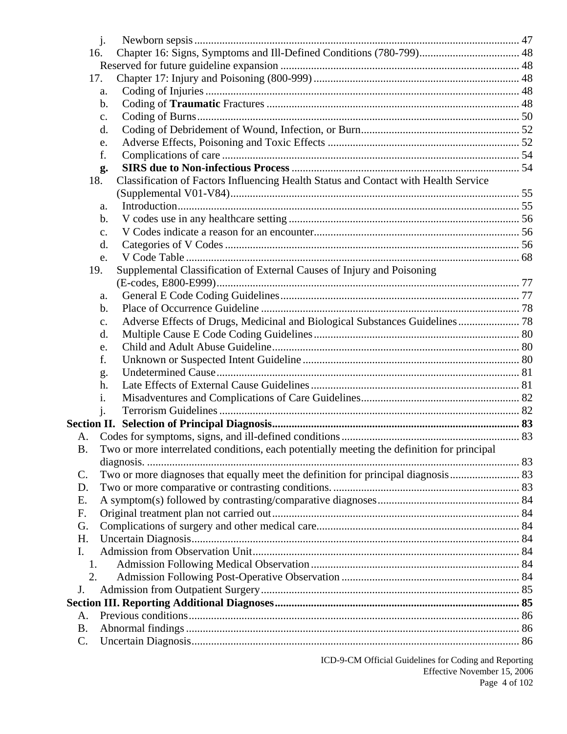j. Newborn sepsis ... 47

16. Chapter 16: Signs, Symptoms and Ill-Defined Conditions (780-799) ... 48

Reserved for future guideline expansion ... 48

17. Chapter 17: Injury and Poisoning (800-999) ... 48

a. Coding of Injuries ... 48
b. Coding of **Traumatic** Fractures ... 48
c. Coding of Burns ... 50
d. Coding of Debridement of Wound, Infection, or Burn ... 52
e. Adverse Effects, Poisoning and Toxic Effects ... 52
f. Complications of care ... 54
**g. SIRS due to Non-infectious Process** ... 54

18. Classification of Factors Influencing Health Status and Contact with Health Service (Supplemental V01-V84) ... 55

a. Introduction ... 55
b. V codes use in any healthcare setting ... 56
c. V Codes indicate a reason for an encounter ... 56
d. Categories of V Codes ... 56
e. V Code Table ... 68

19. Supplemental Classification of External Causes of Injury and Poisoning (E-codes, E800-E999) ... 77

a. General E Code Coding Guidelines ... 77
b. Place of Occurrence Guideline ... 78
c. Adverse Effects of Drugs, Medicinal and Biological Substances Guidelines ... 78
d. Multiple Cause E Code Coding Guidelines ... 80
e. Child and Adult Abuse Guideline ... 80
f. Unknown or Suspected Intent Guideline ... 80
g. Undetermined Cause ... 81
h. Late Effects of External Cause Guidelines ... 81
i. Misadventures and Complications of Care Guidelines ... 82
j. Terrorism Guidelines ... 82

**Section II. Selection of Principal Diagnosis ... 83**

A. Codes for symptoms, signs, and ill-defined conditions ... 83
B. Two or more interrelated conditions, each potentially meeting the definition for principal diagnosis. ... 83
C. Two or more diagnoses that equally meet the definition for principal diagnosis ... 83
D. Two or more comparative or contrasting conditions. ... 83
E. A symptom(s) followed by contrasting/comparative diagnoses ... 84
F. Original treatment plan not carried out ... 84
G. Complications of surgery and other medical care ... 84
H. Uncertain Diagnosis ... 84
I. Admission from Observation Unit ... 84
   1. Admission Following Medical Observation ... 84
   2. Admission Following Post-Operative Observation ... 84
J. Admission from Outpatient Surgery ... 85

**Section III. Reporting Additional Diagnoses ... 85**

A. Previous conditions ... 86
B. Abnormal findings ... 86
C. Uncertain Diagnosis ... 86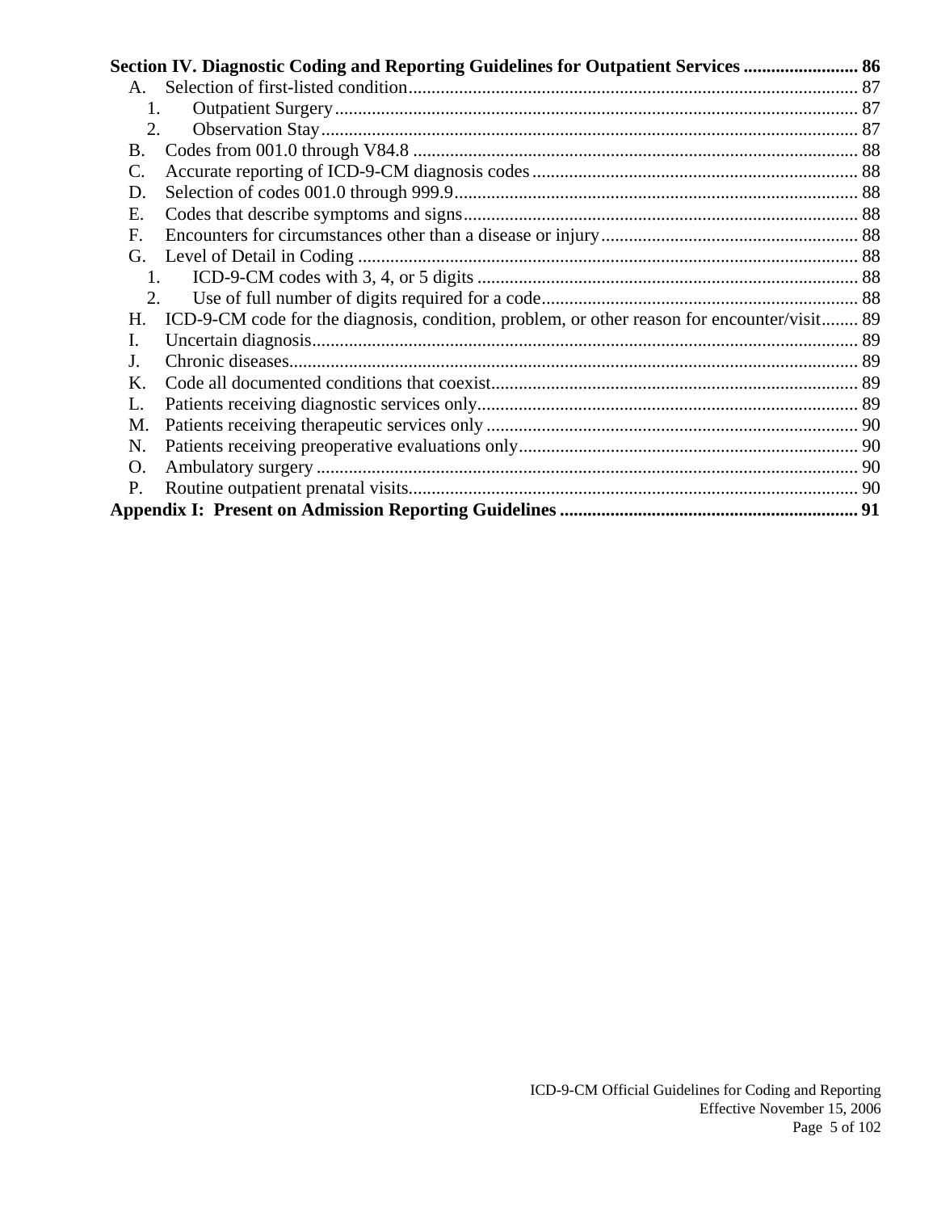**Section IV. Diagnostic Coding and Reporting Guidelines for Outpatient Services ........................ 86**

- A. Selection of first-listed condition................................................................................................ 87
  - 1. Outpatient Surgery................................................................................................................ 87
  - 2. Observation Stay.................................................................................................................... 87
- B. Codes from 001.0 through V84.8 ................................................................................................ 88
- C. Accurate reporting of ICD-9-CM diagnosis codes...................................................................... 88
- D. Selection of codes 001.0 through 999.9....................................................................................... 88
- E. Codes that describe symptoms and signs..................................................................................... 88
- F. Encounters for circumstances other than a disease or injury....................................................... 88
- G. Level of Detail in Coding ............................................................................................................ 88
  - 1. ICD-9-CM codes with 3, 4, or 5 digits .................................................................................. 88
  - 2. Use of full number of digits required for a code.................................................................... 88
- H. ICD-9-CM code for the diagnosis, condition, problem, or other reason for encounter/visit........ 89
- I. Uncertain diagnosis...................................................................................................................... 89
- J. Chronic diseases........................................................................................................................... 89
- K. Code all documented conditions that coexist............................................................................... 89
- L. Patients receiving diagnostic services only.................................................................................. 89
- M. Patients receiving therapeutic services only ................................................................................ 90
- N. Patients receiving preoperative evaluations only......................................................................... 90
- O. Ambulatory surgery ..................................................................................................................... 90
- P. Routine outpatient prenatal visits................................................................................................. 90

**Appendix I: Present on Admission Reporting Guidelines ................................................................ 91**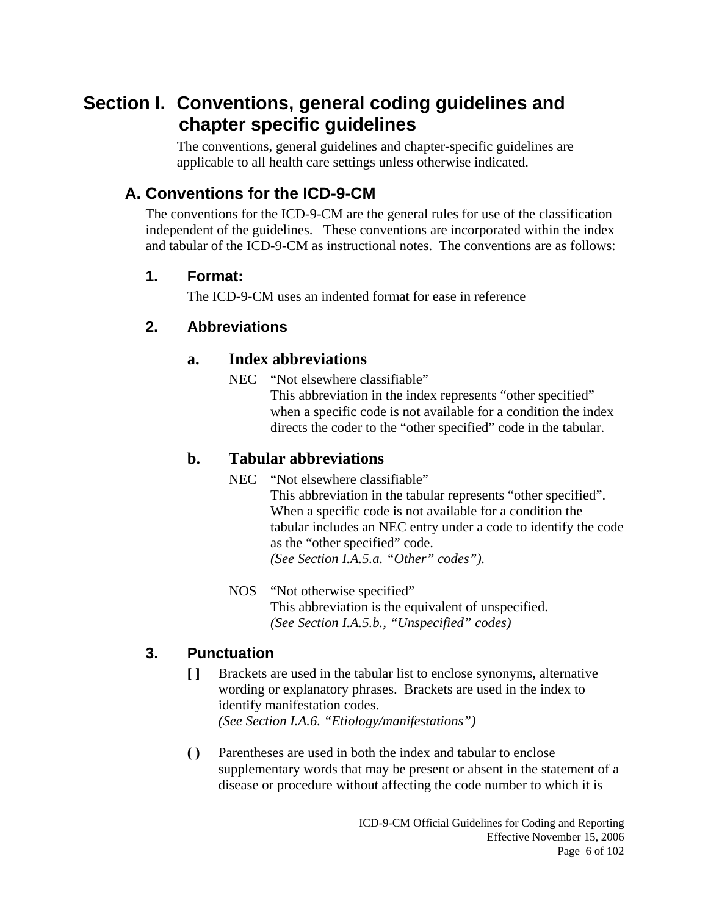# Section I. Conventions, general coding guidelines and chapter specific guidelines

The conventions, general guidelines and chapter-specific guidelines are applicable to all health care settings unless otherwise indicated.

## A. Conventions for the ICD-9-CM

The conventions for the ICD-9-CM are the general rules for use of the classification independent of the guidelines. These conventions are incorporated within the index and tabular of the ICD-9-CM as instructional notes. The conventions are as follows:

### 1. Format:

The ICD-9-CM uses an indented format for ease in reference

### 2. Abbreviations

#### a. Index abbreviations

NEC "Not elsewhere classifiable"
This abbreviation in the index represents "other specified" when a specific code is not available for a condition the index directs the coder to the "other specified" code in the tabular.

#### b. Tabular abbreviations

NEC "Not elsewhere classifiable"
This abbreviation in the tabular represents "other specified". When a specific code is not available for a condition the tabular includes an NEC entry under a code to identify the code as the "other specified" code.
*(See Section I.A.5.a. "Other" codes").*

NOS "Not otherwise specified"
This abbreviation is the equivalent of unspecified.
*(See Section I.A.5.b., "Unspecified" codes)*

### 3. Punctuation

**[ ]** Brackets are used in the tabular list to enclose synonyms, alternative wording or explanatory phrases. Brackets are used in the index to identify manifestation codes.
*(See Section I.A.6. "Etiology/manifestations")*

**( )** Parentheses are used in both the index and tabular to enclose supplementary words that may be present or absent in the statement of a disease or procedure without affecting the code number to which it is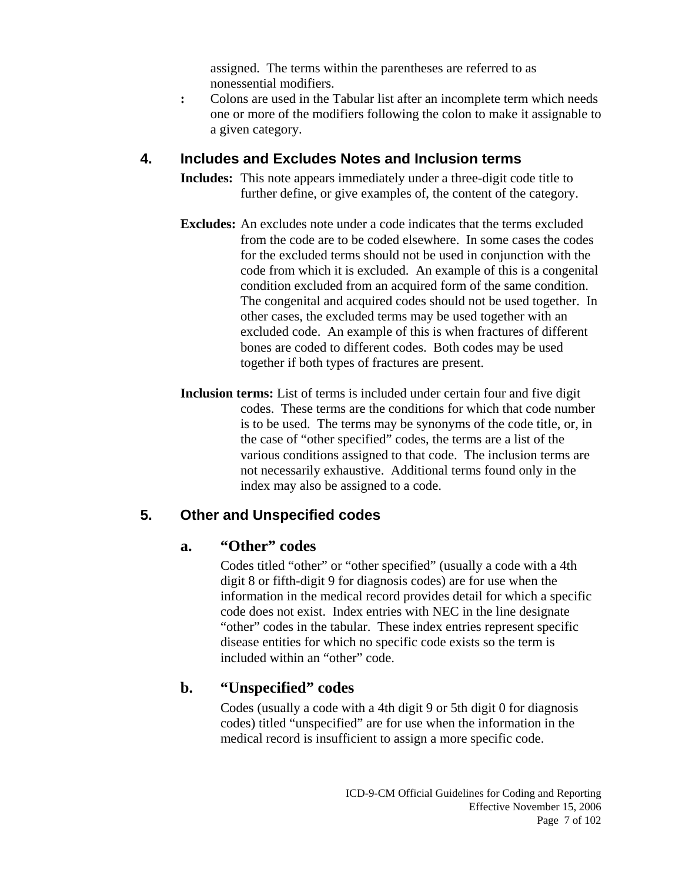assigned. The terms within the parentheses are referred to as nonessential modifiers.

**:** Colons are used in the Tabular list after an incomplete term which needs one or more of the modifiers following the colon to make it assignable to a given category.

### 4. Includes and Excludes Notes and Inclusion terms

**Includes:** This note appears immediately under a three-digit code title to further define, or give examples of, the content of the category.

**Excludes:** An excludes note under a code indicates that the terms excluded from the code are to be coded elsewhere. In some cases the codes for the excluded terms should not be used in conjunction with the code from which it is excluded. An example of this is a congenital condition excluded from an acquired form of the same condition. The congenital and acquired codes should not be used together. In other cases, the excluded terms may be used together with an excluded code. An example of this is when fractures of different bones are coded to different codes. Both codes may be used together if both types of fractures are present.

**Inclusion terms:** List of terms is included under certain four and five digit codes. These terms are the conditions for which that code number is to be used. The terms may be synonyms of the code title, or, in the case of "other specified" codes, the terms are a list of the various conditions assigned to that code. The inclusion terms are not necessarily exhaustive. Additional terms found only in the index may also be assigned to a code.

### 5. Other and Unspecified codes

#### a. "Other" codes

Codes titled "other" or "other specified" (usually a code with a 4th digit 8 or fifth-digit 9 for diagnosis codes) are for use when the information in the medical record provides detail for which a specific code does not exist. Index entries with NEC in the line designate "other" codes in the tabular. These index entries represent specific disease entities for which no specific code exists so the term is included within an "other" code.

#### b. "Unspecified" codes

Codes (usually a code with a 4th digit 9 or 5th digit 0 for diagnosis codes) titled "unspecified" are for use when the information in the medical record is insufficient to assign a more specific code.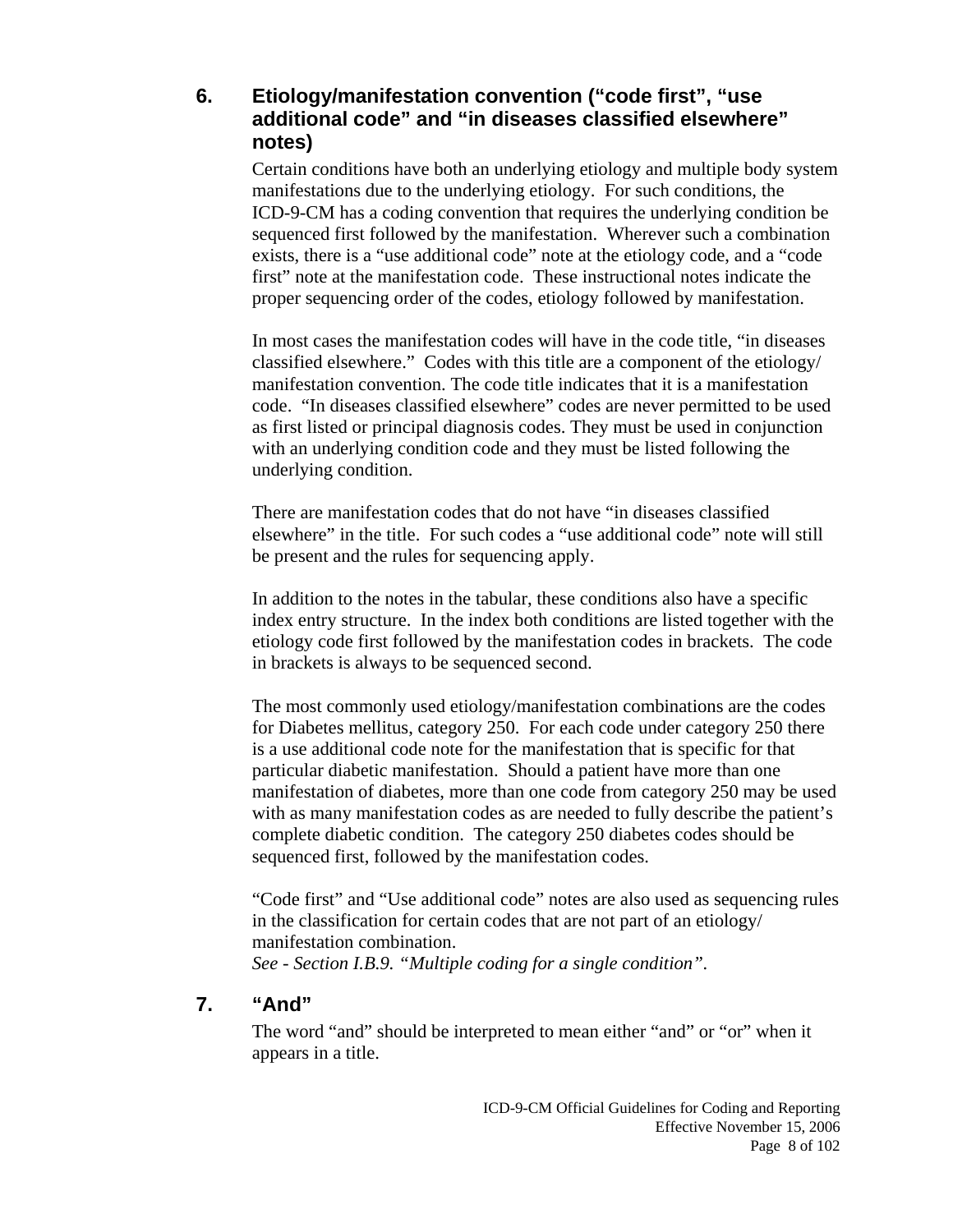### 6. Etiology/manifestation convention ("code first", "use additional code" and "in diseases classified elsewhere" notes)

Certain conditions have both an underlying etiology and multiple body system manifestations due to the underlying etiology. For such conditions, the ICD-9-CM has a coding convention that requires the underlying condition be sequenced first followed by the manifestation. Wherever such a combination exists, there is a "use additional code" note at the etiology code, and a "code first" note at the manifestation code. These instructional notes indicate the proper sequencing order of the codes, etiology followed by manifestation.

In most cases the manifestation codes will have in the code title, "in diseases classified elsewhere." Codes with this title are a component of the etiology/ manifestation convention. The code title indicates that it is a manifestation code. "In diseases classified elsewhere" codes are never permitted to be used as first listed or principal diagnosis codes. They must be used in conjunction with an underlying condition code and they must be listed following the underlying condition.

There are manifestation codes that do not have "in diseases classified elsewhere" in the title. For such codes a "use additional code" note will still be present and the rules for sequencing apply.

In addition to the notes in the tabular, these conditions also have a specific index entry structure. In the index both conditions are listed together with the etiology code first followed by the manifestation codes in brackets. The code in brackets is always to be sequenced second.

The most commonly used etiology/manifestation combinations are the codes for Diabetes mellitus, category 250. For each code under category 250 there is a use additional code note for the manifestation that is specific for that particular diabetic manifestation. Should a patient have more than one manifestation of diabetes, more than one code from category 250 may be used with as many manifestation codes as are needed to fully describe the patient's complete diabetic condition. The category 250 diabetes codes should be sequenced first, followed by the manifestation codes.

"Code first" and "Use additional code" notes are also used as sequencing rules in the classification for certain codes that are not part of an etiology/ manifestation combination.
*See - Section I.B.9. "Multiple coding for a single condition".*

### 7. "And"

The word "and" should be interpreted to mean either "and" or "or" when it appears in a title.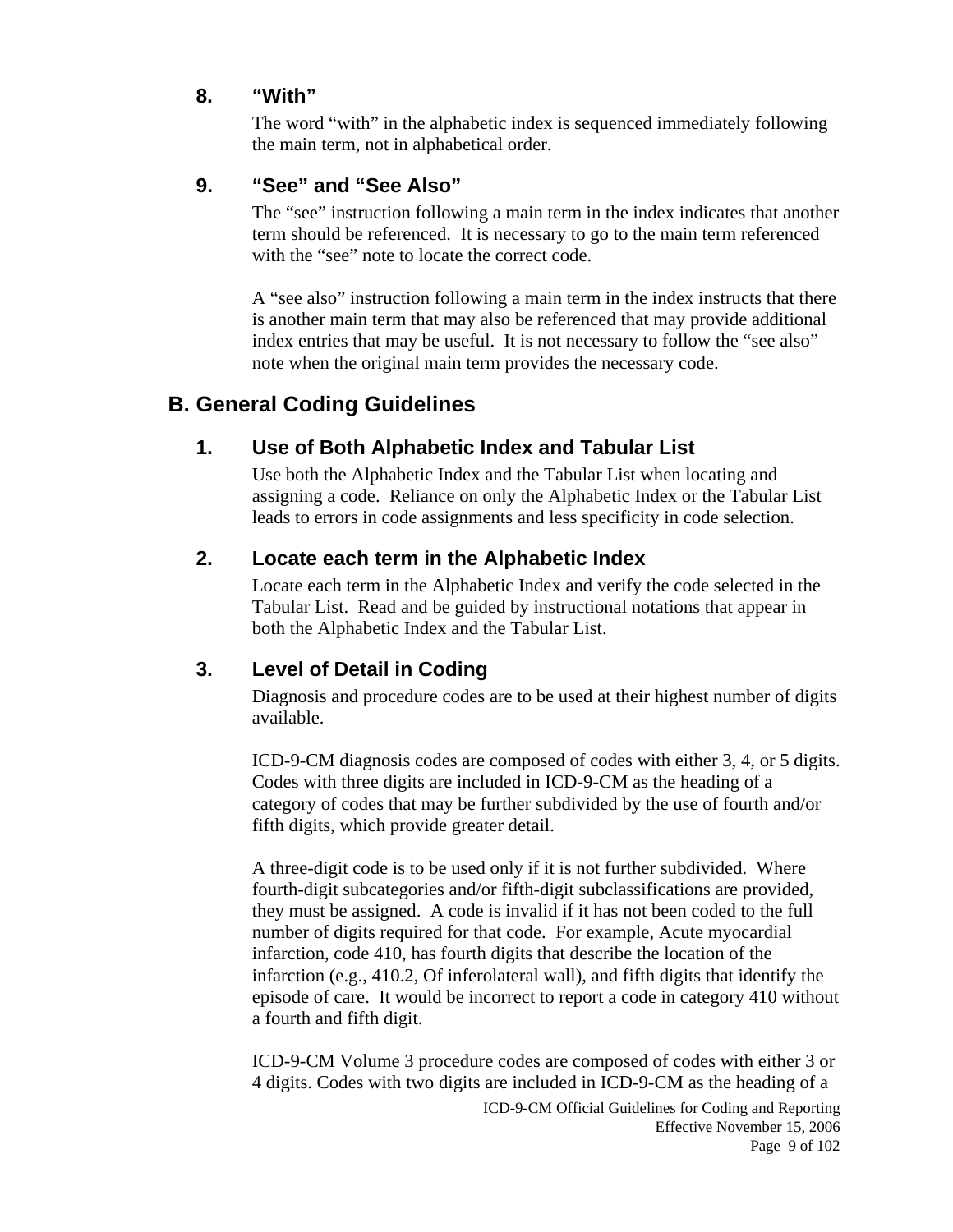### 8. "With"

The word "with" in the alphabetic index is sequenced immediately following the main term, not in alphabetical order.

### 9. "See" and "See Also"

The "see" instruction following a main term in the index indicates that another term should be referenced. It is necessary to go to the main term referenced with the "see" note to locate the correct code.

A "see also" instruction following a main term in the index instructs that there is another main term that may also be referenced that may provide additional index entries that may be useful. It is not necessary to follow the "see also" note when the original main term provides the necessary code.

## B. General Coding Guidelines

### 1. Use of Both Alphabetic Index and Tabular List

Use both the Alphabetic Index and the Tabular List when locating and assigning a code. Reliance on only the Alphabetic Index or the Tabular List leads to errors in code assignments and less specificity in code selection.

### 2. Locate each term in the Alphabetic Index

Locate each term in the Alphabetic Index and verify the code selected in the Tabular List. Read and be guided by instructional notations that appear in both the Alphabetic Index and the Tabular List.

### 3. Level of Detail in Coding

Diagnosis and procedure codes are to be used at their highest number of digits available.

ICD-9-CM diagnosis codes are composed of codes with either 3, 4, or 5 digits. Codes with three digits are included in ICD-9-CM as the heading of a category of codes that may be further subdivided by the use of fourth and/or fifth digits, which provide greater detail.

A three-digit code is to be used only if it is not further subdivided. Where fourth-digit subcategories and/or fifth-digit subclassifications are provided, they must be assigned. A code is invalid if it has not been coded to the full number of digits required for that code. For example, Acute myocardial infarction, code 410, has fourth digits that describe the location of the infarction (e.g., 410.2, Of inferolateral wall), and fifth digits that identify the episode of care. It would be incorrect to report a code in category 410 without a fourth and fifth digit.

ICD-9-CM Volume 3 procedure codes are composed of codes with either 3 or 4 digits. Codes with two digits are included in ICD-9-CM as the heading of a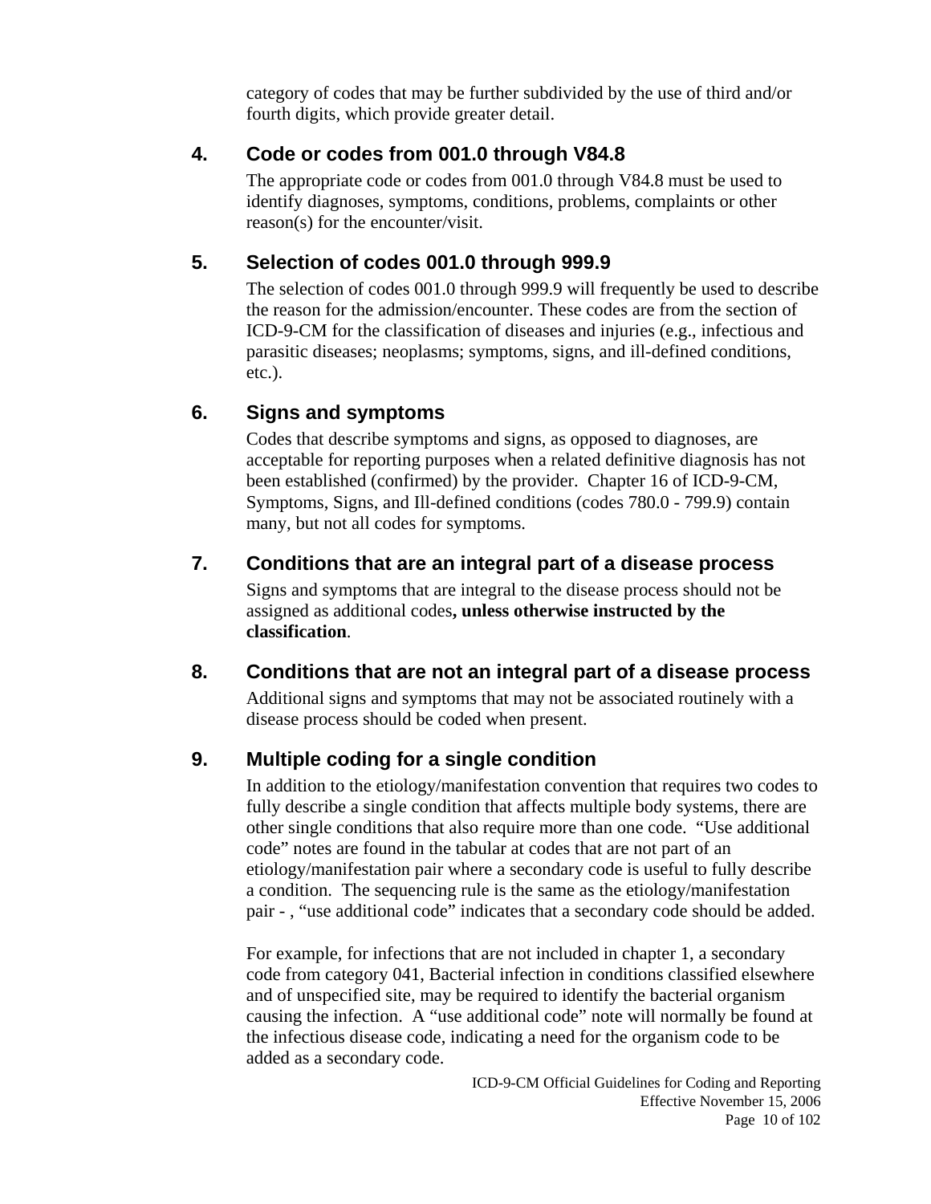category of codes that may be further subdivided by the use of third and/or fourth digits, which provide greater detail.

### 4. Code or codes from 001.0 through V84.8

The appropriate code or codes from 001.0 through V84.8 must be used to identify diagnoses, symptoms, conditions, problems, complaints or other reason(s) for the encounter/visit.

### 5. Selection of codes 001.0 through 999.9

The selection of codes 001.0 through 999.9 will frequently be used to describe the reason for the admission/encounter. These codes are from the section of ICD-9-CM for the classification of diseases and injuries (e.g., infectious and parasitic diseases; neoplasms; symptoms, signs, and ill-defined conditions, etc.).

### 6. Signs and symptoms

Codes that describe symptoms and signs, as opposed to diagnoses, are acceptable for reporting purposes when a related definitive diagnosis has not been established (confirmed) by the provider. Chapter 16 of ICD-9-CM, Symptoms, Signs, and Ill-defined conditions (codes 780.0 - 799.9) contain many, but not all codes for symptoms.

### 7. Conditions that are an integral part of a disease process

Signs and symptoms that are integral to the disease process should not be assigned as additional codes**, unless otherwise instructed by the classification**.

### 8. Conditions that are not an integral part of a disease process

Additional signs and symptoms that may not be associated routinely with a disease process should be coded when present.

### 9. Multiple coding for a single condition

In addition to the etiology/manifestation convention that requires two codes to fully describe a single condition that affects multiple body systems, there are other single conditions that also require more than one code. "Use additional code" notes are found in the tabular at codes that are not part of an etiology/manifestation pair where a secondary code is useful to fully describe a condition. The sequencing rule is the same as the etiology/manifestation pair - , "use additional code" indicates that a secondary code should be added.

For example, for infections that are not included in chapter 1, a secondary code from category 041, Bacterial infection in conditions classified elsewhere and of unspecified site, may be required to identify the bacterial organism causing the infection. A "use additional code" note will normally be found at the infectious disease code, indicating a need for the organism code to be added as a secondary code.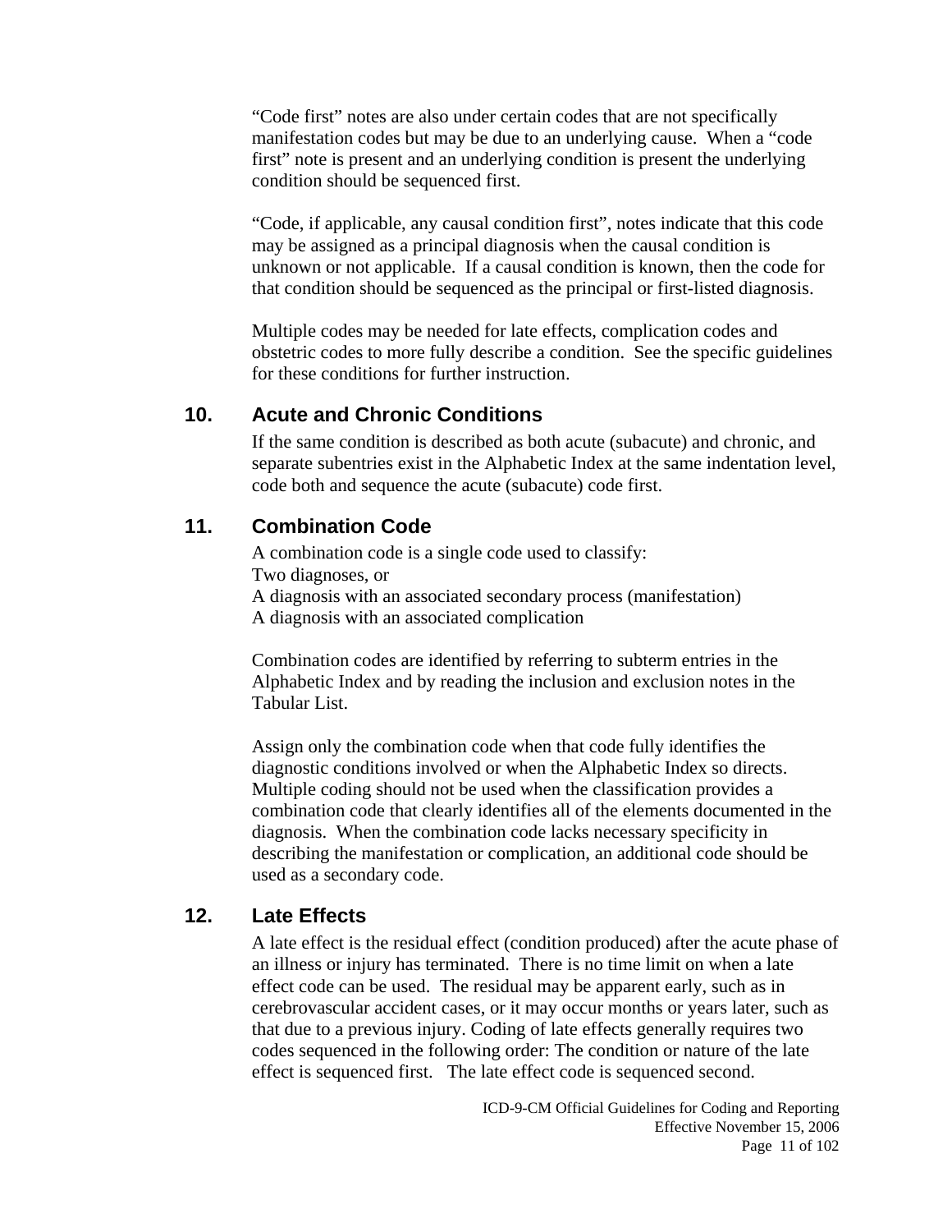"Code first" notes are also under certain codes that are not specifically manifestation codes but may be due to an underlying cause. When a "code first" note is present and an underlying condition is present the underlying condition should be sequenced first.

"Code, if applicable, any causal condition first", notes indicate that this code may be assigned as a principal diagnosis when the causal condition is unknown or not applicable. If a causal condition is known, then the code for that condition should be sequenced as the principal or first-listed diagnosis.

Multiple codes may be needed for late effects, complication codes and obstetric codes to more fully describe a condition. See the specific guidelines for these conditions for further instruction.

## 10. Acute and Chronic Conditions

If the same condition is described as both acute (subacute) and chronic, and separate subentries exist in the Alphabetic Index at the same indentation level, code both and sequence the acute (subacute) code first.

## 11. Combination Code

A combination code is a single code used to classify:
Two diagnoses, or
A diagnosis with an associated secondary process (manifestation)
A diagnosis with an associated complication

Combination codes are identified by referring to subterm entries in the Alphabetic Index and by reading the inclusion and exclusion notes in the Tabular List.

Assign only the combination code when that code fully identifies the diagnostic conditions involved or when the Alphabetic Index so directs. Multiple coding should not be used when the classification provides a combination code that clearly identifies all of the elements documented in the diagnosis. When the combination code lacks necessary specificity in describing the manifestation or complication, an additional code should be used as a secondary code.

## 12. Late Effects

A late effect is the residual effect (condition produced) after the acute phase of an illness or injury has terminated. There is no time limit on when a late effect code can be used. The residual may be apparent early, such as in cerebrovascular accident cases, or it may occur months or years later, such as that due to a previous injury. Coding of late effects generally requires two codes sequenced in the following order: The condition or nature of the late effect is sequenced first. The late effect code is sequenced second.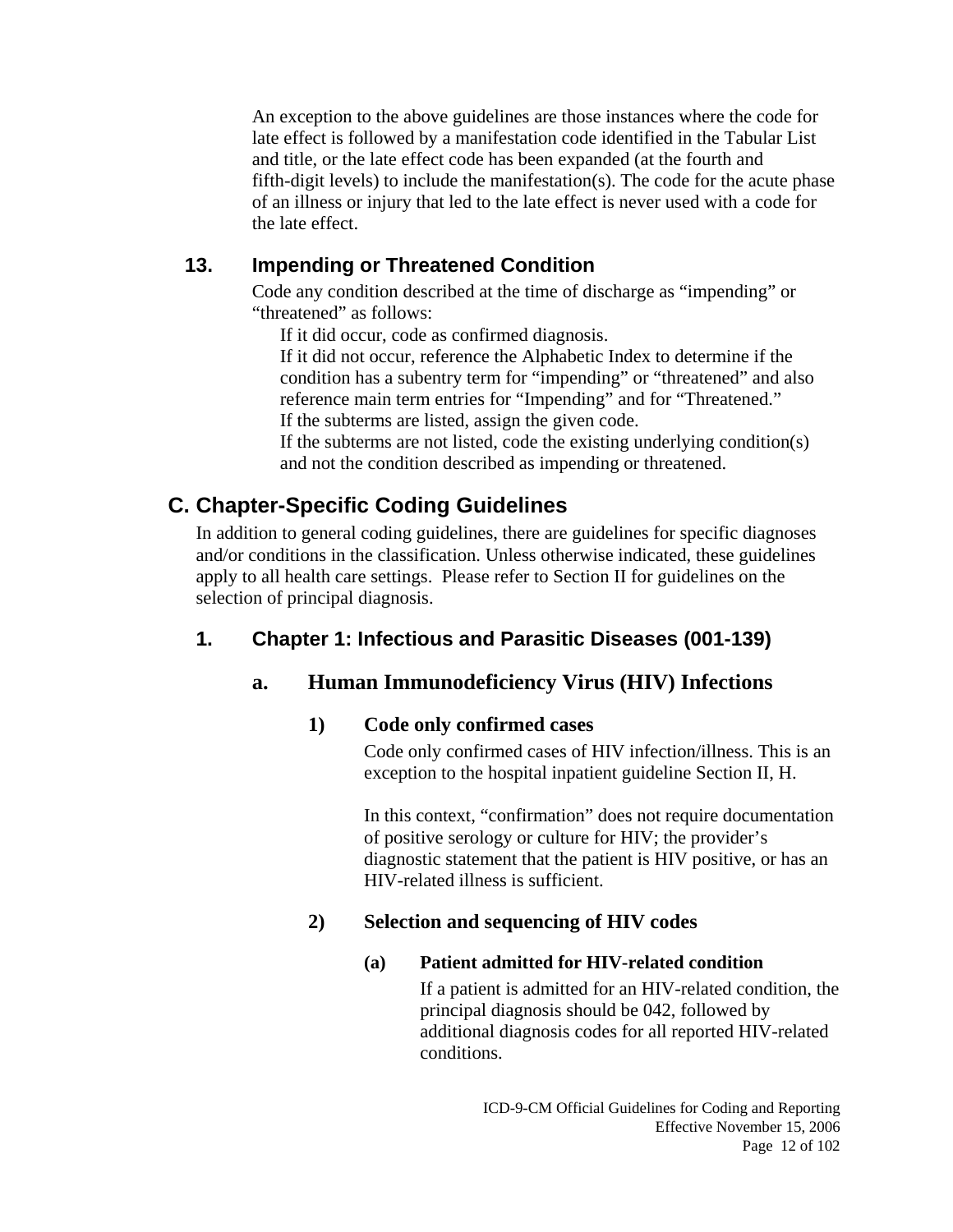An exception to the above guidelines are those instances where the code for late effect is followed by a manifestation code identified in the Tabular List and title, or the late effect code has been expanded (at the fourth and fifth-digit levels) to include the manifestation(s). The code for the acute phase of an illness or injury that led to the late effect is never used with a code for the late effect.

### 13. Impending or Threatened Condition

Code any condition described at the time of discharge as “impending” or “threatened” as follows:

If it did occur, code as confirmed diagnosis.
If it did not occur, reference the Alphabetic Index to determine if the condition has a subentry term for “impending” or “threatened” and also reference main term entries for “Impending” and for “Threatened.”
If the subterms are listed, assign the given code.
If the subterms are not listed, code the existing underlying condition(s) and not the condition described as impending or threatened.

## C. Chapter-Specific Coding Guidelines

In addition to general coding guidelines, there are guidelines for specific diagnoses and/or conditions in the classification. Unless otherwise indicated, these guidelines apply to all health care settings. Please refer to Section II for guidelines on the selection of principal diagnosis.

### 1. Chapter 1: Infectious and Parasitic Diseases (001-139)

#### a. Human Immunodeficiency Virus (HIV) Infections

##### 1) Code only confirmed cases

Code only confirmed cases of HIV infection/illness. This is an exception to the hospital inpatient guideline Section II, H.

In this context, “confirmation” does not require documentation of positive serology or culture for HIV; the provider’s diagnostic statement that the patient is HIV positive, or has an HIV-related illness is sufficient.

##### 2) Selection and sequencing of HIV codes

**(a) Patient admitted for HIV-related condition**

If a patient is admitted for an HIV-related condition, the principal diagnosis should be 042, followed by additional diagnosis codes for all reported HIV-related conditions.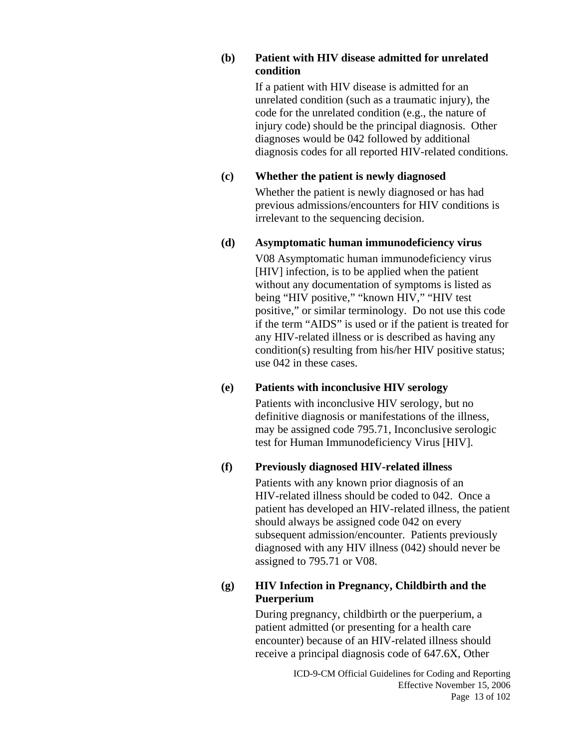**(b) Patient with HIV disease admitted for unrelated condition**

If a patient with HIV disease is admitted for an unrelated condition (such as a traumatic injury), the code for the unrelated condition (e.g., the nature of injury code) should be the principal diagnosis. Other diagnoses would be 042 followed by additional diagnosis codes for all reported HIV-related conditions.

**(c) Whether the patient is newly diagnosed**

Whether the patient is newly diagnosed or has had previous admissions/encounters for HIV conditions is irrelevant to the sequencing decision.

**(d) Asymptomatic human immunodeficiency virus**

V08 Asymptomatic human immunodeficiency virus [HIV] infection, is to be applied when the patient without any documentation of symptoms is listed as being "HIV positive," "known HIV," "HIV test positive," or similar terminology. Do not use this code if the term "AIDS" is used or if the patient is treated for any HIV-related illness or is described as having any condition(s) resulting from his/her HIV positive status; use 042 in these cases.

**(e) Patients with inconclusive HIV serology**

Patients with inconclusive HIV serology, but no definitive diagnosis or manifestations of the illness, may be assigned code 795.71, Inconclusive serologic test for Human Immunodeficiency Virus [HIV].

**(f) Previously diagnosed HIV-related illness**

Patients with any known prior diagnosis of an HIV-related illness should be coded to 042. Once a patient has developed an HIV-related illness, the patient should always be assigned code 042 on every subsequent admission/encounter. Patients previously diagnosed with any HIV illness (042) should never be assigned to 795.71 or V08.

**(g) HIV Infection in Pregnancy, Childbirth and the Puerperium**

During pregnancy, childbirth or the puerperium, a patient admitted (or presenting for a health care encounter) because of an HIV-related illness should receive a principal diagnosis code of 647.6X, Other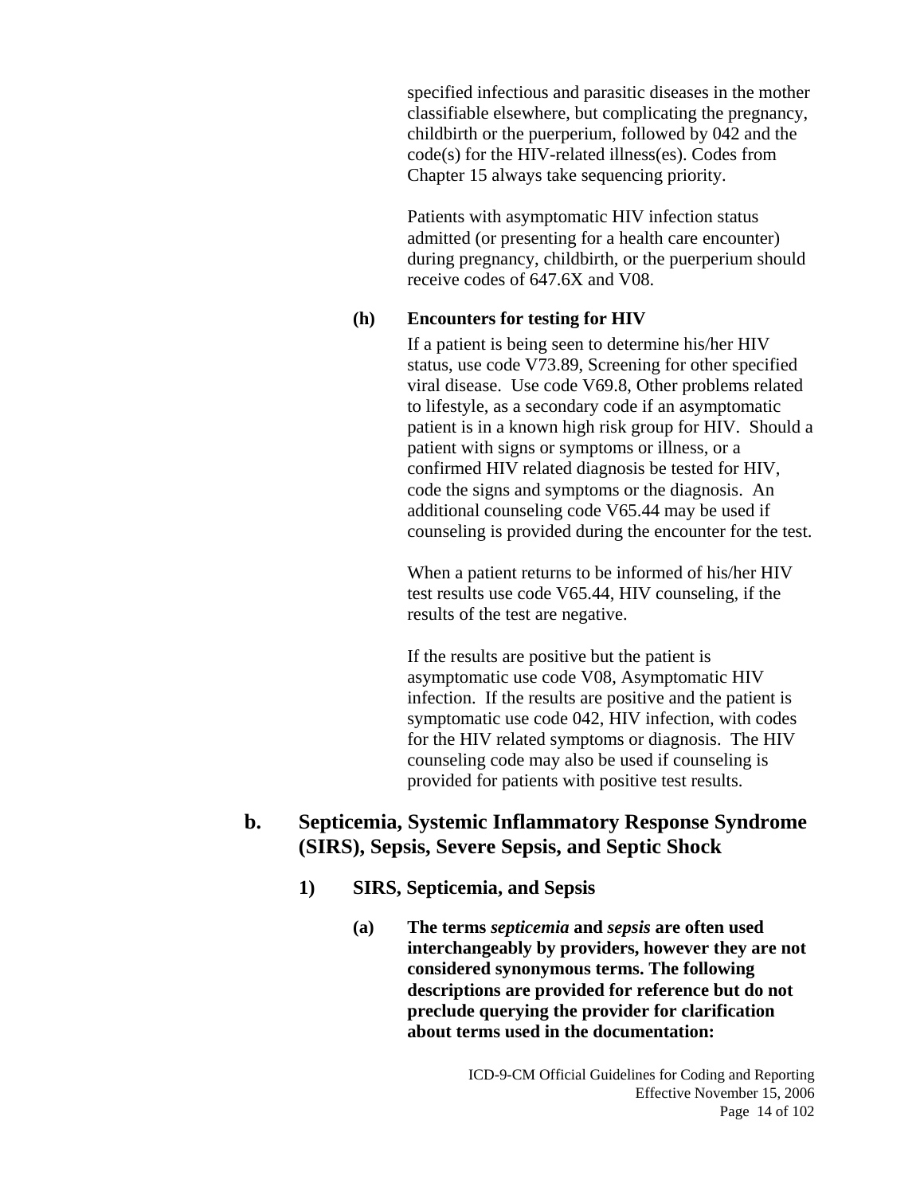specified infectious and parasitic diseases in the mother classifiable elsewhere, but complicating the pregnancy, childbirth or the puerperium, followed by 042 and the code(s) for the HIV-related illness(es). Codes from Chapter 15 always take sequencing priority.

Patients with asymptomatic HIV infection status admitted (or presenting for a health care encounter) during pregnancy, childbirth, or the puerperium should receive codes of 647.6X and V08.

**(h) Encounters for testing for HIV**

If a patient is being seen to determine his/her HIV status, use code V73.89, Screening for other specified viral disease. Use code V69.8, Other problems related to lifestyle, as a secondary code if an asymptomatic patient is in a known high risk group for HIV. Should a patient with signs or symptoms or illness, or a confirmed HIV related diagnosis be tested for HIV, code the signs and symptoms or the diagnosis. An additional counseling code V65.44 may be used if counseling is provided during the encounter for the test.

When a patient returns to be informed of his/her HIV test results use code V65.44, HIV counseling, if the results of the test are negative.

If the results are positive but the patient is asymptomatic use code V08, Asymptomatic HIV infection. If the results are positive and the patient is symptomatic use code 042, HIV infection, with codes for the HIV related symptoms or diagnosis. The HIV counseling code may also be used if counseling is provided for patients with positive test results.

## b. Septicemia, Systemic Inflammatory Response Syndrome (SIRS), Sepsis, Severe Sepsis, and Septic Shock

### 1) SIRS, Septicemia, and Sepsis

**(a) The terms *septicemia* and *sepsis* are often used interchangeably by providers, however they are not considered synonymous terms. The following descriptions are provided for reference but do not preclude querying the provider for clarification about terms used in the documentation:**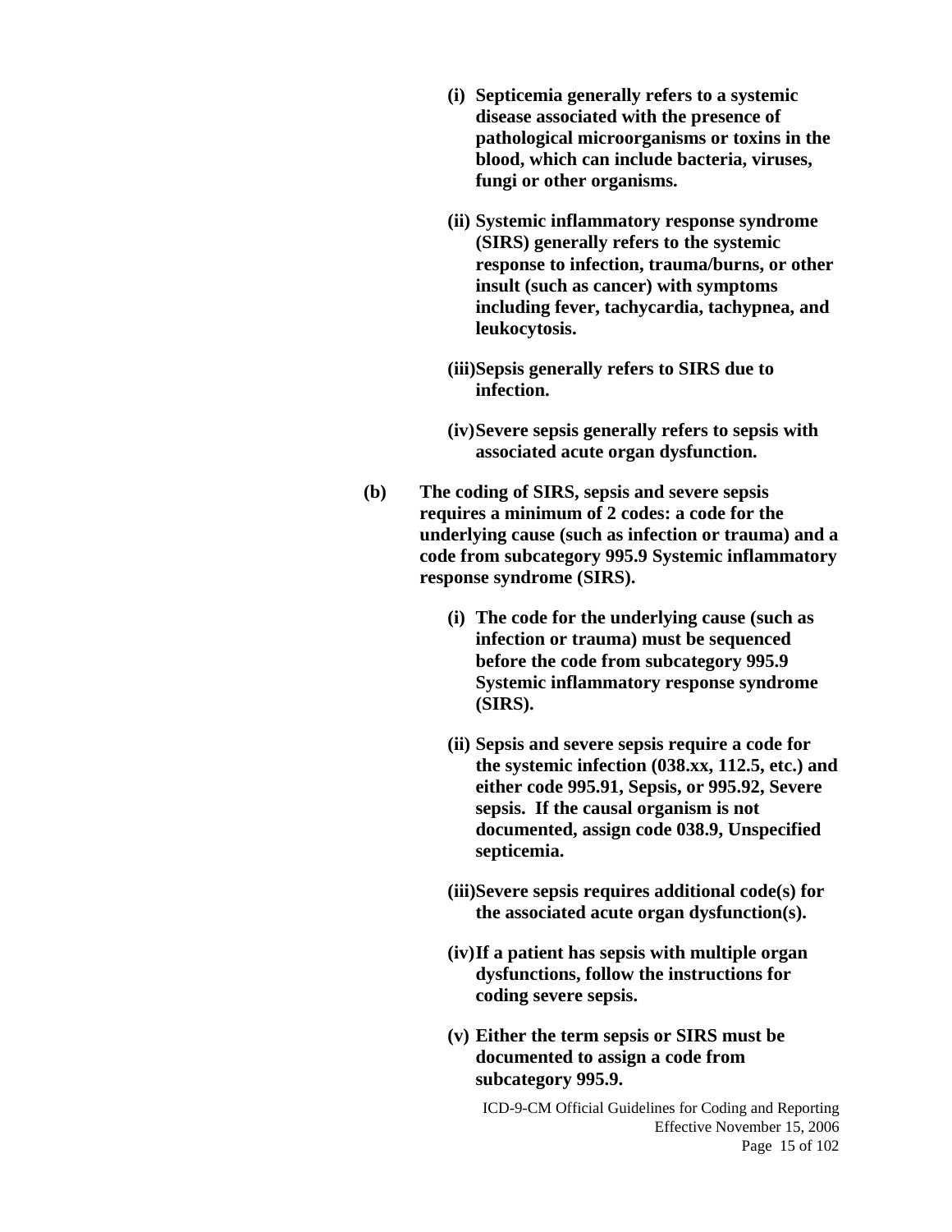**(i) Septicemia generally refers to a systemic disease associated with the presence of pathological microorganisms or toxins in the blood, which can include bacteria, viruses, fungi or other organisms.**

**(ii) Systemic inflammatory response syndrome (SIRS) generally refers to the systemic response to infection, trauma/burns, or other insult (such as cancer) with symptoms including fever, tachycardia, tachypnea, and leukocytosis.**

**(iii) Sepsis generally refers to SIRS due to infection.**

**(iv) Severe sepsis generally refers to sepsis with associated acute organ dysfunction.**

**(b) The coding of SIRS, sepsis and severe sepsis requires a minimum of 2 codes: a code for the underlying cause (such as infection or trauma) and a code from subcategory 995.9 Systemic inflammatory response syndrome (SIRS).**

**(i) The code for the underlying cause (such as infection or trauma) must be sequenced before the code from subcategory 995.9 Systemic inflammatory response syndrome (SIRS).**

**(ii) Sepsis and severe sepsis require a code for the systemic infection (038.xx, 112.5, etc.) and either code 995.91, Sepsis, or 995.92, Severe sepsis. If the causal organism is not documented, assign code 038.9, Unspecified septicemia.**

**(iii) Severe sepsis requires additional code(s) for the associated acute organ dysfunction(s).**

**(iv) If a patient has sepsis with multiple organ dysfunctions, follow the instructions for coding severe sepsis.**

**(v) Either the term sepsis or SIRS must be documented to assign a code from subcategory 995.9.**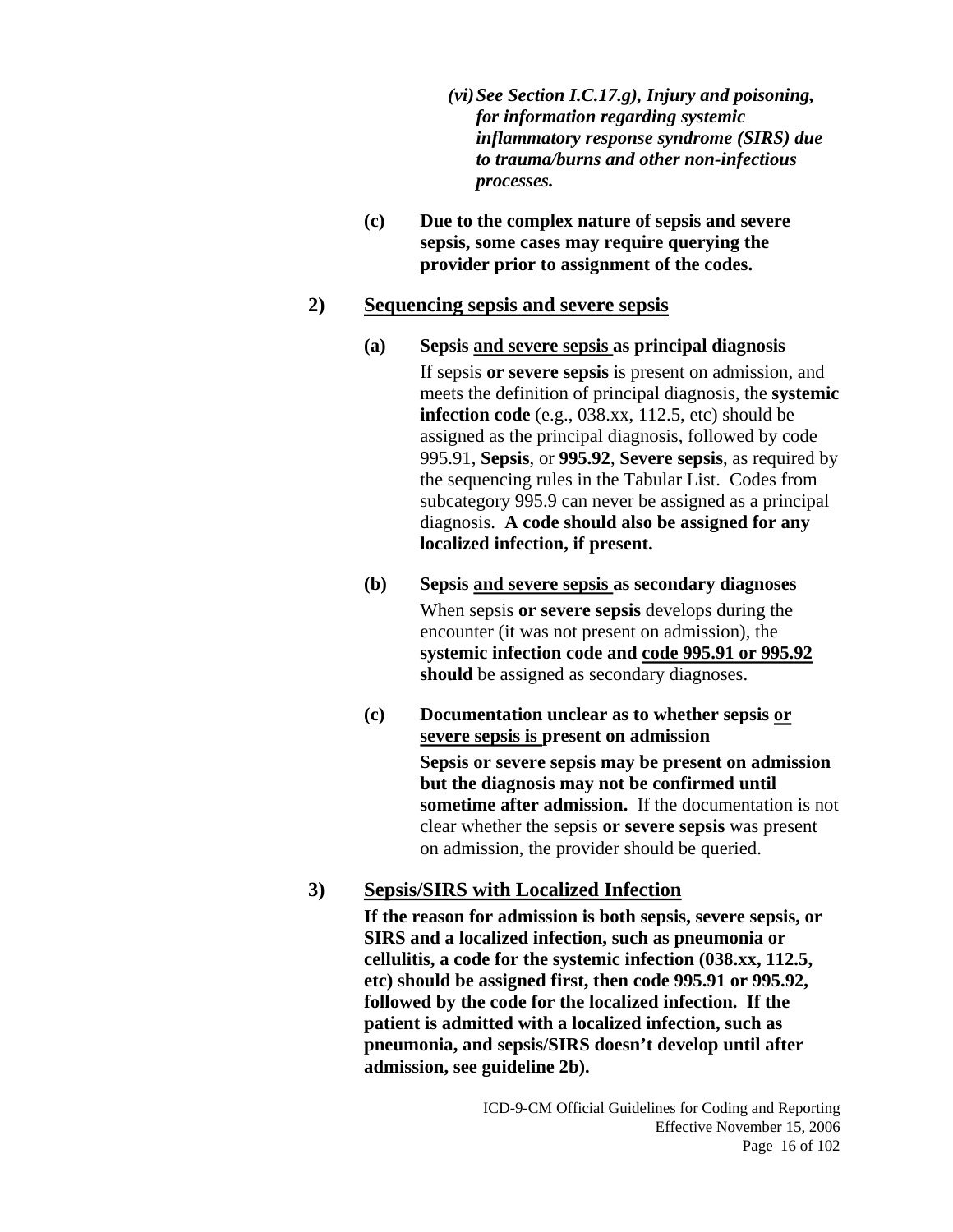*(vi) See Section I.C.17.g), Injury and poisoning, for information regarding systemic inflammatory response syndrome (SIRS) due to trauma/burns and other non-infectious processes.*

**(c) Due to the complex nature of sepsis and severe sepsis, some cases may require querying the provider prior to assignment of the codes.**

### 2) Sequencing sepsis and severe sepsis

**(a) Sepsis and severe sepsis as principal diagnosis**

If sepsis **or severe sepsis** is present on admission, and meets the definition of principal diagnosis, the **systemic infection code** (e.g., 038.xx, 112.5, etc) should be assigned as the principal diagnosis, followed by code 995.91, **Sepsis**, or **995.92**, **Severe sepsis**, as required by the sequencing rules in the Tabular List. Codes from subcategory 995.9 can never be assigned as a principal diagnosis. **A code should also be assigned for any localized infection, if present.**

**(b) Sepsis and severe sepsis as secondary diagnoses**

When sepsis **or severe sepsis** develops during the encounter (it was not present on admission), the **systemic infection code and code 995.91 or 995.92 should** be assigned as secondary diagnoses.

**(c) Documentation unclear as to whether sepsis or severe sepsis is present on admission**

**Sepsis or severe sepsis may be present on admission but the diagnosis may not be confirmed until sometime after admission.** If the documentation is not clear whether the sepsis **or severe sepsis** was present on admission, the provider should be queried.

### 3) Sepsis/SIRS with Localized Infection

**If the reason for admission is both sepsis, severe sepsis, or SIRS and a localized infection, such as pneumonia or cellulitis, a code for the systemic infection (038.xx, 112.5, etc) should be assigned first, then code 995.91 or 995.92, followed by the code for the localized infection. If the patient is admitted with a localized infection, such as pneumonia, and sepsis/SIRS doesn't develop until after admission, see guideline 2b).**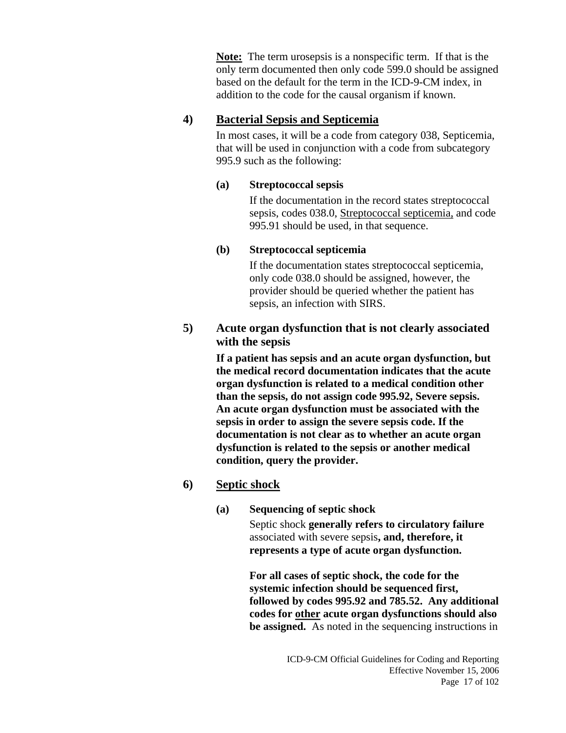**Note:** The term urosepsis is a nonspecific term. If that is the only term documented then only code 599.0 should be assigned based on the default for the term in the ICD-9-CM index, in addition to the code for the causal organism if known.

**4) <u>Bacterial Sepsis and Septicemia</u>**

In most cases, it will be a code from category 038, Septicemia, that will be used in conjunction with a code from subcategory 995.9 such as the following:

**(a) Streptococcal sepsis**

If the documentation in the record states streptococcal sepsis, codes 038.0, <u>Streptococcal septicemia,</u> and code 995.91 should be used, in that sequence.

**(b) Streptococcal septicemia**

If the documentation states streptococcal septicemia, only code 038.0 should be assigned, however, the provider should be queried whether the patient has sepsis, an infection with SIRS.

**5) Acute organ dysfunction that is not clearly associated with the sepsis**

**If a patient has sepsis and an acute organ dysfunction, but the medical record documentation indicates that the acute organ dysfunction is related to a medical condition other than the sepsis, do not assign code 995.92, Severe sepsis. An acute organ dysfunction must be associated with the sepsis in order to assign the severe sepsis code. If the documentation is not clear as to whether an acute organ dysfunction is related to the sepsis or another medical condition, query the provider.**

**6) <u>Septic shock</u>**

**(a) Sequencing of septic shock**

Septic shock **generally refers to circulatory failure** associated with severe sepsis**, and, therefore, it represents a type of acute organ dysfunction.**

**For all cases of septic shock, the code for the systemic infection should be sequenced first, followed by codes 995.92 and 785.52. Any additional codes for <u>other</u> acute organ dysfunctions should also be assigned.** As noted in the sequencing instructions in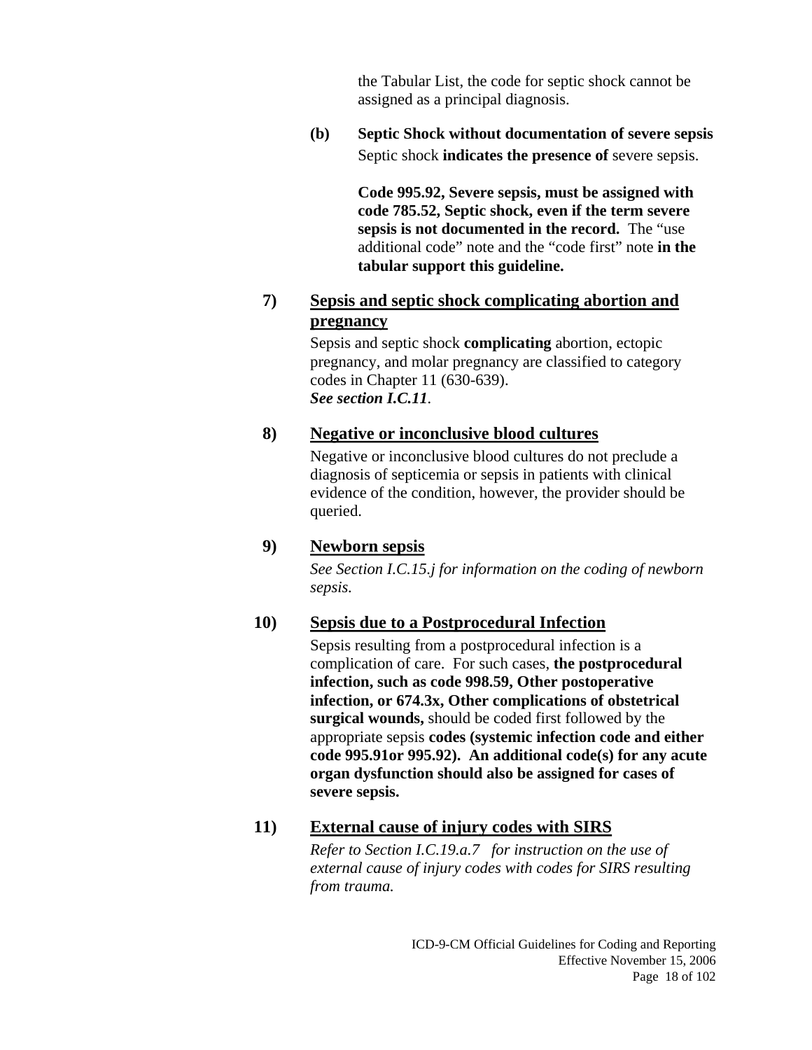the Tabular List, the code for septic shock cannot be assigned as a principal diagnosis.

**(b) Septic Shock without documentation of severe sepsis**

Septic shock **indicates the presence of** severe sepsis.

**Code 995.92, Severe sepsis, must be assigned with code 785.52, Septic shock, even if the term severe sepsis is not documented in the record.** The "use additional code" note and the "code first" note **in the tabular support this guideline.**

**7) <u>Sepsis and septic shock complicating abortion and pregnancy</u>**

Sepsis and septic shock **complicating** abortion, ectopic pregnancy, and molar pregnancy are classified to category codes in Chapter 11 (630-639).
***See section I.C.11***.

**8) <u>Negative or inconclusive blood cultures</u>**

Negative or inconclusive blood cultures do not preclude a diagnosis of septicemia or sepsis in patients with clinical evidence of the condition, however, the provider should be queried.

**9) <u>Newborn sepsis</u>**

*See Section I.C.15.j for information on the coding of newborn sepsis.*

**10) <u>Sepsis due to a Postprocedural Infection</u>**

Sepsis resulting from a postprocedural infection is a complication of care. For such cases, **the postprocedural infection, such as code 998.59, Other postoperative infection, or 674.3x, Other complications of obstetrical surgical wounds,** should be coded first followed by the appropriate sepsis **codes (systemic infection code and either code 995.91or 995.92). An additional code(s) for any acute organ dysfunction should also be assigned for cases of severe sepsis.**

**11) <u>External cause of injury codes with SIRS</u>**

*Refer to Section I.C.19.a.7 for instruction on the use of external cause of injury codes with codes for SIRS resulting from trauma.*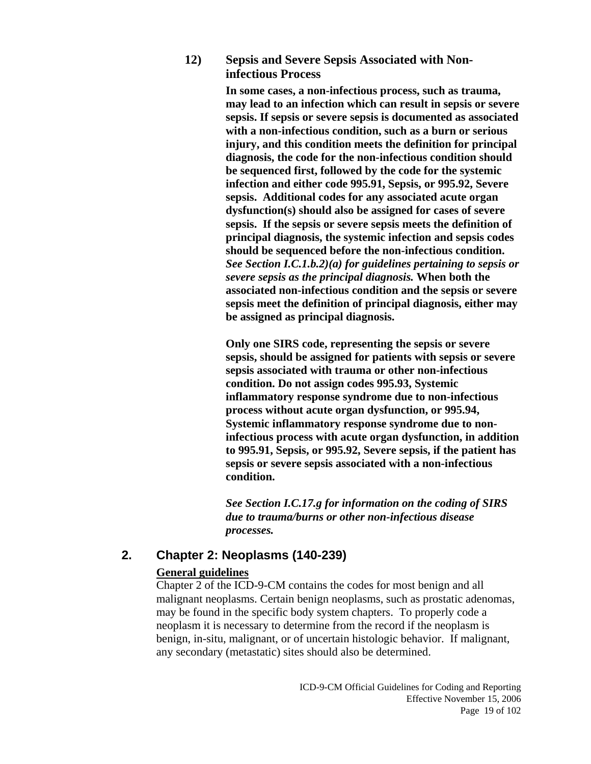#### 12) Sepsis and Severe Sepsis Associated with Non-infectious Process

**In some cases, a non-infectious process, such as trauma, may lead to an infection which can result in sepsis or severe sepsis. If sepsis or severe sepsis is documented as associated with a non-infectious condition, such as a burn or serious injury, and this condition meets the definition for principal diagnosis, the code for the non-infectious condition should be sequenced first, followed by the code for the systemic infection and either code 995.91, Sepsis, or 995.92, Severe sepsis. Additional codes for any associated acute organ dysfunction(s) should also be assigned for cases of severe sepsis. If the sepsis or severe sepsis meets the definition of principal diagnosis, the systemic infection and sepsis codes should be sequenced before the non-infectious condition.** ***See Section I.C.1.b.2)(a) for guidelines pertaining to sepsis or severe sepsis as the principal diagnosis.*** **When both the associated non-infectious condition and the sepsis or severe sepsis meet the definition of principal diagnosis, either may be assigned as principal diagnosis.**

**Only one SIRS code, representing the sepsis or severe sepsis, should be assigned for patients with sepsis or severe sepsis associated with trauma or other non-infectious condition. Do not assign codes 995.93, Systemic inflammatory response syndrome due to non-infectious process without acute organ dysfunction, or 995.94, Systemic inflammatory response syndrome due to non-infectious process with acute organ dysfunction, in addition to 995.91, Sepsis, or 995.92, Severe sepsis, if the patient has sepsis or severe sepsis associated with a non-infectious condition.**

***See Section I.C.17.g for information on the coding of SIRS due to trauma/burns or other non-infectious disease processes.***

## 2. Chapter 2: Neoplasms (140-239)

**General guidelines**

Chapter 2 of the ICD-9-CM contains the codes for most benign and all malignant neoplasms. Certain benign neoplasms, such as prostatic adenomas, may be found in the specific body system chapters. To properly code a neoplasm it is necessary to determine from the record if the neoplasm is benign, in-situ, malignant, or of uncertain histologic behavior. If malignant, any secondary (metastatic) sites should also be determined.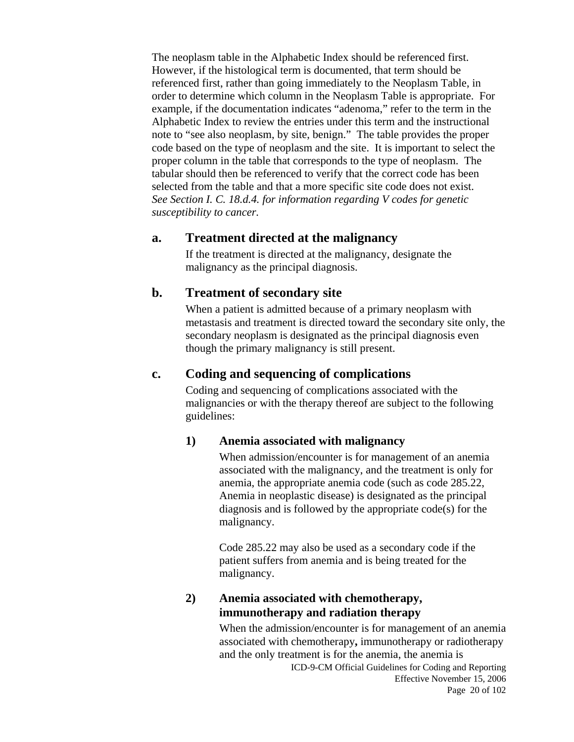The neoplasm table in the Alphabetic Index should be referenced first. However, if the histological term is documented, that term should be referenced first, rather than going immediately to the Neoplasm Table, in order to determine which column in the Neoplasm Table is appropriate. For example, if the documentation indicates "adenoma," refer to the term in the Alphabetic Index to review the entries under this term and the instructional note to "see also neoplasm, by site, benign." The table provides the proper code based on the type of neoplasm and the site. It is important to select the proper column in the table that corresponds to the type of neoplasm. The tabular should then be referenced to verify that the correct code has been selected from the table and that a more specific site code does not exist. *See Section I. C. 18.d.4. for information regarding V codes for genetic susceptibility to cancer.*

## a. Treatment directed at the malignancy

If the treatment is directed at the malignancy, designate the malignancy as the principal diagnosis.

## b. Treatment of secondary site

When a patient is admitted because of a primary neoplasm with metastasis and treatment is directed toward the secondary site only, the secondary neoplasm is designated as the principal diagnosis even though the primary malignancy is still present.

## c. Coding and sequencing of complications

Coding and sequencing of complications associated with the malignancies or with the therapy thereof are subject to the following guidelines:

### 1) Anemia associated with malignancy

When admission/encounter is for management of an anemia associated with the malignancy, and the treatment is only for anemia, the appropriate anemia code (such as code 285.22, Anemia in neoplastic disease) is designated as the principal diagnosis and is followed by the appropriate code(s) for the malignancy.

Code 285.22 may also be used as a secondary code if the patient suffers from anemia and is being treated for the malignancy.

### 2) Anemia associated with chemotherapy, immunotherapy and radiation therapy

When the admission/encounter is for management of an anemia associated with chemotherapy**,** immunotherapy or radiotherapy and the only treatment is for the anemia, the anemia is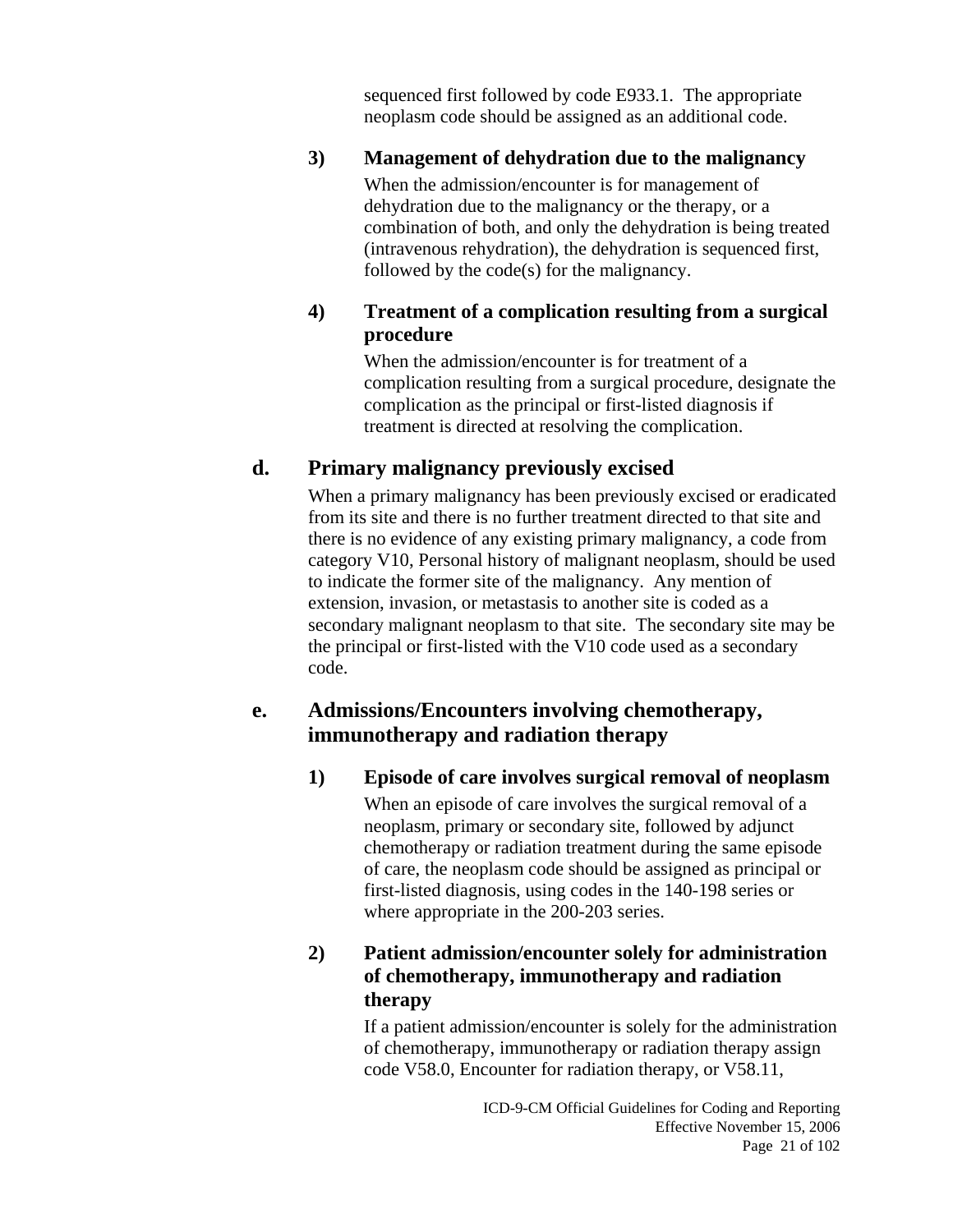sequenced first followed by code E933.1. The appropriate neoplasm code should be assigned as an additional code.

#### 3) Management of dehydration due to the malignancy

When the admission/encounter is for management of dehydration due to the malignancy or the therapy, or a combination of both, and only the dehydration is being treated (intravenous rehydration), the dehydration is sequenced first, followed by the code(s) for the malignancy.

#### 4) Treatment of a complication resulting from a surgical procedure

When the admission/encounter is for treatment of a complication resulting from a surgical procedure, designate the complication as the principal or first-listed diagnosis if treatment is directed at resolving the complication.

### d. Primary malignancy previously excised

When a primary malignancy has been previously excised or eradicated from its site and there is no further treatment directed to that site and there is no evidence of any existing primary malignancy, a code from category V10, Personal history of malignant neoplasm, should be used to indicate the former site of the malignancy. Any mention of extension, invasion, or metastasis to another site is coded as a secondary malignant neoplasm to that site. The secondary site may be the principal or first-listed with the V10 code used as a secondary code.

### e. Admissions/Encounters involving chemotherapy, immunotherapy and radiation therapy

#### 1) Episode of care involves surgical removal of neoplasm

When an episode of care involves the surgical removal of a neoplasm, primary or secondary site, followed by adjunct chemotherapy or radiation treatment during the same episode of care, the neoplasm code should be assigned as principal or first-listed diagnosis, using codes in the 140-198 series or where appropriate in the 200-203 series.

#### 2) Patient admission/encounter solely for administration of chemotherapy, immunotherapy and radiation therapy

If a patient admission/encounter is solely for the administration of chemotherapy, immunotherapy or radiation therapy assign code V58.0, Encounter for radiation therapy, or V58.11,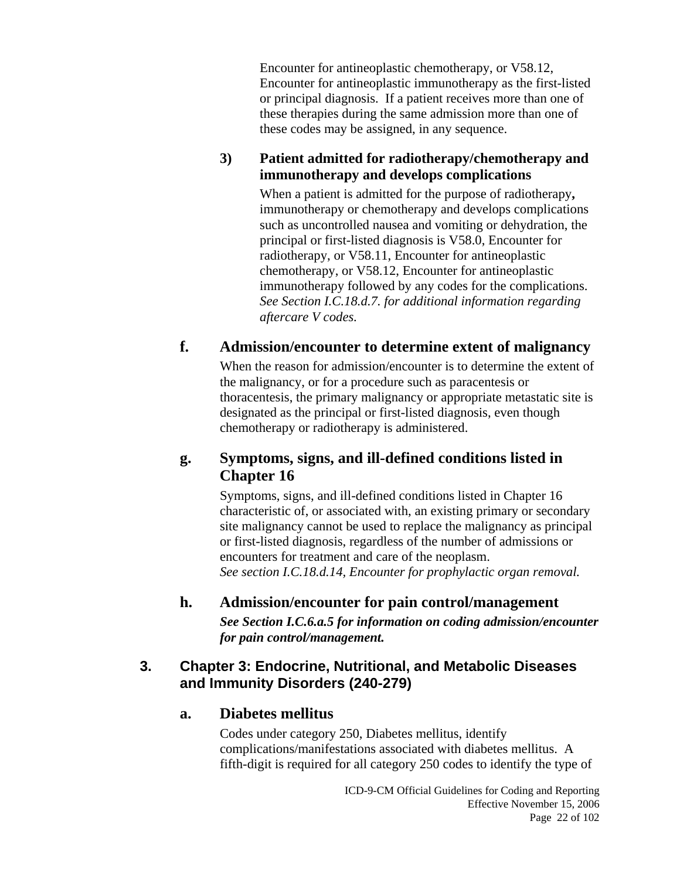Encounter for antineoplastic chemotherapy, or V58.12, Encounter for antineoplastic immunotherapy as the first-listed or principal diagnosis. If a patient receives more than one of these therapies during the same admission more than one of these codes may be assigned, in any sequence.

**3) Patient admitted for radiotherapy/chemotherapy and immunotherapy and develops complications**

When a patient is admitted for the purpose of radiotherapy**,** immunotherapy or chemotherapy and develops complications such as uncontrolled nausea and vomiting or dehydration, the principal or first-listed diagnosis is V58.0, Encounter for radiotherapy, or V58.11, Encounter for antineoplastic chemotherapy, or V58.12, Encounter for antineoplastic immunotherapy followed by any codes for the complications. *See Section I.C.18.d.7. for additional information regarding aftercare V codes.*

### f. Admission/encounter to determine extent of malignancy

When the reason for admission/encounter is to determine the extent of the malignancy, or for a procedure such as paracentesis or thoracentesis, the primary malignancy or appropriate metastatic site is designated as the principal or first-listed diagnosis, even though chemotherapy or radiotherapy is administered.

### g. Symptoms, signs, and ill-defined conditions listed in Chapter 16

Symptoms, signs, and ill-defined conditions listed in Chapter 16 characteristic of, or associated with, an existing primary or secondary site malignancy cannot be used to replace the malignancy as principal or first-listed diagnosis, regardless of the number of admissions or encounters for treatment and care of the neoplasm.
*See section I.C.18.d.14, Encounter for prophylactic organ removal.*

### h. Admission/encounter for pain control/management

***See Section I.C.6.a.5 for information on coding admission/encounter for pain control/management.***

## 3. Chapter 3: Endocrine, Nutritional, and Metabolic Diseases and Immunity Disorders (240-279)

### a. Diabetes mellitus

Codes under category 250, Diabetes mellitus, identify complications/manifestations associated with diabetes mellitus. A fifth-digit is required for all category 250 codes to identify the type of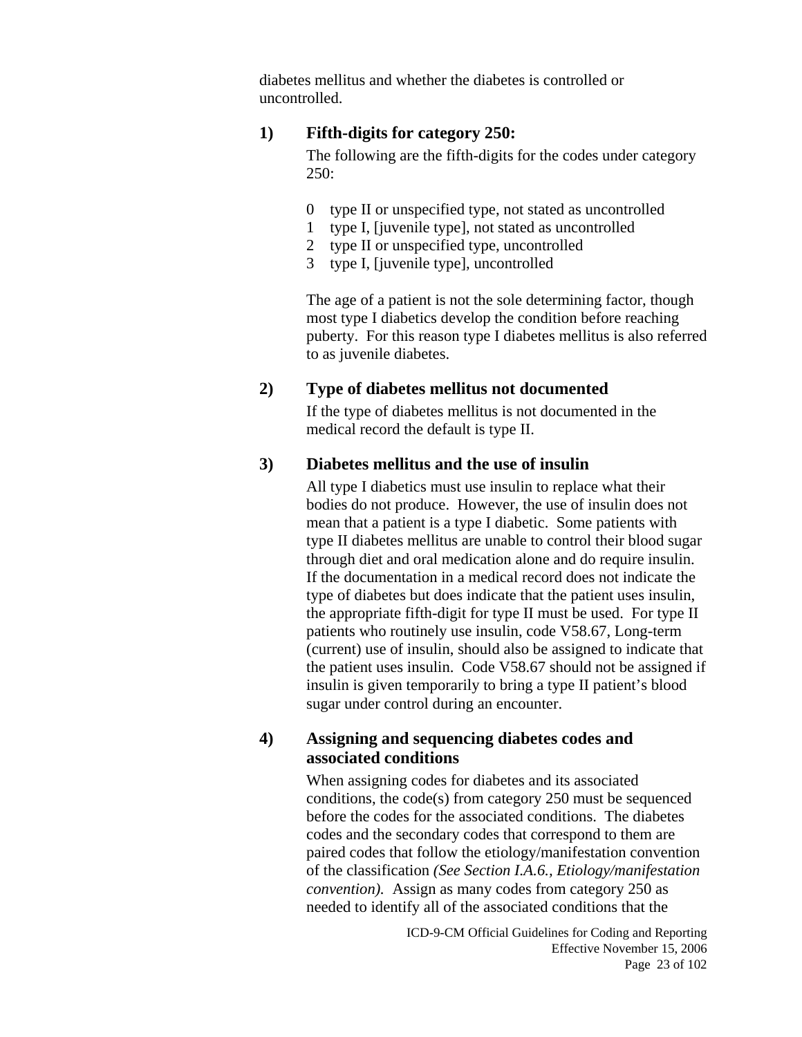diabetes mellitus and whether the diabetes is controlled or uncontrolled.

#### 1) Fifth-digits for category 250:

The following are the fifth-digits for the codes under category 250:

0 type II or unspecified type, not stated as uncontrolled
1 type I, [juvenile type], not stated as uncontrolled
2 type II or unspecified type, uncontrolled
3 type I, [juvenile type], uncontrolled

The age of a patient is not the sole determining factor, though most type I diabetics develop the condition before reaching puberty. For this reason type I diabetes mellitus is also referred to as juvenile diabetes.

#### 2) Type of diabetes mellitus not documented

If the type of diabetes mellitus is not documented in the medical record the default is type II.

#### 3) Diabetes mellitus and the use of insulin

All type I diabetics must use insulin to replace what their bodies do not produce. However, the use of insulin does not mean that a patient is a type I diabetic. Some patients with type II diabetes mellitus are unable to control their blood sugar through diet and oral medication alone and do require insulin. If the documentation in a medical record does not indicate the type of diabetes but does indicate that the patient uses insulin, the appropriate fifth-digit for type II must be used. For type II patients who routinely use insulin, code V58.67, Long-term (current) use of insulin, should also be assigned to indicate that the patient uses insulin. Code V58.67 should not be assigned if insulin is given temporarily to bring a type II patient's blood sugar under control during an encounter.

#### 4) Assigning and sequencing diabetes codes and associated conditions

When assigning codes for diabetes and its associated conditions, the code(s) from category 250 must be sequenced before the codes for the associated conditions. The diabetes codes and the secondary codes that correspond to them are paired codes that follow the etiology/manifestation convention of the classification *(See Section I.A.6., Etiology/manifestation convention).* Assign as many codes from category 250 as needed to identify all of the associated conditions that the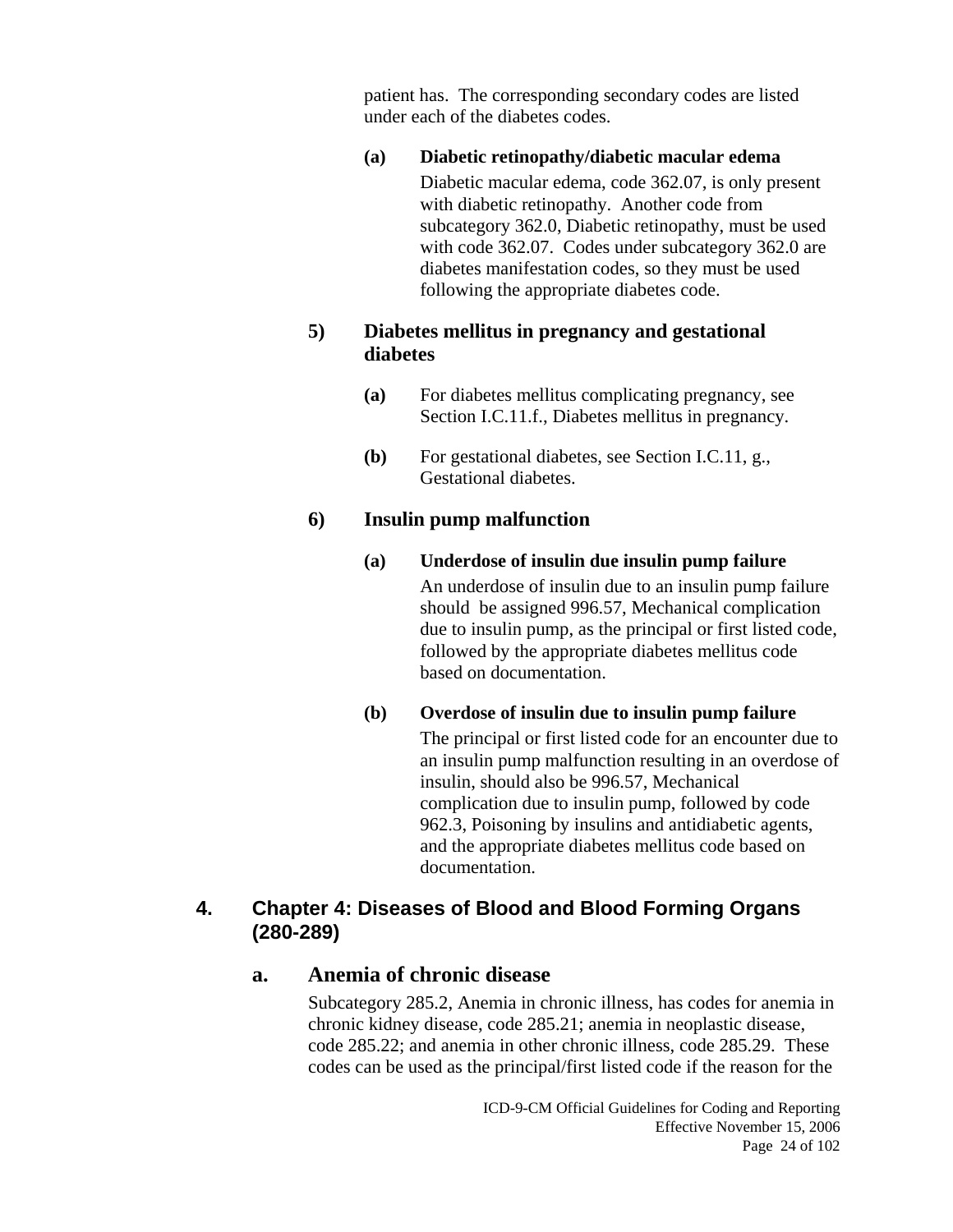patient has.  The corresponding secondary codes are listed under each of the diabetes codes.

**(a) Diabetic retinopathy/diabetic macular edema**

Diabetic macular edema, code 362.07, is only present with diabetic retinopathy.  Another code from subcategory 362.0, Diabetic retinopathy, must be used with code 362.07.  Codes under subcategory 362.0 are diabetes manifestation codes, so they must be used following the appropriate diabetes code.

#### 5) Diabetes mellitus in pregnancy and gestational diabetes

**(a)** For diabetes mellitus complicating pregnancy, see Section I.C.11.f., Diabetes mellitus in pregnancy.

**(b)** For gestational diabetes, see Section I.C.11, g., Gestational diabetes.

#### 6) Insulin pump malfunction

**(a) Underdose of insulin due insulin pump failure**

An underdose of insulin due to an insulin pump failure should  be assigned 996.57, Mechanical complication due to insulin pump, as the principal or first listed code, followed by the appropriate diabetes mellitus code based on documentation.

**(b) Overdose of insulin due to insulin pump failure**

The principal or first listed code for an encounter due to an insulin pump malfunction resulting in an overdose of insulin, should also be 996.57, Mechanical complication due to insulin pump, followed by code 962.3, Poisoning by insulins and antidiabetic agents, and the appropriate diabetes mellitus code based on documentation.

## 4. Chapter 4: Diseases of Blood and Blood Forming Organs (280-289)

### a. Anemia of chronic disease

Subcategory 285.2, Anemia in chronic illness, has codes for anemia in chronic kidney disease, code 285.21; anemia in neoplastic disease, code 285.22; and anemia in other chronic illness, code 285.29.  These codes can be used as the principal/first listed code if the reason for the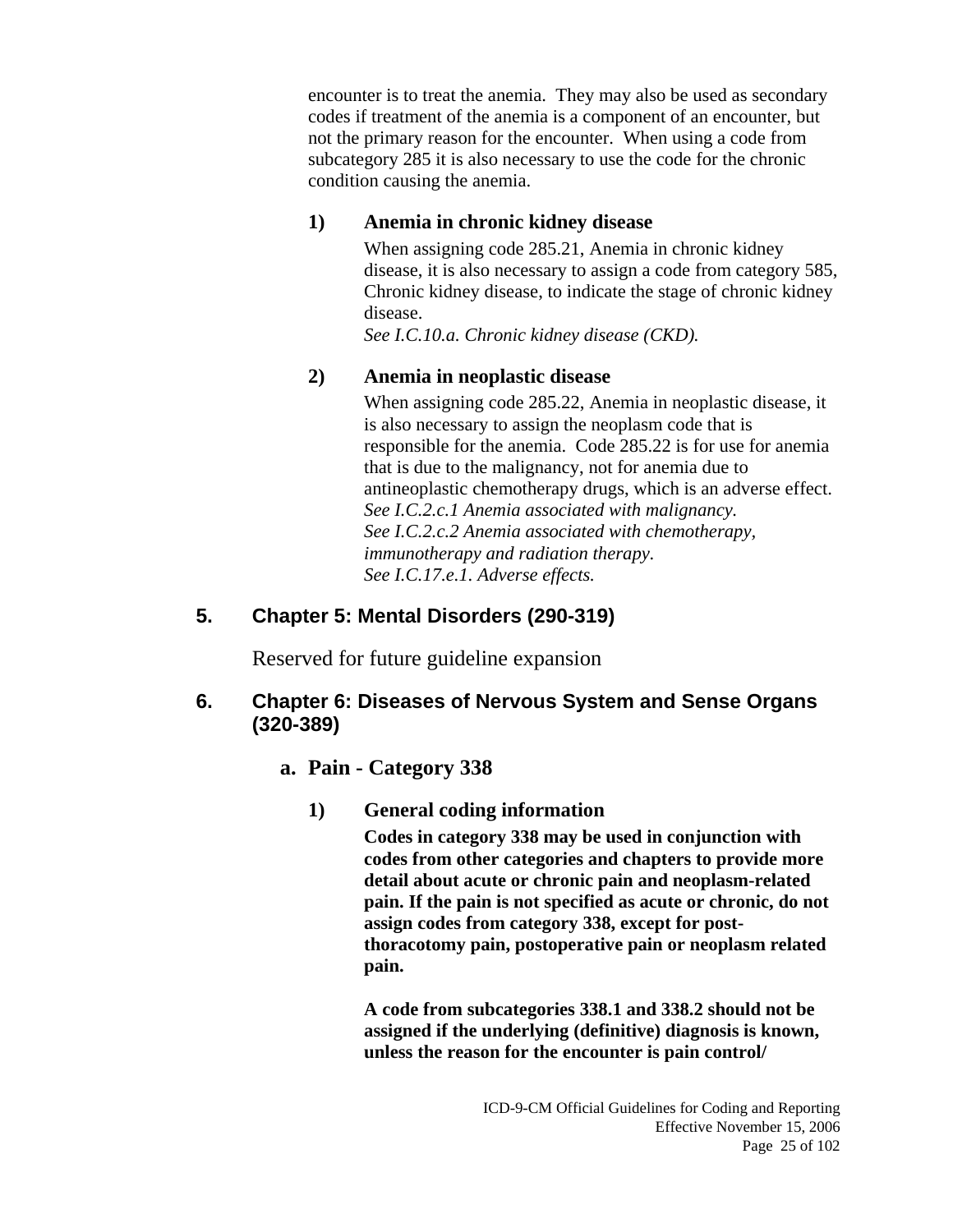encounter is to treat the anemia. They may also be used as secondary codes if treatment of the anemia is a component of an encounter, but not the primary reason for the encounter. When using a code from subcategory 285 it is also necessary to use the code for the chronic condition causing the anemia.

**1) Anemia in chronic kidney disease**

When assigning code 285.21, Anemia in chronic kidney disease, it is also necessary to assign a code from category 585, Chronic kidney disease, to indicate the stage of chronic kidney disease.
*See I.C.10.a. Chronic kidney disease (CKD).*

**2) Anemia in neoplastic disease**

When assigning code 285.22, Anemia in neoplastic disease, it is also necessary to assign the neoplasm code that is responsible for the anemia. Code 285.22 is for use for anemia that is due to the malignancy, not for anemia due to antineoplastic chemotherapy drugs, which is an adverse effect.
*See I.C.2.c.1 Anemia associated with malignancy.*
*See I.C.2.c.2 Anemia associated with chemotherapy, immunotherapy and radiation therapy.*
*See I.C.17.e.1. Adverse effects.*

## 5. Chapter 5: Mental Disorders (290-319)

Reserved for future guideline expansion

## 6. Chapter 6: Diseases of Nervous System and Sense Organs (320-389)

### a. Pain - Category 338

**1) General coding information**

**Codes in category 338 may be used in conjunction with codes from other categories and chapters to provide more detail about acute or chronic pain and neoplasm-related pain. If the pain is not specified as acute or chronic, do not assign codes from category 338, except for post-thoracotomy pain, postoperative pain or neoplasm related pain.**

**A code from subcategories 338.1 and 338.2 should not be assigned if the underlying (definitive) diagnosis is known, unless the reason for the encounter is pain control/**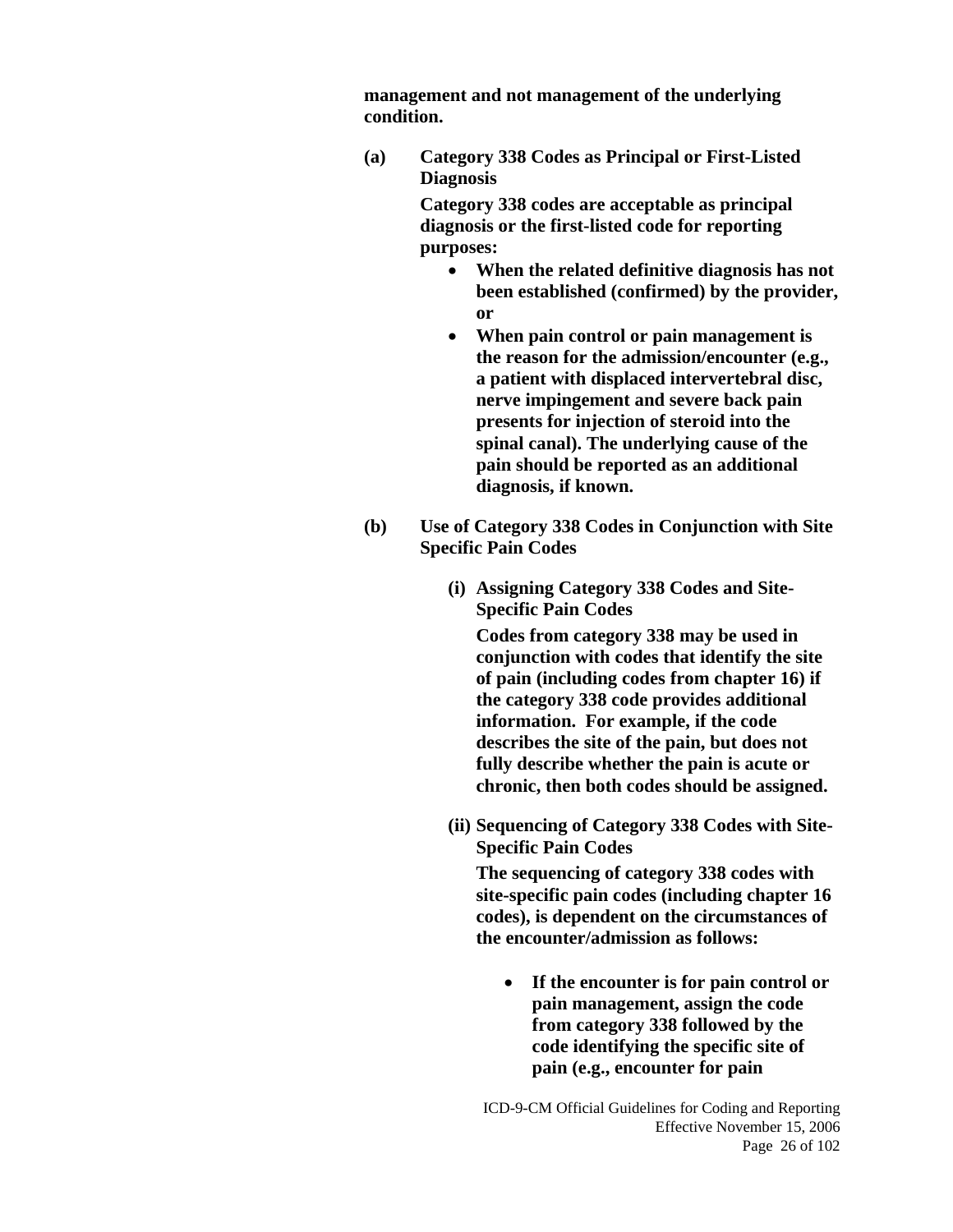**management and not management of the underlying condition.**

**(a) Category 338 Codes as Principal or First-Listed Diagnosis**

**Category 338 codes are acceptable as principal diagnosis or the first-listed code for reporting purposes:**

- **When the related definitive diagnosis has not been established (confirmed) by the provider, or**
- **When pain control or pain management is the reason for the admission/encounter (e.g., a patient with displaced intervertebral disc, nerve impingement and severe back pain presents for injection of steroid into the spinal canal). The underlying cause of the pain should be reported as an additional diagnosis, if known.**

**(b) Use of Category 338 Codes in Conjunction with Site Specific Pain Codes**

**(i) Assigning Category 338 Codes and Site-Specific Pain Codes**

**Codes from category 338 may be used in conjunction with codes that identify the site of pain (including codes from chapter 16) if the category 338 code provides additional information. For example, if the code describes the site of the pain, but does not fully describe whether the pain is acute or chronic, then both codes should be assigned.**

**(ii) Sequencing of Category 338 Codes with Site-Specific Pain Codes**

**The sequencing of category 338 codes with site-specific pain codes (including chapter 16 codes), is dependent on the circumstances of the encounter/admission as follows:**

- **If the encounter is for pain control or pain management, assign the code from category 338 followed by the code identifying the specific site of pain (e.g., encounter for pain**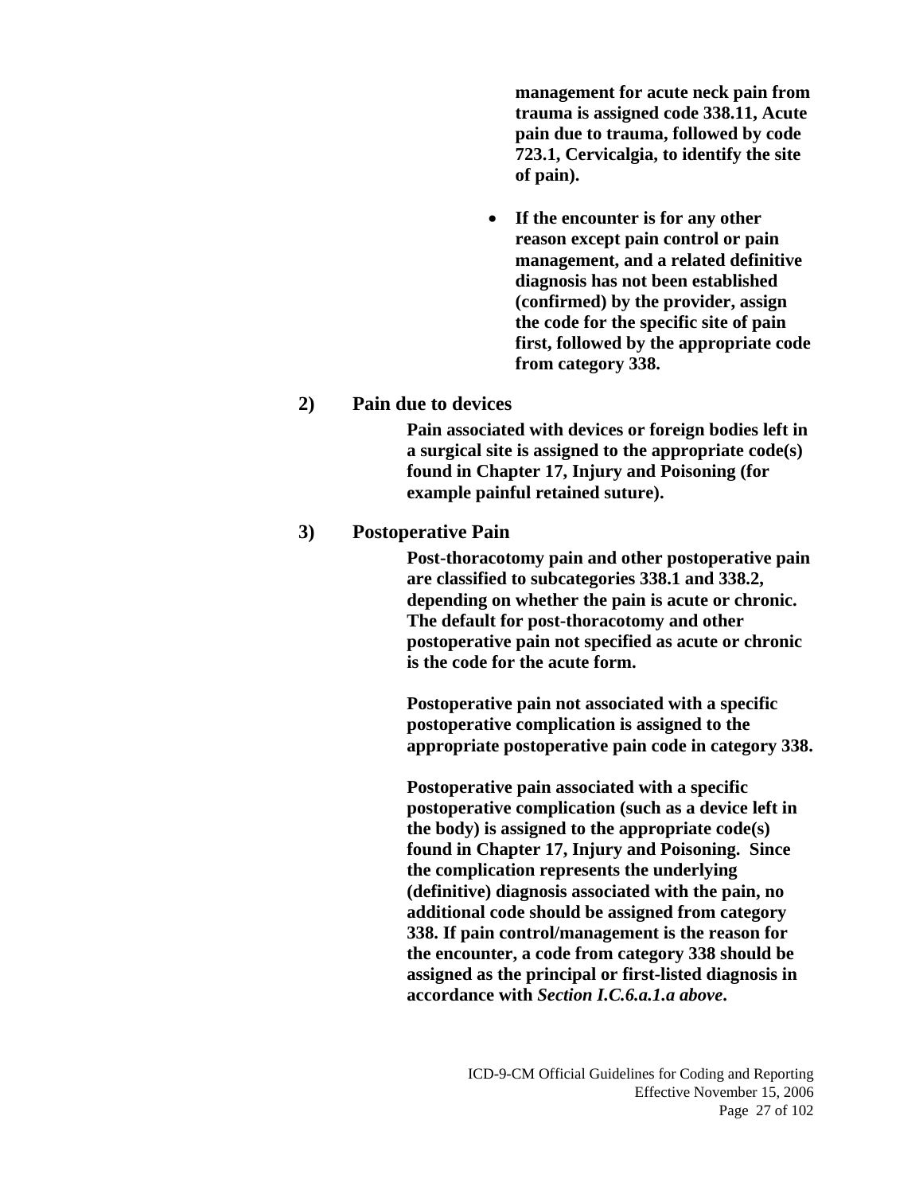**management for acute neck pain from trauma is assigned code 338.11, Acute pain due to trauma, followed by code 723.1, Cervicalgia, to identify the site of pain).**

- **If the encounter is for any other reason except pain control or pain management, and a related definitive diagnosis has not been established (confirmed) by the provider, assign the code for the specific site of pain first, followed by the appropriate code from category 338.**

**2) Pain due to devices**

**Pain associated with devices or foreign bodies left in a surgical site is assigned to the appropriate code(s) found in Chapter 17, Injury and Poisoning (for example painful retained suture).**

**3) Postoperative Pain**

**Post-thoracotomy pain and other postoperative pain are classified to subcategories 338.1 and 338.2, depending on whether the pain is acute or chronic. The default for post-thoracotomy and other postoperative pain not specified as acute or chronic is the code for the acute form.**

**Postoperative pain not associated with a specific postoperative complication is assigned to the appropriate postoperative pain code in category 338.**

**Postoperative pain associated with a specific postoperative complication (such as a device left in the body) is assigned to the appropriate code(s) found in Chapter 17, Injury and Poisoning. Since the complication represents the underlying (definitive) diagnosis associated with the pain, no additional code should be assigned from category 338. If pain control/management is the reason for the encounter, a code from category 338 should be assigned as the principal or first-listed diagnosis in accordance with *Section I.C.6.a.1.a above*.**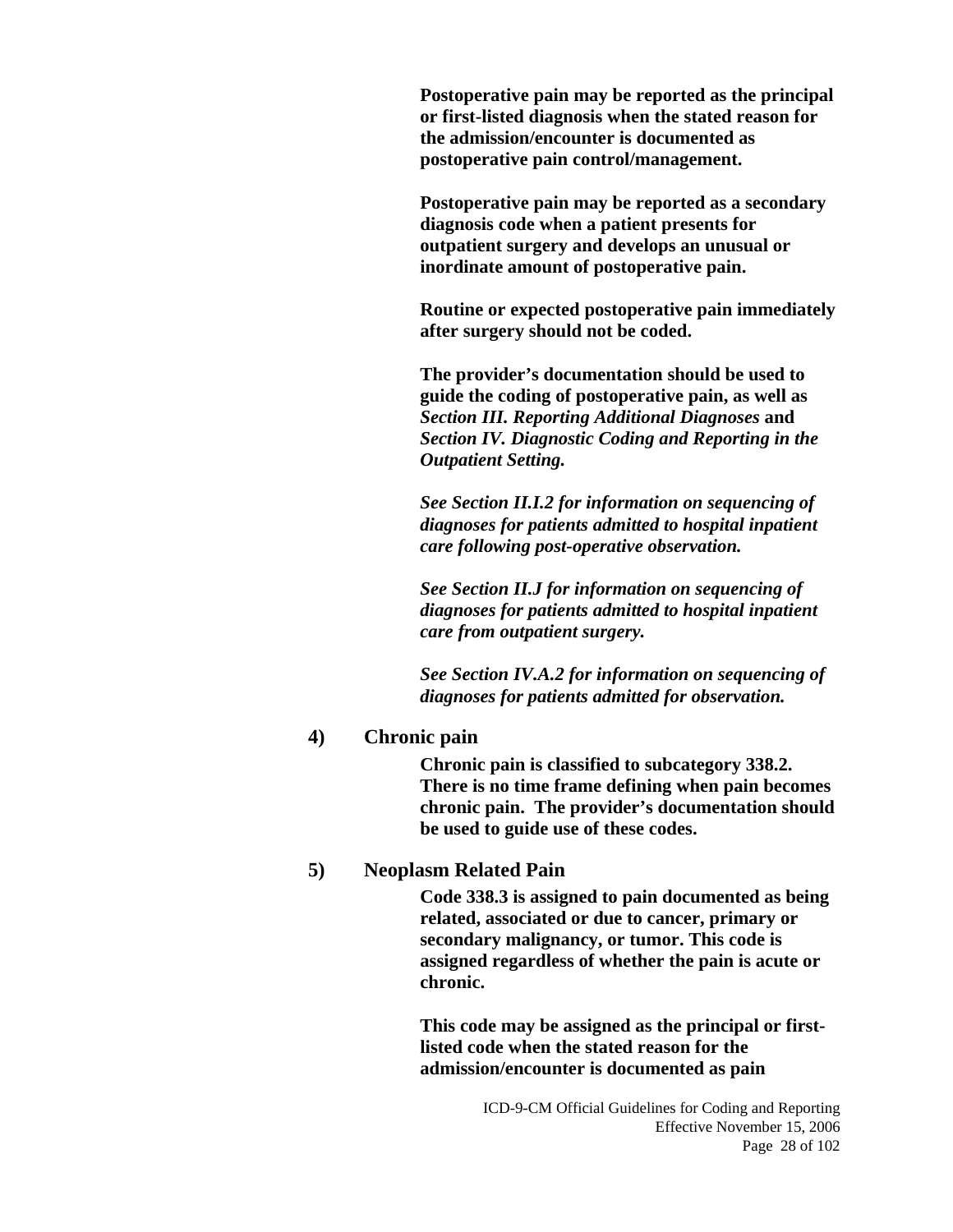**Postoperative pain may be reported as the principal or first-listed diagnosis when the stated reason for the admission/encounter is documented as postoperative pain control/management.**

**Postoperative pain may be reported as a secondary diagnosis code when a patient presents for outpatient surgery and develops an unusual or inordinate amount of postoperative pain.**

**Routine or expected postoperative pain immediately after surgery should not be coded.**

**The provider's documentation should be used to guide the coding of postoperative pain, as well as *Section III. Reporting Additional Diagnoses* and *Section IV. Diagnostic Coding and Reporting in the Outpatient Setting.***

***See Section II.I.2 for information on sequencing of diagnoses for patients admitted to hospital inpatient care following post-operative observation.***

***See Section II.J for information on sequencing of diagnoses for patients admitted to hospital inpatient care from outpatient surgery.***

***See Section IV.A.2 for information on sequencing of diagnoses for patients admitted for observation.***

**4) Chronic pain**

**Chronic pain is classified to subcategory 338.2. There is no time frame defining when pain becomes chronic pain. The provider's documentation should be used to guide use of these codes.**

**5) Neoplasm Related Pain**

**Code 338.3 is assigned to pain documented as being related, associated or due to cancer, primary or secondary malignancy, or tumor. This code is assigned regardless of whether the pain is acute or chronic.**

**This code may be assigned as the principal or first-listed code when the stated reason for the admission/encounter is documented as pain**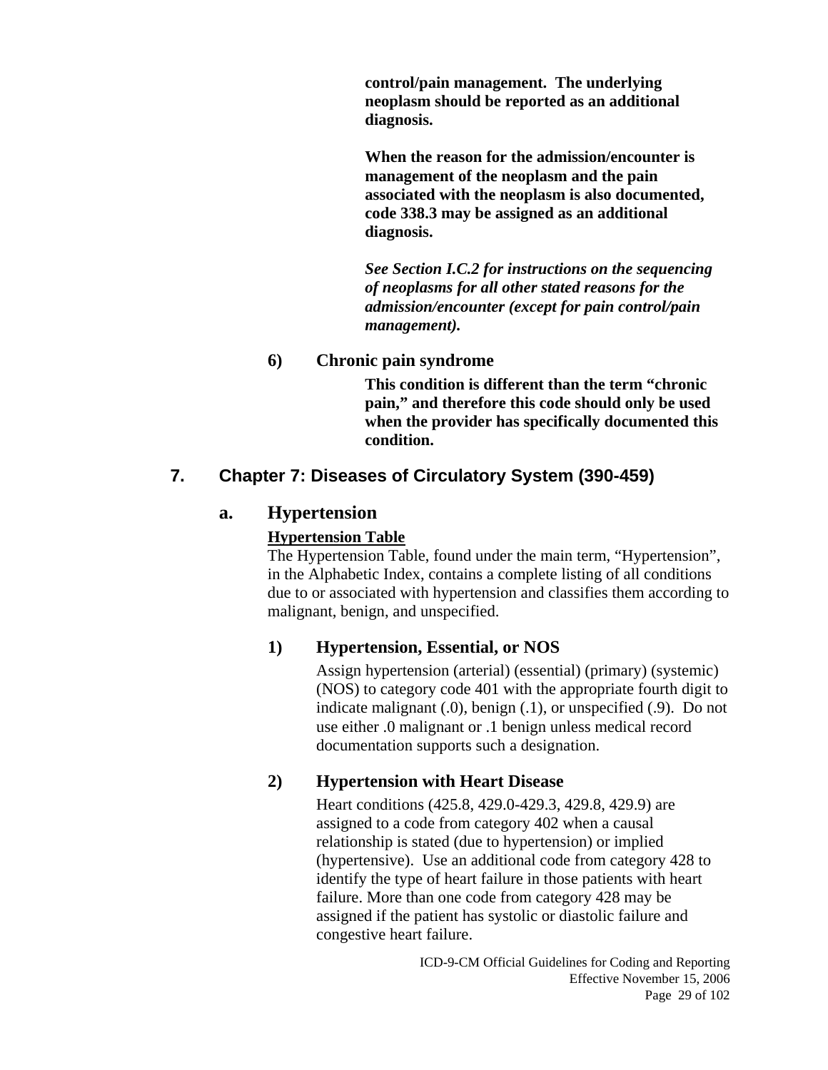**control/pain management. The underlying neoplasm should be reported as an additional diagnosis.**

**When the reason for the admission/encounter is management of the neoplasm and the pain associated with the neoplasm is also documented, code 338.3 may be assigned as an additional diagnosis.**

***See Section I.C.2 for instructions on the sequencing of neoplasms for all other stated reasons for the admission/encounter (except for pain control/pain management).***

#### 6) Chronic pain syndrome

**This condition is different than the term "chronic pain," and therefore this code should only be used when the provider has specifically documented this condition.**

## 7. Chapter 7: Diseases of Circulatory System (390-459)

### a. Hypertension

**Hypertension Table**

The Hypertension Table, found under the main term, "Hypertension", in the Alphabetic Index, contains a complete listing of all conditions due to or associated with hypertension and classifies them according to malignant, benign, and unspecified.

#### 1) Hypertension, Essential, or NOS

Assign hypertension (arterial) (essential) (primary) (systemic) (NOS) to category code 401 with the appropriate fourth digit to indicate malignant (.0), benign (.1), or unspecified (.9). Do not use either .0 malignant or .1 benign unless medical record documentation supports such a designation.

#### 2) Hypertension with Heart Disease

Heart conditions (425.8, 429.0-429.3, 429.8, 429.9) are assigned to a code from category 402 when a causal relationship is stated (due to hypertension) or implied (hypertensive). Use an additional code from category 428 to identify the type of heart failure in those patients with heart failure. More than one code from category 428 may be assigned if the patient has systolic or diastolic failure and congestive heart failure.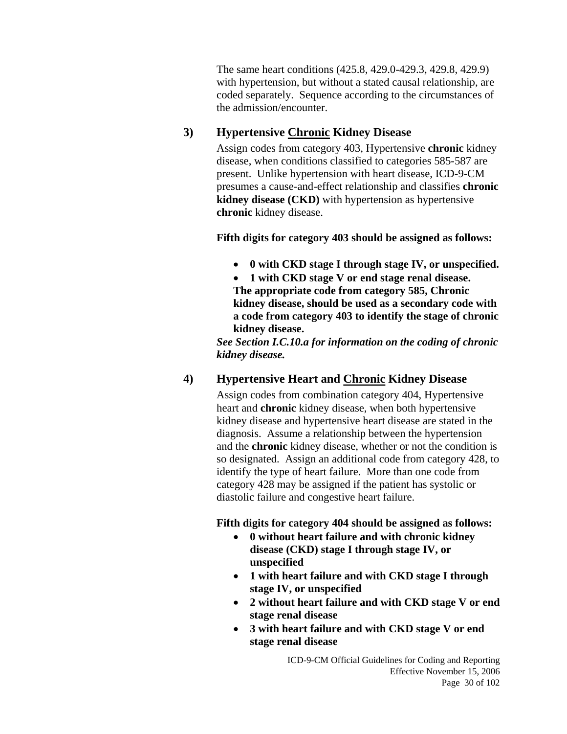The same heart conditions (425.8, 429.0-429.3, 429.8, 429.9) with hypertension, but without a stated causal relationship, are coded separately. Sequence according to the circumstances of the admission/encounter.

### 3) Hypertensive Chronic Kidney Disease

Assign codes from category 403, Hypertensive **chronic** kidney disease, when conditions classified to categories 585-587 are present. Unlike hypertension with heart disease, ICD-9-CM presumes a cause-and-effect relationship and classifies **chronic kidney disease (CKD)** with hypertension as hypertensive **chronic** kidney disease.

**Fifth digits for category 403 should be assigned as follows:**

- **0 with CKD stage I through stage IV, or unspecified.**
- **1 with CKD stage V or end stage renal disease.**

**The appropriate code from category 585, Chronic kidney disease, should be used as a secondary code with a code from category 403 to identify the stage of chronic kidney disease.**

***See Section I.C.10.a for information on the coding of chronic kidney disease.***

### 4) Hypertensive Heart and Chronic Kidney Disease

Assign codes from combination category 404, Hypertensive heart and **chronic** kidney disease, when both hypertensive kidney disease and hypertensive heart disease are stated in the diagnosis. Assume a relationship between the hypertension and the **chronic** kidney disease, whether or not the condition is so designated. Assign an additional code from category 428, to identify the type of heart failure. More than one code from category 428 may be assigned if the patient has systolic or diastolic failure and congestive heart failure.

**Fifth digits for category 404 should be assigned as follows:**

- **0 without heart failure and with chronic kidney disease (CKD) stage I through stage IV, or unspecified**
- **1 with heart failure and with CKD stage I through stage IV, or unspecified**
- **2 without heart failure and with CKD stage V or end stage renal disease**
- **3 with heart failure and with CKD stage V or end stage renal disease**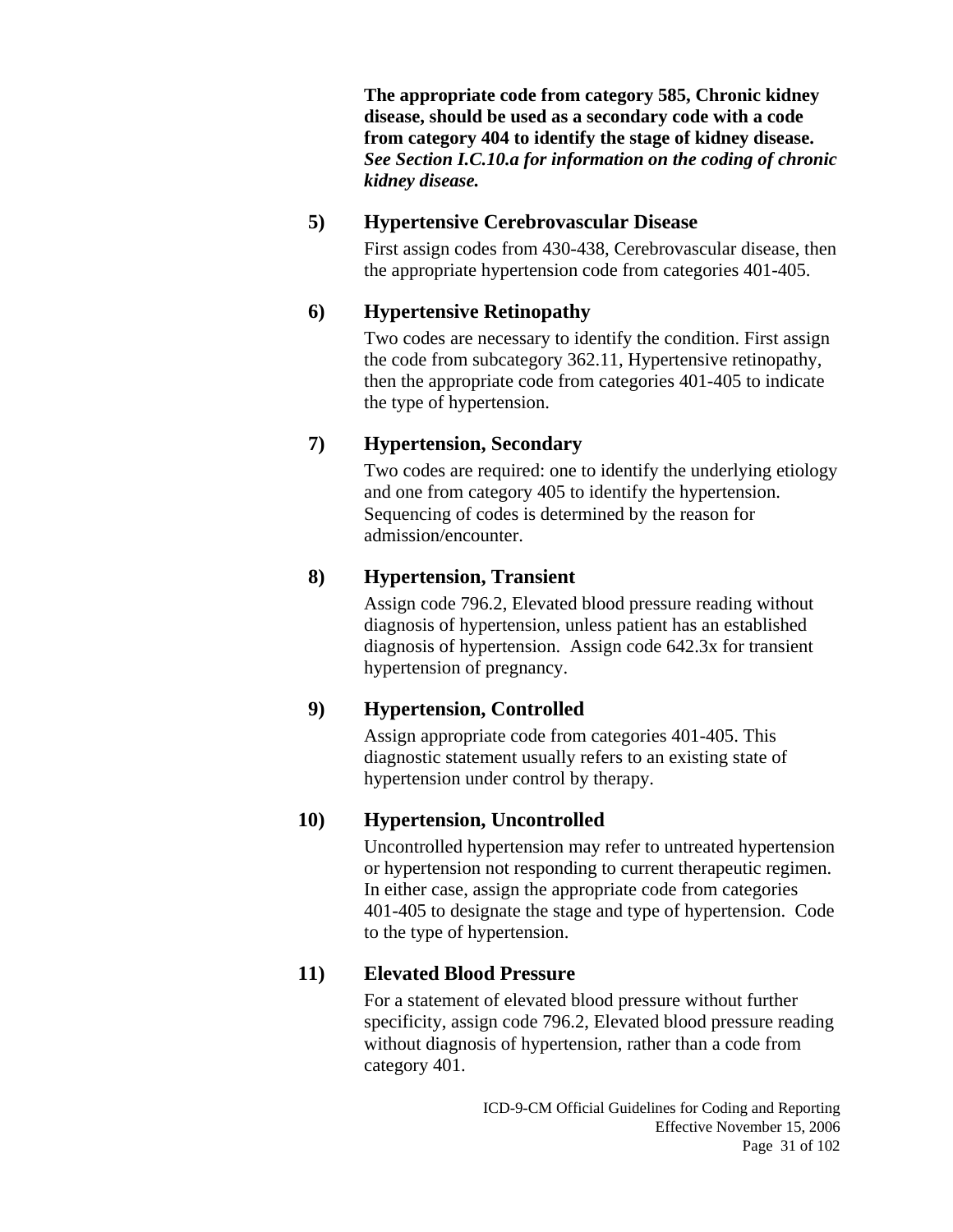**The appropriate code from category 585, Chronic kidney disease, should be used as a secondary code with a code from category 404 to identify the stage of kidney disease.** ***See Section I.C.10.a for information on the coding of chronic kidney disease.***

#### 5) Hypertensive Cerebrovascular Disease

First assign codes from 430-438, Cerebrovascular disease, then the appropriate hypertension code from categories 401-405.

#### 6) Hypertensive Retinopathy

Two codes are necessary to identify the condition. First assign the code from subcategory 362.11, Hypertensive retinopathy, then the appropriate code from categories 401-405 to indicate the type of hypertension.

#### 7) Hypertension, Secondary

Two codes are required: one to identify the underlying etiology and one from category 405 to identify the hypertension. Sequencing of codes is determined by the reason for admission/encounter.

#### 8) Hypertension, Transient

Assign code 796.2, Elevated blood pressure reading without diagnosis of hypertension, unless patient has an established diagnosis of hypertension. Assign code 642.3x for transient hypertension of pregnancy.

#### 9) Hypertension, Controlled

Assign appropriate code from categories 401-405. This diagnostic statement usually refers to an existing state of hypertension under control by therapy.

#### 10) Hypertension, Uncontrolled

Uncontrolled hypertension may refer to untreated hypertension or hypertension not responding to current therapeutic regimen. In either case, assign the appropriate code from categories 401-405 to designate the stage and type of hypertension. Code to the type of hypertension.

#### 11) Elevated Blood Pressure

For a statement of elevated blood pressure without further specificity, assign code 796.2, Elevated blood pressure reading without diagnosis of hypertension, rather than a code from category 401.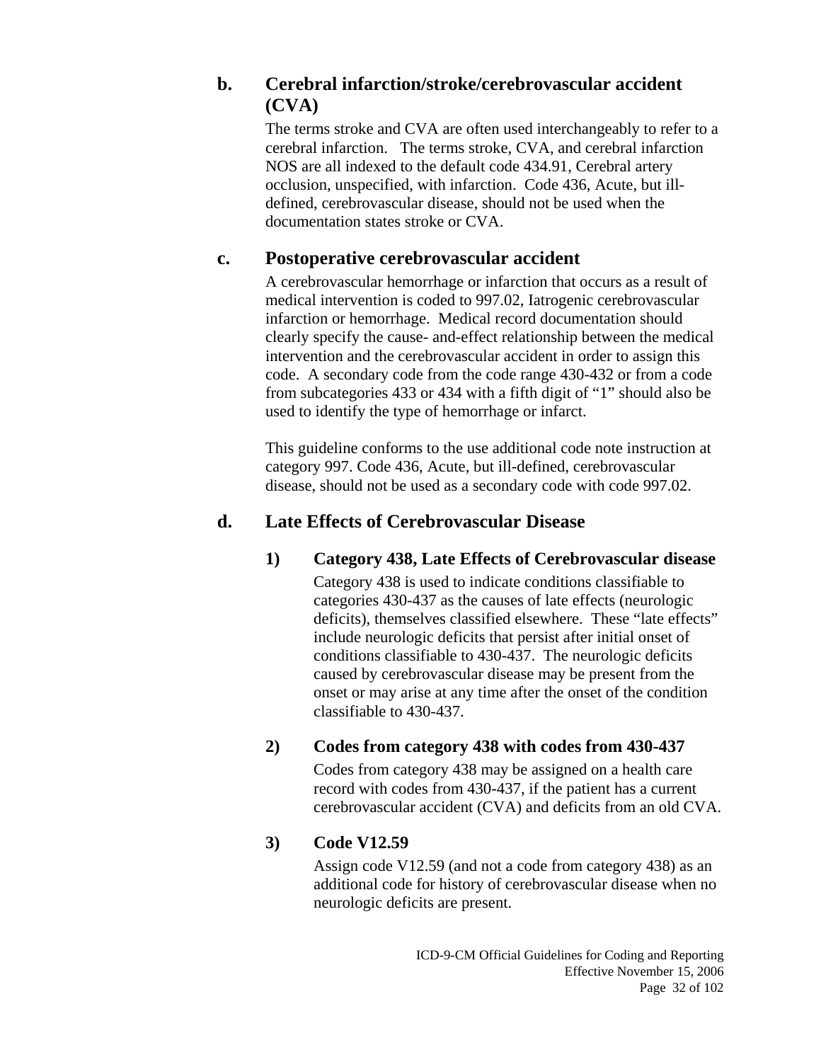### b. Cerebral infarction/stroke/cerebrovascular accident (CVA)

The terms stroke and CVA are often used interchangeably to refer to a cerebral infarction. The terms stroke, CVA, and cerebral infarction NOS are all indexed to the default code 434.91, Cerebral artery occlusion, unspecified, with infarction. Code 436, Acute, but ill-defined, cerebrovascular disease, should not be used when the documentation states stroke or CVA.

### c. Postoperative cerebrovascular accident

A cerebrovascular hemorrhage or infarction that occurs as a result of medical intervention is coded to 997.02, Iatrogenic cerebrovascular infarction or hemorrhage. Medical record documentation should clearly specify the cause- and-effect relationship between the medical intervention and the cerebrovascular accident in order to assign this code. A secondary code from the code range 430-432 or from a code from subcategories 433 or 434 with a fifth digit of "1" should also be used to identify the type of hemorrhage or infarct.

This guideline conforms to the use additional code note instruction at category 997. Code 436, Acute, but ill-defined, cerebrovascular disease, should not be used as a secondary code with code 997.02.

### d. Late Effects of Cerebrovascular Disease

#### 1) Category 438, Late Effects of Cerebrovascular disease

Category 438 is used to indicate conditions classifiable to categories 430-437 as the causes of late effects (neurologic deficits), themselves classified elsewhere. These "late effects" include neurologic deficits that persist after initial onset of conditions classifiable to 430-437. The neurologic deficits caused by cerebrovascular disease may be present from the onset or may arise at any time after the onset of the condition classifiable to 430-437.

#### 2) Codes from category 438 with codes from 430-437

Codes from category 438 may be assigned on a health care record with codes from 430-437, if the patient has a current cerebrovascular accident (CVA) and deficits from an old CVA.

#### 3) Code V12.59

Assign code V12.59 (and not a code from category 438) as an additional code for history of cerebrovascular disease when no neurologic deficits are present.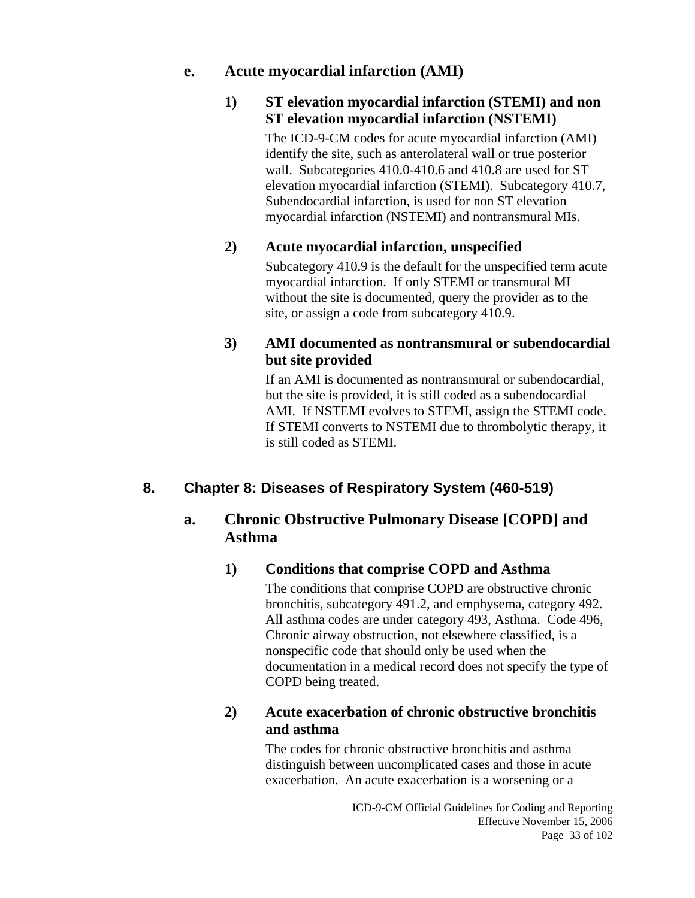#### e. Acute myocardial infarction (AMI)

##### 1) ST elevation myocardial infarction (STEMI) and non ST elevation myocardial infarction (NSTEMI)

The ICD-9-CM codes for acute myocardial infarction (AMI) identify the site, such as anterolateral wall or true posterior wall. Subcategories 410.0-410.6 and 410.8 are used for ST elevation myocardial infarction (STEMI). Subcategory 410.7, Subendocardial infarction, is used for non ST elevation myocardial infarction (NSTEMI) and nontransmural MIs.

##### 2) Acute myocardial infarction, unspecified

Subcategory 410.9 is the default for the unspecified term acute myocardial infarction. If only STEMI or transmural MI without the site is documented, query the provider as to the site, or assign a code from subcategory 410.9.

##### 3) AMI documented as nontransmural or subendocardial but site provided

If an AMI is documented as nontransmural or subendocardial, but the site is provided, it is still coded as a subendocardial AMI. If NSTEMI evolves to STEMI, assign the STEMI code. If STEMI converts to NSTEMI due to thrombolytic therapy, it is still coded as STEMI.

### 8. Chapter 8: Diseases of Respiratory System (460-519)

#### a. Chronic Obstructive Pulmonary Disease [COPD] and Asthma

##### 1) Conditions that comprise COPD and Asthma

The conditions that comprise COPD are obstructive chronic bronchitis, subcategory 491.2, and emphysema, category 492. All asthma codes are under category 493, Asthma. Code 496, Chronic airway obstruction, not elsewhere classified, is a nonspecific code that should only be used when the documentation in a medical record does not specify the type of COPD being treated.

##### 2) Acute exacerbation of chronic obstructive bronchitis and asthma

The codes for chronic obstructive bronchitis and asthma distinguish between uncomplicated cases and those in acute exacerbation. An acute exacerbation is a worsening or a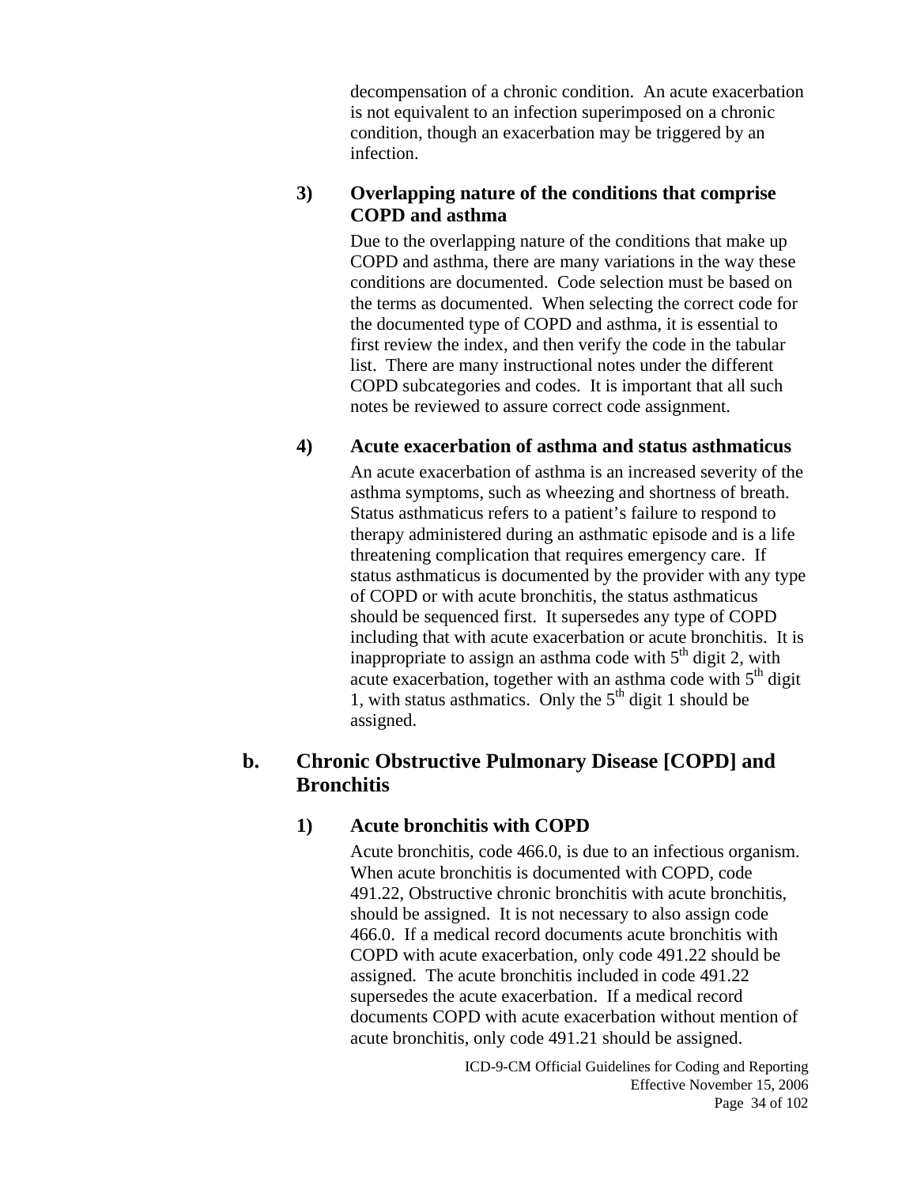decompensation of a chronic condition. An acute exacerbation is not equivalent to an infection superimposed on a chronic condition, though an exacerbation may be triggered by an infection.

#### 3) Overlapping nature of the conditions that comprise COPD and asthma

Due to the overlapping nature of the conditions that make up COPD and asthma, there are many variations in the way these conditions are documented. Code selection must be based on the terms as documented. When selecting the correct code for the documented type of COPD and asthma, it is essential to first review the index, and then verify the code in the tabular list. There are many instructional notes under the different COPD subcategories and codes. It is important that all such notes be reviewed to assure correct code assignment.

#### 4) Acute exacerbation of asthma and status asthmaticus

An acute exacerbation of asthma is an increased severity of the asthma symptoms, such as wheezing and shortness of breath. Status asthmaticus refers to a patient's failure to respond to therapy administered during an asthmatic episode and is a life threatening complication that requires emergency care. If status asthmaticus is documented by the provider with any type of COPD or with acute bronchitis, the status asthmaticus should be sequenced first. It supersedes any type of COPD including that with acute exacerbation or acute bronchitis. It is inappropriate to assign an asthma code with 5th digit 2, with acute exacerbation, together with an asthma code with 5th digit 1, with status asthmatics. Only the 5th digit 1 should be assigned.

### b. Chronic Obstructive Pulmonary Disease [COPD] and Bronchitis

#### 1) Acute bronchitis with COPD

Acute bronchitis, code 466.0, is due to an infectious organism. When acute bronchitis is documented with COPD, code 491.22, Obstructive chronic bronchitis with acute bronchitis, should be assigned. It is not necessary to also assign code 466.0. If a medical record documents acute bronchitis with COPD with acute exacerbation, only code 491.22 should be assigned. The acute bronchitis included in code 491.22 supersedes the acute exacerbation. If a medical record documents COPD with acute exacerbation without mention of acute bronchitis, only code 491.21 should be assigned.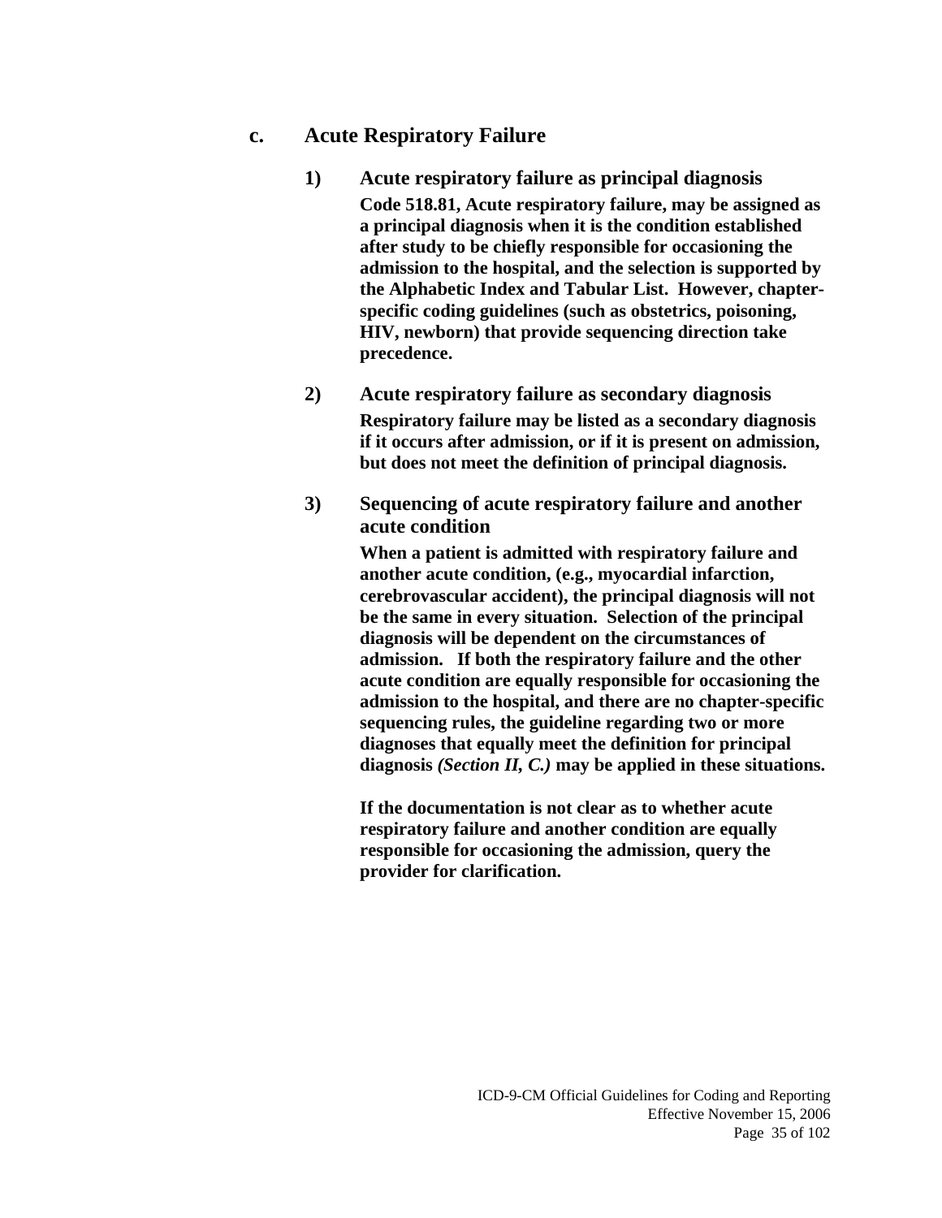### c. Acute Respiratory Failure

#### 1) Acute respiratory failure as principal diagnosis

**Code 518.81, Acute respiratory failure, may be assigned as a principal diagnosis when it is the condition established after study to be chiefly responsible for occasioning the admission to the hospital, and the selection is supported by the Alphabetic Index and Tabular List. However, chapter-specific coding guidelines (such as obstetrics, poisoning, HIV, newborn) that provide sequencing direction take precedence.**

#### 2) Acute respiratory failure as secondary diagnosis

**Respiratory failure may be listed as a secondary diagnosis if it occurs after admission, or if it is present on admission, but does not meet the definition of principal diagnosis.**

#### 3) Sequencing of acute respiratory failure and another acute condition

**When a patient is admitted with respiratory failure and another acute condition, (e.g., myocardial infarction, cerebrovascular accident), the principal diagnosis will not be the same in every situation. Selection of the principal diagnosis will be dependent on the circumstances of admission. If both the respiratory failure and the other acute condition are equally responsible for occasioning the admission to the hospital, and there are no chapter-specific sequencing rules, the guideline regarding two or more diagnoses that equally meet the definition for principal diagnosis *(Section II, C.)* may be applied in these situations.**

**If the documentation is not clear as to whether acute respiratory failure and another condition are equally responsible for occasioning the admission, query the provider for clarification.**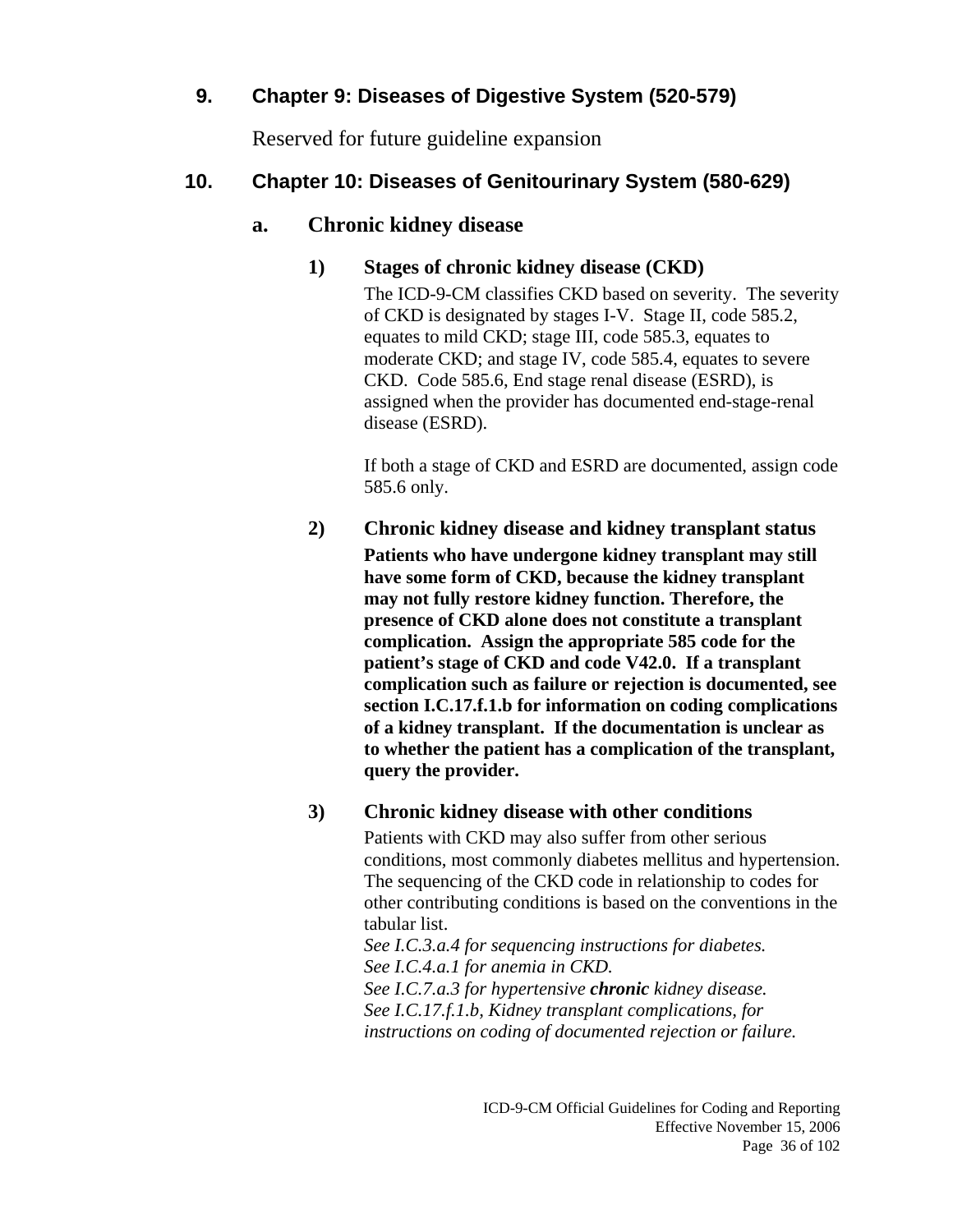## 9. Chapter 9: Diseases of Digestive System (520-579)

Reserved for future guideline expansion

## 10. Chapter 10: Diseases of Genitourinary System (580-629)

### a. Chronic kidney disease

#### 1) Stages of chronic kidney disease (CKD)

The ICD-9-CM classifies CKD based on severity. The severity of CKD is designated by stages I-V. Stage II, code 585.2, equates to mild CKD; stage III, code 585.3, equates to moderate CKD; and stage IV, code 585.4, equates to severe CKD. Code 585.6, End stage renal disease (ESRD), is assigned when the provider has documented end-stage-renal disease (ESRD).

If both a stage of CKD and ESRD are documented, assign code 585.6 only.

#### 2) Chronic kidney disease and kidney transplant status

**Patients who have undergone kidney transplant may still have some form of CKD, because the kidney transplant may not fully restore kidney function. Therefore, the presence of CKD alone does not constitute a transplant complication. Assign the appropriate 585 code for the patient's stage of CKD and code V42.0. If a transplant complication such as failure or rejection is documented, see section I.C.17.f.1.b for information on coding complications of a kidney transplant. If the documentation is unclear as to whether the patient has a complication of the transplant, query the provider.**

#### 3) Chronic kidney disease with other conditions

Patients with CKD may also suffer from other serious conditions, most commonly diabetes mellitus and hypertension. The sequencing of the CKD code in relationship to codes for other contributing conditions is based on the conventions in the tabular list.
*See I.C.3.a.4 for sequencing instructions for diabetes.*
*See I.C.4.a.1 for anemia in CKD.*
*See I.C.7.a.3 for hypertensive **chronic** kidney disease.*
*See I.C.17.f.1.b, Kidney transplant complications, for instructions on coding of documented rejection or failure.*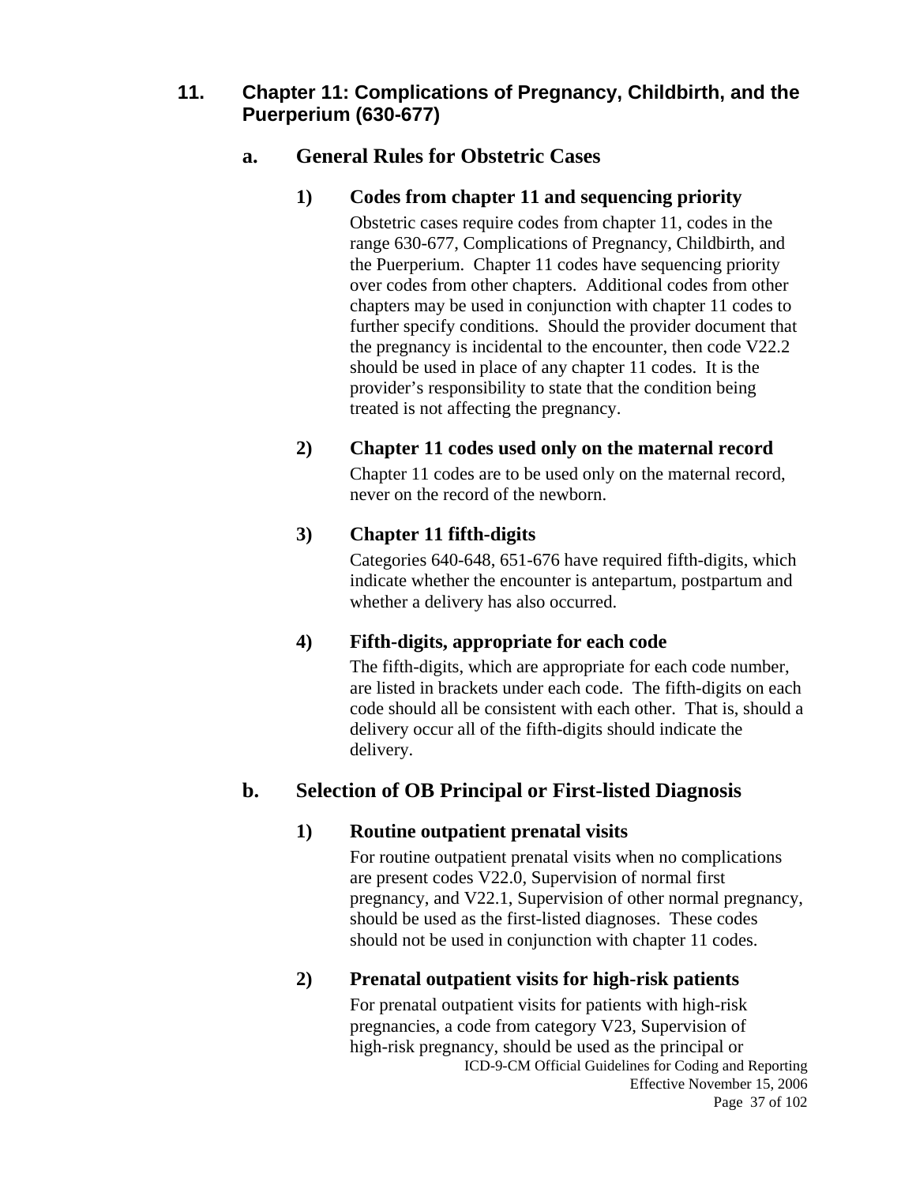## 11. Chapter 11: Complications of Pregnancy, Childbirth, and the Puerperium (630-677)

### a. General Rules for Obstetric Cases

#### 1) Codes from chapter 11 and sequencing priority

Obstetric cases require codes from chapter 11, codes in the range 630-677, Complications of Pregnancy, Childbirth, and the Puerperium. Chapter 11 codes have sequencing priority over codes from other chapters. Additional codes from other chapters may be used in conjunction with chapter 11 codes to further specify conditions. Should the provider document that the pregnancy is incidental to the encounter, then code V22.2 should be used in place of any chapter 11 codes. It is the provider's responsibility to state that the condition being treated is not affecting the pregnancy.

#### 2) Chapter 11 codes used only on the maternal record

Chapter 11 codes are to be used only on the maternal record, never on the record of the newborn.

#### 3) Chapter 11 fifth-digits

Categories 640-648, 651-676 have required fifth-digits, which indicate whether the encounter is antepartum, postpartum and whether a delivery has also occurred.

#### 4) Fifth-digits, appropriate for each code

The fifth-digits, which are appropriate for each code number, are listed in brackets under each code. The fifth-digits on each code should all be consistent with each other. That is, should a delivery occur all of the fifth-digits should indicate the delivery.

### b. Selection of OB Principal or First-listed Diagnosis

#### 1) Routine outpatient prenatal visits

For routine outpatient prenatal visits when no complications are present codes V22.0, Supervision of normal first pregnancy, and V22.1, Supervision of other normal pregnancy, should be used as the first-listed diagnoses. These codes should not be used in conjunction with chapter 11 codes.

#### 2) Prenatal outpatient visits for high-risk patients

For prenatal outpatient visits for patients with high-risk pregnancies, a code from category V23, Supervision of high-risk pregnancy, should be used as the principal or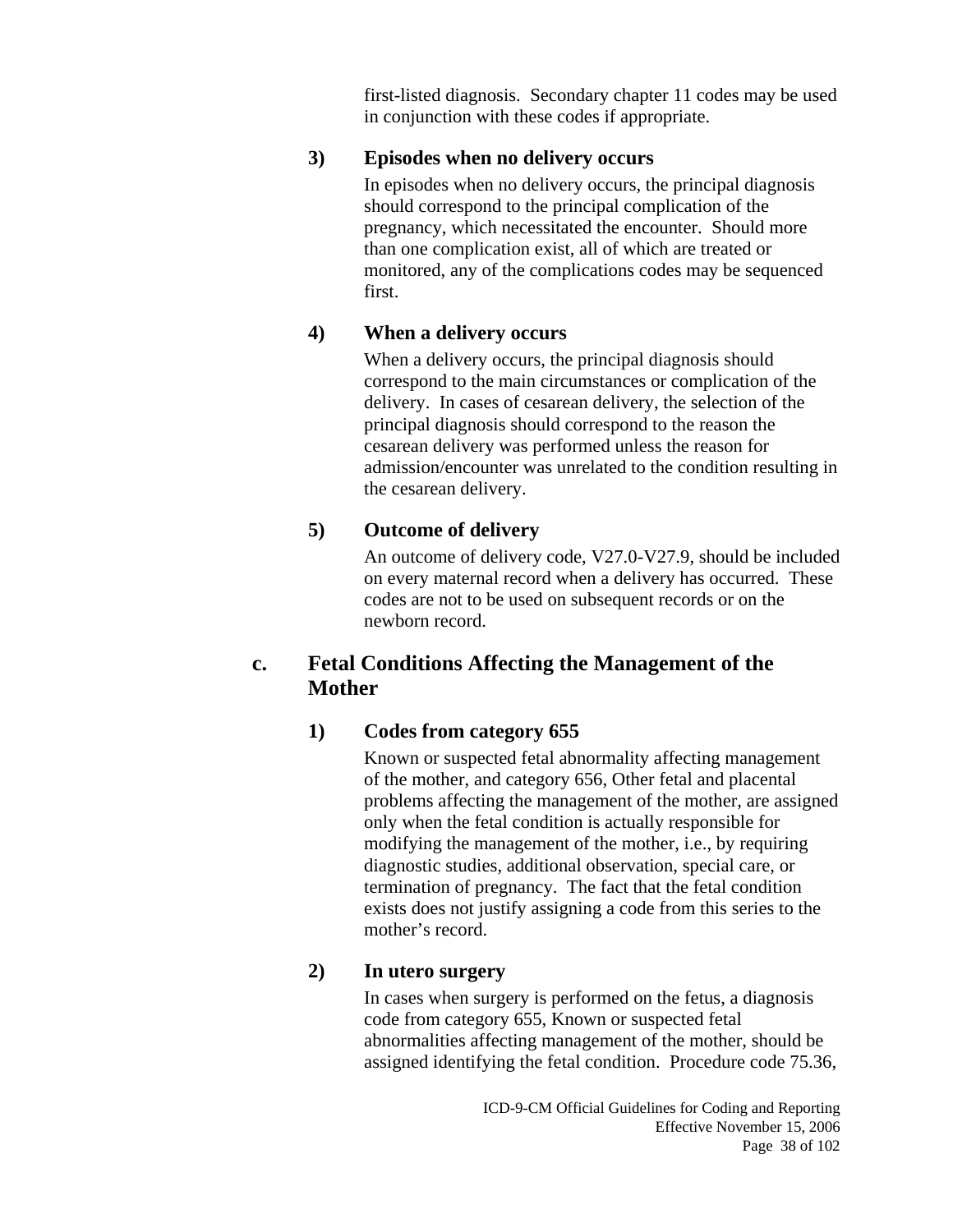first-listed diagnosis. Secondary chapter 11 codes may be used in conjunction with these codes if appropriate.

#### 3) Episodes when no delivery occurs

In episodes when no delivery occurs, the principal diagnosis should correspond to the principal complication of the pregnancy, which necessitated the encounter. Should more than one complication exist, all of which are treated or monitored, any of the complications codes may be sequenced first.

#### 4) When a delivery occurs

When a delivery occurs, the principal diagnosis should correspond to the main circumstances or complication of the delivery. In cases of cesarean delivery, the selection of the principal diagnosis should correspond to the reason the cesarean delivery was performed unless the reason for admission/encounter was unrelated to the condition resulting in the cesarean delivery.

#### 5) Outcome of delivery

An outcome of delivery code, V27.0-V27.9, should be included on every maternal record when a delivery has occurred. These codes are not to be used on subsequent records or on the newborn record.

### c. Fetal Conditions Affecting the Management of the Mother

#### 1) Codes from category 655

Known or suspected fetal abnormality affecting management of the mother, and category 656, Other fetal and placental problems affecting the management of the mother, are assigned only when the fetal condition is actually responsible for modifying the management of the mother, i.e., by requiring diagnostic studies, additional observation, special care, or termination of pregnancy. The fact that the fetal condition exists does not justify assigning a code from this series to the mother's record.

#### 2) In utero surgery

In cases when surgery is performed on the fetus, a diagnosis code from category 655, Known or suspected fetal abnormalities affecting management of the mother, should be assigned identifying the fetal condition. Procedure code 75.36,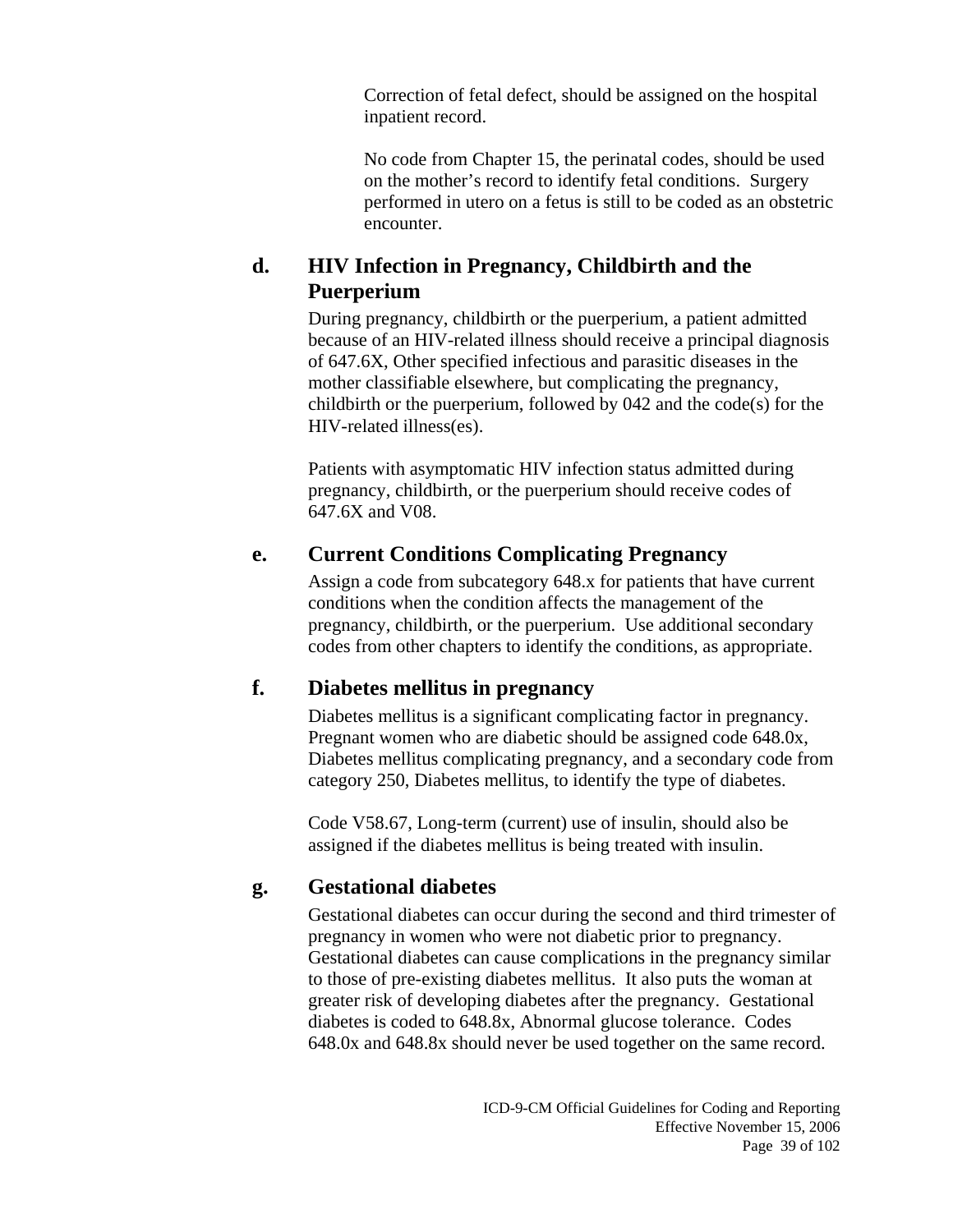Correction of fetal defect, should be assigned on the hospital inpatient record.

No code from Chapter 15, the perinatal codes, should be used on the mother's record to identify fetal conditions. Surgery performed in utero on a fetus is still to be coded as an obstetric encounter.

### d. HIV Infection in Pregnancy, Childbirth and the Puerperium

During pregnancy, childbirth or the puerperium, a patient admitted because of an HIV-related illness should receive a principal diagnosis of 647.6X, Other specified infectious and parasitic diseases in the mother classifiable elsewhere, but complicating the pregnancy, childbirth or the puerperium, followed by 042 and the code(s) for the HIV-related illness(es).

Patients with asymptomatic HIV infection status admitted during pregnancy, childbirth, or the puerperium should receive codes of 647.6X and V08.

### e. Current Conditions Complicating Pregnancy

Assign a code from subcategory 648.x for patients that have current conditions when the condition affects the management of the pregnancy, childbirth, or the puerperium. Use additional secondary codes from other chapters to identify the conditions, as appropriate.

### f. Diabetes mellitus in pregnancy

Diabetes mellitus is a significant complicating factor in pregnancy. Pregnant women who are diabetic should be assigned code 648.0x, Diabetes mellitus complicating pregnancy, and a secondary code from category 250, Diabetes mellitus, to identify the type of diabetes.

Code V58.67, Long-term (current) use of insulin, should also be assigned if the diabetes mellitus is being treated with insulin.

### g. Gestational diabetes

Gestational diabetes can occur during the second and third trimester of pregnancy in women who were not diabetic prior to pregnancy. Gestational diabetes can cause complications in the pregnancy similar to those of pre-existing diabetes mellitus. It also puts the woman at greater risk of developing diabetes after the pregnancy. Gestational diabetes is coded to 648.8x, Abnormal glucose tolerance. Codes 648.0x and 648.8x should never be used together on the same record.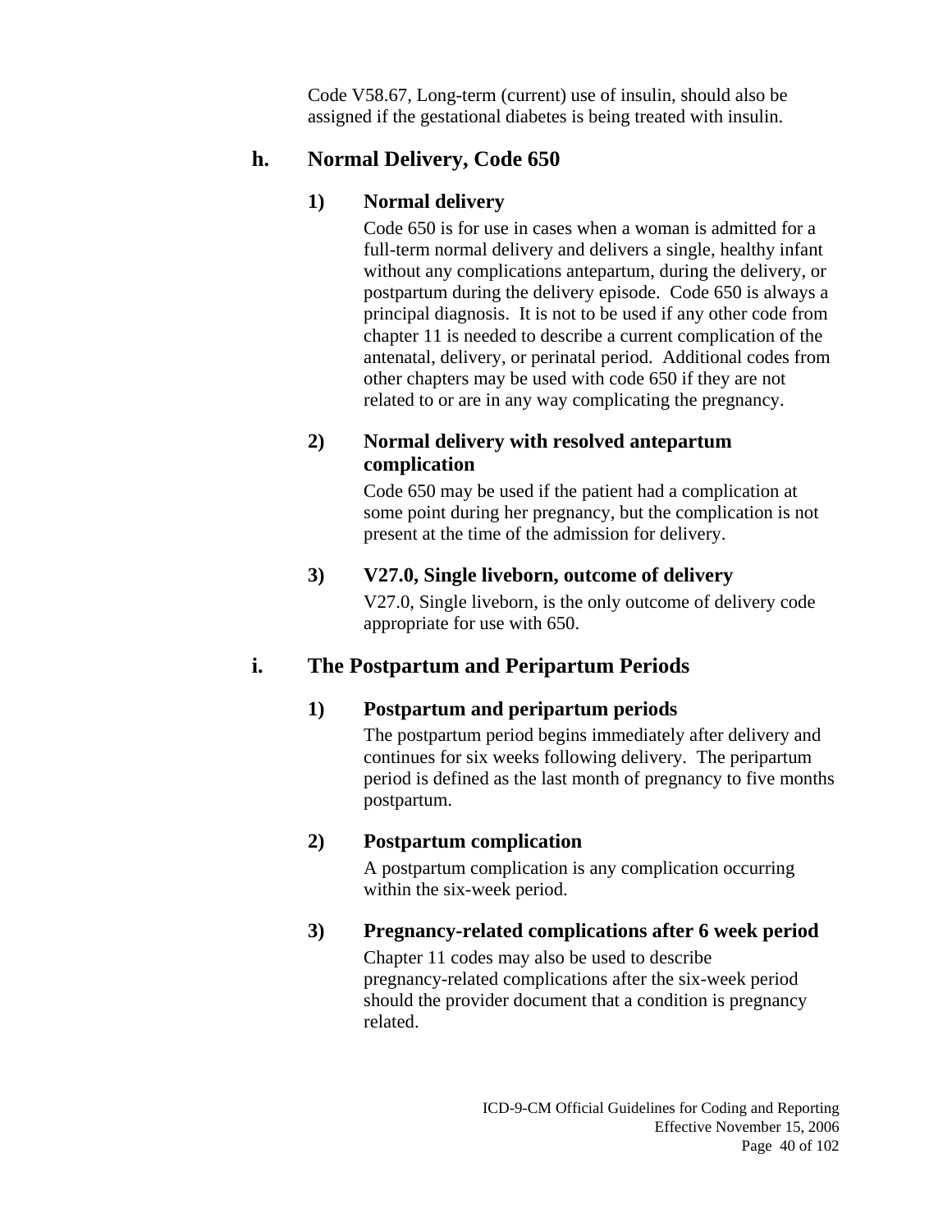Code V58.67, Long-term (current) use of insulin, should also be assigned if the gestational diabetes is being treated with insulin.

### h. Normal Delivery, Code 650

#### 1) Normal delivery

Code 650 is for use in cases when a woman is admitted for a full-term normal delivery and delivers a single, healthy infant without any complications antepartum, during the delivery, or postpartum during the delivery episode. Code 650 is always a principal diagnosis. It is not to be used if any other code from chapter 11 is needed to describe a current complication of the antenatal, delivery, or perinatal period. Additional codes from other chapters may be used with code 650 if they are not related to or are in any way complicating the pregnancy.

#### 2) Normal delivery with resolved antepartum complication

Code 650 may be used if the patient had a complication at some point during her pregnancy, but the complication is not present at the time of the admission for delivery.

#### 3) V27.0, Single liveborn, outcome of delivery

V27.0, Single liveborn, is the only outcome of delivery code appropriate for use with 650.

### i. The Postpartum and Peripartum Periods

#### 1) Postpartum and peripartum periods

The postpartum period begins immediately after delivery and continues for six weeks following delivery. The peripartum period is defined as the last month of pregnancy to five months postpartum.

#### 2) Postpartum complication

A postpartum complication is any complication occurring within the six-week period.

#### 3) Pregnancy-related complications after 6 week period

Chapter 11 codes may also be used to describe pregnancy-related complications after the six-week period should the provider document that a condition is pregnancy related.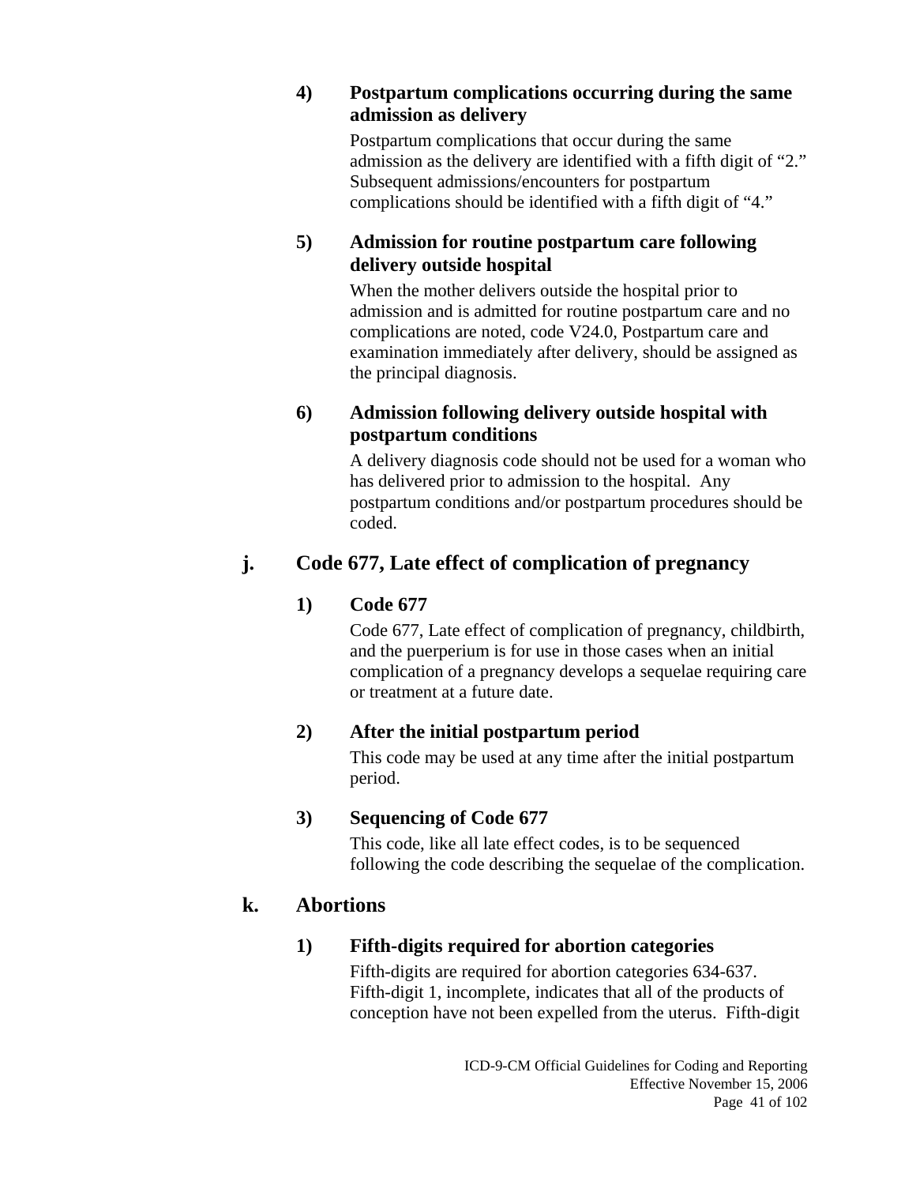#### 4) Postpartum complications occurring during the same admission as delivery

Postpartum complications that occur during the same admission as the delivery are identified with a fifth digit of "2." Subsequent admissions/encounters for postpartum complications should be identified with a fifth digit of "4."

#### 5) Admission for routine postpartum care following delivery outside hospital

When the mother delivers outside the hospital prior to admission and is admitted for routine postpartum care and no complications are noted, code V24.0, Postpartum care and examination immediately after delivery, should be assigned as the principal diagnosis.

#### 6) Admission following delivery outside hospital with postpartum conditions

A delivery diagnosis code should not be used for a woman who has delivered prior to admission to the hospital. Any postpartum conditions and/or postpartum procedures should be coded.

### j. Code 677, Late effect of complication of pregnancy

#### 1) Code 677

Code 677, Late effect of complication of pregnancy, childbirth, and the puerperium is for use in those cases when an initial complication of a pregnancy develops a sequelae requiring care or treatment at a future date.

#### 2) After the initial postpartum period

This code may be used at any time after the initial postpartum period.

#### 3) Sequencing of Code 677

This code, like all late effect codes, is to be sequenced following the code describing the sequelae of the complication.

### k. Abortions

#### 1) Fifth-digits required for abortion categories

Fifth-digits are required for abortion categories 634-637. Fifth-digit 1, incomplete, indicates that all of the products of conception have not been expelled from the uterus. Fifth-digit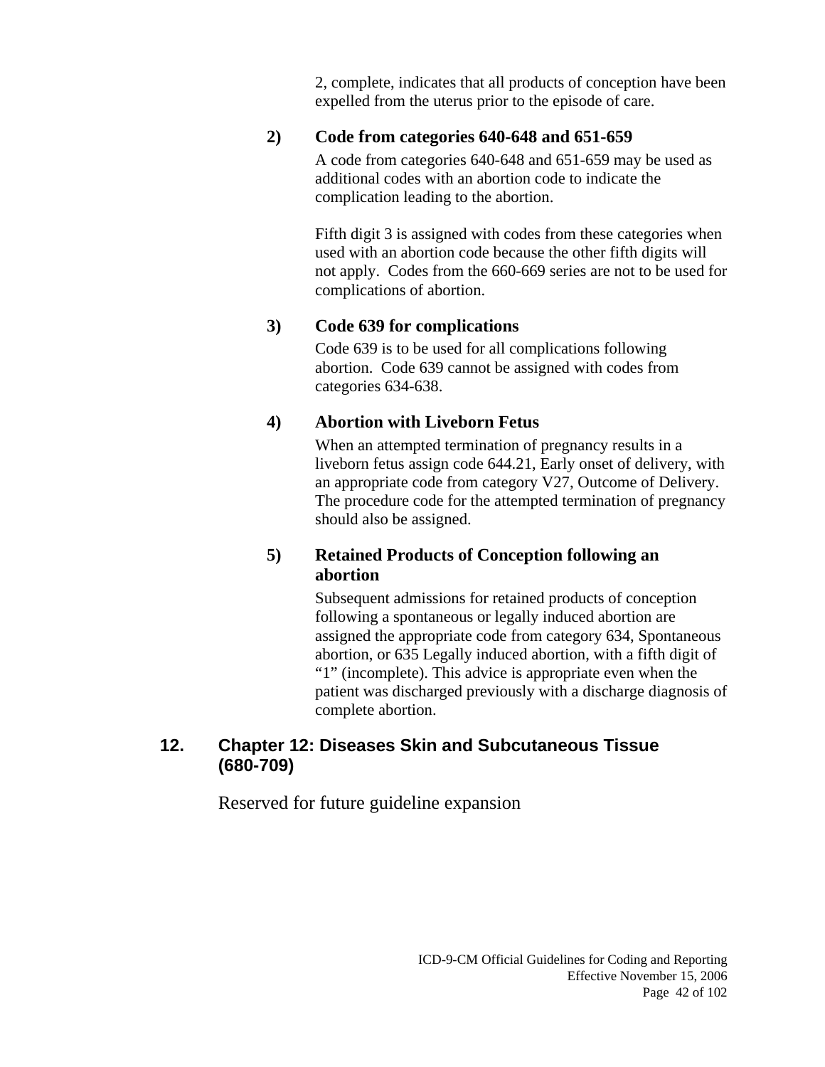2, complete, indicates that all products of conception have been expelled from the uterus prior to the episode of care.

#### 2) Code from categories 640-648 and 651-659

A code from categories 640-648 and 651-659 may be used as additional codes with an abortion code to indicate the complication leading to the abortion.

Fifth digit 3 is assigned with codes from these categories when used with an abortion code because the other fifth digits will not apply. Codes from the 660-669 series are not to be used for complications of abortion.

#### 3) Code 639 for complications

Code 639 is to be used for all complications following abortion. Code 639 cannot be assigned with codes from categories 634-638.

#### 4) Abortion with Liveborn Fetus

When an attempted termination of pregnancy results in a liveborn fetus assign code 644.21, Early onset of delivery, with an appropriate code from category V27, Outcome of Delivery. The procedure code for the attempted termination of pregnancy should also be assigned.

#### 5) Retained Products of Conception following an abortion

Subsequent admissions for retained products of conception following a spontaneous or legally induced abortion are assigned the appropriate code from category 634, Spontaneous abortion, or 635 Legally induced abortion, with a fifth digit of "1" (incomplete). This advice is appropriate even when the patient was discharged previously with a discharge diagnosis of complete abortion.

## 12. Chapter 12: Diseases Skin and Subcutaneous Tissue (680-709)

Reserved for future guideline expansion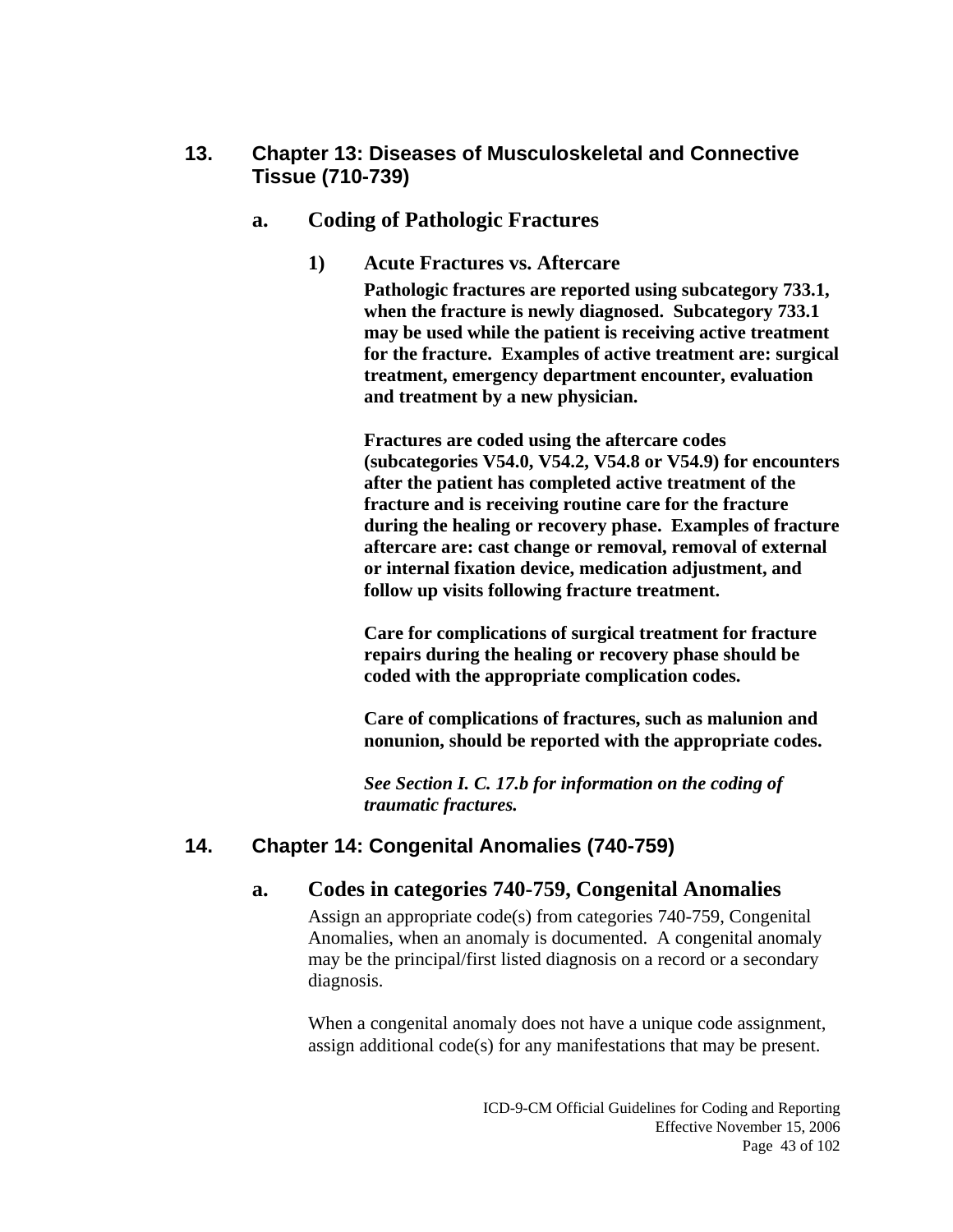## 13. Chapter 13: Diseases of Musculoskeletal and Connective Tissue (710-739)

### a. Coding of Pathologic Fractures

#### 1) Acute Fractures vs. Aftercare

**Pathologic fractures are reported using subcategory 733.1, when the fracture is newly diagnosed. Subcategory 733.1 may be used while the patient is receiving active treatment for the fracture. Examples of active treatment are: surgical treatment, emergency department encounter, evaluation and treatment by a new physician.**

**Fractures are coded using the aftercare codes (subcategories V54.0, V54.2, V54.8 or V54.9) for encounters after the patient has completed active treatment of the fracture and is receiving routine care for the fracture during the healing or recovery phase. Examples of fracture aftercare are: cast change or removal, removal of external or internal fixation device, medication adjustment, and follow up visits following fracture treatment.**

**Care for complications of surgical treatment for fracture repairs during the healing or recovery phase should be coded with the appropriate complication codes.**

**Care of complications of fractures, such as malunion and nonunion, should be reported with the appropriate codes.**

***See Section I. C. 17.b for information on the coding of traumatic fractures.***

## 14. Chapter 14: Congenital Anomalies (740-759)

### a. Codes in categories 740-759, Congenital Anomalies

Assign an appropriate code(s) from categories 740-759, Congenital Anomalies, when an anomaly is documented. A congenital anomaly may be the principal/first listed diagnosis on a record or a secondary diagnosis.

When a congenital anomaly does not have a unique code assignment, assign additional code(s) for any manifestations that may be present.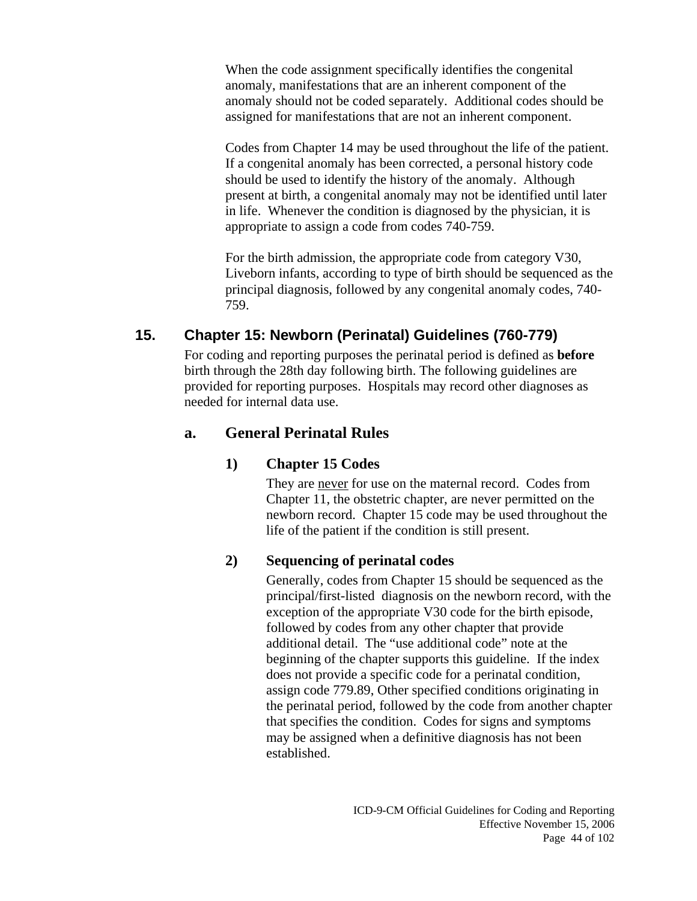When the code assignment specifically identifies the congenital anomaly, manifestations that are an inherent component of the anomaly should not be coded separately. Additional codes should be assigned for manifestations that are not an inherent component.

Codes from Chapter 14 may be used throughout the life of the patient. If a congenital anomaly has been corrected, a personal history code should be used to identify the history of the anomaly. Although present at birth, a congenital anomaly may not be identified until later in life. Whenever the condition is diagnosed by the physician, it is appropriate to assign a code from codes 740-759.

For the birth admission, the appropriate code from category V30, Liveborn infants, according to type of birth should be sequenced as the principal diagnosis, followed by any congenital anomaly codes, 740-759.

## 15. Chapter 15: Newborn (Perinatal) Guidelines (760-779)

For coding and reporting purposes the perinatal period is defined as **before** birth through the 28th day following birth. The following guidelines are provided for reporting purposes. Hospitals may record other diagnoses as needed for internal data use.

### a. General Perinatal Rules

#### 1) Chapter 15 Codes

They are <u>never</u> for use on the maternal record. Codes from Chapter 11, the obstetric chapter, are never permitted on the newborn record. Chapter 15 code may be used throughout the life of the patient if the condition is still present.

#### 2) Sequencing of perinatal codes

Generally, codes from Chapter 15 should be sequenced as the principal/first-listed diagnosis on the newborn record, with the exception of the appropriate V30 code for the birth episode, followed by codes from any other chapter that provide additional detail. The "use additional code" note at the beginning of the chapter supports this guideline. If the index does not provide a specific code for a perinatal condition, assign code 779.89, Other specified conditions originating in the perinatal period, followed by the code from another chapter that specifies the condition. Codes for signs and symptoms may be assigned when a definitive diagnosis has not been established.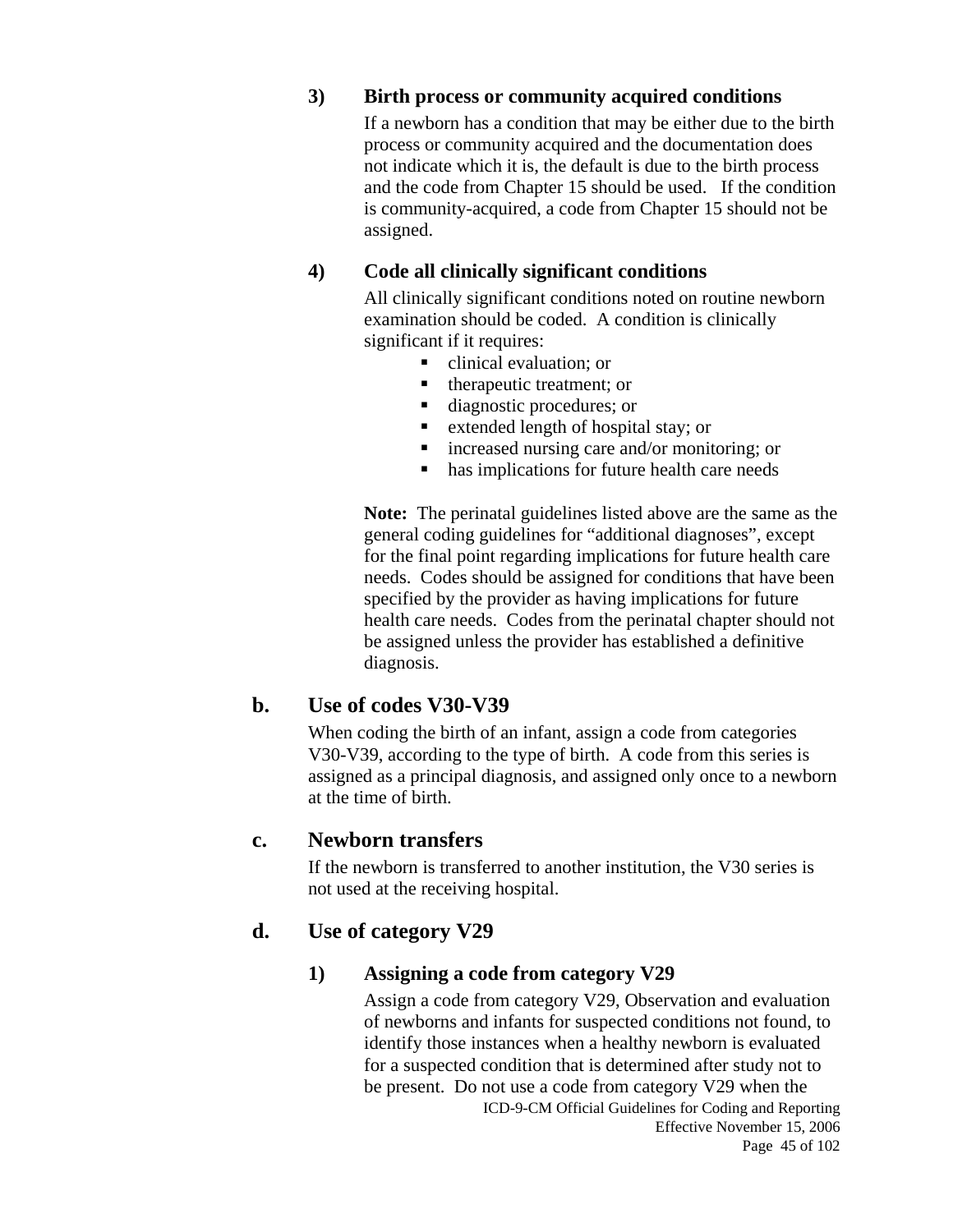#### 3) Birth process or community acquired conditions

If a newborn has a condition that may be either due to the birth process or community acquired and the documentation does not indicate which it is, the default is due to the birth process and the code from Chapter 15 should be used. If the condition is community-acquired, a code from Chapter 15 should not be assigned.

#### 4) Code all clinically significant conditions

All clinically significant conditions noted on routine newborn examination should be coded. A condition is clinically significant if it requires:

- clinical evaluation; or
- therapeutic treatment; or
- diagnostic procedures; or
- extended length of hospital stay; or
- increased nursing care and/or monitoring; or
- has implications for future health care needs

**Note:** The perinatal guidelines listed above are the same as the general coding guidelines for "additional diagnoses", except for the final point regarding implications for future health care needs. Codes should be assigned for conditions that have been specified by the provider as having implications for future health care needs. Codes from the perinatal chapter should not be assigned unless the provider has established a definitive diagnosis.

### b. Use of codes V30-V39

When coding the birth of an infant, assign a code from categories V30-V39, according to the type of birth. A code from this series is assigned as a principal diagnosis, and assigned only once to a newborn at the time of birth.

### c. Newborn transfers

If the newborn is transferred to another institution, the V30 series is not used at the receiving hospital.

### d. Use of category V29

#### 1) Assigning a code from category V29

Assign a code from category V29, Observation and evaluation of newborns and infants for suspected conditions not found, to identify those instances when a healthy newborn is evaluated for a suspected condition that is determined after study not to be present. Do not use a code from category V29 when the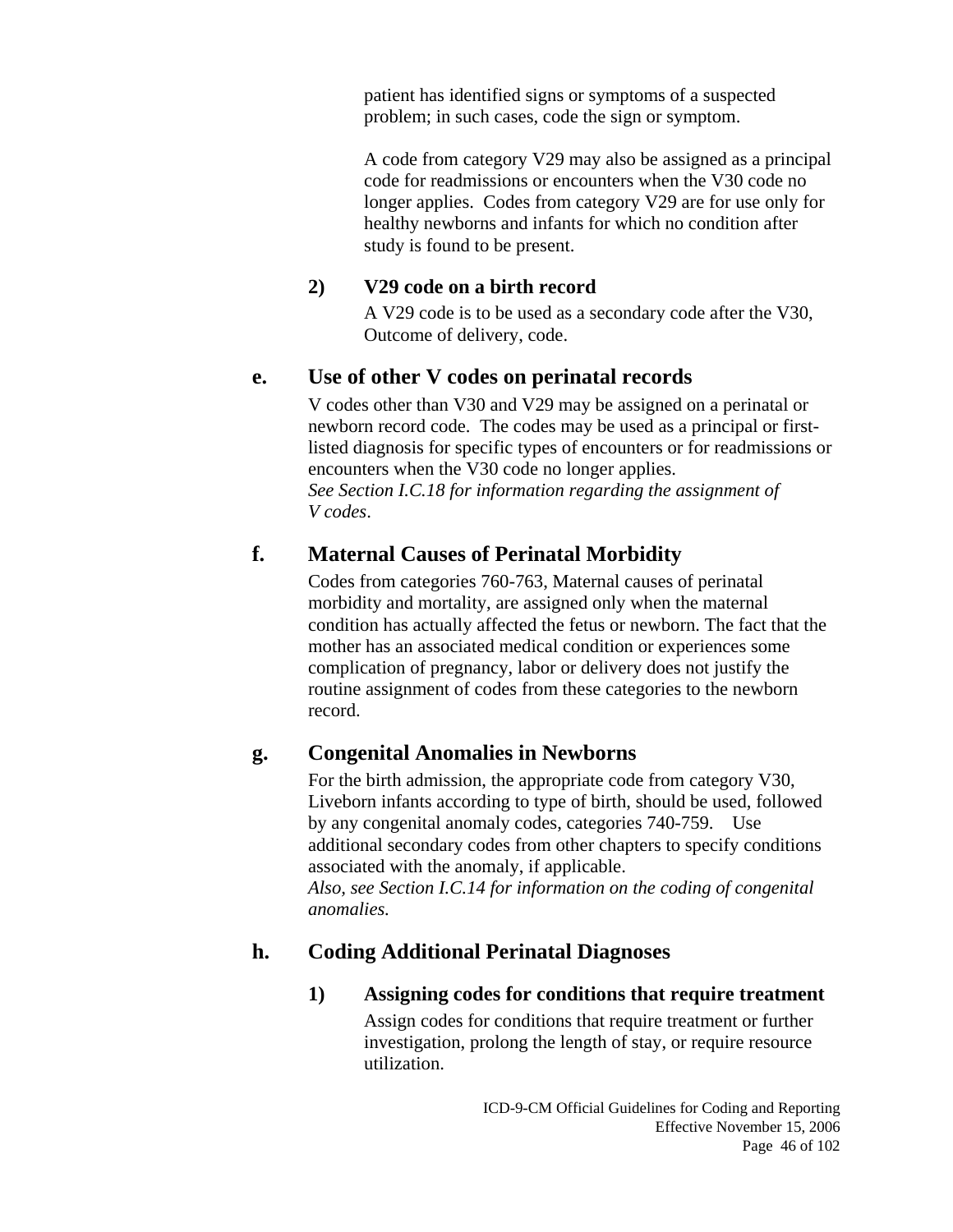patient has identified signs or symptoms of a suspected problem; in such cases, code the sign or symptom.

A code from category V29 may also be assigned as a principal code for readmissions or encounters when the V30 code no longer applies. Codes from category V29 are for use only for healthy newborns and infants for which no condition after study is found to be present.

#### 2) V29 code on a birth record

A V29 code is to be used as a secondary code after the V30, Outcome of delivery, code.

### e. Use of other V codes on perinatal records

V codes other than V30 and V29 may be assigned on a perinatal or newborn record code. The codes may be used as a principal or first-listed diagnosis for specific types of encounters or for readmissions or encounters when the V30 code no longer applies.
*See Section I.C.18 for information regarding the assignment of V codes*.

### f. Maternal Causes of Perinatal Morbidity

Codes from categories 760-763, Maternal causes of perinatal morbidity and mortality, are assigned only when the maternal condition has actually affected the fetus or newborn. The fact that the mother has an associated medical condition or experiences some complication of pregnancy, labor or delivery does not justify the routine assignment of codes from these categories to the newborn record.

### g. Congenital Anomalies in Newborns

For the birth admission, the appropriate code from category V30, Liveborn infants according to type of birth, should be used, followed by any congenital anomaly codes, categories 740-759. Use additional secondary codes from other chapters to specify conditions associated with the anomaly, if applicable.
*Also, see Section I.C.14 for information on the coding of congenital anomalies.*

### h. Coding Additional Perinatal Diagnoses

#### 1) Assigning codes for conditions that require treatment

Assign codes for conditions that require treatment or further investigation, prolong the length of stay, or require resource utilization.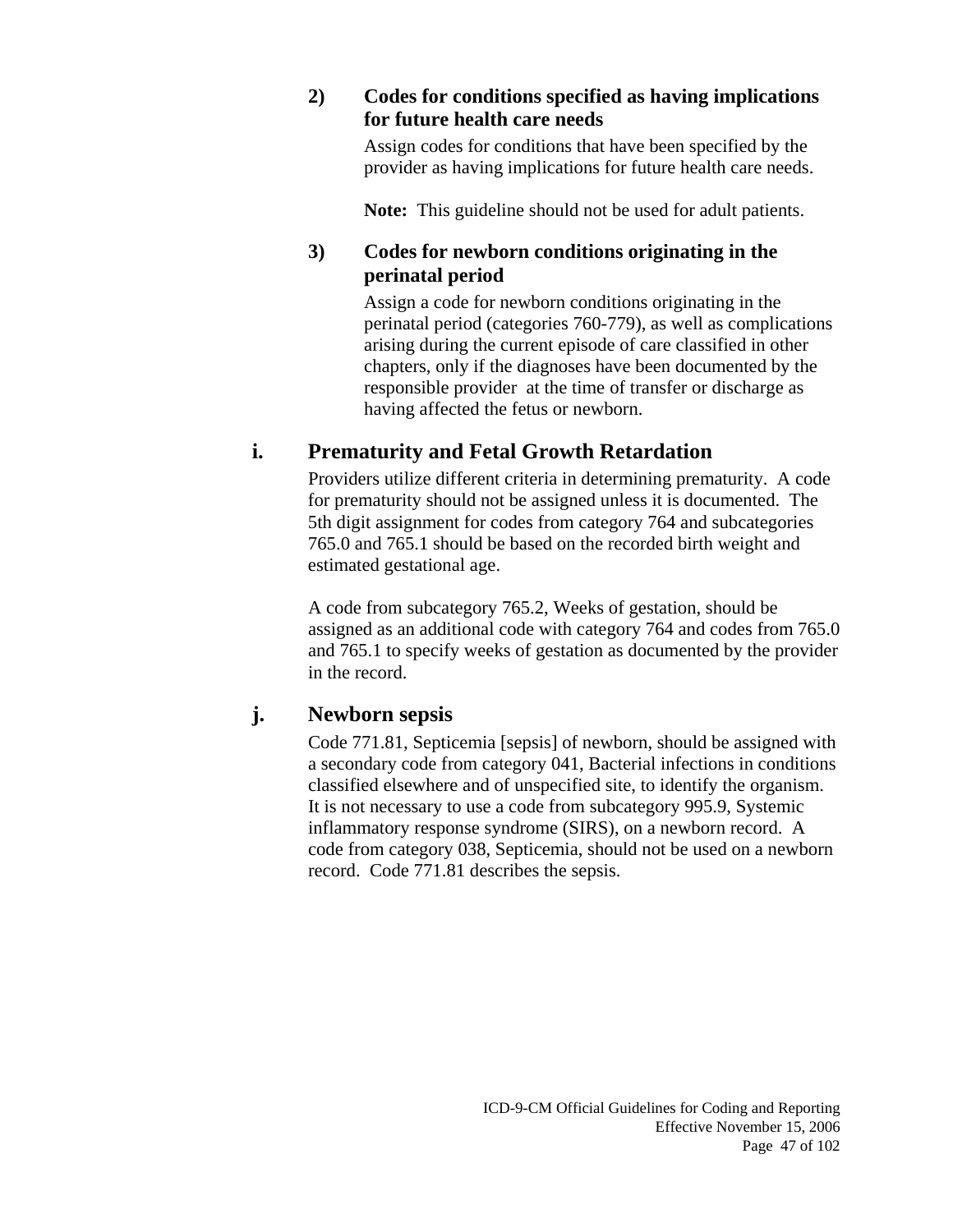#### 2) Codes for conditions specified as having implications for future health care needs

Assign codes for conditions that have been specified by the provider as having implications for future health care needs.

**Note:** This guideline should not be used for adult patients.

#### 3) Codes for newborn conditions originating in the perinatal period

Assign a code for newborn conditions originating in the perinatal period (categories 760-779), as well as complications arising during the current episode of care classified in other chapters, only if the diagnoses have been documented by the responsible provider at the time of transfer or discharge as having affected the fetus or newborn.

### i. Prematurity and Fetal Growth Retardation

Providers utilize different criteria in determining prematurity. A code for prematurity should not be assigned unless it is documented. The 5th digit assignment for codes from category 764 and subcategories 765.0 and 765.1 should be based on the recorded birth weight and estimated gestational age.

A code from subcategory 765.2, Weeks of gestation, should be assigned as an additional code with category 764 and codes from 765.0 and 765.1 to specify weeks of gestation as documented by the provider in the record.

### j. Newborn sepsis

Code 771.81, Septicemia [sepsis] of newborn, should be assigned with a secondary code from category 041, Bacterial infections in conditions classified elsewhere and of unspecified site, to identify the organism. It is not necessary to use a code from subcategory 995.9, Systemic inflammatory response syndrome (SIRS), on a newborn record. A code from category 038, Septicemia, should not be used on a newborn record. Code 771.81 describes the sepsis.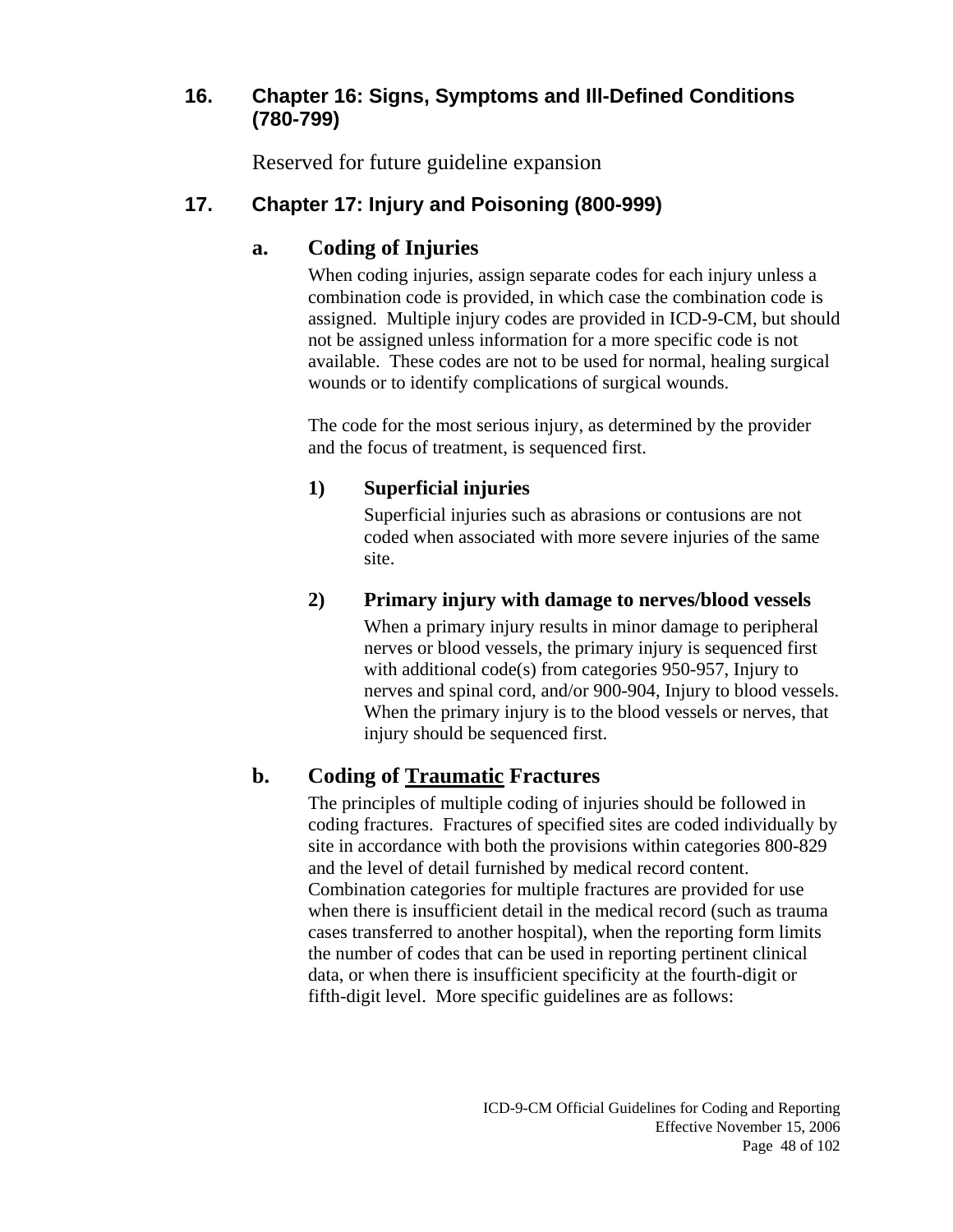## 16. Chapter 16: Signs, Symptoms and Ill-Defined Conditions (780-799)

Reserved for future guideline expansion

## 17. Chapter 17: Injury and Poisoning (800-999)

### a. Coding of Injuries

When coding injuries, assign separate codes for each injury unless a combination code is provided, in which case the combination code is assigned. Multiple injury codes are provided in ICD-9-CM, but should not be assigned unless information for a more specific code is not available. These codes are not to be used for normal, healing surgical wounds or to identify complications of surgical wounds.

The code for the most serious injury, as determined by the provider and the focus of treatment, is sequenced first.

#### 1) Superficial injuries

Superficial injuries such as abrasions or contusions are not coded when associated with more severe injuries of the same site.

#### 2) Primary injury with damage to nerves/blood vessels

When a primary injury results in minor damage to peripheral nerves or blood vessels, the primary injury is sequenced first with additional code(s) from categories 950-957, Injury to nerves and spinal cord, and/or 900-904, Injury to blood vessels. When the primary injury is to the blood vessels or nerves, that injury should be sequenced first.

### b. Coding of <u>Traumatic</u> Fractures

The principles of multiple coding of injuries should be followed in coding fractures. Fractures of specified sites are coded individually by site in accordance with both the provisions within categories 800-829 and the level of detail furnished by medical record content. Combination categories for multiple fractures are provided for use when there is insufficient detail in the medical record (such as trauma cases transferred to another hospital), when the reporting form limits the number of codes that can be used in reporting pertinent clinical data, or when there is insufficient specificity at the fourth-digit or fifth-digit level. More specific guidelines are as follows: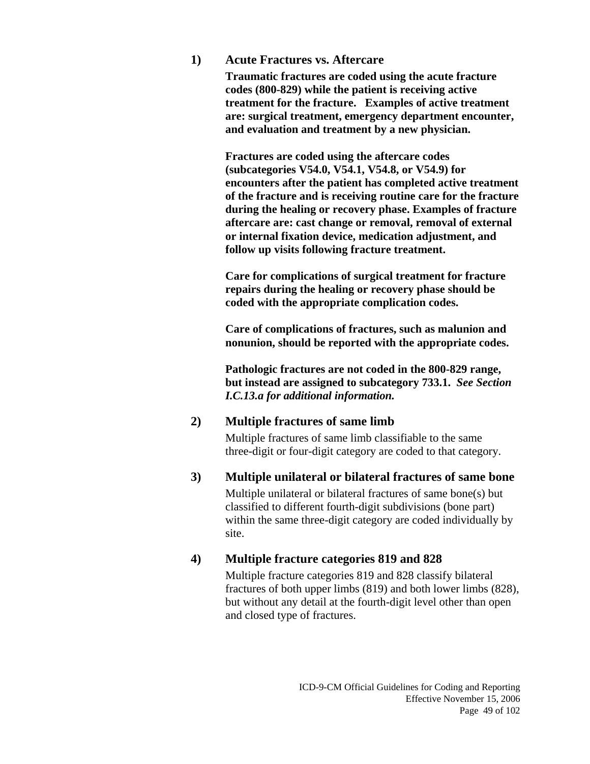### 1) Acute Fractures vs. Aftercare

**Traumatic fractures are coded using the acute fracture codes (800-829) while the patient is receiving active treatment for the fracture. Examples of active treatment are: surgical treatment, emergency department encounter, and evaluation and treatment by a new physician.**

**Fractures are coded using the aftercare codes (subcategories V54.0, V54.1, V54.8, or V54.9) for encounters after the patient has completed active treatment of the fracture and is receiving routine care for the fracture during the healing or recovery phase. Examples of fracture aftercare are: cast change or removal, removal of external or internal fixation device, medication adjustment, and follow up visits following fracture treatment.**

**Care for complications of surgical treatment for fracture repairs during the healing or recovery phase should be coded with the appropriate complication codes.**

**Care of complications of fractures, such as malunion and nonunion, should be reported with the appropriate codes.**

**Pathologic fractures are not coded in the 800-829 range, but instead are assigned to subcategory 733.1.** ***See Section I.C.13.a for additional information.***

### 2) Multiple fractures of same limb

Multiple fractures of same limb classifiable to the same three-digit or four-digit category are coded to that category.

### 3) Multiple unilateral or bilateral fractures of same bone

Multiple unilateral or bilateral fractures of same bone(s) but classified to different fourth-digit subdivisions (bone part) within the same three-digit category are coded individually by site.

### 4) Multiple fracture categories 819 and 828

Multiple fracture categories 819 and 828 classify bilateral fractures of both upper limbs (819) and both lower limbs (828), but without any detail at the fourth-digit level other than open and closed type of fractures.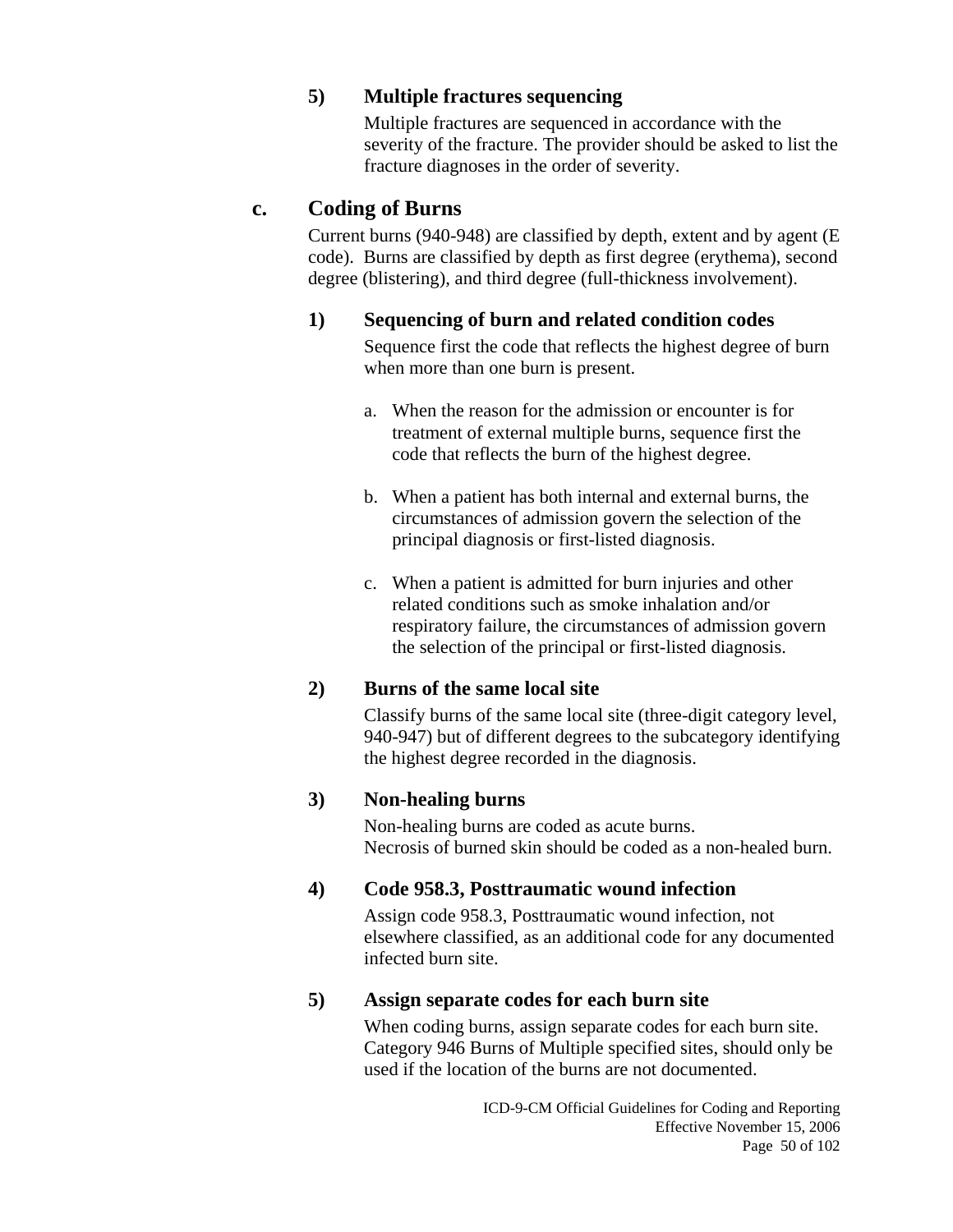#### 5) Multiple fractures sequencing

Multiple fractures are sequenced in accordance with the severity of the fracture. The provider should be asked to list the fracture diagnoses in the order of severity.

### c. Coding of Burns

Current burns (940-948) are classified by depth, extent and by agent (E code). Burns are classified by depth as first degree (erythema), second degree (blistering), and third degree (full-thickness involvement).

#### 1) Sequencing of burn and related condition codes

Sequence first the code that reflects the highest degree of burn when more than one burn is present.

a. When the reason for the admission or encounter is for treatment of external multiple burns, sequence first the code that reflects the burn of the highest degree.

b. When a patient has both internal and external burns, the circumstances of admission govern the selection of the principal diagnosis or first-listed diagnosis.

c. When a patient is admitted for burn injuries and other related conditions such as smoke inhalation and/or respiratory failure, the circumstances of admission govern the selection of the principal or first-listed diagnosis.

#### 2) Burns of the same local site

Classify burns of the same local site (three-digit category level, 940-947) but of different degrees to the subcategory identifying the highest degree recorded in the diagnosis.

#### 3) Non-healing burns

Non-healing burns are coded as acute burns.
Necrosis of burned skin should be coded as a non-healed burn.

#### 4) Code 958.3, Posttraumatic wound infection

Assign code 958.3, Posttraumatic wound infection, not elsewhere classified, as an additional code for any documented infected burn site.

#### 5) Assign separate codes for each burn site

When coding burns, assign separate codes for each burn site. Category 946 Burns of Multiple specified sites, should only be used if the location of the burns are not documented.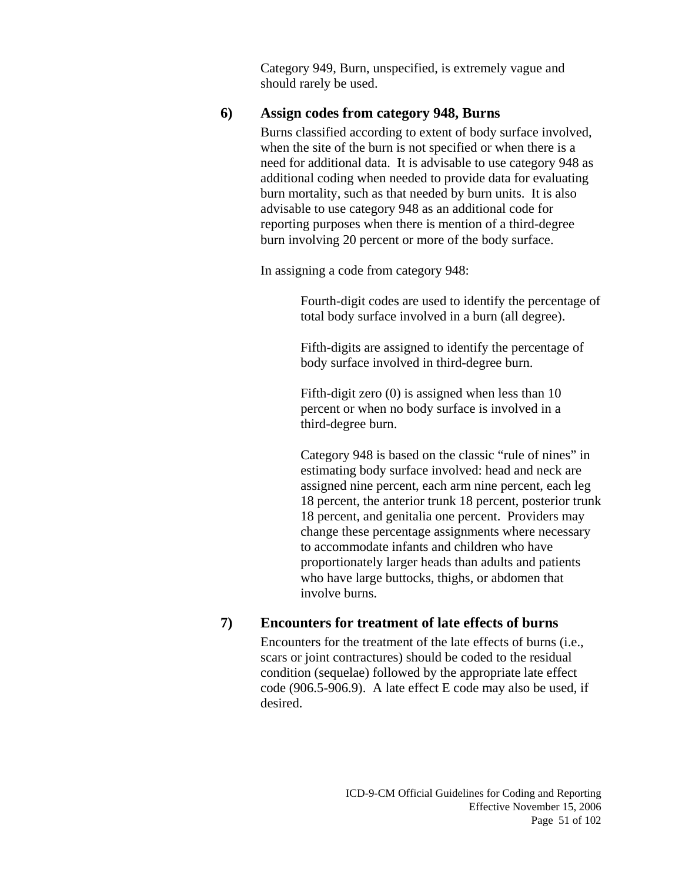Category 949, Burn, unspecified, is extremely vague and should rarely be used.

**6) Assign codes from category 948, Burns**

Burns classified according to extent of body surface involved, when the site of the burn is not specified or when there is a need for additional data. It is advisable to use category 948 as additional coding when needed to provide data for evaluating burn mortality, such as that needed by burn units. It is also advisable to use category 948 as an additional code for reporting purposes when there is mention of a third-degree burn involving 20 percent or more of the body surface.

In assigning a code from category 948:

> Fourth-digit codes are used to identify the percentage of total body surface involved in a burn (all degree).
>
> Fifth-digits are assigned to identify the percentage of body surface involved in third-degree burn.
>
> Fifth-digit zero (0) is assigned when less than 10 percent or when no body surface is involved in a third-degree burn.
>
> Category 948 is based on the classic "rule of nines" in estimating body surface involved: head and neck are assigned nine percent, each arm nine percent, each leg 18 percent, the anterior trunk 18 percent, posterior trunk 18 percent, and genitalia one percent. Providers may change these percentage assignments where necessary to accommodate infants and children who have proportionately larger heads than adults and patients who have large buttocks, thighs, or abdomen that involve burns.

**7) Encounters for treatment of late effects of burns**

Encounters for the treatment of the late effects of burns (i.e., scars or joint contractures) should be coded to the residual condition (sequelae) followed by the appropriate late effect code (906.5-906.9). A late effect E code may also be used, if desired.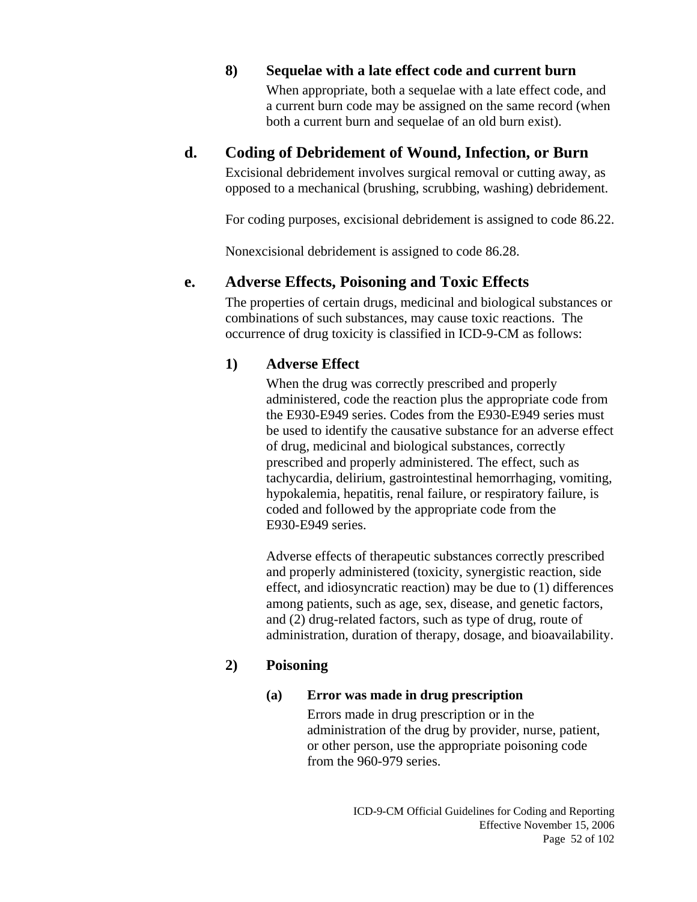#### 8) Sequelae with a late effect code and current burn

When appropriate, both a sequelae with a late effect code, and a current burn code may be assigned on the same record (when both a current burn and sequelae of an old burn exist).

### d. Coding of Debridement of Wound, Infection, or Burn

Excisional debridement involves surgical removal or cutting away, as opposed to a mechanical (brushing, scrubbing, washing) debridement.

For coding purposes, excisional debridement is assigned to code 86.22.

Nonexcisional debridement is assigned to code 86.28.

### e. Adverse Effects, Poisoning and Toxic Effects

The properties of certain drugs, medicinal and biological substances or combinations of such substances, may cause toxic reactions. The occurrence of drug toxicity is classified in ICD-9-CM as follows:

#### 1) Adverse Effect

When the drug was correctly prescribed and properly administered, code the reaction plus the appropriate code from the E930-E949 series. Codes from the E930-E949 series must be used to identify the causative substance for an adverse effect of drug, medicinal and biological substances, correctly prescribed and properly administered. The effect, such as tachycardia, delirium, gastrointestinal hemorrhaging, vomiting, hypokalemia, hepatitis, renal failure, or respiratory failure, is coded and followed by the appropriate code from the E930-E949 series.

Adverse effects of therapeutic substances correctly prescribed and properly administered (toxicity, synergistic reaction, side effect, and idiosyncratic reaction) may be due to (1) differences among patients, such as age, sex, disease, and genetic factors, and (2) drug-related factors, such as type of drug, route of administration, duration of therapy, dosage, and bioavailability.

#### 2) Poisoning

##### (a) Error was made in drug prescription

Errors made in drug prescription or in the administration of the drug by provider, nurse, patient, or other person, use the appropriate poisoning code from the 960-979 series.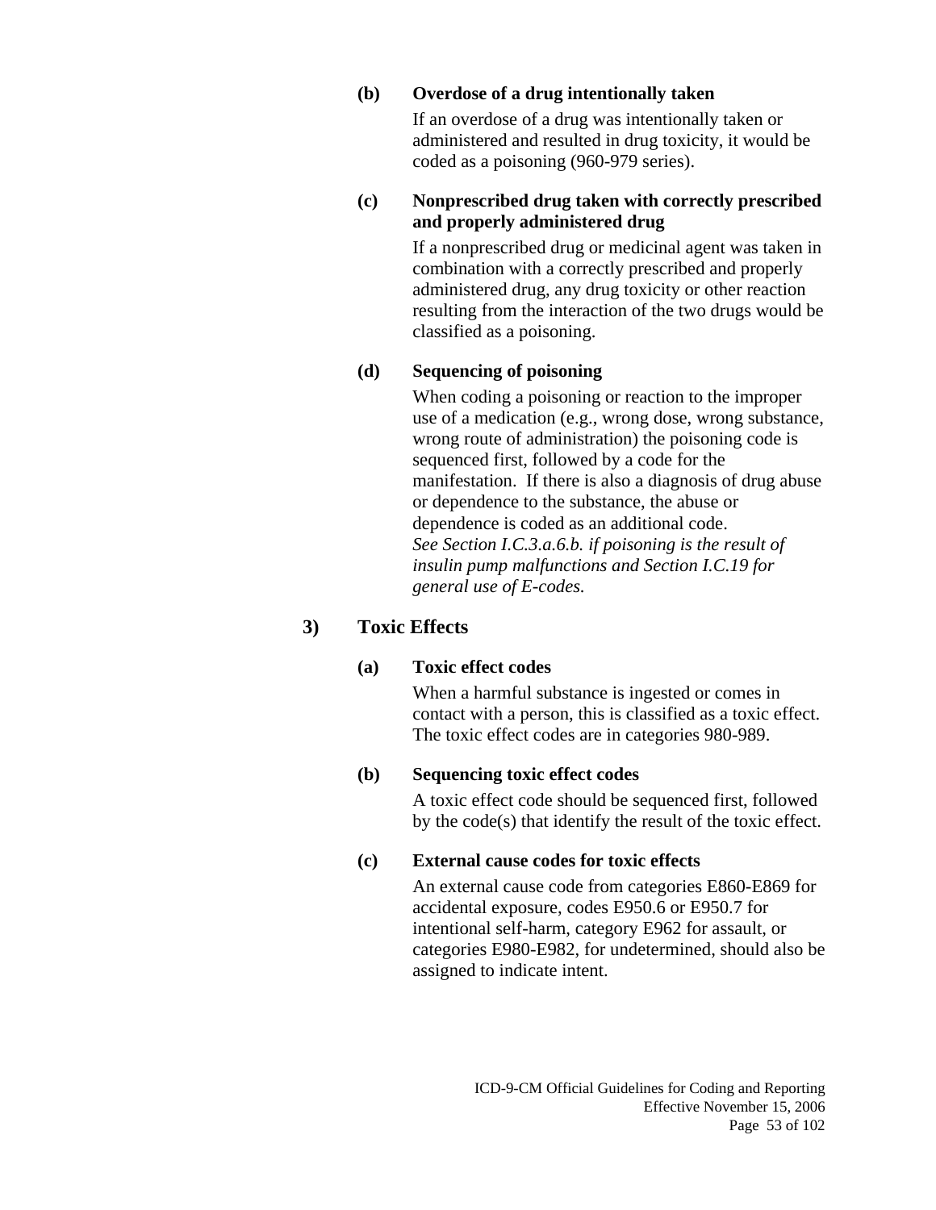**(b) Overdose of a drug intentionally taken**

If an overdose of a drug was intentionally taken or administered and resulted in drug toxicity, it would be coded as a poisoning (960-979 series).

**(c) Nonprescribed drug taken with correctly prescribed and properly administered drug**

If a nonprescribed drug or medicinal agent was taken in combination with a correctly prescribed and properly administered drug, any drug toxicity or other reaction resulting from the interaction of the two drugs would be classified as a poisoning.

**(d) Sequencing of poisoning**

When coding a poisoning or reaction to the improper use of a medication (e.g., wrong dose, wrong substance, wrong route of administration) the poisoning code is sequenced first, followed by a code for the manifestation. If there is also a diagnosis of drug abuse or dependence to the substance, the abuse or dependence is coded as an additional code.
*See Section I.C.3.a.6.b. if poisoning is the result of insulin pump malfunctions and Section I.C.19 for general use of E-codes.*

### 3) Toxic Effects

**(a) Toxic effect codes**

When a harmful substance is ingested or comes in contact with a person, this is classified as a toxic effect. The toxic effect codes are in categories 980-989.

**(b) Sequencing toxic effect codes**

A toxic effect code should be sequenced first, followed by the code(s) that identify the result of the toxic effect.

**(c) External cause codes for toxic effects**

An external cause code from categories E860-E869 for accidental exposure, codes E950.6 or E950.7 for intentional self-harm, category E962 for assault, or categories E980-E982, for undetermined, should also be assigned to indicate intent.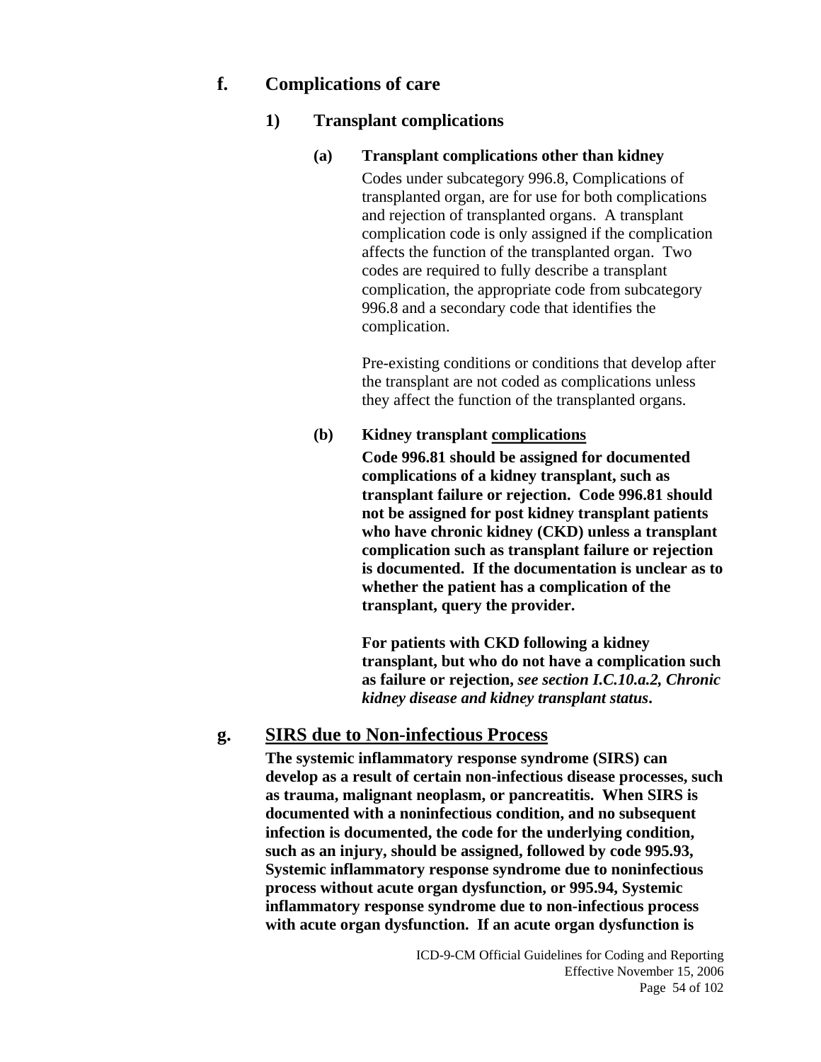### f. Complications of care

#### 1) Transplant complications

##### (a) Transplant complications other than kidney

Codes under subcategory 996.8, Complications of transplanted organ, are for use for both complications and rejection of transplanted organs. A transplant complication code is only assigned if the complication affects the function of the transplanted organ. Two codes are required to fully describe a transplant complication, the appropriate code from subcategory 996.8 and a secondary code that identifies the complication.

Pre-existing conditions or conditions that develop after the transplant are not coded as complications unless they affect the function of the transplanted organs.

##### (b) Kidney transplant <u>complications</u>

**Code 996.81 should be assigned for documented complications of a kidney transplant, such as transplant failure or rejection. Code 996.81 should not be assigned for post kidney transplant patients who have chronic kidney (CKD) unless a transplant complication such as transplant failure or rejection is documented. If the documentation is unclear as to whether the patient has a complication of the transplant, query the provider.**

**For patients with CKD following a kidney transplant, but who do not have a complication such as failure or rejection, *see section I.C.10.a.2, Chronic kidney disease and kidney transplant status*.**

### g. <u>SIRS due to Non-infectious Process</u>

**The systemic inflammatory response syndrome (SIRS) can develop as a result of certain non-infectious disease processes, such as trauma, malignant neoplasm, or pancreatitis. When SIRS is documented with a noninfectious condition, and no subsequent infection is documented, the code for the underlying condition, such as an injury, should be assigned, followed by code 995.93, Systemic inflammatory response syndrome due to noninfectious process without acute organ dysfunction, or 995.94, Systemic inflammatory response syndrome due to non-infectious process with acute organ dysfunction. If an acute organ dysfunction is**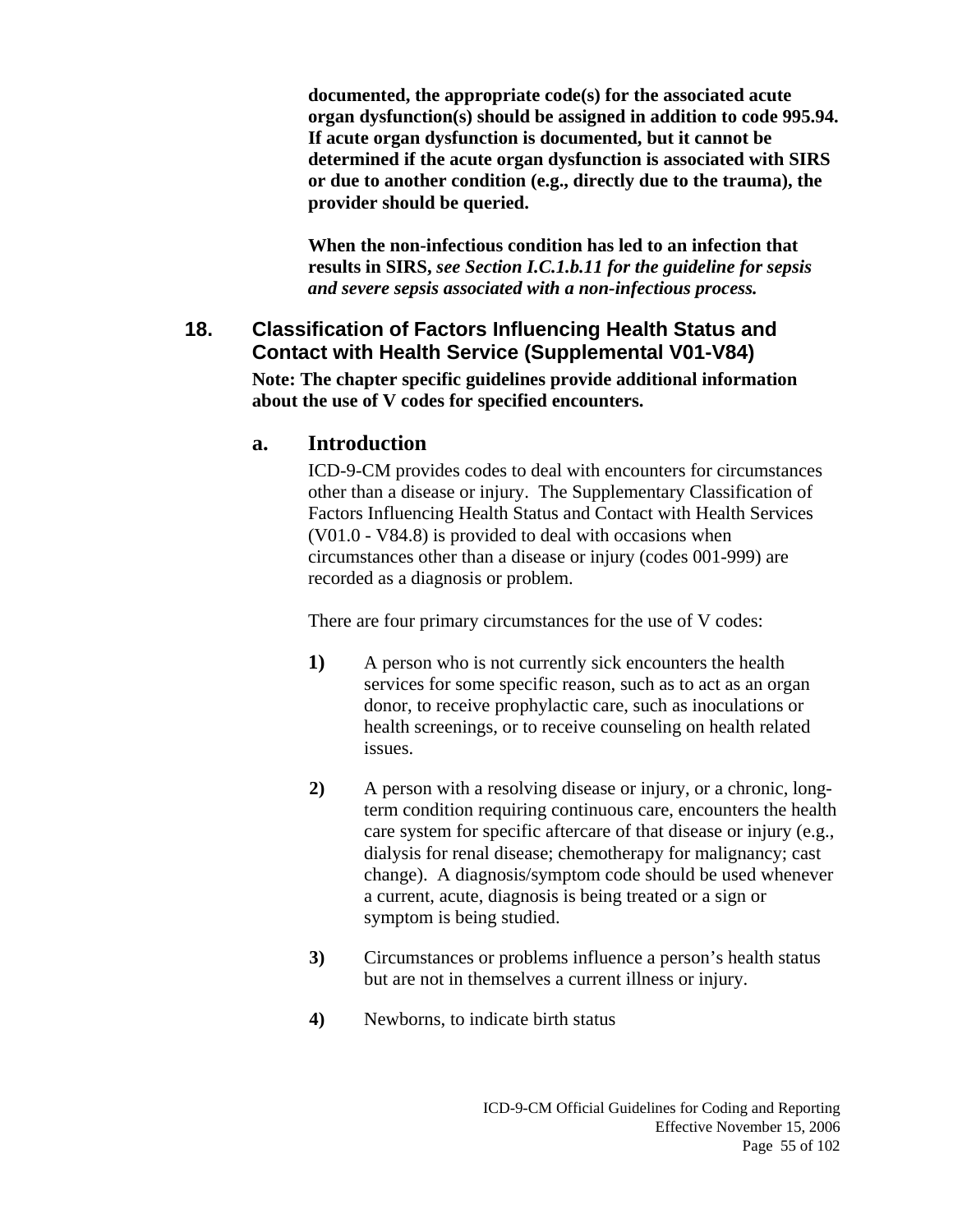**documented, the appropriate code(s) for the associated acute organ dysfunction(s) should be assigned in addition to code 995.94. If acute organ dysfunction is documented, but it cannot be determined if the acute organ dysfunction is associated with SIRS or due to another condition (e.g., directly due to the trauma), the provider should be queried.**

**When the non-infectious condition has led to an infection that results in SIRS,** ***see Section I.C.1.b.11 for the guideline for sepsis and severe sepsis associated with a non-infectious process.***

## 18. Classification of Factors Influencing Health Status and Contact with Health Service (Supplemental V01-V84)

**Note: The chapter specific guidelines provide additional information about the use of V codes for specified encounters.**

### a. Introduction

ICD-9-CM provides codes to deal with encounters for circumstances other than a disease or injury. The Supplementary Classification of Factors Influencing Health Status and Contact with Health Services (V01.0 - V84.8) is provided to deal with occasions when circumstances other than a disease or injury (codes 001-999) are recorded as a diagnosis or problem.

There are four primary circumstances for the use of V codes:

**1)** A person who is not currently sick encounters the health services for some specific reason, such as to act as an organ donor, to receive prophylactic care, such as inoculations or health screenings, or to receive counseling on health related issues.

**2)** A person with a resolving disease or injury, or a chronic, long-term condition requiring continuous care, encounters the health care system for specific aftercare of that disease or injury (e.g., dialysis for renal disease; chemotherapy for malignancy; cast change). A diagnosis/symptom code should be used whenever a current, acute, diagnosis is being treated or a sign or symptom is being studied.

**3)** Circumstances or problems influence a person's health status but are not in themselves a current illness or injury.

**4)** Newborns, to indicate birth status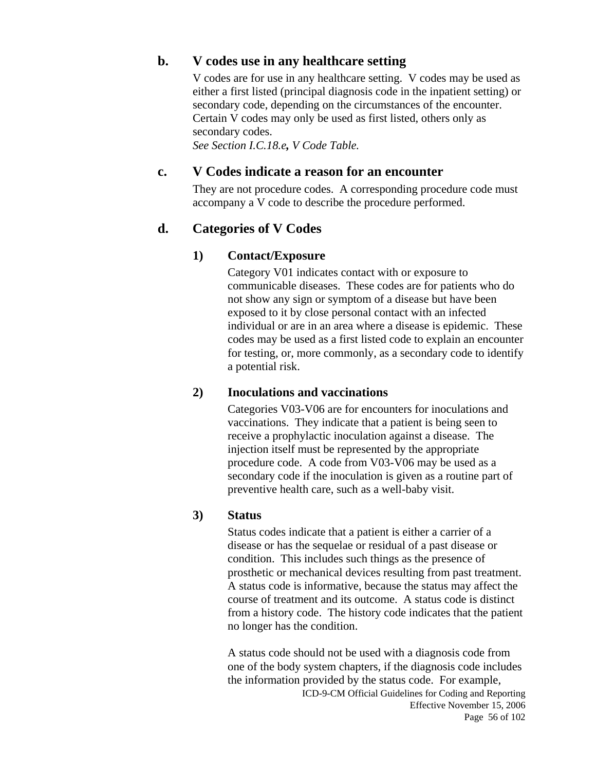### b. V codes use in any healthcare setting

V codes are for use in any healthcare setting. V codes may be used as either a first listed (principal diagnosis code in the inpatient setting) or secondary code, depending on the circumstances of the encounter. Certain V codes may only be used as first listed, others only as secondary codes.
*See Section I.C.18.e, V Code Table.*

### c. V Codes indicate a reason for an encounter

They are not procedure codes. A corresponding procedure code must accompany a V code to describe the procedure performed.

### d. Categories of V Codes

#### 1) Contact/Exposure

Category V01 indicates contact with or exposure to communicable diseases. These codes are for patients who do not show any sign or symptom of a disease but have been exposed to it by close personal contact with an infected individual or are in an area where a disease is epidemic. These codes may be used as a first listed code to explain an encounter for testing, or, more commonly, as a secondary code to identify a potential risk.

#### 2) Inoculations and vaccinations

Categories V03-V06 are for encounters for inoculations and vaccinations. They indicate that a patient is being seen to receive a prophylactic inoculation against a disease. The injection itself must be represented by the appropriate procedure code. A code from V03-V06 may be used as a secondary code if the inoculation is given as a routine part of preventive health care, such as a well-baby visit.

#### 3) Status

Status codes indicate that a patient is either a carrier of a disease or has the sequelae or residual of a past disease or condition. This includes such things as the presence of prosthetic or mechanical devices resulting from past treatment. A status code is informative, because the status may affect the course of treatment and its outcome. A status code is distinct from a history code. The history code indicates that the patient no longer has the condition.

A status code should not be used with a diagnosis code from one of the body system chapters, if the diagnosis code includes the information provided by the status code. For example,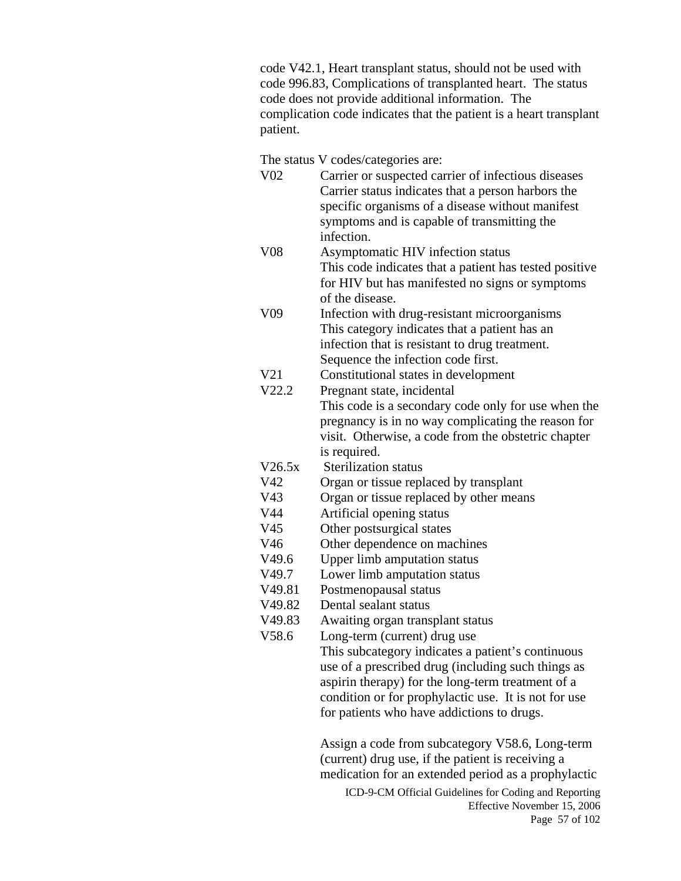code V42.1, Heart transplant status, should not be used with code 996.83, Complications of transplanted heart. The status code does not provide additional information. The complication code indicates that the patient is a heart transplant patient.

The status V codes/categories are:

V02 Carrier or suspected carrier of infectious diseases
Carrier status indicates that a person harbors the specific organisms of a disease without manifest symptoms and is capable of transmitting the infection.

V08 Asymptomatic HIV infection status
This code indicates that a patient has tested positive for HIV but has manifested no signs or symptoms of the disease.

V09 Infection with drug-resistant microorganisms
This category indicates that a patient has an infection that is resistant to drug treatment. Sequence the infection code first.

V21 Constitutional states in development

V22.2 Pregnant state, incidental
This code is a secondary code only for use when the pregnancy is in no way complicating the reason for visit. Otherwise, a code from the obstetric chapter is required.

V26.5x Sterilization status

V42 Organ or tissue replaced by transplant

V43 Organ or tissue replaced by other means

V44 Artificial opening status

V45 Other postsurgical states

V46 Other dependence on machines

V49.6 Upper limb amputation status

V49.7 Lower limb amputation status

V49.81 Postmenopausal status

V49.82 Dental sealant status

V49.83 Awaiting organ transplant status

V58.6 Long-term (current) drug use
This subcategory indicates a patient's continuous use of a prescribed drug (including such things as aspirin therapy) for the long-term treatment of a condition or for prophylactic use. It is not for use for patients who have addictions to drugs.

Assign a code from subcategory V58.6, Long-term (current) drug use, if the patient is receiving a medication for an extended period as a prophylactic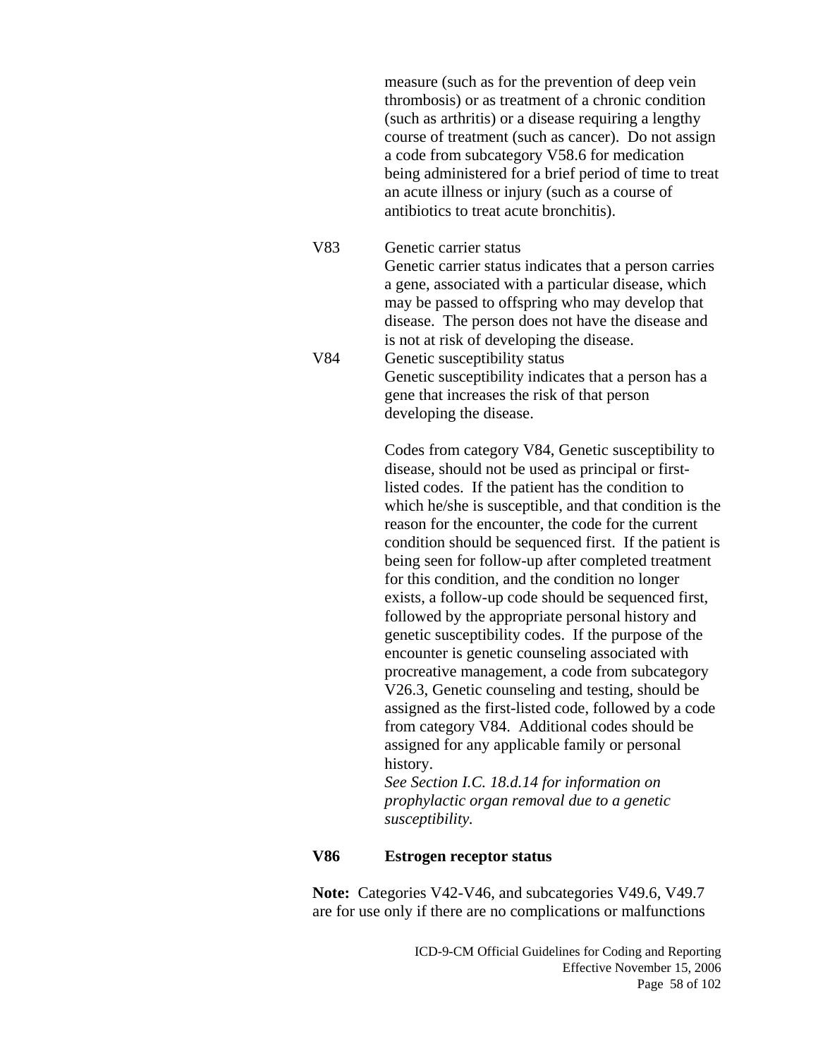measure (such as for the prevention of deep vein thrombosis) or as treatment of a chronic condition (such as arthritis) or a disease requiring a lengthy course of treatment (such as cancer). Do not assign a code from subcategory V58.6 for medication being administered for a brief period of time to treat an acute illness or injury (such as a course of antibiotics to treat acute bronchitis).

V83 Genetic carrier status

Genetic carrier status indicates that a person carries a gene, associated with a particular disease, which may be passed to offspring who may develop that disease. The person does not have the disease and is not at risk of developing the disease.

V84 Genetic susceptibility status

Genetic susceptibility indicates that a person has a gene that increases the risk of that person developing the disease.

Codes from category V84, Genetic susceptibility to disease, should not be used as principal or first-listed codes. If the patient has the condition to which he/she is susceptible, and that condition is the reason for the encounter, the code for the current condition should be sequenced first. If the patient is being seen for follow-up after completed treatment for this condition, and the condition no longer exists, a follow-up code should be sequenced first, followed by the appropriate personal history and genetic susceptibility codes. If the purpose of the encounter is genetic counseling associated with procreative management, a code from subcategory V26.3, Genetic counseling and testing, should be assigned as the first-listed code, followed by a code from category V84. Additional codes should be assigned for any applicable family or personal history.

*See Section I.C. 18.d.14 for information on prophylactic organ removal due to a genetic susceptibility.*

**V86 Estrogen receptor status**

**Note:** Categories V42-V46, and subcategories V49.6, V49.7 are for use only if there are no complications or malfunctions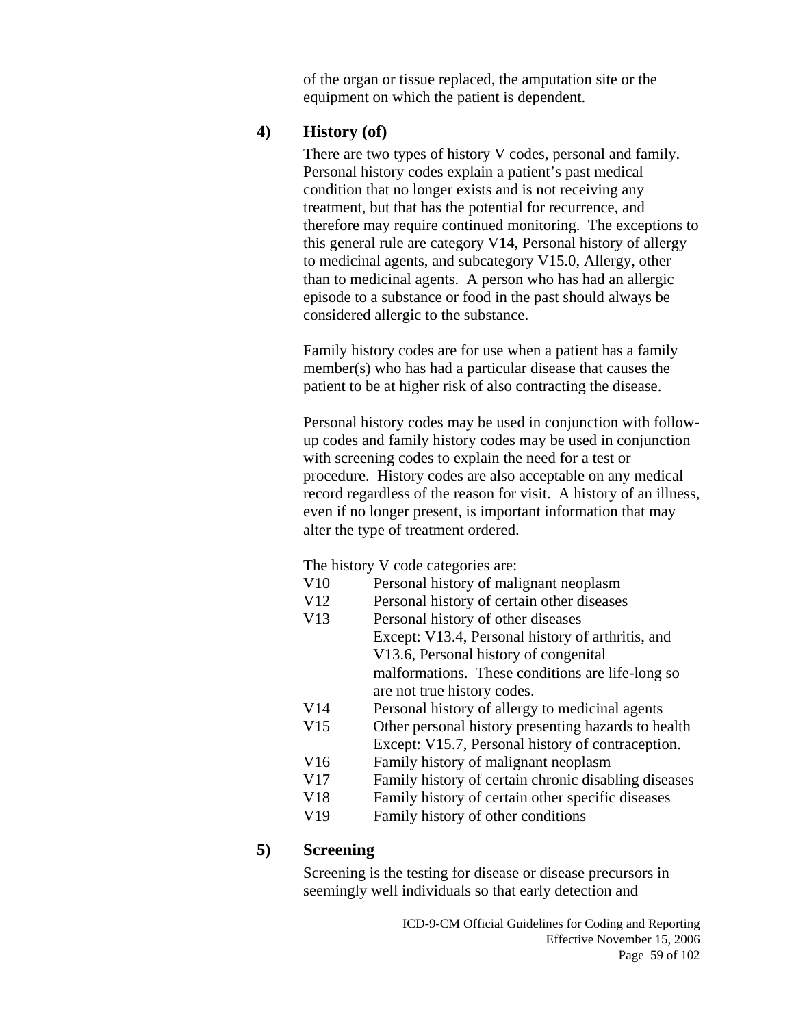of the organ or tissue replaced, the amputation site or the equipment on which the patient is dependent.

#### 4) History (of)

There are two types of history V codes, personal and family. Personal history codes explain a patient's past medical condition that no longer exists and is not receiving any treatment, but that has the potential for recurrence, and therefore may require continued monitoring. The exceptions to this general rule are category V14, Personal history of allergy to medicinal agents, and subcategory V15.0, Allergy, other than to medicinal agents. A person who has had an allergic episode to a substance or food in the past should always be considered allergic to the substance.

Family history codes are for use when a patient has a family member(s) who has had a particular disease that causes the patient to be at higher risk of also contracting the disease.

Personal history codes may be used in conjunction with follow-up codes and family history codes may be used in conjunction with screening codes to explain the need for a test or procedure. History codes are also acceptable on any medical record regardless of the reason for visit. A history of an illness, even if no longer present, is important information that may alter the type of treatment ordered.

The history V code categories are:

| | |
|---|---|
| V10 | Personal history of malignant neoplasm |
| V12 | Personal history of certain other diseases |
| V13 | Personal history of other diseases<br>Except: V13.4, Personal history of arthritis, and V13.6, Personal history of congenital malformations. These conditions are life-long so are not true history codes. |
| V14 | Personal history of allergy to medicinal agents |
| V15 | Other personal history presenting hazards to health<br>Except: V15.7, Personal history of contraception. |
| V16 | Family history of malignant neoplasm |
| V17 | Family history of certain chronic disabling diseases |
| V18 | Family history of certain other specific diseases |
| V19 | Family history of other conditions |

#### 5) Screening

Screening is the testing for disease or disease precursors in seemingly well individuals so that early detection and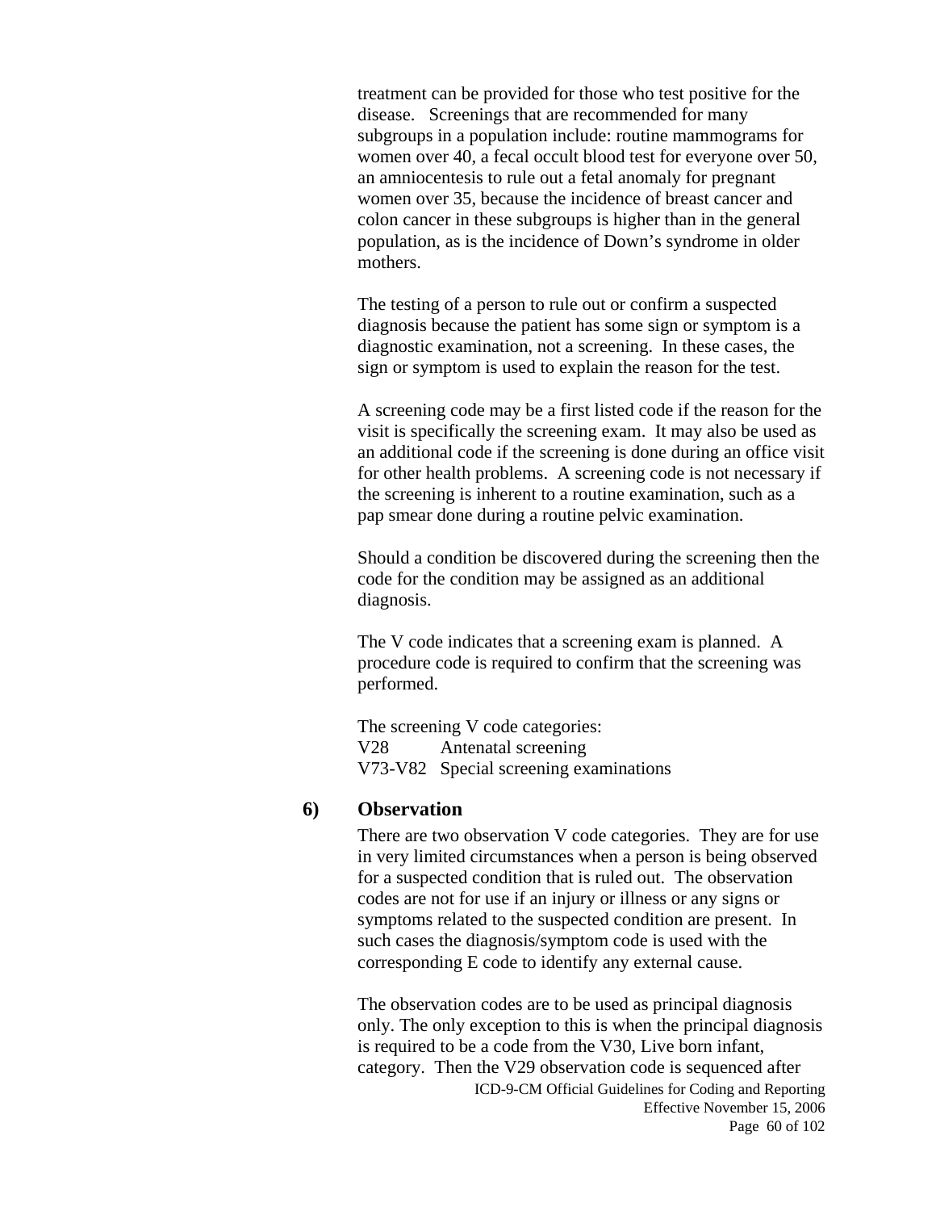treatment can be provided for those who test positive for the disease. Screenings that are recommended for many subgroups in a population include: routine mammograms for women over 40, a fecal occult blood test for everyone over 50, an amniocentesis to rule out a fetal anomaly for pregnant women over 35, because the incidence of breast cancer and colon cancer in these subgroups is higher than in the general population, as is the incidence of Down's syndrome in older mothers.

The testing of a person to rule out or confirm a suspected diagnosis because the patient has some sign or symptom is a diagnostic examination, not a screening. In these cases, the sign or symptom is used to explain the reason for the test.

A screening code may be a first listed code if the reason for the visit is specifically the screening exam. It may also be used as an additional code if the screening is done during an office visit for other health problems. A screening code is not necessary if the screening is inherent to a routine examination, such as a pap smear done during a routine pelvic examination.

Should a condition be discovered during the screening then the code for the condition may be assigned as an additional diagnosis.

The V code indicates that a screening exam is planned. A procedure code is required to confirm that the screening was performed.

The screening V code categories:

| | |
|---|---|
| V28 | Antenatal screening |
| V73-V82 | Special screening examinations |

### 6) Observation

There are two observation V code categories. They are for use in very limited circumstances when a person is being observed for a suspected condition that is ruled out. The observation codes are not for use if an injury or illness or any signs or symptoms related to the suspected condition are present. In such cases the diagnosis/symptom code is used with the corresponding E code to identify any external cause.

The observation codes are to be used as principal diagnosis only. The only exception to this is when the principal diagnosis is required to be a code from the V30, Live born infant, category. Then the V29 observation code is sequenced after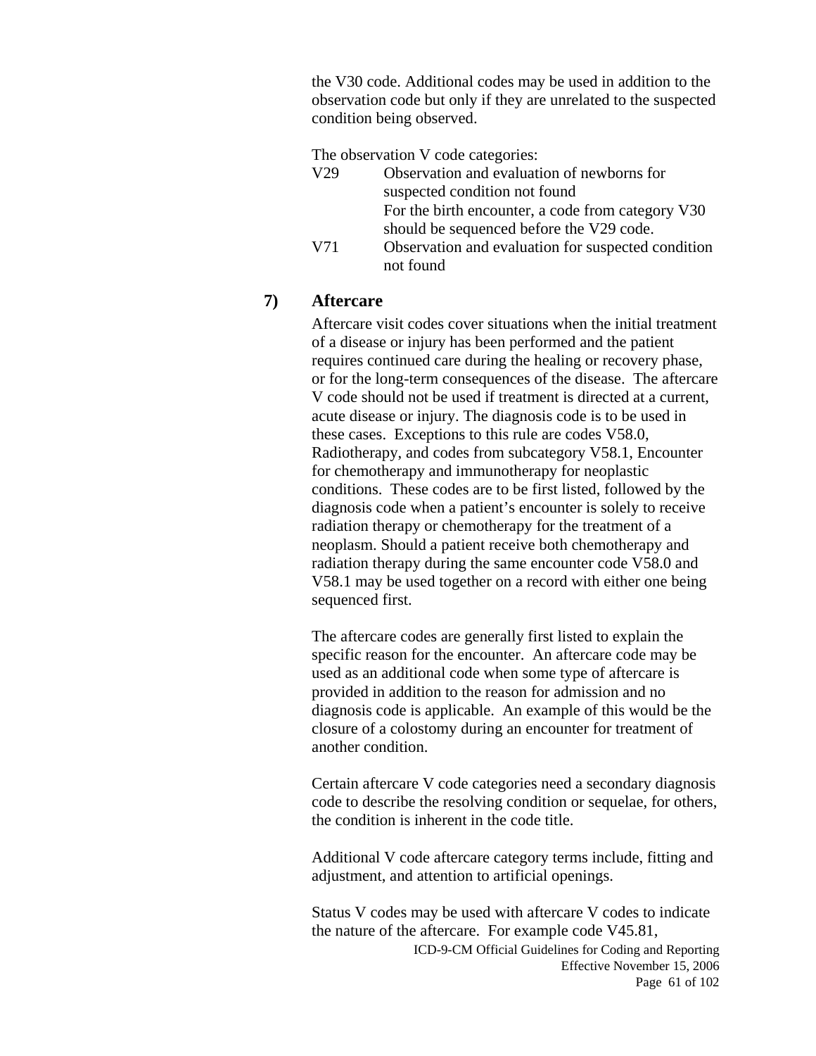the V30 code. Additional codes may be used in addition to the observation code but only if they are unrelated to the suspected condition being observed.

The observation V code categories:

| | |
|---|---|
| V29 | Observation and evaluation of newborns for suspected condition not found<br>For the birth encounter, a code from category V30 should be sequenced before the V29 code. |
| V71 | Observation and evaluation for suspected condition not found |

**7) Aftercare**

Aftercare visit codes cover situations when the initial treatment of a disease or injury has been performed and the patient requires continued care during the healing or recovery phase, or for the long-term consequences of the disease. The aftercare V code should not be used if treatment is directed at a current, acute disease or injury. The diagnosis code is to be used in these cases. Exceptions to this rule are codes V58.0, Radiotherapy, and codes from subcategory V58.1, Encounter for chemotherapy and immunotherapy for neoplastic conditions. These codes are to be first listed, followed by the diagnosis code when a patient's encounter is solely to receive radiation therapy or chemotherapy for the treatment of a neoplasm. Should a patient receive both chemotherapy and radiation therapy during the same encounter code V58.0 and V58.1 may be used together on a record with either one being sequenced first.

The aftercare codes are generally first listed to explain the specific reason for the encounter. An aftercare code may be used as an additional code when some type of aftercare is provided in addition to the reason for admission and no diagnosis code is applicable. An example of this would be the closure of a colostomy during an encounter for treatment of another condition.

Certain aftercare V code categories need a secondary diagnosis code to describe the resolving condition or sequelae, for others, the condition is inherent in the code title.

Additional V code aftercare category terms include, fitting and adjustment, and attention to artificial openings.

Status V codes may be used with aftercare V codes to indicate the nature of the aftercare. For example code V45.81,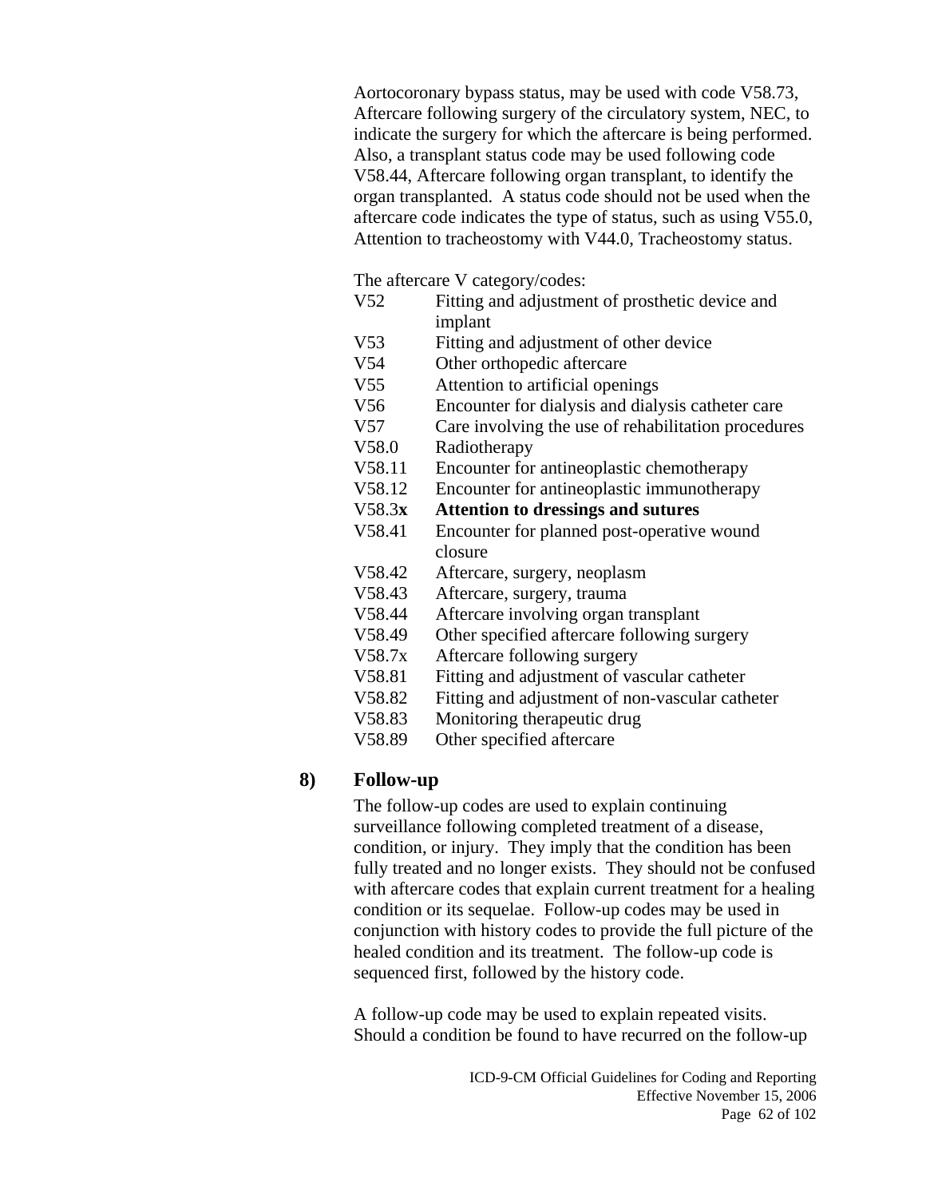Aortocoronary bypass status, may be used with code V58.73, Aftercare following surgery of the circulatory system, NEC, to indicate the surgery for which the aftercare is being performed. Also, a transplant status code may be used following code V58.44, Aftercare following organ transplant, to identify the organ transplanted. A status code should not be used when the aftercare code indicates the type of status, such as using V55.0, Attention to tracheostomy with V44.0, Tracheostomy status.

The aftercare V category/codes:

| | |
|---|---|
| V52 | Fitting and adjustment of prosthetic device and implant |
| V53 | Fitting and adjustment of other device |
| V54 | Other orthopedic aftercare |
| V55 | Attention to artificial openings |
| V56 | Encounter for dialysis and dialysis catheter care |
| V57 | Care involving the use of rehabilitation procedures |
| V58.0 | Radiotherapy |
| V58.11 | Encounter for antineoplastic chemotherapy |
| V58.12 | Encounter for antineoplastic immunotherapy |
| V58.3**x** | **Attention to dressings and sutures** |
| V58.41 | Encounter for planned post-operative wound closure |
| V58.42 | Aftercare, surgery, neoplasm |
| V58.43 | Aftercare, surgery, trauma |
| V58.44 | Aftercare involving organ transplant |
| V58.49 | Other specified aftercare following surgery |
| V58.7x | Aftercare following surgery |
| V58.81 | Fitting and adjustment of vascular catheter |
| V58.82 | Fitting and adjustment of non-vascular catheter |
| V58.83 | Monitoring therapeutic drug |
| V58.89 | Other specified aftercare |

### 8) Follow-up

The follow-up codes are used to explain continuing surveillance following completed treatment of a disease, condition, or injury. They imply that the condition has been fully treated and no longer exists. They should not be confused with aftercare codes that explain current treatment for a healing condition or its sequelae. Follow-up codes may be used in conjunction with history codes to provide the full picture of the healed condition and its treatment. The follow-up code is sequenced first, followed by the history code.

A follow-up code may be used to explain repeated visits. Should a condition be found to have recurred on the follow-up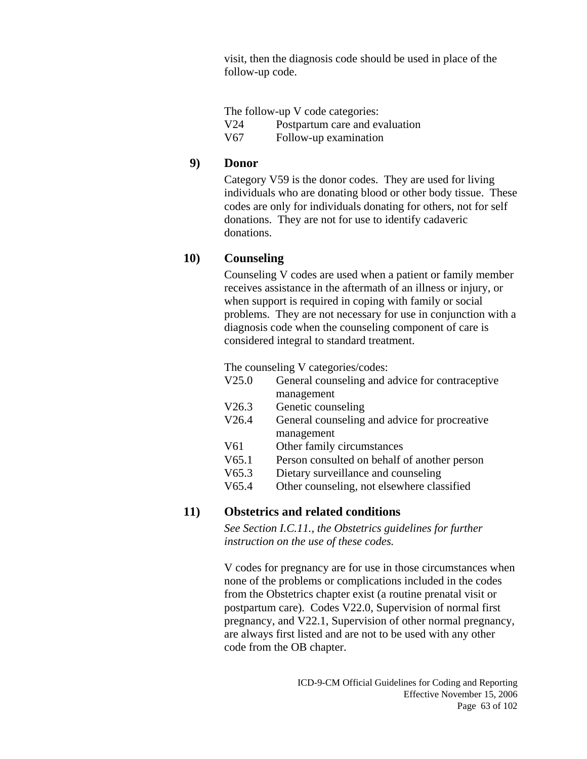visit, then the diagnosis code should be used in place of the follow-up code.

The follow-up V code categories:

| | |
|---|---|
| V24 | Postpartum care and evaluation |
| V67 | Follow-up examination |

### 9) Donor

Category V59 is the donor codes. They are used for living individuals who are donating blood or other body tissue. These codes are only for individuals donating for others, not for self donations. They are not for use to identify cadaveric donations.

### 10) Counseling

Counseling V codes are used when a patient or family member receives assistance in the aftermath of an illness or injury, or when support is required in coping with family or social problems. They are not necessary for use in conjunction with a diagnosis code when the counseling component of care is considered integral to standard treatment.

The counseling V categories/codes:

| | |
|---|---|
| V25.0 | General counseling and advice for contraceptive management |
| V26.3 | Genetic counseling |
| V26.4 | General counseling and advice for procreative management |
| V61 | Other family circumstances |
| V65.1 | Person consulted on behalf of another person |
| V65.3 | Dietary surveillance and counseling |
| V65.4 | Other counseling, not elsewhere classified |

### 11) Obstetrics and related conditions

*See Section I.C.11., the Obstetrics guidelines for further instruction on the use of these codes.*

V codes for pregnancy are for use in those circumstances when none of the problems or complications included in the codes from the Obstetrics chapter exist (a routine prenatal visit or postpartum care). Codes V22.0, Supervision of normal first pregnancy, and V22.1, Supervision of other normal pregnancy, are always first listed and are not to be used with any other code from the OB chapter.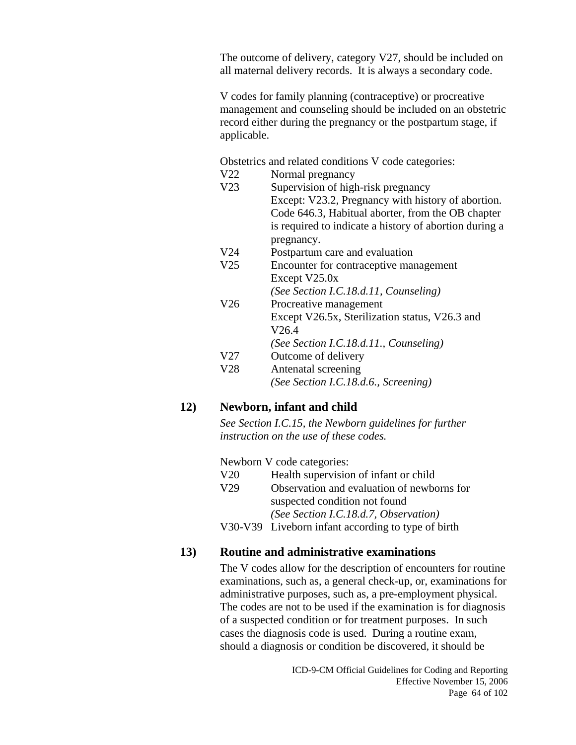The outcome of delivery, category V27, should be included on all maternal delivery records. It is always a secondary code.

V codes for family planning (contraceptive) or procreative management and counseling should be included on an obstetric record either during the pregnancy or the postpartum stage, if applicable.

Obstetrics and related conditions V code categories:

| | |
|---|---|
| V22 | Normal pregnancy |
| V23 | Supervision of high-risk pregnancy<br>Except: V23.2, Pregnancy with history of abortion. Code 646.3, Habitual aborter, from the OB chapter is required to indicate a history of abortion during a pregnancy. |
| V24 | Postpartum care and evaluation |
| V25 | Encounter for contraceptive management<br>Except V25.0x<br>*(See Section I.C.18.d.11, Counseling)* |
| V26 | Procreative management<br>Except V26.5x, Sterilization status, V26.3 and V26.4<br>*(See Section I.C.18.d.11., Counseling)* |
| V27 | Outcome of delivery |
| V28 | Antenatal screening<br>*(See Section I.C.18.d.6., Screening)* |

### 12) Newborn, infant and child

*See Section I.C.15, the Newborn guidelines for further instruction on the use of these codes.*

Newborn V code categories:

| | |
|---|---|
| V20 | Health supervision of infant or child |
| V29 | Observation and evaluation of newborns for suspected condition not found<br>*(See Section I.C.18.d.7, Observation)* |
| V30-V39 | Liveborn infant according to type of birth |

### 13) Routine and administrative examinations

The V codes allow for the description of encounters for routine examinations, such as, a general check-up, or, examinations for administrative purposes, such as, a pre-employment physical. The codes are not to be used if the examination is for diagnosis of a suspected condition or for treatment purposes. In such cases the diagnosis code is used. During a routine exam, should a diagnosis or condition be discovered, it should be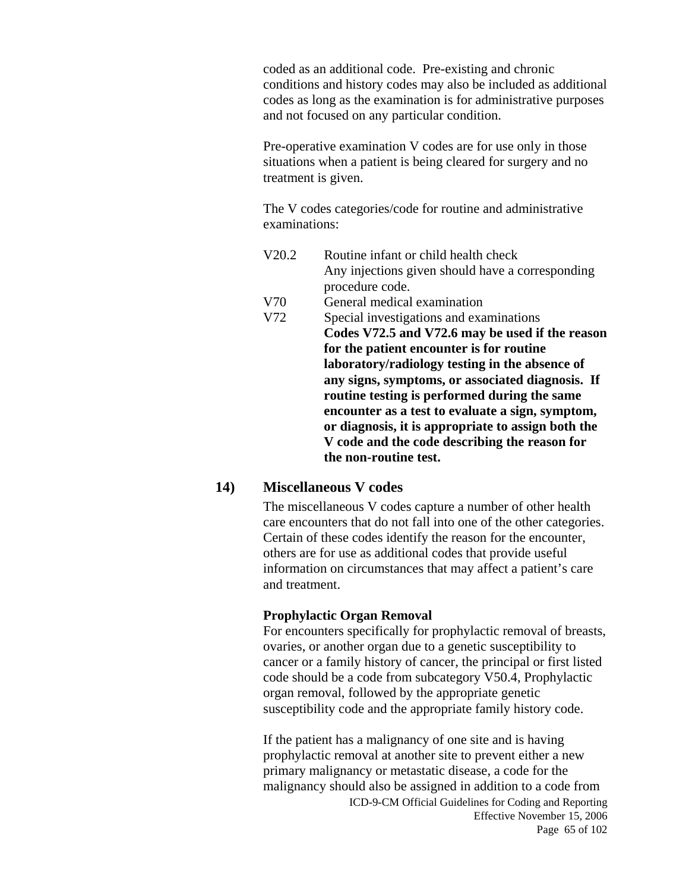coded as an additional code. Pre-existing and chronic conditions and history codes may also be included as additional codes as long as the examination is for administrative purposes and not focused on any particular condition.

Pre-operative examination V codes are for use only in those situations when a patient is being cleared for surgery and no treatment is given.

The V codes categories/code for routine and administrative examinations:

| | |
|---|---|
| V20.2 | Routine infant or child health check<br>Any injections given should have a corresponding procedure code. |
| V70 | General medical examination |
| V72 | Special investigations and examinations<br>**Codes V72.5 and V72.6 may be used if the reason for the patient encounter is for routine laboratory/radiology testing in the absence of any signs, symptoms, or associated diagnosis. If routine testing is performed during the same encounter as a test to evaluate a sign, symptom, or diagnosis, it is appropriate to assign both the V code and the code describing the reason for the non-routine test.** |

### 14) Miscellaneous V codes

The miscellaneous V codes capture a number of other health care encounters that do not fall into one of the other categories. Certain of these codes identify the reason for the encounter, others are for use as additional codes that provide useful information on circumstances that may affect a patient's care and treatment.

**Prophylactic Organ Removal**

For encounters specifically for prophylactic removal of breasts, ovaries, or another organ due to a genetic susceptibility to cancer or a family history of cancer, the principal or first listed code should be a code from subcategory V50.4, Prophylactic organ removal, followed by the appropriate genetic susceptibility code and the appropriate family history code.

If the patient has a malignancy of one site and is having prophylactic removal at another site to prevent either a new primary malignancy or metastatic disease, a code for the malignancy should also be assigned in addition to a code from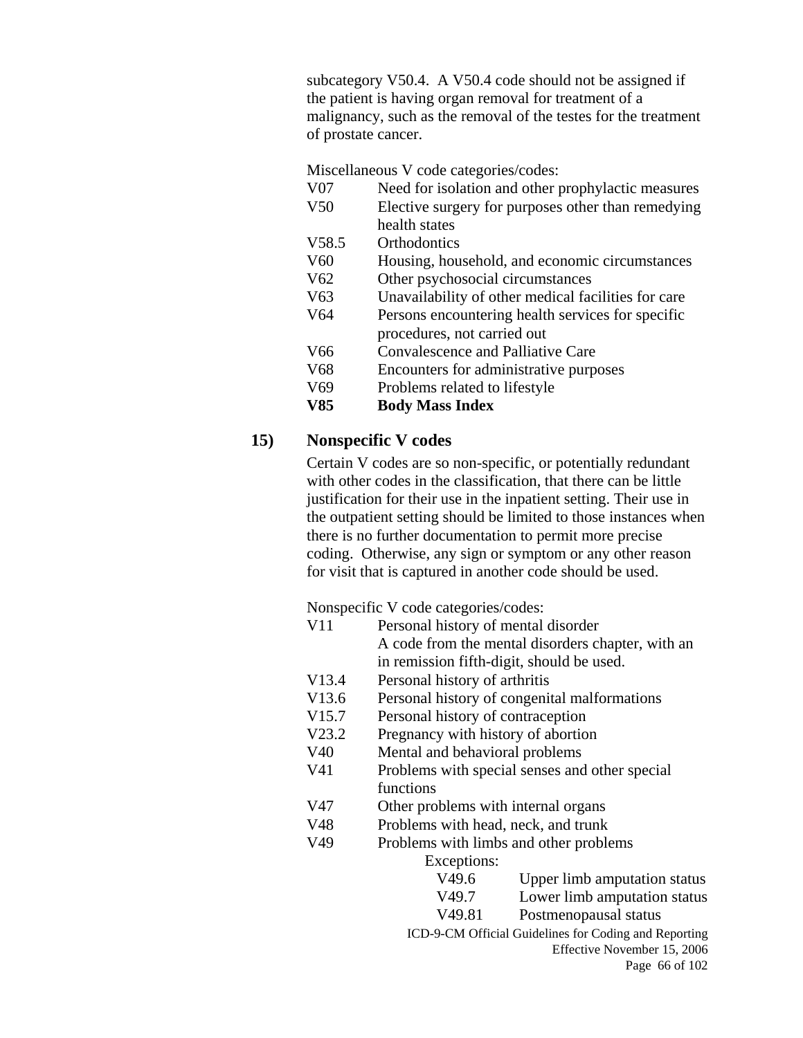subcategory V50.4. A V50.4 code should not be assigned if the patient is having organ removal for treatment of a malignancy, such as the removal of the testes for the treatment of prostate cancer.

Miscellaneous V code categories/codes:

| | |
|---|---|
| V07 | Need for isolation and other prophylactic measures |
| V50 | Elective surgery for purposes other than remedying health states |
| V58.5 | Orthodontics |
| V60 | Housing, household, and economic circumstances |
| V62 | Other psychosocial circumstances |
| V63 | Unavailability of other medical facilities for care |
| V64 | Persons encountering health services for specific procedures, not carried out |
| V66 | Convalescence and Palliative Care |
| V68 | Encounters for administrative purposes |
| V69 | Problems related to lifestyle |
| **V85** | **Body Mass Index** |

### 15) Nonspecific V codes

Certain V codes are so non-specific, or potentially redundant with other codes in the classification, that there can be little justification for their use in the inpatient setting. Their use in the outpatient setting should be limited to those instances when there is no further documentation to permit more precise coding. Otherwise, any sign or symptom or any other reason for visit that is captured in another code should be used.

Nonspecific V code categories/codes:

| | |
|---|---|
| V11 | Personal history of mental disorder<br>A code from the mental disorders chapter, with an in remission fifth-digit, should be used. |
| V13.4 | Personal history of arthritis |
| V13.6 | Personal history of congenital malformations |
| V15.7 | Personal history of contraception |
| V23.2 | Pregnancy with history of abortion |
| V40 | Mental and behavioral problems |
| V41 | Problems with special senses and other special functions |
| V47 | Other problems with internal organs |
| V48 | Problems with head, neck, and trunk |
| V49 | Problems with limbs and other problems |

Exceptions:

| | |
|---|---|
| V49.6 | Upper limb amputation status |
| V49.7 | Lower limb amputation status |
| V49.81 | Postmenopausal status |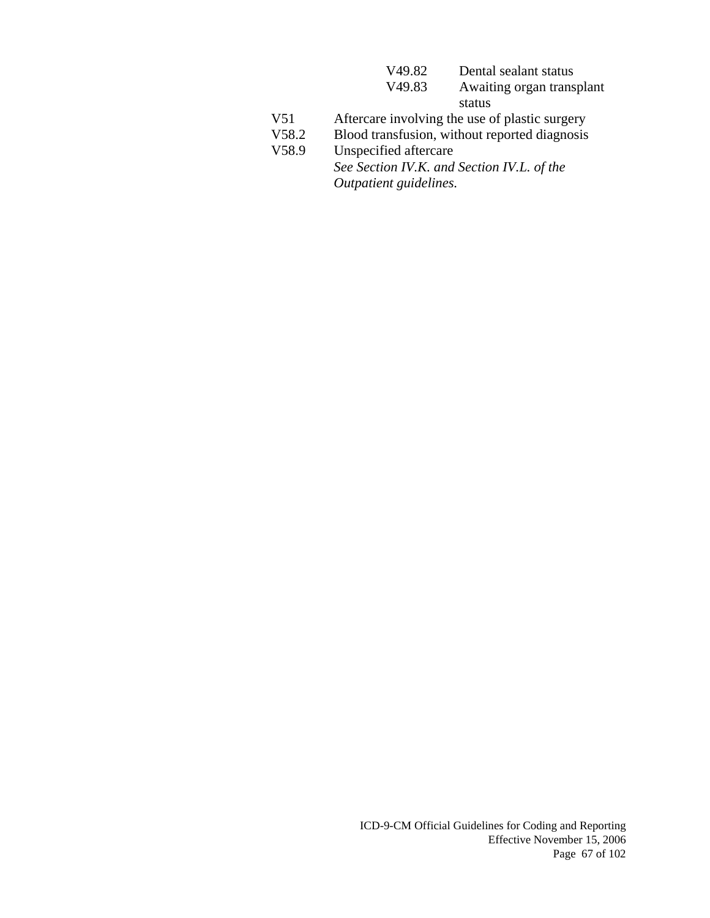V49.82 Dental sealant status

V49.83 Awaiting organ transplant status

V51 Aftercare involving the use of plastic surgery

V58.2 Blood transfusion, without reported diagnosis

V58.9 Unspecified aftercare

*See Section IV.K. and Section IV.L. of the Outpatient guidelines.*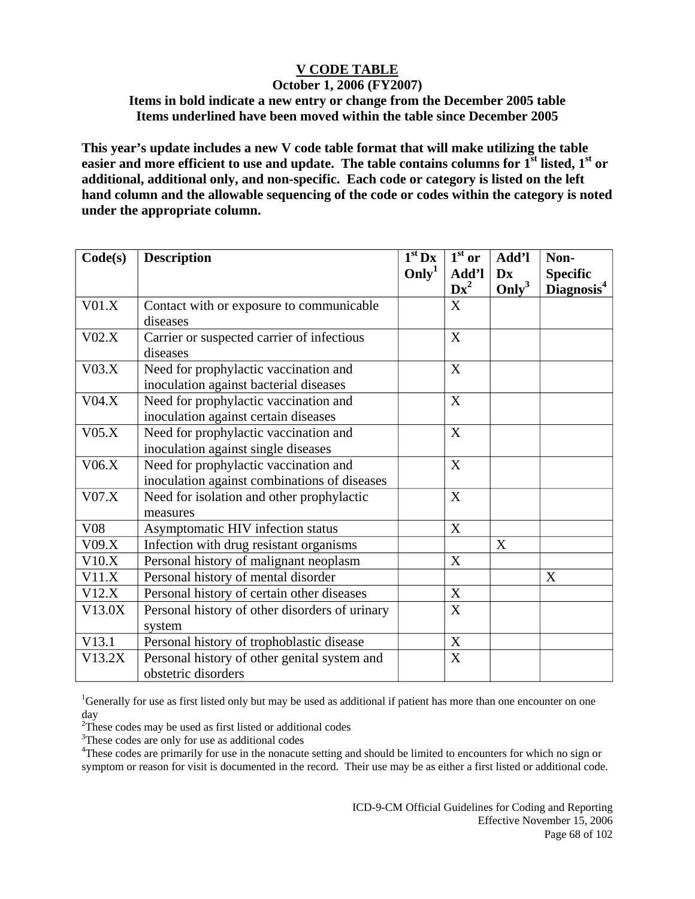**V CODE TABLE**

**October 1, 2006 (FY2007)**

**Items in bold indicate a new entry or change from the December 2005 table**

**Items underlined have been moved within the table since December 2005**

**This year's update includes a new V code table format that will make utilizing the table easier and more efficient to use and update. The table contains columns for 1st listed, 1st or additional, additional only, and non-specific. Each code or category is listed on the left hand column and the allowable sequencing of the code or codes within the category is noted under the appropriate column.**

| Code(s) | Description | 1st Dx Only[1] | 1st or Add'l Dx[2] | Add'l Dx Only[3] | Non-Specific Diagnosis[4] |
|---|---|---|---|---|---|
| V01.X | Contact with or exposure to communicable diseases | | X | | |
| V02.X | Carrier or suspected carrier of infectious diseases | | X | | |
| V03.X | Need for prophylactic vaccination and inoculation against bacterial diseases | | X | | |
| V04.X | Need for prophylactic vaccination and inoculation against certain diseases | | X | | |
| V05.X | Need for prophylactic vaccination and inoculation against single diseases | | X | | |
| V06.X | Need for prophylactic vaccination and inoculation against combinations of diseases | | X | | |
| V07.X | Need for isolation and other prophylactic measures | | X | | |
| V08 | Asymptomatic HIV infection status | | X | | |
| V09.X | Infection with drug resistant organisms | | | X | |
| V10.X | Personal history of malignant neoplasm | | X | | |
| V11.X | Personal history of mental disorder | | | | X |
| V12.X | Personal history of certain other diseases | | X | | |
| V13.0X | Personal history of other disorders of urinary system | | X | | |
| V13.1 | Personal history of trophoblastic disease | | X | | |
| V13.2X | Personal history of other genital system and obstetric disorders | | X | | |

[1] Generally for use as first listed only but may be used as additional if patient has more than one encounter on one day

[2] These codes may be used as first listed or additional codes

[3] These codes are only for use as additional codes

[4] These codes are primarily for use in the nonacute setting and should be limited to encounters for which no sign or symptom or reason for visit is documented in the record. Their use may be as either a first listed or additional code.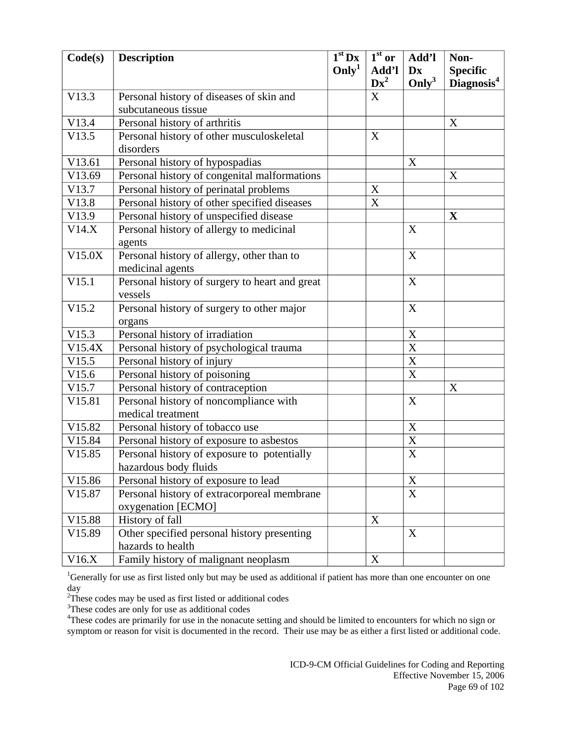| Code(s) | Description | 1st Dx Only[1] | 1st or Add'l Dx[2] | Add'l Dx Only[3] | Non-Specific Diagnosis[4] |
|---|---|---|---|---|---|
| V13.3 | Personal history of diseases of skin and subcutaneous tissue | | X | | |
| V13.4 | Personal history of arthritis | | | | X |
| V13.5 | Personal history of other musculoskeletal disorders | | X | | |
| V13.61 | Personal history of hypospadias | | | X | |
| V13.69 | Personal history of congenital malformations | | | | X |
| V13.7 | Personal history of perinatal problems | | X | | |
| V13.8 | Personal history of other specified diseases | | X | | |
| V13.9 | Personal history of unspecified disease | | | | **X** |
| V14.X | Personal history of allergy to medicinal agents | | | X | |
| V15.0X | Personal history of allergy, other than to medicinal agents | | | X | |
| V15.1 | Personal history of surgery to heart and great vessels | | | X | |
| V15.2 | Personal history of surgery to other major organs | | | X | |
| V15.3 | Personal history of irradiation | | | X | |
| V15.4X | Personal history of psychological trauma | | | X | |
| V15.5 | Personal history of injury | | | X | |
| V15.6 | Personal history of poisoning | | | X | |
| V15.7 | Personal history of contraception | | | | X |
| V15.81 | Personal history of noncompliance with medical treatment | | | X | |
| V15.82 | Personal history of tobacco use | | | X | |
| V15.84 | Personal history of exposure to asbestos | | | X | |
| V15.85 | Personal history of exposure to potentially hazardous body fluids | | | X | |
| V15.86 | Personal history of exposure to lead | | | X | |
| V15.87 | Personal history of extracorporeal membrane oxygenation [ECMO] | | | X | |
| V15.88 | History of fall | | X | | |
| V15.89 | Other specified personal history presenting hazards to health | | | X | |
| V16.X | Family history of malignant neoplasm | | X | | |

[1]Generally for use as first listed only but may be used as additional if patient has more than one encounter on one day

[2]These codes may be used as first listed or additional codes

[3]These codes are only for use as additional codes

[4]These codes are primarily for use in the nonacute setting and should be limited to encounters for which no sign or symptom or reason for visit is documented in the record. Their use may be as either a first listed or additional code.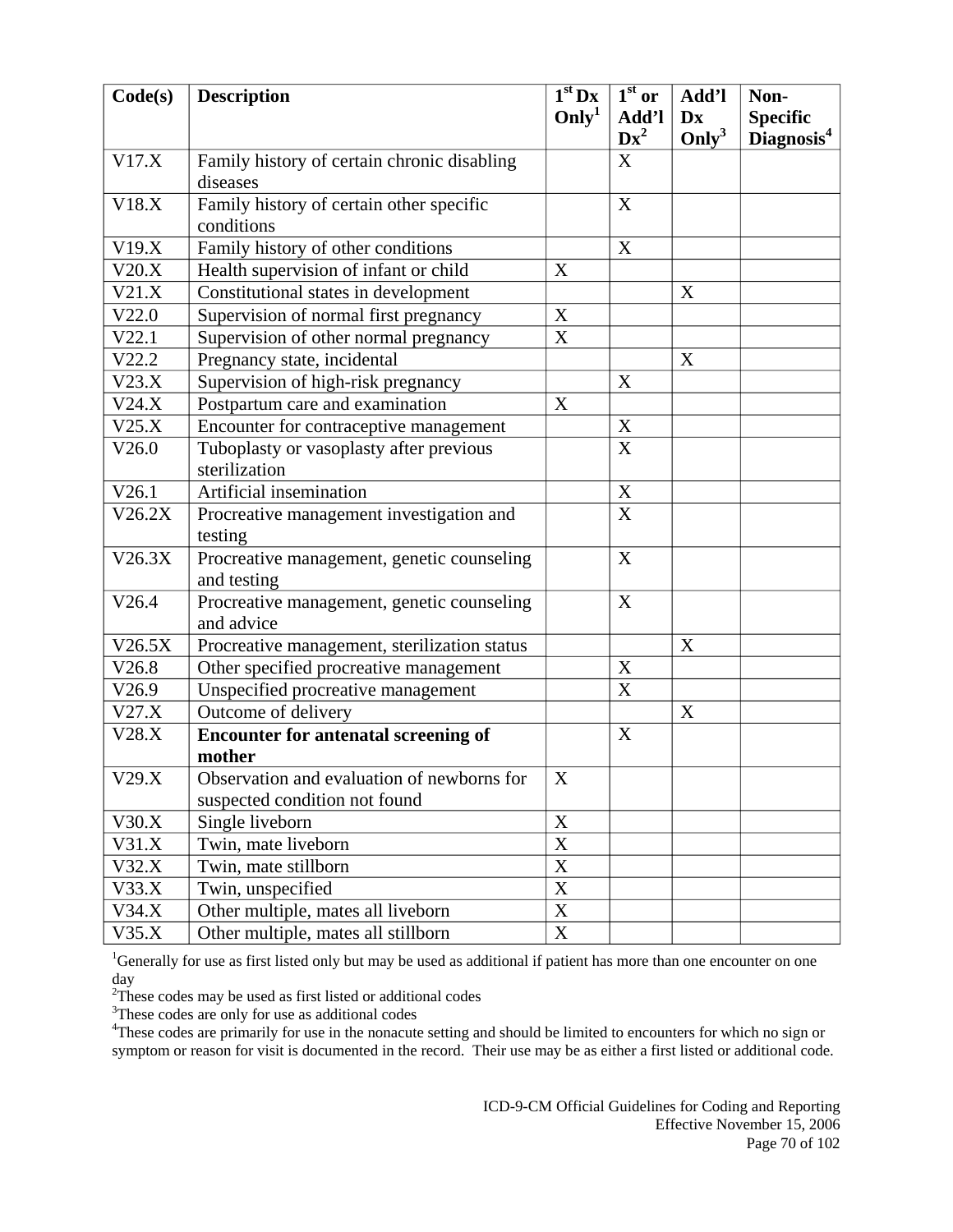| Code(s) | Description | 1st Dx Only[1] | 1st or Add'l Dx[2] | Add'l Dx Only[3] | Non-Specific Diagnosis[4] |
|---|---|---|---|---|---|
| V17.X | Family history of certain chronic disabling diseases | | X | | |
| V18.X | Family history of certain other specific conditions | | X | | |
| V19.X | Family history of other conditions | | X | | |
| V20.X | Health supervision of infant or child | X | | | |
| V21.X | Constitutional states in development | | | X | |
| V22.0 | Supervision of normal first pregnancy | X | | | |
| V22.1 | Supervision of other normal pregnancy | X | | | |
| V22.2 | Pregnancy state, incidental | | | X | |
| V23.X | Supervision of high-risk pregnancy | | X | | |
| V24.X | Postpartum care and examination | X | | | |
| V25.X | Encounter for contraceptive management | | X | | |
| V26.0 | Tuboplasty or vasoplasty after previous sterilization | | X | | |
| V26.1 | Artificial insemination | | X | | |
| V26.2X | Procreative management investigation and testing | | X | | |
| V26.3X | Procreative management, genetic counseling and testing | | X | | |
| V26.4 | Procreative management, genetic counseling and advice | | X | | |
| V26.5X | Procreative management, sterilization status | | | X | |
| V26.8 | Other specified procreative management | | X | | |
| V26.9 | Unspecified procreative management | | X | | |
| V27.X | Outcome of delivery | | | X | |
| V28.X | **Encounter for antenatal screening of mother** | | X | | |
| V29.X | Observation and evaluation of newborns for suspected condition not found | X | | | |
| V30.X | Single liveborn | X | | | |
| V31.X | Twin, mate liveborn | X | | | |
| V32.X | Twin, mate stillborn | X | | | |
| V33.X | Twin, unspecified | X | | | |
| V34.X | Other multiple, mates all liveborn | X | | | |
| V35.X | Other multiple, mates all stillborn | X | | | |

[1]Generally for use as first listed only but may be used as additional if patient has more than one encounter on one day

[2]These codes may be used as first listed or additional codes

[3]These codes are only for use as additional codes

[4]These codes are primarily for use in the nonacute setting and should be limited to encounters for which no sign or symptom or reason for visit is documented in the record. Their use may be as either a first listed or additional code.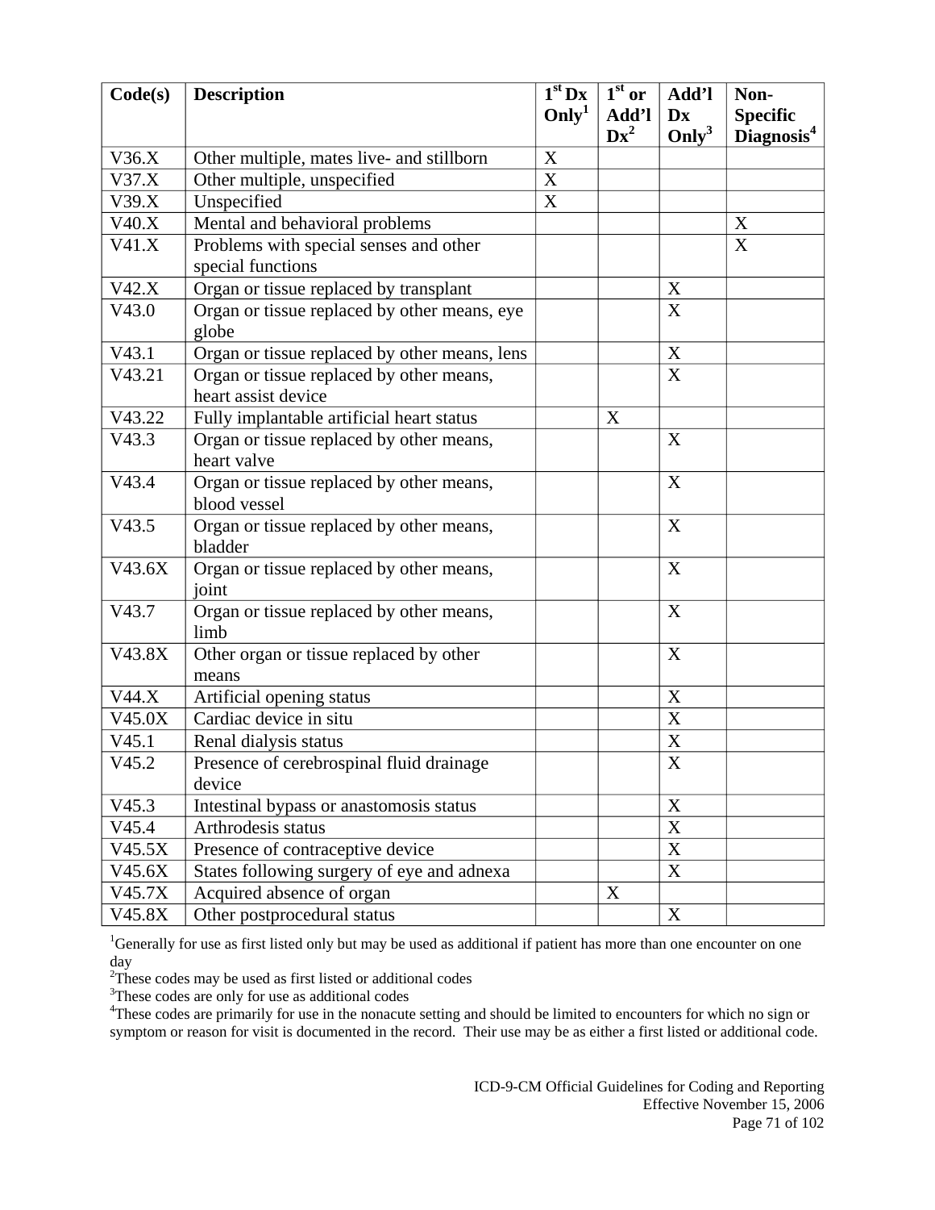| Code(s) | Description | 1st Dx Only[1] | 1st or Add'l Dx[2] | Add'l Dx Only[3] | Non-Specific Diagnosis[4] |
|---|---|---|---|---|---|
| V36.X | Other multiple, mates live- and stillborn | X | | | |
| V37.X | Other multiple, unspecified | X | | | |
| V39.X | Unspecified | X | | | |
| V40.X | Mental and behavioral problems | | | | X |
| V41.X | Problems with special senses and other special functions | | | | X |
| V42.X | Organ or tissue replaced by transplant | | | X | |
| V43.0 | Organ or tissue replaced by other means, eye globe | | | X | |
| V43.1 | Organ or tissue replaced by other means, lens | | | X | |
| V43.21 | Organ or tissue replaced by other means, heart assist device | | | X | |
| V43.22 | Fully implantable artificial heart status | | X | | |
| V43.3 | Organ or tissue replaced by other means, heart valve | | | X | |
| V43.4 | Organ or tissue replaced by other means, blood vessel | | | X | |
| V43.5 | Organ or tissue replaced by other means, bladder | | | X | |
| V43.6X | Organ or tissue replaced by other means, joint | | | X | |
| V43.7 | Organ or tissue replaced by other means, limb | | | X | |
| V43.8X | Other organ or tissue replaced by other means | | | X | |
| V44.X | Artificial opening status | | | X | |
| V45.0X | Cardiac device in situ | | | X | |
| V45.1 | Renal dialysis status | | | X | |
| V45.2 | Presence of cerebrospinal fluid drainage device | | | X | |
| V45.3 | Intestinal bypass or anastomosis status | | | X | |
| V45.4 | Arthrodesis status | | | X | |
| V45.5X | Presence of contraceptive device | | | X | |
| V45.6X | States following surgery of eye and adnexa | | | X | |
| V45.7X | Acquired absence of organ | | X | | |
| V45.8X | Other postprocedural status | | | X | |

[1]Generally for use as first listed only but may be used as additional if patient has more than one encounter on one day
[2]These codes may be used as first listed or additional codes
[3]These codes are only for use as additional codes
[4]These codes are primarily for use in the nonacute setting and should be limited to encounters for which no sign or symptom or reason for visit is documented in the record. Their use may be as either a first listed or additional code.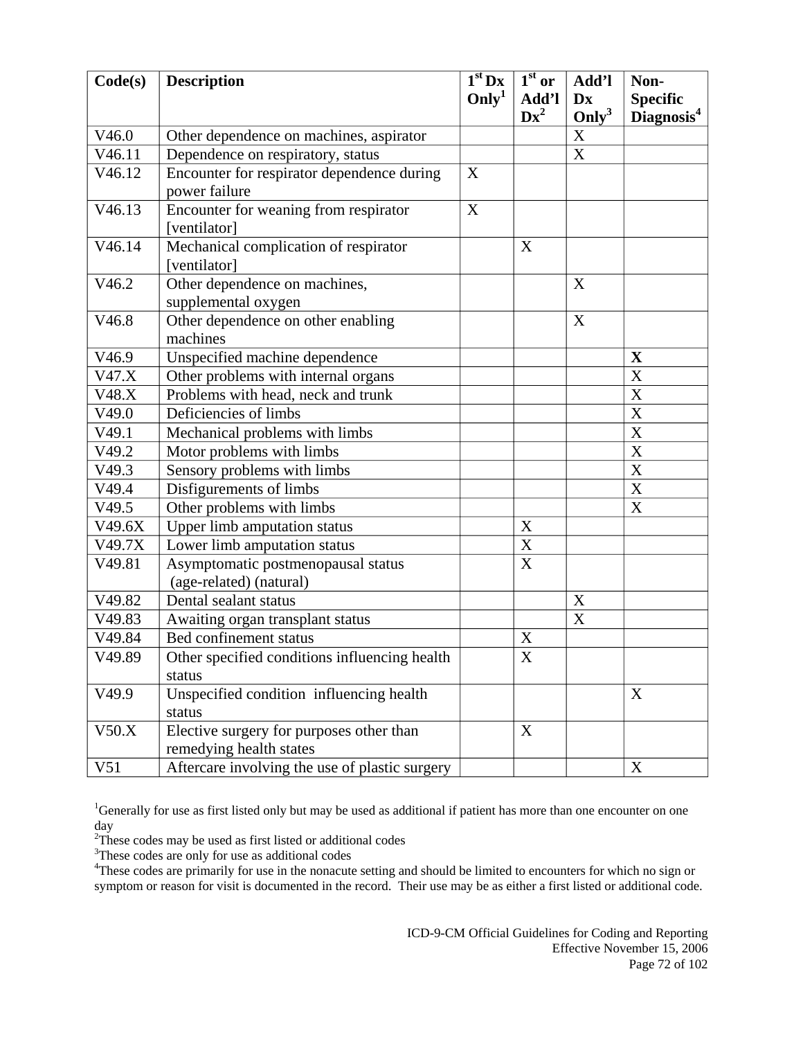| Code(s) | Description | 1st Dx Only[1] | 1st or Add'l Dx[2] | Add'l Dx Only[3] | Non-Specific Diagnosis[4] |
|---|---|---|---|---|---|
| V46.0 | Other dependence on machines, aspirator | | | X | |
| V46.11 | Dependence on respiratory, status | | | X | |
| V46.12 | Encounter for respirator dependence during power failure | X | | | |
| V46.13 | Encounter for weaning from respirator [ventilator] | X | | | |
| V46.14 | Mechanical complication of respirator [ventilator] | | X | | |
| V46.2 | Other dependence on machines, supplemental oxygen | | | X | |
| V46.8 | Other dependence on other enabling machines | | | X | |
| V46.9 | Unspecified machine dependence | | | | **X** |
| V47.X | Other problems with internal organs | | | | X |
| V48.X | Problems with head, neck and trunk | | | | X |
| V49.0 | Deficiencies of limbs | | | | X |
| V49.1 | Mechanical problems with limbs | | | | X |
| V49.2 | Motor problems with limbs | | | | X |
| V49.3 | Sensory problems with limbs | | | | X |
| V49.4 | Disfigurements of limbs | | | | X |
| V49.5 | Other problems with limbs | | | | X |
| V49.6X | Upper limb amputation status | | X | | |
| V49.7X | Lower limb amputation status | | X | | |
| V49.81 | Asymptomatic postmenopausal status (age-related) (natural) | | X | | |
| V49.82 | Dental sealant status | | | X | |
| V49.83 | Awaiting organ transplant status | | | X | |
| V49.84 | Bed confinement status | | X | | |
| V49.89 | Other specified conditions influencing health status | | X | | |
| V49.9 | Unspecified condition influencing health status | | | | X |
| V50.X | Elective surgery for purposes other than remedying health states | | X | | |
| V51 | Aftercare involving the use of plastic surgery | | | | X |

[1]Generally for use as first listed only but may be used as additional if patient has more than one encounter on one day

[2]These codes may be used as first listed or additional codes

[3]These codes are only for use as additional codes

[4]These codes are primarily for use in the nonacute setting and should be limited to encounters for which no sign or symptom or reason for visit is documented in the record. Their use may be as either a first listed or additional code.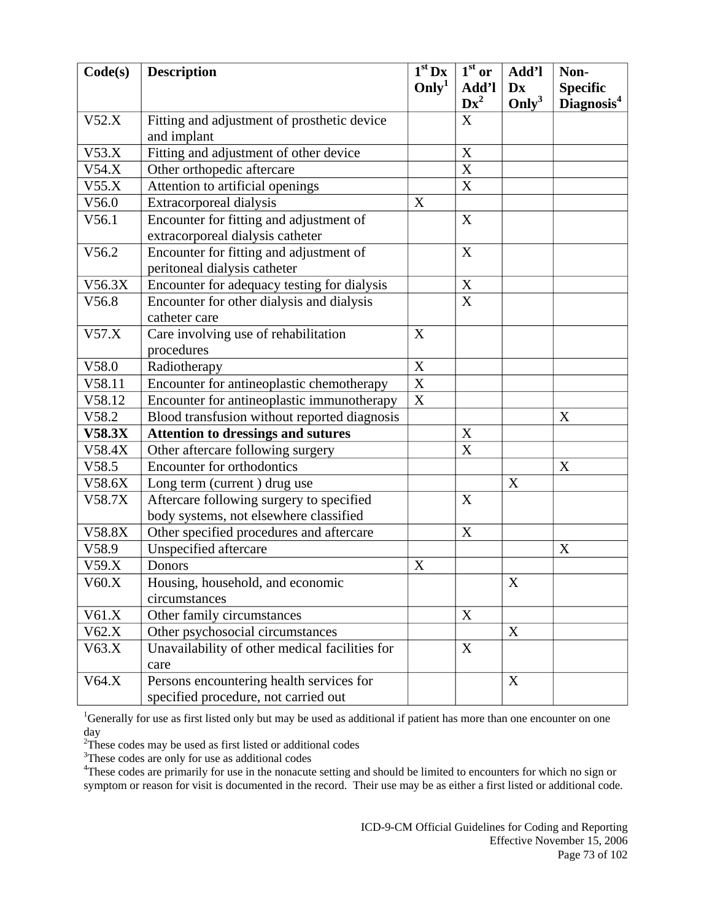| Code(s) | Description | 1st Dx Only[1] | 1st or Add'l Dx[2] | Add'l Dx Only[3] | Non-Specific Diagnosis[4] |
|---|---|---|---|---|---|
| V52.X | Fitting and adjustment of prosthetic device and implant | | X | | |
| V53.X | Fitting and adjustment of other device | | X | | |
| V54.X | Other orthopedic aftercare | | X | | |
| V55.X | Attention to artificial openings | | X | | |
| V56.0 | Extracorporeal dialysis | X | | | |
| V56.1 | Encounter for fitting and adjustment of extracorporeal dialysis catheter | | X | | |
| V56.2 | Encounter for fitting and adjustment of peritoneal dialysis catheter | | X | | |
| V56.3X | Encounter for adequacy testing for dialysis | | X | | |
| V56.8 | Encounter for other dialysis and dialysis catheter care | | X | | |
| V57.X | Care involving use of rehabilitation procedures | X | | | |
| V58.0 | Radiotherapy | X | | | |
| V58.11 | Encounter for antineoplastic chemotherapy | X | | | |
| V58.12 | Encounter for antineoplastic immunotherapy | X | | | |
| V58.2 | Blood transfusion without reported diagnosis | | | | X |
| **V58.3X** | **Attention to dressings and sutures** | | X | | |
| V58.4X | Other aftercare following surgery | | X | | |
| V58.5 | Encounter for orthodontics | | | | X |
| V58.6X | Long term (current ) drug use | | | X | |
| V58.7X | Aftercare following surgery to specified body systems, not elsewhere classified | | X | | |
| V58.8X | Other specified procedures and aftercare | | X | | |
| V58.9 | Unspecified aftercare | | | | X |
| V59.X | Donors | X | | | |
| V60.X | Housing, household, and economic circumstances | | | X | |
| V61.X | Other family circumstances | | X | | |
| V62.X | Other psychosocial circumstances | | | X | |
| V63.X | Unavailability of other medical facilities for care | | X | | |
| V64.X | Persons encountering health services for specified procedure, not carried out | | | X | |

[1]Generally for use as first listed only but may be used as additional if patient has more than one encounter on one day

[2]These codes may be used as first listed or additional codes

[3]These codes are only for use as additional codes

[4]These codes are primarily for use in the nonacute setting and should be limited to encounters for which no sign or symptom or reason for visit is documented in the record. Their use may be as either a first listed or additional code.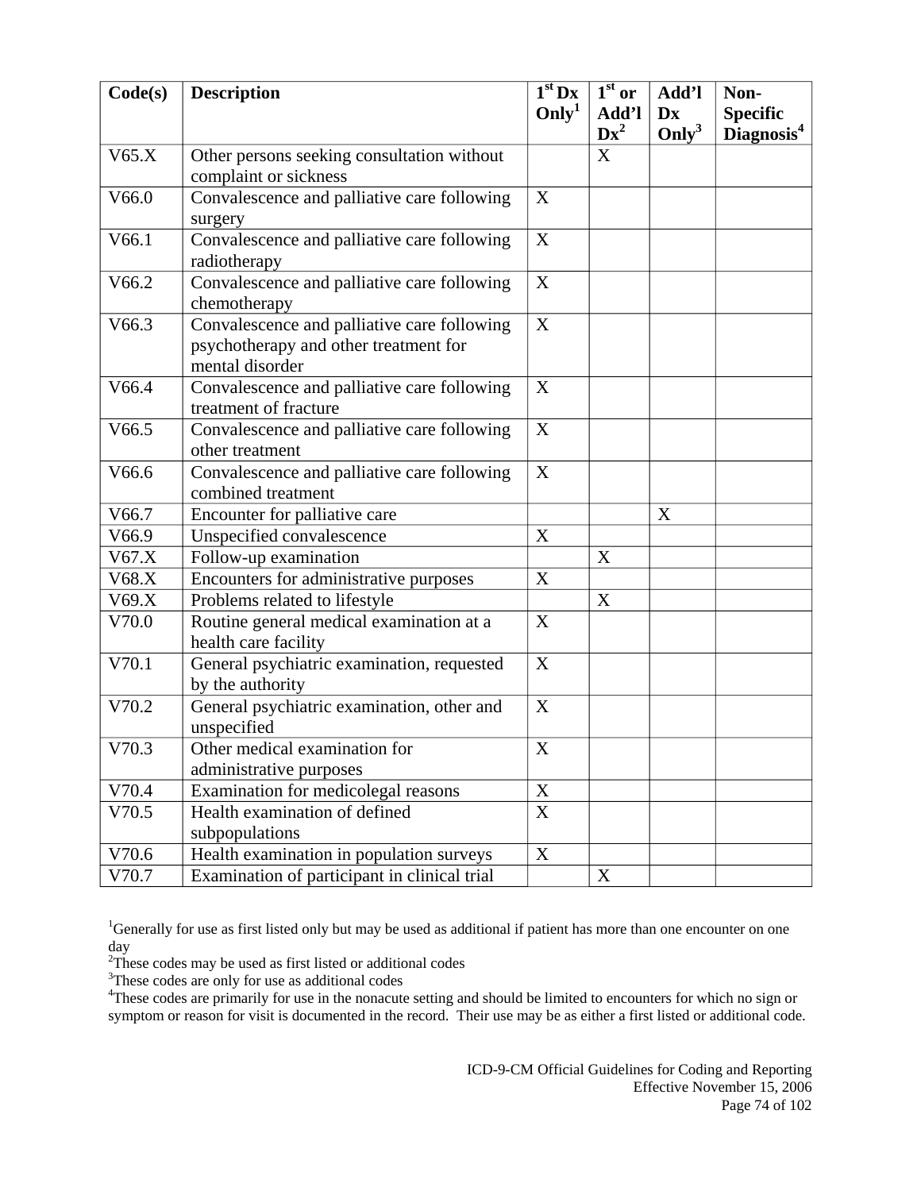| Code(s) | Description | 1st Dx Only[1] | 1st or Add'l Dx[2] | Add'l Dx Only[3] | Non-Specific Diagnosis[4] |
|---|---|---|---|---|---|
| V65.X | Other persons seeking consultation without complaint or sickness | | X | | |
| V66.0 | Convalescence and palliative care following surgery | X | | | |
| V66.1 | Convalescence and palliative care following radiotherapy | X | | | |
| V66.2 | Convalescence and palliative care following chemotherapy | X | | | |
| V66.3 | Convalescence and palliative care following psychotherapy and other treatment for mental disorder | X | | | |
| V66.4 | Convalescence and palliative care following treatment of fracture | X | | | |
| V66.5 | Convalescence and palliative care following other treatment | X | | | |
| V66.6 | Convalescence and palliative care following combined treatment | X | | | |
| V66.7 | Encounter for palliative care | | | X | |
| V66.9 | Unspecified convalescence | X | | | |
| V67.X | Follow-up examination | | X | | |
| V68.X | Encounters for administrative purposes | X | | | |
| V69.X | Problems related to lifestyle | | X | | |
| V70.0 | Routine general medical examination at a health care facility | X | | | |
| V70.1 | General psychiatric examination, requested by the authority | X | | | |
| V70.2 | General psychiatric examination, other and unspecified | X | | | |
| V70.3 | Other medical examination for administrative purposes | X | | | |
| V70.4 | Examination for medicolegal reasons | X | | | |
| V70.5 | Health examination of defined subpopulations | X | | | |
| V70.6 | Health examination in population surveys | X | | | |
| V70.7 | Examination of participant in clinical trial | | X | | |

[1]Generally for use as first listed only but may be used as additional if patient has more than one encounter on one day

[2]These codes may be used as first listed or additional codes

[3]These codes are only for use as additional codes

[4]These codes are primarily for use in the nonacute setting and should be limited to encounters for which no sign or symptom or reason for visit is documented in the record. Their use may be as either a first listed or additional code.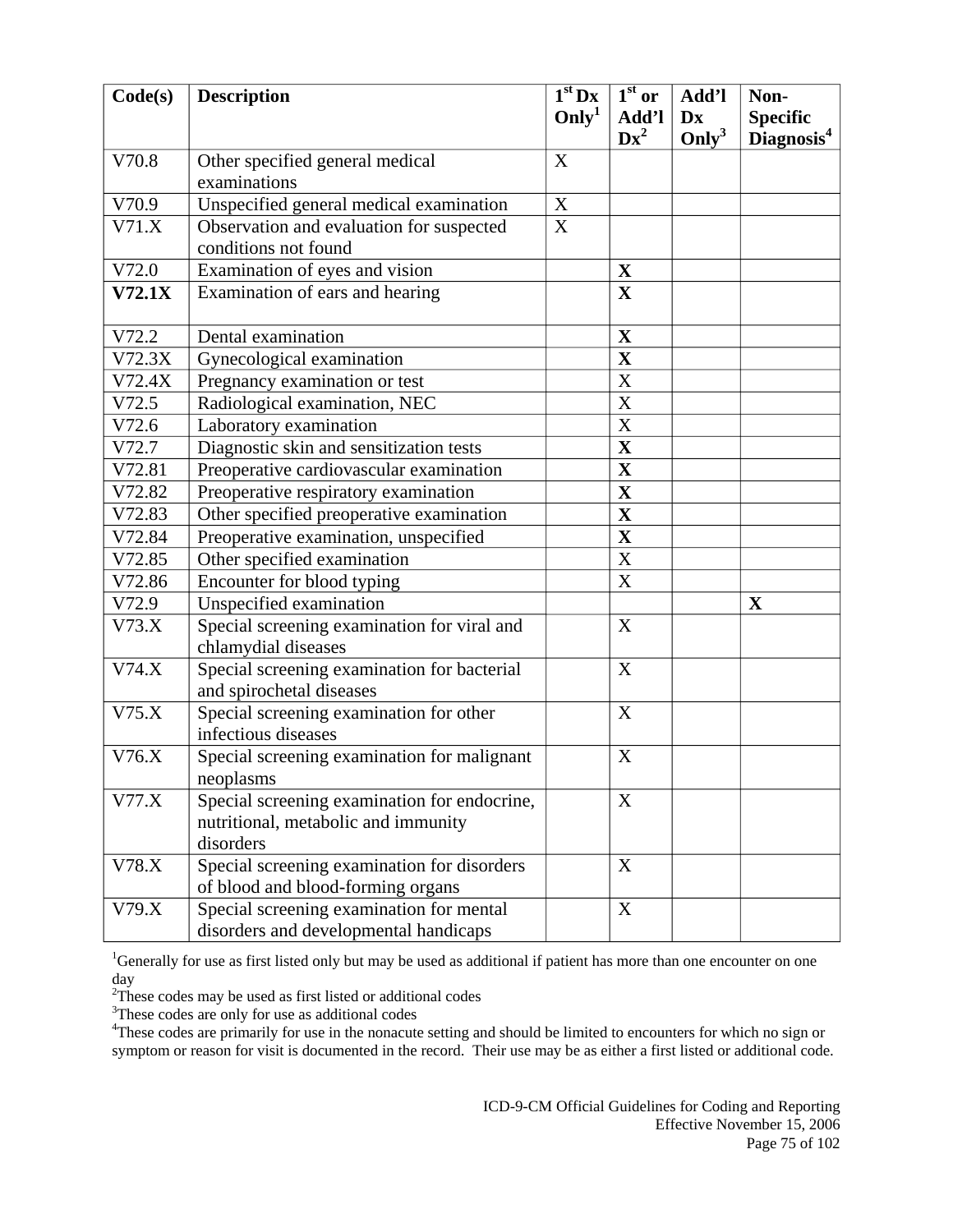| Code(s) | Description | 1st Dx Only[1] | 1st or Add'l Dx[2] | Add'l Dx Only[3] | Non-Specific Diagnosis[4] |
|---|---|---|---|---|---|
| V70.8 | Other specified general medical examinations | X | | | |
| V70.9 | Unspecified general medical examination | X | | | |
| V71.X | Observation and evaluation for suspected conditions not found | X | | | |
| V72.0 | Examination of eyes and vision | | **X** | | |
| **V72.1X** | Examination of ears and hearing | | **X** | | |
| V72.2 | Dental examination | | **X** | | |
| V72.3X | Gynecological examination | | **X** | | |
| V72.4X | Pregnancy examination or test | | X | | |
| V72.5 | Radiological examination, NEC | | X | | |
| V72.6 | Laboratory examination | | X | | |
| V72.7 | Diagnostic skin and sensitization tests | | **X** | | |
| V72.81 | Preoperative cardiovascular examination | | **X** | | |
| V72.82 | Preoperative respiratory examination | | **X** | | |
| V72.83 | Other specified preoperative examination | | **X** | | |
| V72.84 | Preoperative examination, unspecified | | **X** | | |
| V72.85 | Other specified examination | | X | | |
| V72.86 | Encounter for blood typing | | X | | |
| V72.9 | Unspecified examination | | | | **X** |
| V73.X | Special screening examination for viral and chlamydial diseases | | X | | |
| V74.X | Special screening examination for bacterial and spirochetal diseases | | X | | |
| V75.X | Special screening examination for other infectious diseases | | X | | |
| V76.X | Special screening examination for malignant neoplasms | | X | | |
| V77.X | Special screening examination for endocrine, nutritional, metabolic and immunity disorders | | X | | |
| V78.X | Special screening examination for disorders of blood and blood-forming organs | | X | | |
| V79.X | Special screening examination for mental disorders and developmental handicaps | | X | | |

[1]Generally for use as first listed only but may be used as additional if patient has more than one encounter on one day

[2]These codes may be used as first listed or additional codes

[3]These codes are only for use as additional codes

[4]These codes are primarily for use in the nonacute setting and should be limited to encounters for which no sign or symptom or reason for visit is documented in the record. Their use may be as either a first listed or additional code.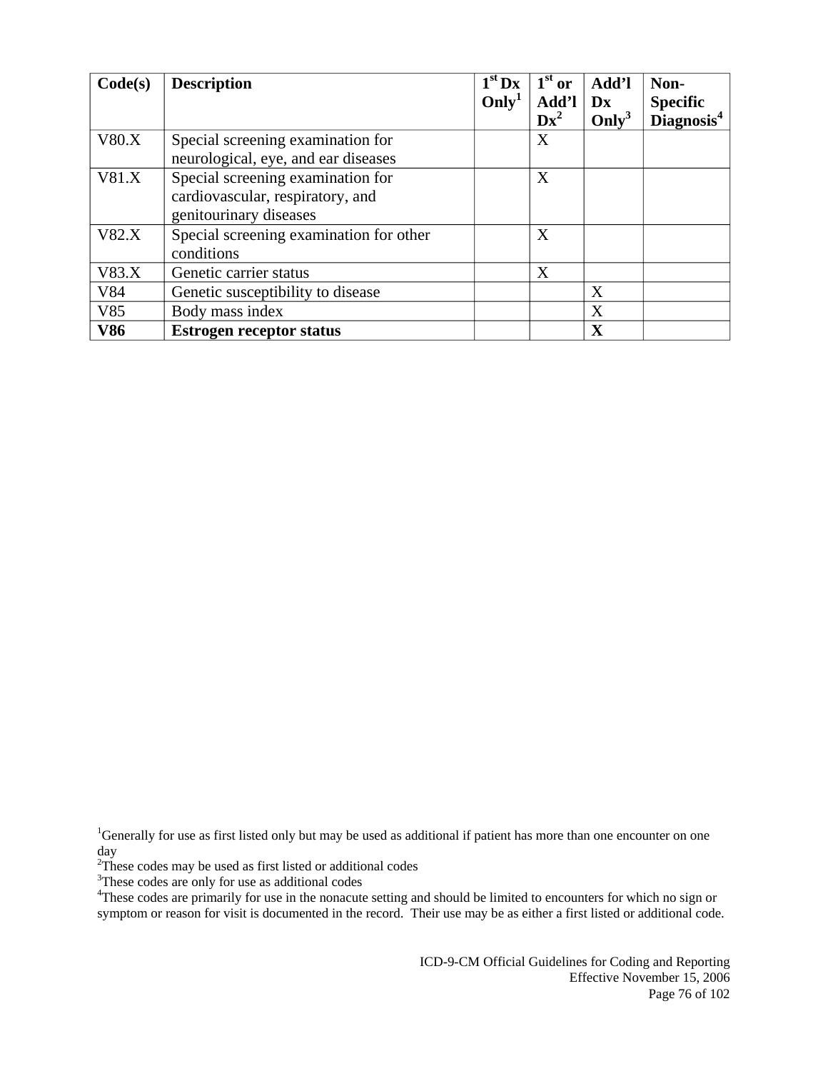| Code(s) | Description | 1st Dx Only[1] | 1st or Add'l Dx[2] | Add'l Dx Only[3] | Non-Specific Diagnosis[4] |
|---|---|---|---|---|---|
| V80.X | Special screening examination for neurological, eye, and ear diseases | | X | | |
| V81.X | Special screening examination for cardiovascular, respiratory, and genitourinary diseases | | X | | |
| V82.X | Special screening examination for other conditions | | X | | |
| V83.X | Genetic carrier status | | X | | |
| V84 | Genetic susceptibility to disease | | | X | |
| V85 | Body mass index | | | X | |
| **V86** | **Estrogen receptor status** | | | **X** | |

[1]Generally for use as first listed only but may be used as additional if patient has more than one encounter on one day
[2]These codes may be used as first listed or additional codes
[3]These codes are only for use as additional codes
[4]These codes are primarily for use in the nonacute setting and should be limited to encounters for which no sign or symptom or reason for visit is documented in the record. Their use may be as either a first listed or additional code.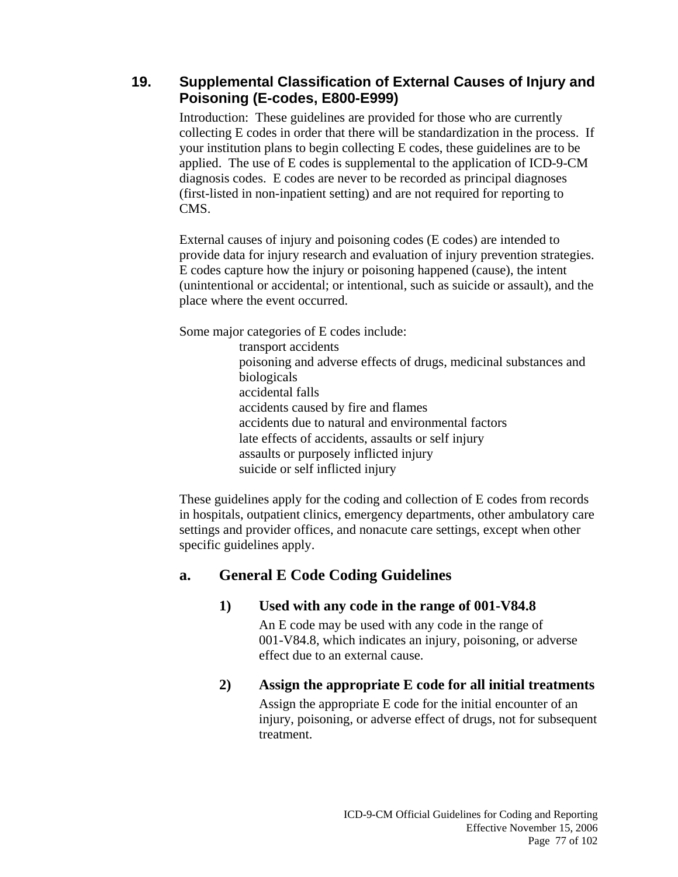## 19. Supplemental Classification of External Causes of Injury and Poisoning (E-codes, E800-E999)

Introduction: These guidelines are provided for those who are currently collecting E codes in order that there will be standardization in the process. If your institution plans to begin collecting E codes, these guidelines are to be applied. The use of E codes is supplemental to the application of ICD-9-CM diagnosis codes. E codes are never to be recorded as principal diagnoses (first-listed in non-inpatient setting) and are not required for reporting to CMS.

External causes of injury and poisoning codes (E codes) are intended to provide data for injury research and evaluation of injury prevention strategies. E codes capture how the injury or poisoning happened (cause), the intent (unintentional or accidental; or intentional, such as suicide or assault), and the place where the event occurred.

Some major categories of E codes include:

- transport accidents
- poisoning and adverse effects of drugs, medicinal substances and biologicals
- accidental falls
- accidents caused by fire and flames
- accidents due to natural and environmental factors
- late effects of accidents, assaults or self injury
- assaults or purposely inflicted injury
- suicide or self inflicted injury

These guidelines apply for the coding and collection of E codes from records in hospitals, outpatient clinics, emergency departments, other ambulatory care settings and provider offices, and nonacute care settings, except when other specific guidelines apply.

### a. General E Code Coding Guidelines

#### 1) Used with any code in the range of 001-V84.8

An E code may be used with any code in the range of 001-V84.8, which indicates an injury, poisoning, or adverse effect due to an external cause.

#### 2) Assign the appropriate E code for all initial treatments

Assign the appropriate E code for the initial encounter of an injury, poisoning, or adverse effect of drugs, not for subsequent treatment.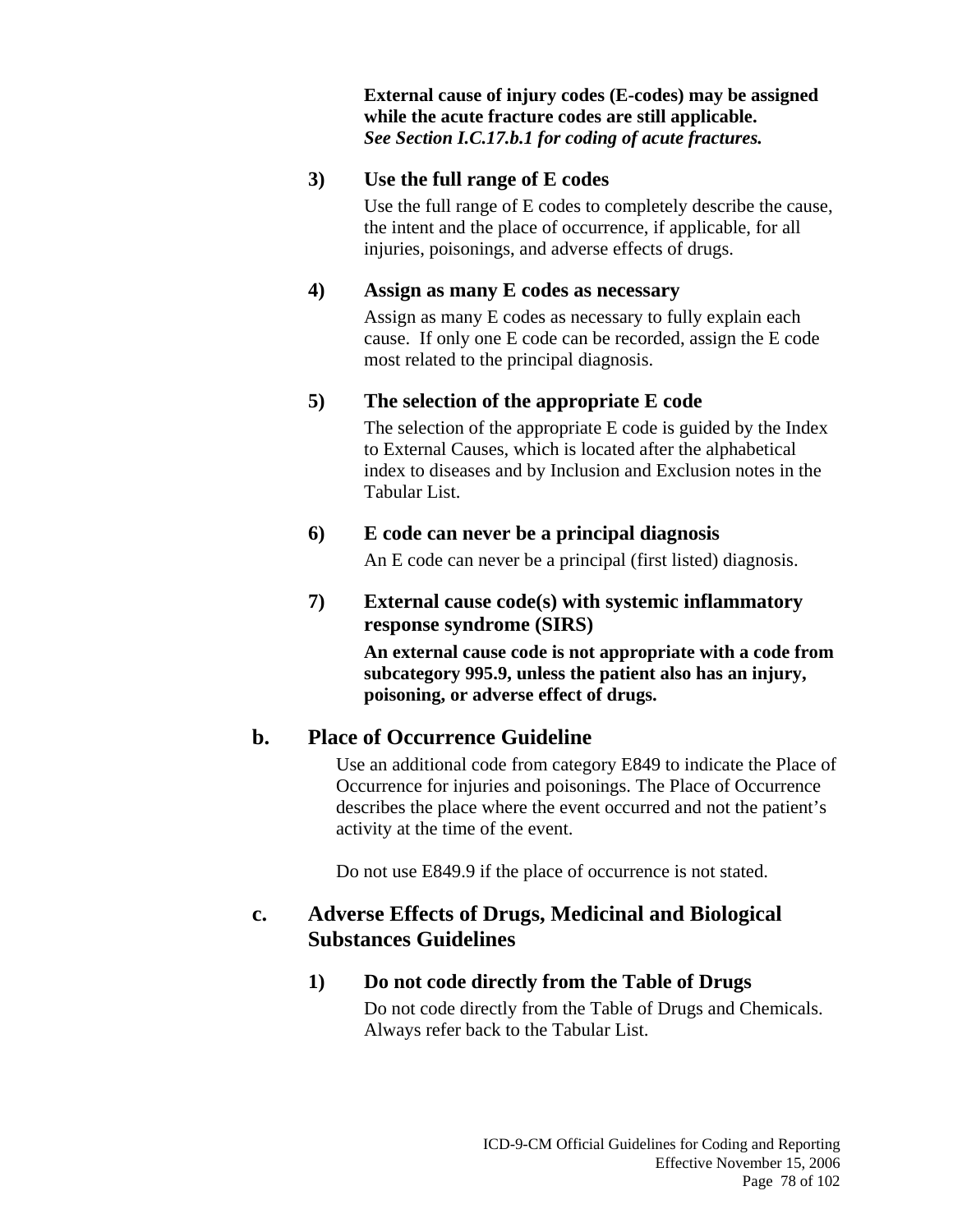**External cause of injury codes (E-codes) may be assigned while the acute fracture codes are still applicable.**
***See Section I.C.17.b.1 for coding of acute fractures.***

#### 3) Use the full range of E codes

Use the full range of E codes to completely describe the cause, the intent and the place of occurrence, if applicable, for all injuries, poisonings, and adverse effects of drugs.

#### 4) Assign as many E codes as necessary

Assign as many E codes as necessary to fully explain each cause. If only one E code can be recorded, assign the E code most related to the principal diagnosis.

#### 5) The selection of the appropriate E code

The selection of the appropriate E code is guided by the Index to External Causes, which is located after the alphabetical index to diseases and by Inclusion and Exclusion notes in the Tabular List.

#### 6) E code can never be a principal diagnosis

An E code can never be a principal (first listed) diagnosis.

#### 7) External cause code(s) with systemic inflammatory response syndrome (SIRS)

**An external cause code is not appropriate with a code from subcategory 995.9, unless the patient also has an injury, poisoning, or adverse effect of drugs.**

### b. Place of Occurrence Guideline

Use an additional code from category E849 to indicate the Place of Occurrence for injuries and poisonings. The Place of Occurrence describes the place where the event occurred and not the patient's activity at the time of the event.

Do not use E849.9 if the place of occurrence is not stated.

### c. Adverse Effects of Drugs, Medicinal and Biological Substances Guidelines

#### 1) Do not code directly from the Table of Drugs

Do not code directly from the Table of Drugs and Chemicals. Always refer back to the Tabular List.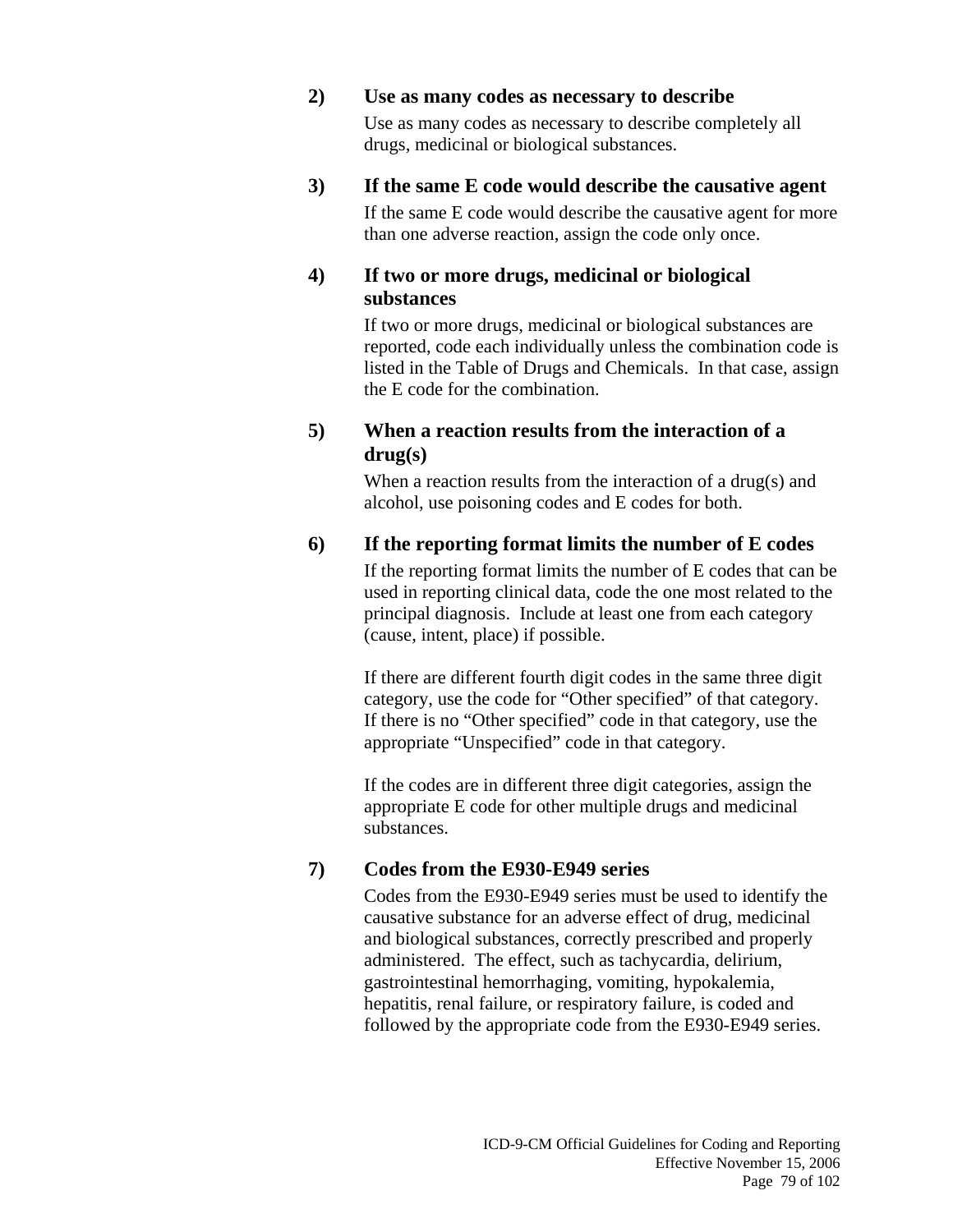#### 2) Use as many codes as necessary to describe

Use as many codes as necessary to describe completely all drugs, medicinal or biological substances.

#### 3) If the same E code would describe the causative agent

If the same E code would describe the causative agent for more than one adverse reaction, assign the code only once.

#### 4) If two or more drugs, medicinal or biological substances

If two or more drugs, medicinal or biological substances are reported, code each individually unless the combination code is listed in the Table of Drugs and Chemicals. In that case, assign the E code for the combination.

#### 5) When a reaction results from the interaction of a drug(s)

When a reaction results from the interaction of a drug(s) and alcohol, use poisoning codes and E codes for both.

#### 6) If the reporting format limits the number of E codes

If the reporting format limits the number of E codes that can be used in reporting clinical data, code the one most related to the principal diagnosis. Include at least one from each category (cause, intent, place) if possible.

If there are different fourth digit codes in the same three digit category, use the code for "Other specified" of that category. If there is no "Other specified" code in that category, use the appropriate "Unspecified" code in that category.

If the codes are in different three digit categories, assign the appropriate E code for other multiple drugs and medicinal substances.

#### 7) Codes from the E930-E949 series

Codes from the E930-E949 series must be used to identify the causative substance for an adverse effect of drug, medicinal and biological substances, correctly prescribed and properly administered. The effect, such as tachycardia, delirium, gastrointestinal hemorrhaging, vomiting, hypokalemia, hepatitis, renal failure, or respiratory failure, is coded and followed by the appropriate code from the E930-E949 series.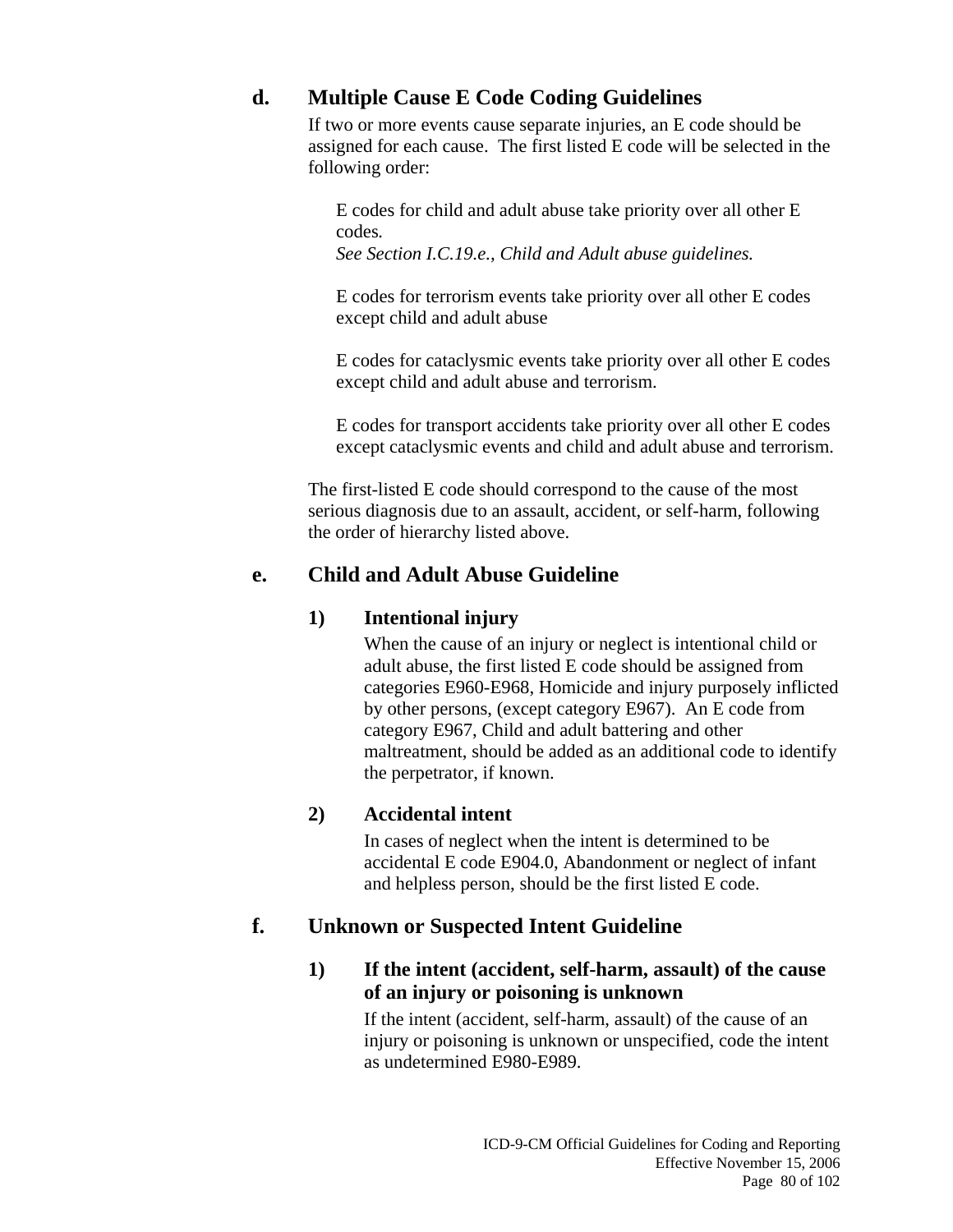### d. Multiple Cause E Code Coding Guidelines

If two or more events cause separate injuries, an E code should be assigned for each cause. The first listed E code will be selected in the following order:

E codes for child and adult abuse take priority over all other E codes.
*See Section I.C.19.e., Child and Adult abuse guidelines.*

E codes for terrorism events take priority over all other E codes except child and adult abuse

E codes for cataclysmic events take priority over all other E codes except child and adult abuse and terrorism.

E codes for transport accidents take priority over all other E codes except cataclysmic events and child and adult abuse and terrorism.

The first-listed E code should correspond to the cause of the most serious diagnosis due to an assault, accident, or self-harm, following the order of hierarchy listed above.

### e. Child and Adult Abuse Guideline

#### 1) Intentional injury

When the cause of an injury or neglect is intentional child or adult abuse, the first listed E code should be assigned from categories E960-E968, Homicide and injury purposely inflicted by other persons, (except category E967). An E code from category E967, Child and adult battering and other maltreatment, should be added as an additional code to identify the perpetrator, if known.

#### 2) Accidental intent

In cases of neglect when the intent is determined to be accidental E code E904.0, Abandonment or neglect of infant and helpless person, should be the first listed E code.

### f. Unknown or Suspected Intent Guideline

#### 1) If the intent (accident, self-harm, assault) of the cause of an injury or poisoning is unknown

If the intent (accident, self-harm, assault) of the cause of an injury or poisoning is unknown or unspecified, code the intent as undetermined E980-E989.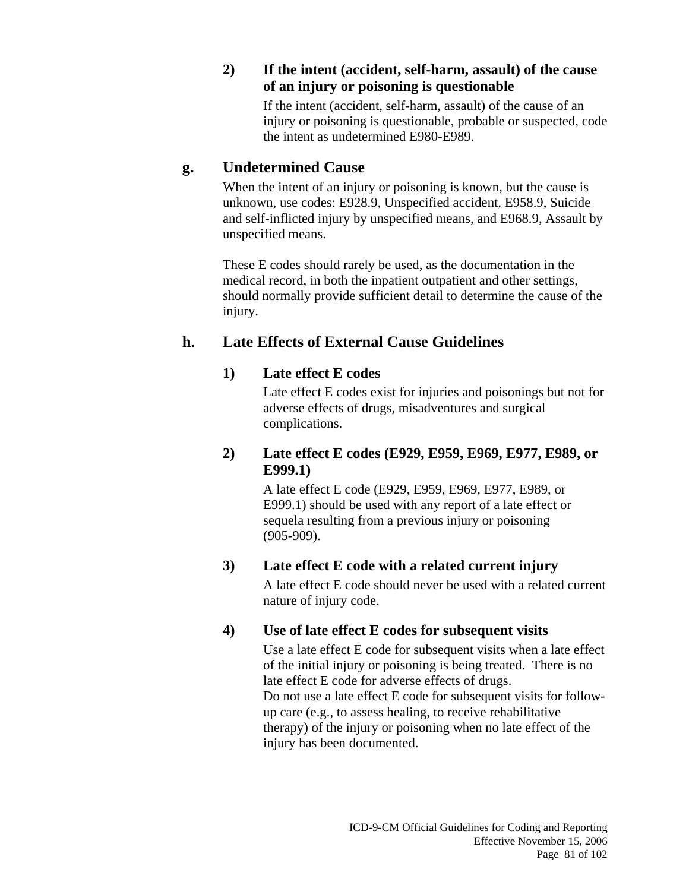#### 2) If the intent (accident, self-harm, assault) of the cause of an injury or poisoning is questionable

If the intent (accident, self-harm, assault) of the cause of an injury or poisoning is questionable, probable or suspected, code the intent as undetermined E980-E989.

### g. Undetermined Cause

When the intent of an injury or poisoning is known, but the cause is unknown, use codes: E928.9, Unspecified accident, E958.9, Suicide and self-inflicted injury by unspecified means, and E968.9, Assault by unspecified means.

These E codes should rarely be used, as the documentation in the medical record, in both the inpatient outpatient and other settings, should normally provide sufficient detail to determine the cause of the injury.

### h. Late Effects of External Cause Guidelines

#### 1) Late effect E codes

Late effect E codes exist for injuries and poisonings but not for adverse effects of drugs, misadventures and surgical complications.

#### 2) Late effect E codes (E929, E959, E969, E977, E989, or E999.1)

A late effect E code (E929, E959, E969, E977, E989, or E999.1) should be used with any report of a late effect or sequela resulting from a previous injury or poisoning (905-909).

#### 3) Late effect E code with a related current injury

A late effect E code should never be used with a related current nature of injury code.

#### 4) Use of late effect E codes for subsequent visits

Use a late effect E code for subsequent visits when a late effect of the initial injury or poisoning is being treated. There is no late effect E code for adverse effects of drugs.
Do not use a late effect E code for subsequent visits for follow-up care (e.g., to assess healing, to receive rehabilitative therapy) of the injury or poisoning when no late effect of the injury has been documented.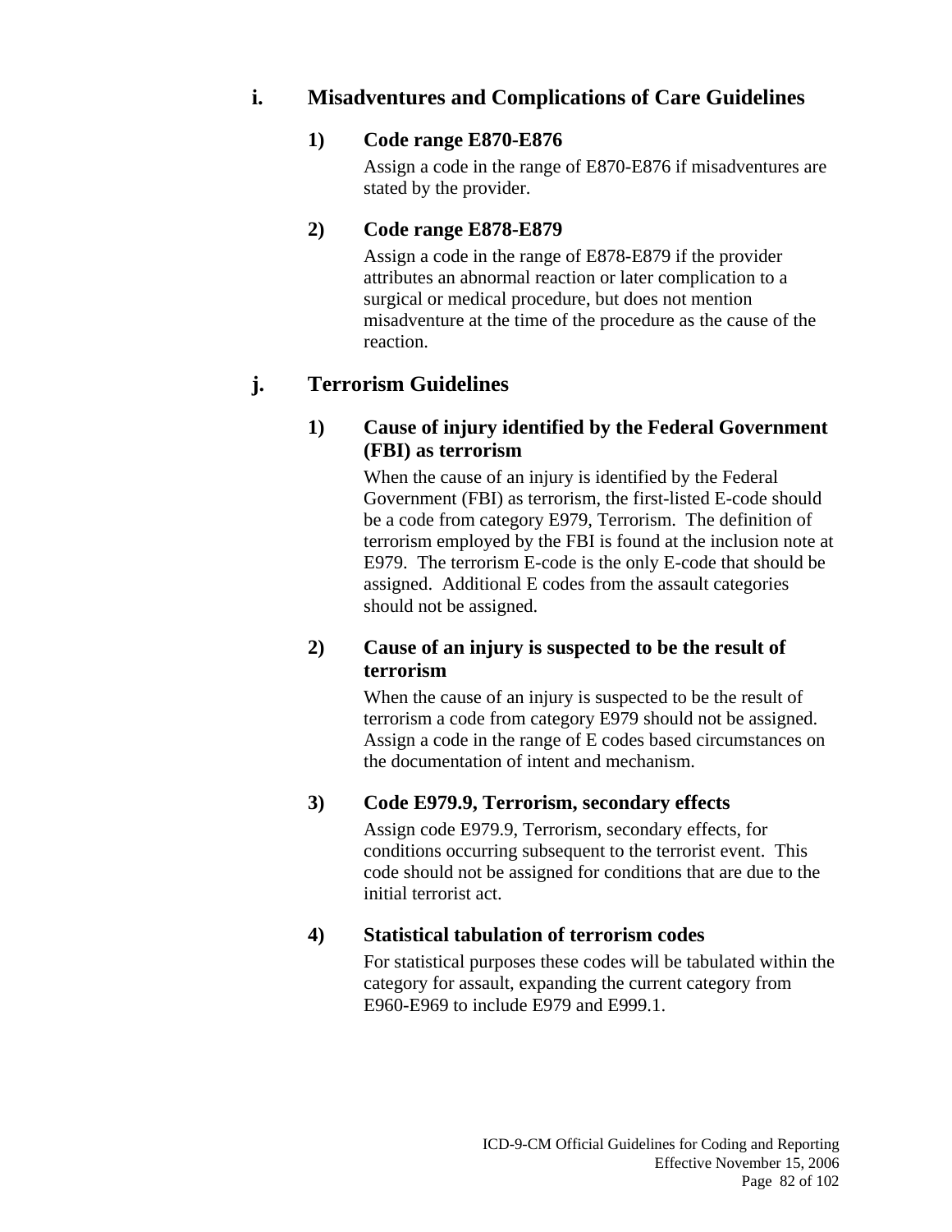### i. Misadventures and Complications of Care Guidelines

#### 1) Code range E870-E876

Assign a code in the range of E870-E876 if misadventures are stated by the provider.

#### 2) Code range E878-E879

Assign a code in the range of E878-E879 if the provider attributes an abnormal reaction or later complication to a surgical or medical procedure, but does not mention misadventure at the time of the procedure as the cause of the reaction.

### j. Terrorism Guidelines

#### 1) Cause of injury identified by the Federal Government (FBI) as terrorism

When the cause of an injury is identified by the Federal Government (FBI) as terrorism, the first-listed E-code should be a code from category E979, Terrorism. The definition of terrorism employed by the FBI is found at the inclusion note at E979. The terrorism E-code is the only E-code that should be assigned. Additional E codes from the assault categories should not be assigned.

#### 2) Cause of an injury is suspected to be the result of terrorism

When the cause of an injury is suspected to be the result of terrorism a code from category E979 should not be assigned. Assign a code in the range of E codes based circumstances on the documentation of intent and mechanism.

#### 3) Code E979.9, Terrorism, secondary effects

Assign code E979.9, Terrorism, secondary effects, for conditions occurring subsequent to the terrorist event. This code should not be assigned for conditions that are due to the initial terrorist act.

#### 4) Statistical tabulation of terrorism codes

For statistical purposes these codes will be tabulated within the category for assault, expanding the current category from E960-E969 to include E979 and E999.1.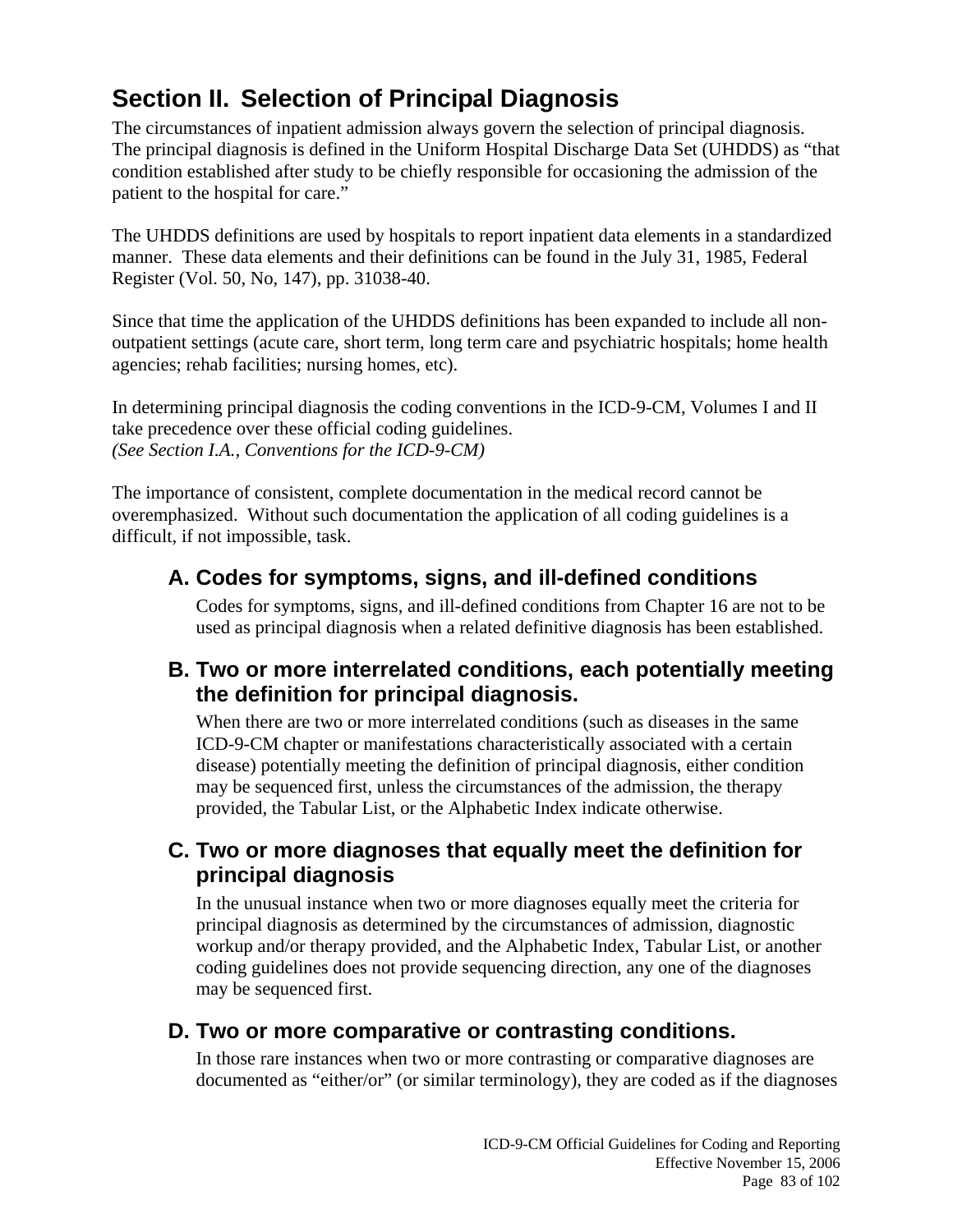## Section II. Selection of Principal Diagnosis

The circumstances of inpatient admission always govern the selection of principal diagnosis. The principal diagnosis is defined in the Uniform Hospital Discharge Data Set (UHDDS) as "that condition established after study to be chiefly responsible for occasioning the admission of the patient to the hospital for care."

The UHDDS definitions are used by hospitals to report inpatient data elements in a standardized manner. These data elements and their definitions can be found in the July 31, 1985, Federal Register (Vol. 50, No, 147), pp. 31038-40.

Since that time the application of the UHDDS definitions has been expanded to include all non-outpatient settings (acute care, short term, long term care and psychiatric hospitals; home health agencies; rehab facilities; nursing homes, etc).

In determining principal diagnosis the coding conventions in the ICD-9-CM, Volumes I and II take precedence over these official coding guidelines.
*(See Section I.A., Conventions for the ICD-9-CM)*

The importance of consistent, complete documentation in the medical record cannot be overemphasized. Without such documentation the application of all coding guidelines is a difficult, if not impossible, task.

### A. Codes for symptoms, signs, and ill-defined conditions

Codes for symptoms, signs, and ill-defined conditions from Chapter 16 are not to be used as principal diagnosis when a related definitive diagnosis has been established.

### B. Two or more interrelated conditions, each potentially meeting the definition for principal diagnosis.

When there are two or more interrelated conditions (such as diseases in the same ICD-9-CM chapter or manifestations characteristically associated with a certain disease) potentially meeting the definition of principal diagnosis, either condition may be sequenced first, unless the circumstances of the admission, the therapy provided, the Tabular List, or the Alphabetic Index indicate otherwise.

### C. Two or more diagnoses that equally meet the definition for principal diagnosis

In the unusual instance when two or more diagnoses equally meet the criteria for principal diagnosis as determined by the circumstances of admission, diagnostic workup and/or therapy provided, and the Alphabetic Index, Tabular List, or another coding guidelines does not provide sequencing direction, any one of the diagnoses may be sequenced first.

### D. Two or more comparative or contrasting conditions.

In those rare instances when two or more contrasting or comparative diagnoses are documented as "either/or" (or similar terminology), they are coded as if the diagnoses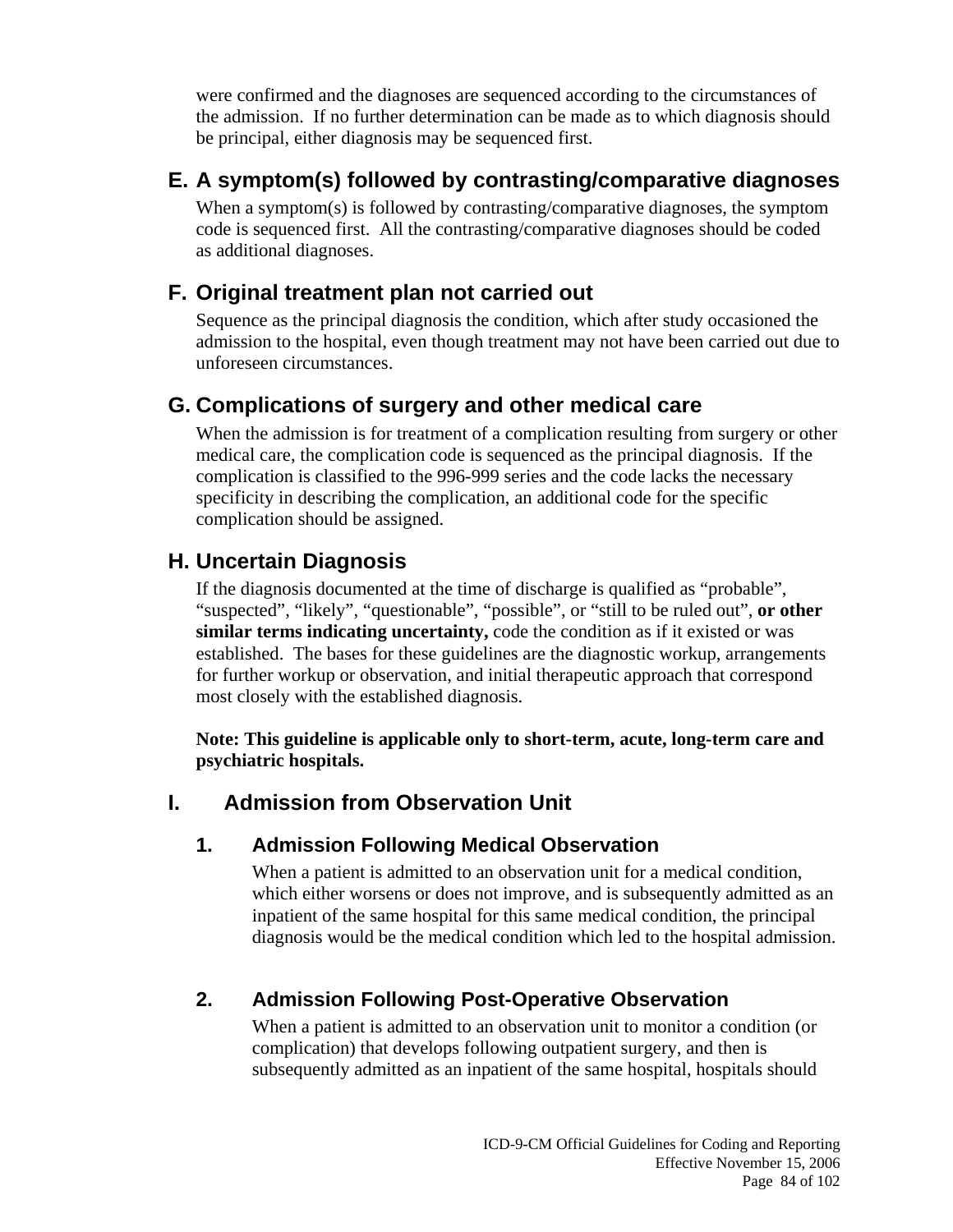were confirmed and the diagnoses are sequenced according to the circumstances of the admission. If no further determination can be made as to which diagnosis should be principal, either diagnosis may be sequenced first.

## E. A symptom(s) followed by contrasting/comparative diagnoses

When a symptom(s) is followed by contrasting/comparative diagnoses, the symptom code is sequenced first. All the contrasting/comparative diagnoses should be coded as additional diagnoses.

## F. Original treatment plan not carried out

Sequence as the principal diagnosis the condition, which after study occasioned the admission to the hospital, even though treatment may not have been carried out due to unforeseen circumstances.

## G. Complications of surgery and other medical care

When the admission is for treatment of a complication resulting from surgery or other medical care, the complication code is sequenced as the principal diagnosis. If the complication is classified to the 996-999 series and the code lacks the necessary specificity in describing the complication, an additional code for the specific complication should be assigned.

## H. Uncertain Diagnosis

If the diagnosis documented at the time of discharge is qualified as “probable”, “suspected”, “likely”, “questionable”, “possible”, or “still to be ruled out”, **or other similar terms indicating uncertainty,** code the condition as if it existed or was established. The bases for these guidelines are the diagnostic workup, arrangements for further workup or observation, and initial therapeutic approach that correspond most closely with the established diagnosis.

**Note: This guideline is applicable only to short-term, acute, long-term care and psychiatric hospitals.**

## I. Admission from Observation Unit

### 1. Admission Following Medical Observation

When a patient is admitted to an observation unit for a medical condition, which either worsens or does not improve, and is subsequently admitted as an inpatient of the same hospital for this same medical condition, the principal diagnosis would be the medical condition which led to the hospital admission.

### 2. Admission Following Post-Operative Observation

When a patient is admitted to an observation unit to monitor a condition (or complication) that develops following outpatient surgery, and then is subsequently admitted as an inpatient of the same hospital, hospitals should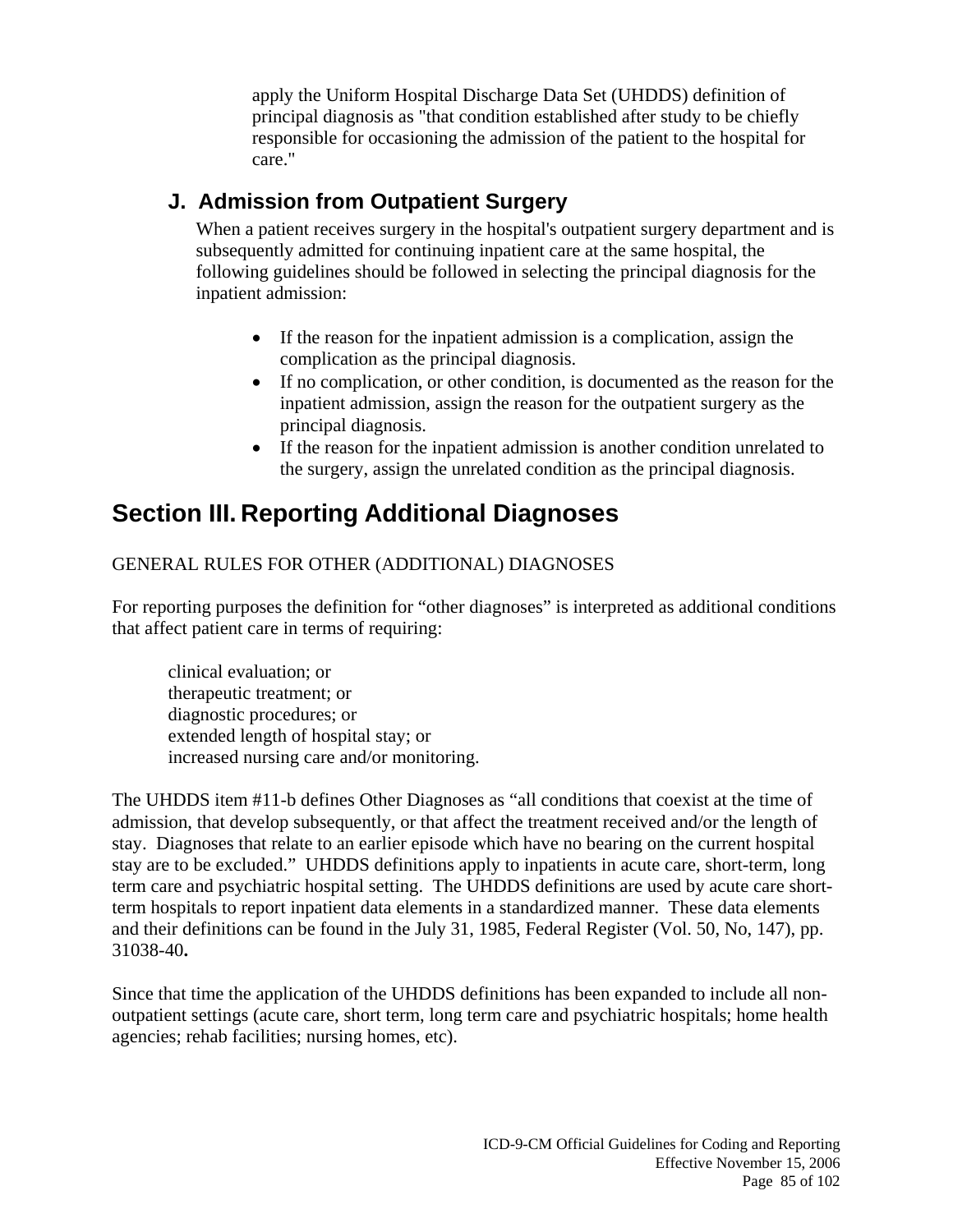apply the Uniform Hospital Discharge Data Set (UHDDS) definition of principal diagnosis as "that condition established after study to be chiefly responsible for occasioning the admission of the patient to the hospital for care."

### J. Admission from Outpatient Surgery

When a patient receives surgery in the hospital's outpatient surgery department and is subsequently admitted for continuing inpatient care at the same hospital, the following guidelines should be followed in selecting the principal diagnosis for the inpatient admission:

- If the reason for the inpatient admission is a complication, assign the complication as the principal diagnosis.
- If no complication, or other condition, is documented as the reason for the inpatient admission, assign the reason for the outpatient surgery as the principal diagnosis.
- If the reason for the inpatient admission is another condition unrelated to the surgery, assign the unrelated condition as the principal diagnosis.

## Section III. Reporting Additional Diagnoses

GENERAL RULES FOR OTHER (ADDITIONAL) DIAGNOSES

For reporting purposes the definition for "other diagnoses" is interpreted as additional conditions that affect patient care in terms of requiring:

clinical evaluation; or  
therapeutic treatment; or  
diagnostic procedures; or  
extended length of hospital stay; or  
increased nursing care and/or monitoring.

The UHDDS item #11-b defines Other Diagnoses as "all conditions that coexist at the time of admission, that develop subsequently, or that affect the treatment received and/or the length of stay. Diagnoses that relate to an earlier episode which have no bearing on the current hospital stay are to be excluded." UHDDS definitions apply to inpatients in acute care, short-term, long term care and psychiatric hospital setting. The UHDDS definitions are used by acute care short-term hospitals to report inpatient data elements in a standardized manner. These data elements and their definitions can be found in the July 31, 1985, Federal Register (Vol. 50, No, 147), pp. 31038-40**.**

Since that time the application of the UHDDS definitions has been expanded to include all non-outpatient settings (acute care, short term, long term care and psychiatric hospitals; home health agencies; rehab facilities; nursing homes, etc).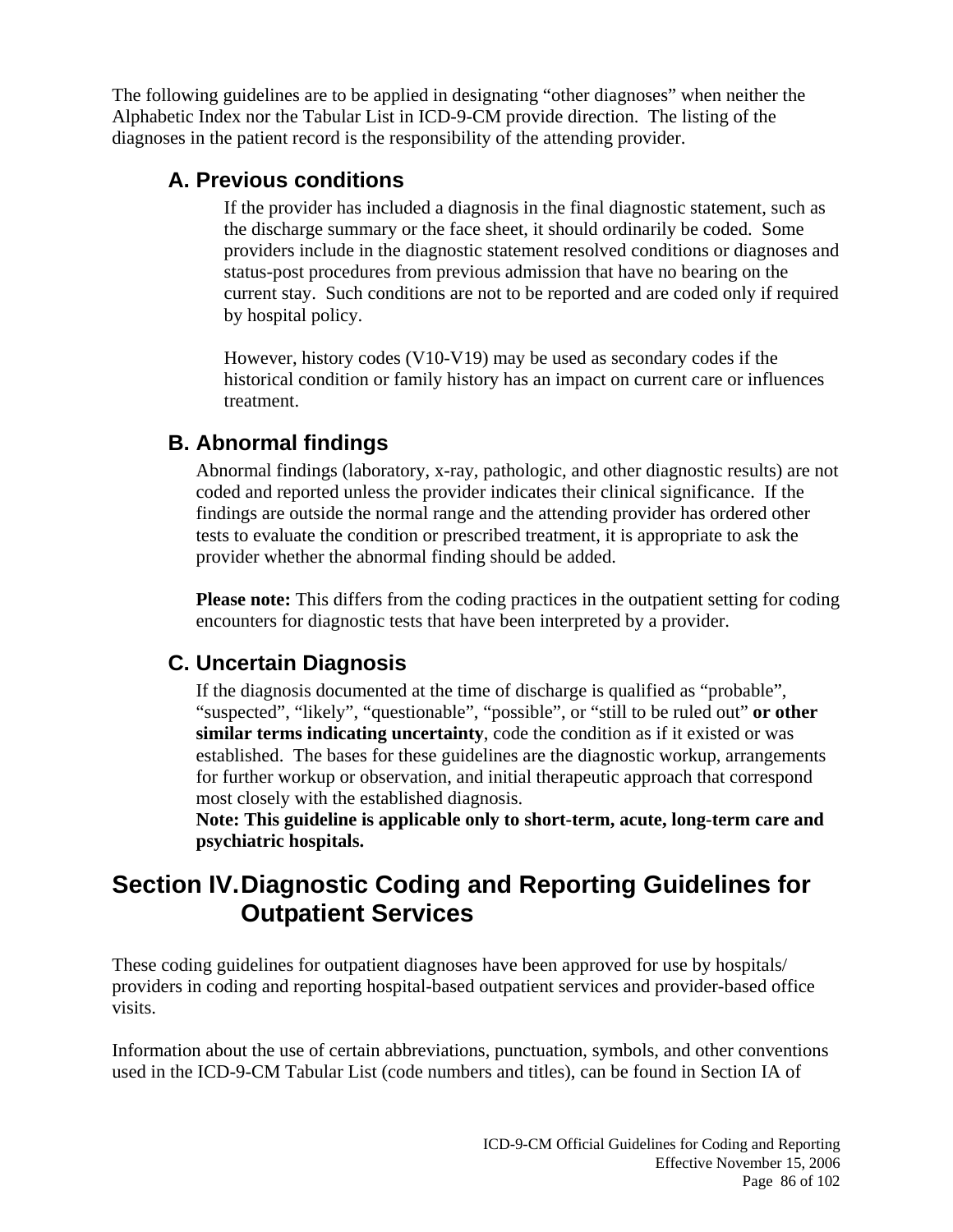The following guidelines are to be applied in designating "other diagnoses" when neither the Alphabetic Index nor the Tabular List in ICD-9-CM provide direction. The listing of the diagnoses in the patient record is the responsibility of the attending provider.

### A. Previous conditions

If the provider has included a diagnosis in the final diagnostic statement, such as the discharge summary or the face sheet, it should ordinarily be coded. Some providers include in the diagnostic statement resolved conditions or diagnoses and status-post procedures from previous admission that have no bearing on the current stay. Such conditions are not to be reported and are coded only if required by hospital policy.

However, history codes (V10-V19) may be used as secondary codes if the historical condition or family history has an impact on current care or influences treatment.

### B. Abnormal findings

Abnormal findings (laboratory, x-ray, pathologic, and other diagnostic results) are not coded and reported unless the provider indicates their clinical significance. If the findings are outside the normal range and the attending provider has ordered other tests to evaluate the condition or prescribed treatment, it is appropriate to ask the provider whether the abnormal finding should be added.

**Please note:** This differs from the coding practices in the outpatient setting for coding encounters for diagnostic tests that have been interpreted by a provider.

### C. Uncertain Diagnosis

If the diagnosis documented at the time of discharge is qualified as "probable", "suspected", "likely", "questionable", "possible", or "still to be ruled out" **or other similar terms indicating uncertainty**, code the condition as if it existed or was established. The bases for these guidelines are the diagnostic workup, arrangements for further workup or observation, and initial therapeutic approach that correspond most closely with the established diagnosis.
**Note: This guideline is applicable only to short-term, acute, long-term care and psychiatric hospitals.**

## Section IV. Diagnostic Coding and Reporting Guidelines for Outpatient Services

These coding guidelines for outpatient diagnoses have been approved for use by hospitals/ providers in coding and reporting hospital-based outpatient services and provider-based office visits.

Information about the use of certain abbreviations, punctuation, symbols, and other conventions used in the ICD-9-CM Tabular List (code numbers and titles), can be found in Section IA of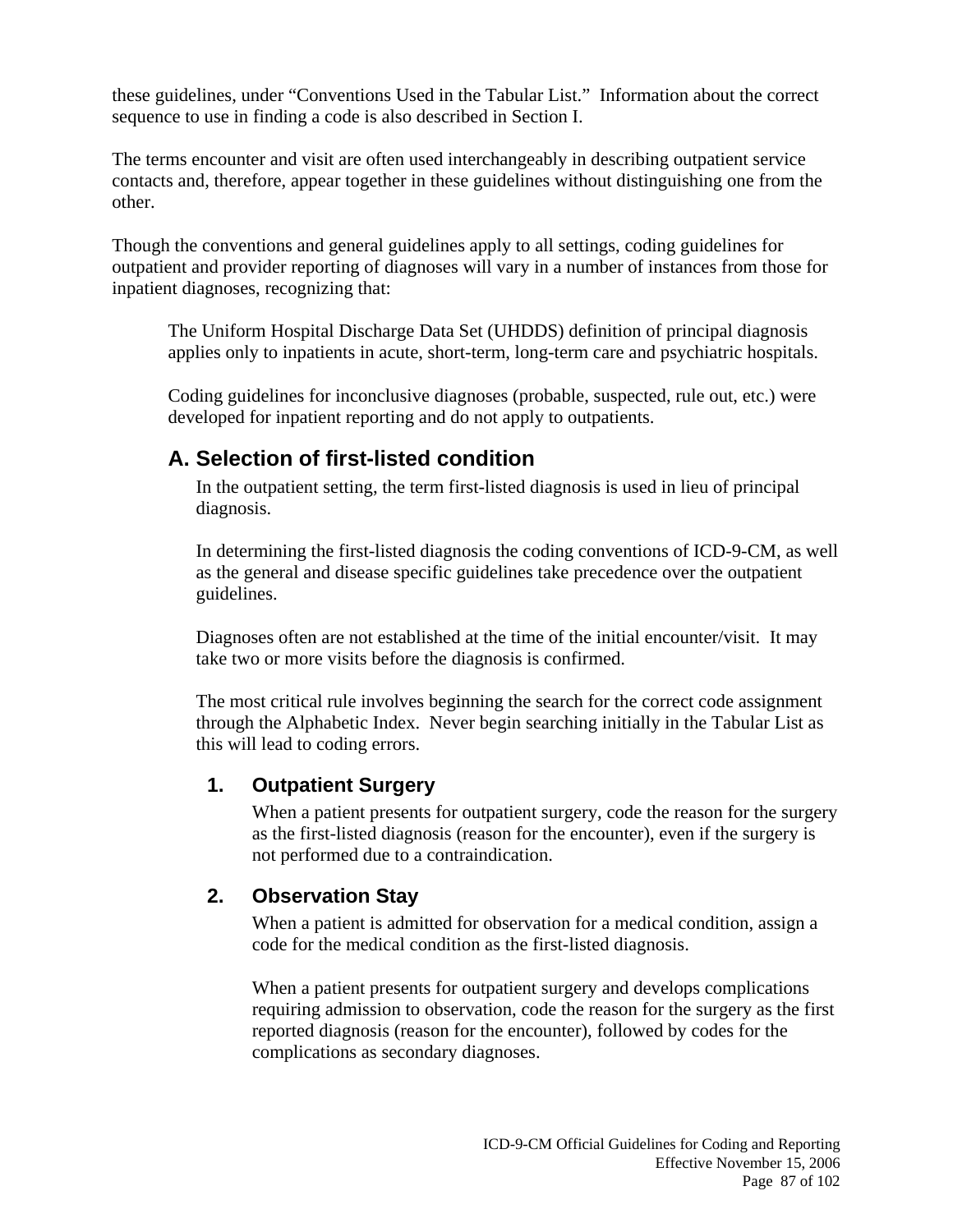these guidelines, under "Conventions Used in the Tabular List." Information about the correct sequence to use in finding a code is also described in Section I.

The terms encounter and visit are often used interchangeably in describing outpatient service contacts and, therefore, appear together in these guidelines without distinguishing one from the other.

Though the conventions and general guidelines apply to all settings, coding guidelines for outpatient and provider reporting of diagnoses will vary in a number of instances from those for inpatient diagnoses, recognizing that:

> The Uniform Hospital Discharge Data Set (UHDDS) definition of principal diagnosis applies only to inpatients in acute, short-term, long-term care and psychiatric hospitals.
>
> Coding guidelines for inconclusive diagnoses (probable, suspected, rule out, etc.) were developed for inpatient reporting and do not apply to outpatients.

## A. Selection of first-listed condition

In the outpatient setting, the term first-listed diagnosis is used in lieu of principal diagnosis.

In determining the first-listed diagnosis the coding conventions of ICD-9-CM, as well as the general and disease specific guidelines take precedence over the outpatient guidelines.

Diagnoses often are not established at the time of the initial encounter/visit. It may take two or more visits before the diagnosis is confirmed.

The most critical rule involves beginning the search for the correct code assignment through the Alphabetic Index. Never begin searching initially in the Tabular List as this will lead to coding errors.

### 1. Outpatient Surgery

When a patient presents for outpatient surgery, code the reason for the surgery as the first-listed diagnosis (reason for the encounter), even if the surgery is not performed due to a contraindication.

### 2. Observation Stay

When a patient is admitted for observation for a medical condition, assign a code for the medical condition as the first-listed diagnosis.

When a patient presents for outpatient surgery and develops complications requiring admission to observation, code the reason for the surgery as the first reported diagnosis (reason for the encounter), followed by codes for the complications as secondary diagnoses.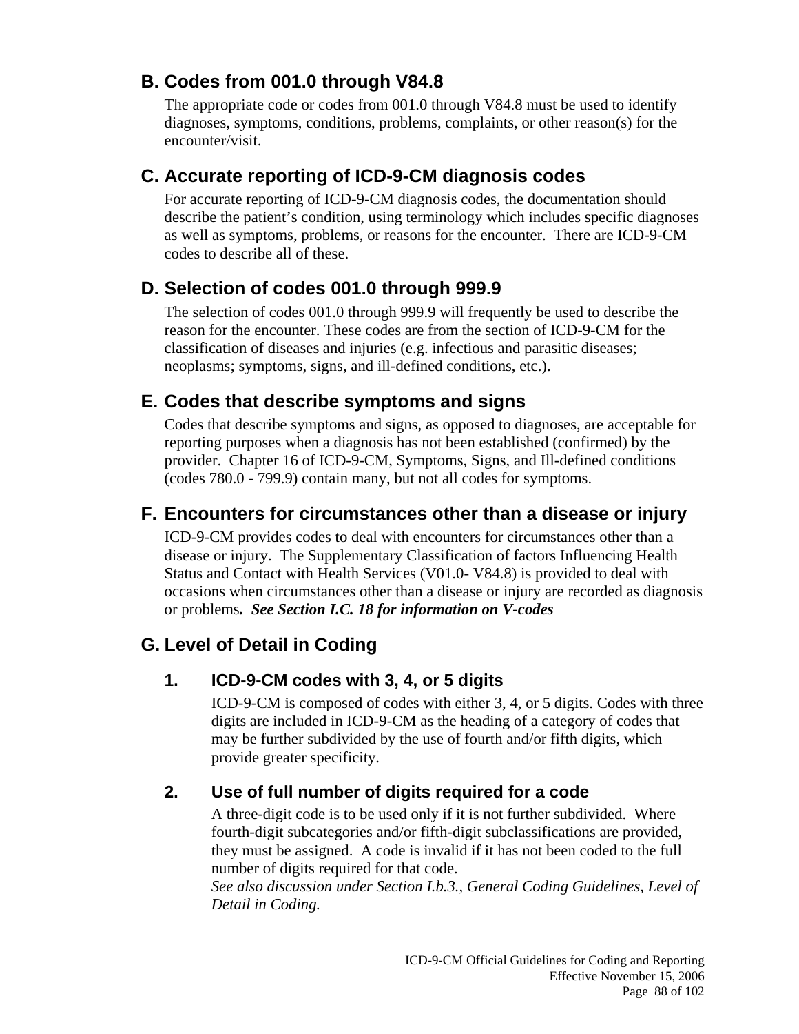## B. Codes from 001.0 through V84.8

The appropriate code or codes from 001.0 through V84.8 must be used to identify diagnoses, symptoms, conditions, problems, complaints, or other reason(s) for the encounter/visit.

## C. Accurate reporting of ICD-9-CM diagnosis codes

For accurate reporting of ICD-9-CM diagnosis codes, the documentation should describe the patient's condition, using terminology which includes specific diagnoses as well as symptoms, problems, or reasons for the encounter. There are ICD-9-CM codes to describe all of these.

## D. Selection of codes 001.0 through 999.9

The selection of codes 001.0 through 999.9 will frequently be used to describe the reason for the encounter. These codes are from the section of ICD-9-CM for the classification of diseases and injuries (e.g. infectious and parasitic diseases; neoplasms; symptoms, signs, and ill-defined conditions, etc.).

## E. Codes that describe symptoms and signs

Codes that describe symptoms and signs, as opposed to diagnoses, are acceptable for reporting purposes when a diagnosis has not been established (confirmed) by the provider. Chapter 16 of ICD-9-CM, Symptoms, Signs, and Ill-defined conditions (codes 780.0 - 799.9) contain many, but not all codes for symptoms.

## F. Encounters for circumstances other than a disease or injury

ICD-9-CM provides codes to deal with encounters for circumstances other than a disease or injury. The Supplementary Classification of factors Influencing Health Status and Contact with Health Services (V01.0- V84.8) is provided to deal with occasions when circumstances other than a disease or injury are recorded as diagnosis or problems**.** ***See Section I.C. 18 for information on V-codes***

## G. Level of Detail in Coding

### 1. ICD-9-CM codes with 3, 4, or 5 digits

ICD-9-CM is composed of codes with either 3, 4, or 5 digits. Codes with three digits are included in ICD-9-CM as the heading of a category of codes that may be further subdivided by the use of fourth and/or fifth digits, which provide greater specificity.

### 2. Use of full number of digits required for a code

A three-digit code is to be used only if it is not further subdivided. Where fourth-digit subcategories and/or fifth-digit subclassifications are provided, they must be assigned. A code is invalid if it has not been coded to the full number of digits required for that code.
*See also discussion under Section I.b.3., General Coding Guidelines, Level of Detail in Coding.*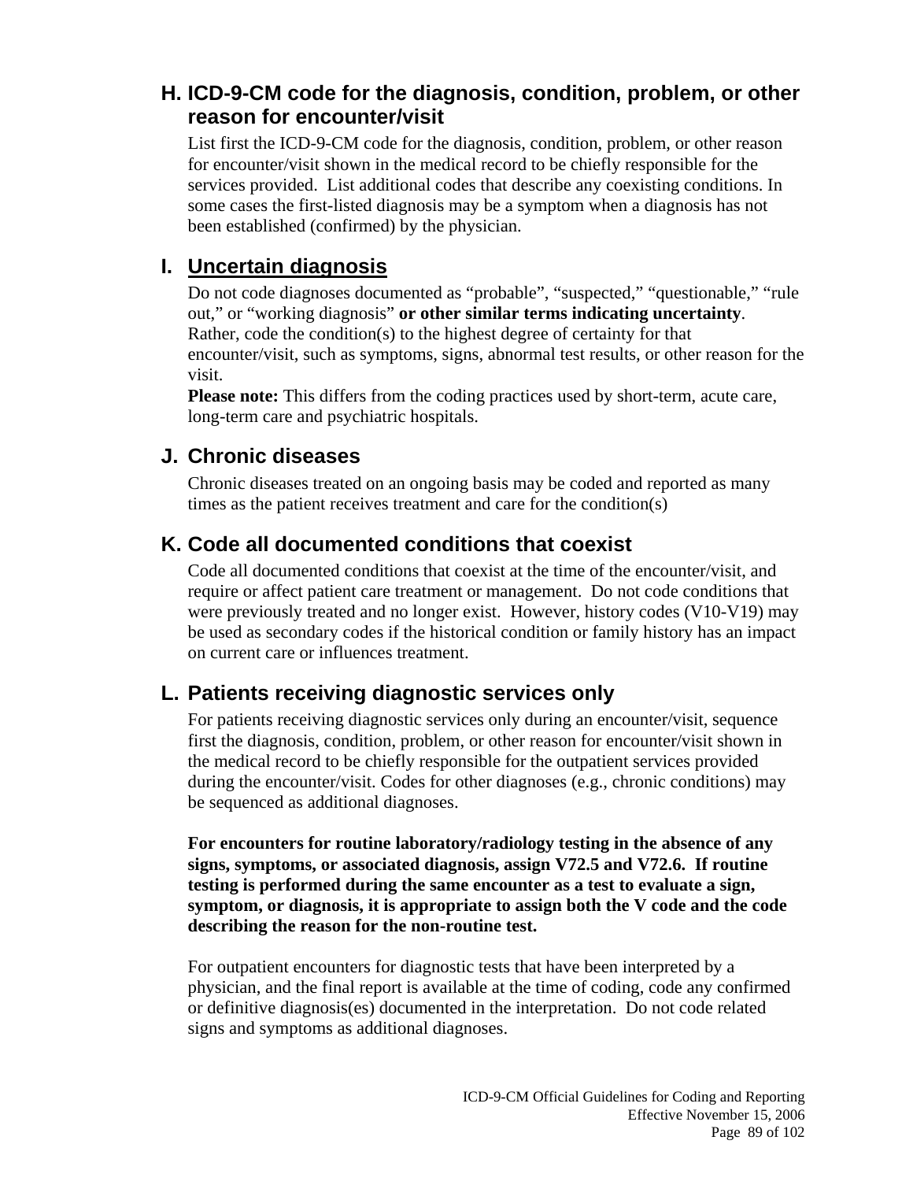### H. ICD-9-CM code for the diagnosis, condition, problem, or other reason for encounter/visit

List first the ICD-9-CM code for the diagnosis, condition, problem, or other reason for encounter/visit shown in the medical record to be chiefly responsible for the services provided. List additional codes that describe any coexisting conditions. In some cases the first-listed diagnosis may be a symptom when a diagnosis has not been established (confirmed) by the physician.

### I. Uncertain diagnosis

Do not code diagnoses documented as "probable", "suspected," "questionable," "rule out," or "working diagnosis" **or other similar terms indicating uncertainty**. Rather, code the condition(s) to the highest degree of certainty for that encounter/visit, such as symptoms, signs, abnormal test results, or other reason for the visit.

**Please note:** This differs from the coding practices used by short-term, acute care, long-term care and psychiatric hospitals.

### J. Chronic diseases

Chronic diseases treated on an ongoing basis may be coded and reported as many times as the patient receives treatment and care for the condition(s)

### K. Code all documented conditions that coexist

Code all documented conditions that coexist at the time of the encounter/visit, and require or affect patient care treatment or management. Do not code conditions that were previously treated and no longer exist. However, history codes (V10-V19) may be used as secondary codes if the historical condition or family history has an impact on current care or influences treatment.

### L. Patients receiving diagnostic services only

For patients receiving diagnostic services only during an encounter/visit, sequence first the diagnosis, condition, problem, or other reason for encounter/visit shown in the medical record to be chiefly responsible for the outpatient services provided during the encounter/visit. Codes for other diagnoses (e.g., chronic conditions) may be sequenced as additional diagnoses.

**For encounters for routine laboratory/radiology testing in the absence of any signs, symptoms, or associated diagnosis, assign V72.5 and V72.6. If routine testing is performed during the same encounter as a test to evaluate a sign, symptom, or diagnosis, it is appropriate to assign both the V code and the code describing the reason for the non-routine test.**

For outpatient encounters for diagnostic tests that have been interpreted by a physician, and the final report is available at the time of coding, code any confirmed or definitive diagnosis(es) documented in the interpretation. Do not code related signs and symptoms as additional diagnoses.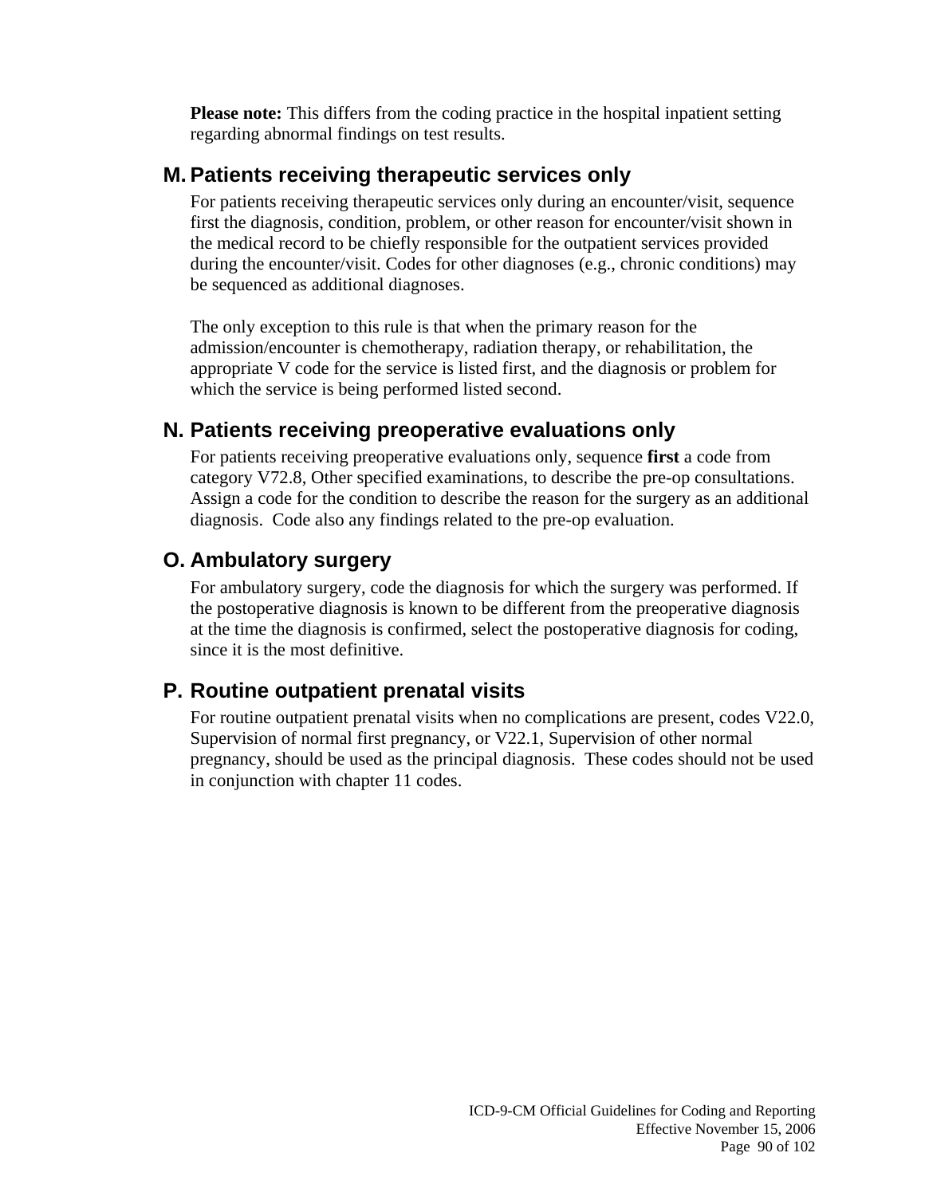**Please note:** This differs from the coding practice in the hospital inpatient setting regarding abnormal findings on test results.

### M. Patients receiving therapeutic services only

For patients receiving therapeutic services only during an encounter/visit, sequence first the diagnosis, condition, problem, or other reason for encounter/visit shown in the medical record to be chiefly responsible for the outpatient services provided during the encounter/visit. Codes for other diagnoses (e.g., chronic conditions) may be sequenced as additional diagnoses.

The only exception to this rule is that when the primary reason for the admission/encounter is chemotherapy, radiation therapy, or rehabilitation, the appropriate V code for the service is listed first, and the diagnosis or problem for which the service is being performed listed second.

### N. Patients receiving preoperative evaluations only

For patients receiving preoperative evaluations only, sequence **first** a code from category V72.8, Other specified examinations, to describe the pre-op consultations. Assign a code for the condition to describe the reason for the surgery as an additional diagnosis. Code also any findings related to the pre-op evaluation.

### O. Ambulatory surgery

For ambulatory surgery, code the diagnosis for which the surgery was performed. If the postoperative diagnosis is known to be different from the preoperative diagnosis at the time the diagnosis is confirmed, select the postoperative diagnosis for coding, since it is the most definitive.

### P. Routine outpatient prenatal visits

For routine outpatient prenatal visits when no complications are present, codes V22.0, Supervision of normal first pregnancy, or V22.1, Supervision of other normal pregnancy, should be used as the principal diagnosis. These codes should not be used in conjunction with chapter 11 codes.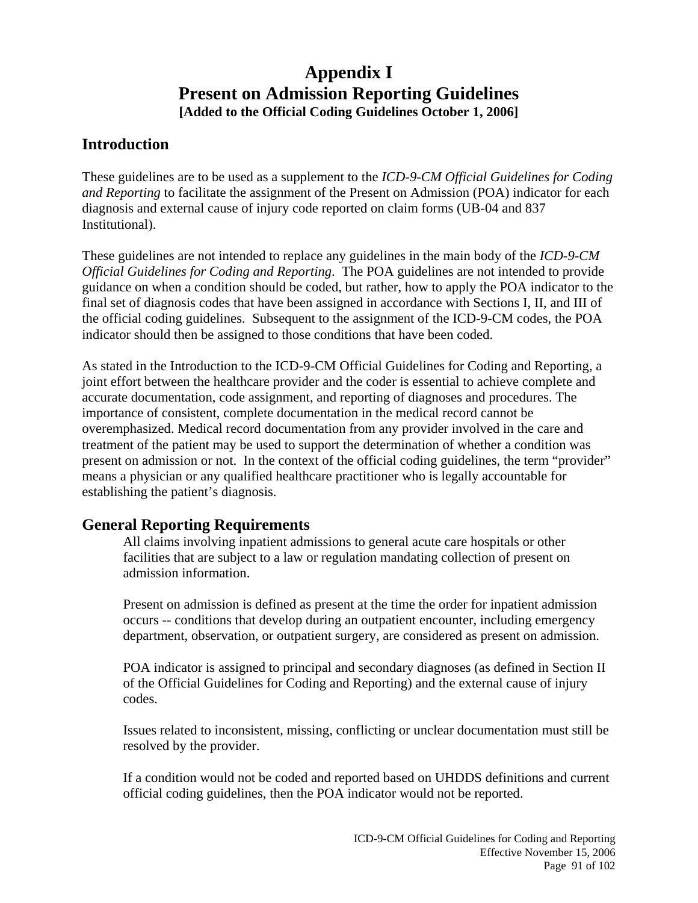# Appendix I
# Present on Admission Reporting Guidelines
**[Added to the Official Coding Guidelines October 1, 2006]**

## Introduction

These guidelines are to be used as a supplement to the *ICD-9-CM Official Guidelines for Coding and Reporting* to facilitate the assignment of the Present on Admission (POA) indicator for each diagnosis and external cause of injury code reported on claim forms (UB-04 and 837 Institutional).

These guidelines are not intended to replace any guidelines in the main body of the *ICD-9-CM Official Guidelines for Coding and Reporting*. The POA guidelines are not intended to provide guidance on when a condition should be coded, but rather, how to apply the POA indicator to the final set of diagnosis codes that have been assigned in accordance with Sections I, II, and III of the official coding guidelines. Subsequent to the assignment of the ICD-9-CM codes, the POA indicator should then be assigned to those conditions that have been coded.

As stated in the Introduction to the ICD-9-CM Official Guidelines for Coding and Reporting, a joint effort between the healthcare provider and the coder is essential to achieve complete and accurate documentation, code assignment, and reporting of diagnoses and procedures. The importance of consistent, complete documentation in the medical record cannot be overemphasized. Medical record documentation from any provider involved in the care and treatment of the patient may be used to support the determination of whether a condition was present on admission or not. In the context of the official coding guidelines, the term "provider" means a physician or any qualified healthcare practitioner who is legally accountable for establishing the patient's diagnosis.

## General Reporting Requirements

All claims involving inpatient admissions to general acute care hospitals or other facilities that are subject to a law or regulation mandating collection of present on admission information.

Present on admission is defined as present at the time the order for inpatient admission occurs -- conditions that develop during an outpatient encounter, including emergency department, observation, or outpatient surgery, are considered as present on admission.

POA indicator is assigned to principal and secondary diagnoses (as defined in Section II of the Official Guidelines for Coding and Reporting) and the external cause of injury codes.

Issues related to inconsistent, missing, conflicting or unclear documentation must still be resolved by the provider.

If a condition would not be coded and reported based on UHDDS definitions and current official coding guidelines, then the POA indicator would not be reported.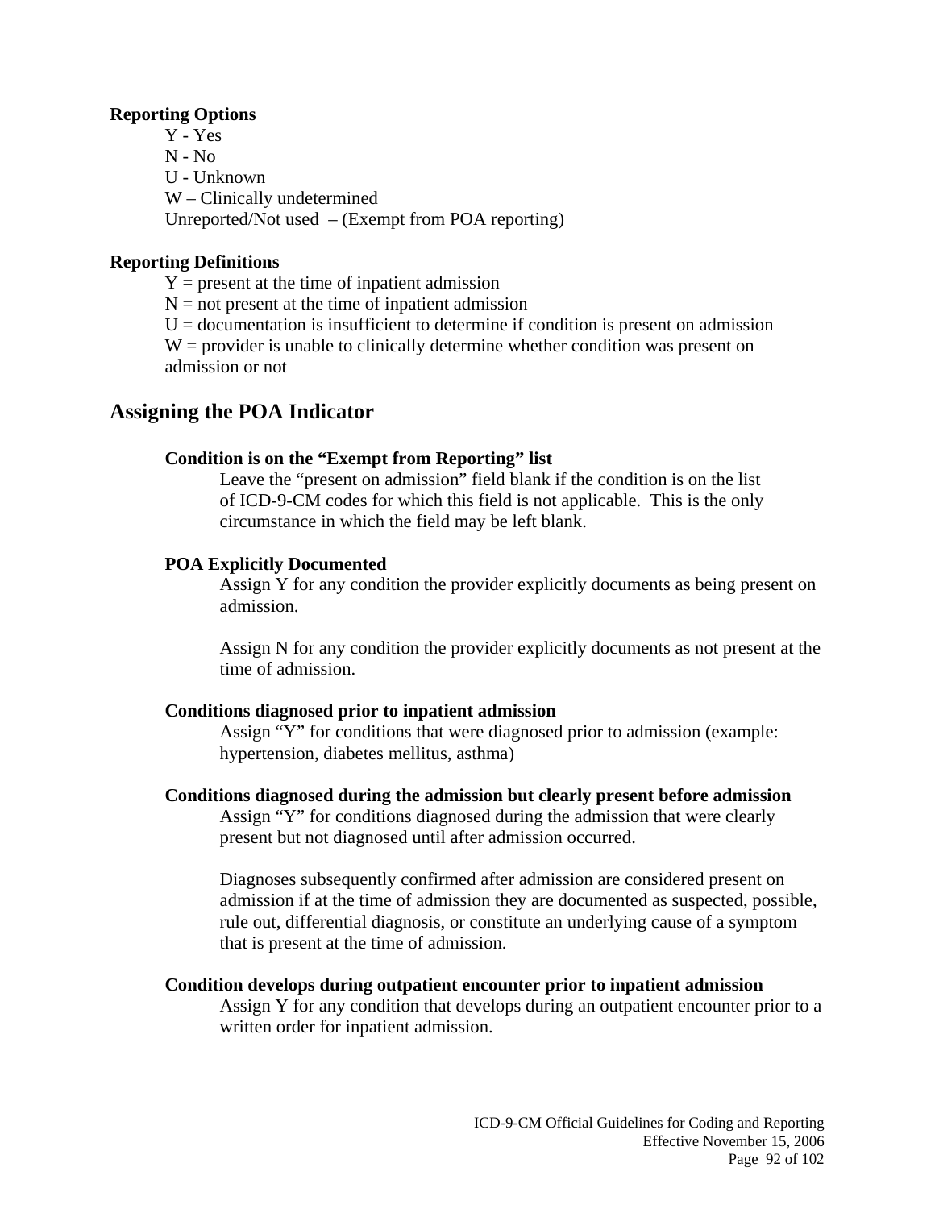**Reporting Options**

Y - Yes
N - No
U - Unknown
W – Clinically undetermined
Unreported/Not used – (Exempt from POA reporting)

**Reporting Definitions**

Y = present at the time of inpatient admission
N = not present at the time of inpatient admission
U = documentation is insufficient to determine if condition is present on admission
W = provider is unable to clinically determine whether condition was present on admission or not

## Assigning the POA Indicator

**Condition is on the "Exempt from Reporting" list**

Leave the "present on admission" field blank if the condition is on the list of ICD-9-CM codes for which this field is not applicable. This is the only circumstance in which the field may be left blank.

**POA Explicitly Documented**

Assign Y for any condition the provider explicitly documents as being present on admission.

Assign N for any condition the provider explicitly documents as not present at the time of admission.

**Conditions diagnosed prior to inpatient admission**

Assign "Y" for conditions that were diagnosed prior to admission (example: hypertension, diabetes mellitus, asthma)

**Conditions diagnosed during the admission but clearly present before admission**

Assign "Y" for conditions diagnosed during the admission that were clearly present but not diagnosed until after admission occurred.

Diagnoses subsequently confirmed after admission are considered present on admission if at the time of admission they are documented as suspected, possible, rule out, differential diagnosis, or constitute an underlying cause of a symptom that is present at the time of admission.

**Condition develops during outpatient encounter prior to inpatient admission**

Assign Y for any condition that develops during an outpatient encounter prior to a written order for inpatient admission.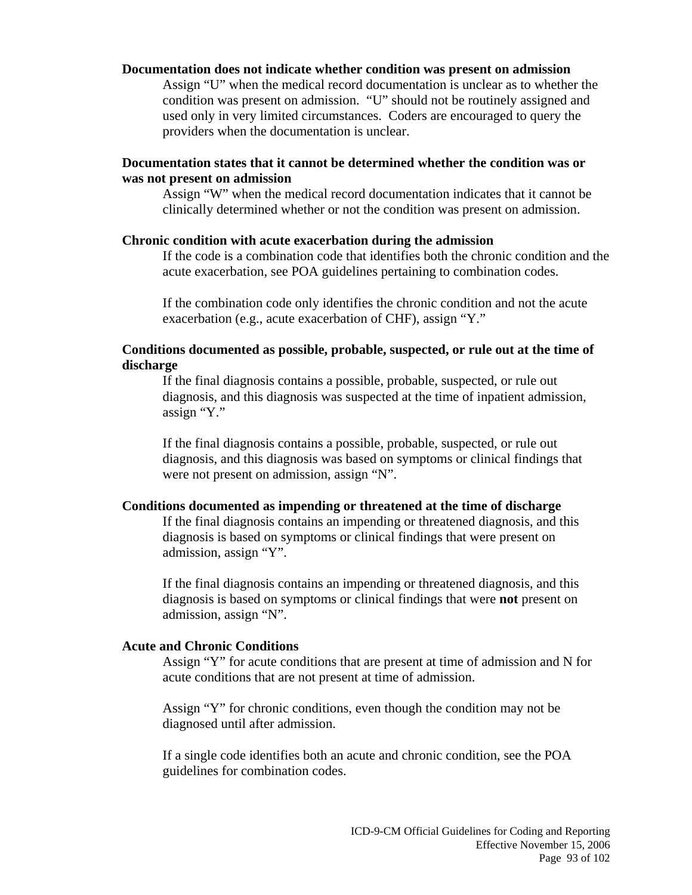**Documentation does not indicate whether condition was present on admission**

Assign "U" when the medical record documentation is unclear as to whether the condition was present on admission. "U" should not be routinely assigned and used only in very limited circumstances. Coders are encouraged to query the providers when the documentation is unclear.

**Documentation states that it cannot be determined whether the condition was or was not present on admission**

Assign "W" when the medical record documentation indicates that it cannot be clinically determined whether or not the condition was present on admission.

**Chronic condition with acute exacerbation during the admission**

If the code is a combination code that identifies both the chronic condition and the acute exacerbation, see POA guidelines pertaining to combination codes.

If the combination code only identifies the chronic condition and not the acute exacerbation (e.g., acute exacerbation of CHF), assign "Y."

**Conditions documented as possible, probable, suspected, or rule out at the time of discharge**

If the final diagnosis contains a possible, probable, suspected, or rule out diagnosis, and this diagnosis was suspected at the time of inpatient admission, assign "Y."

If the final diagnosis contains a possible, probable, suspected, or rule out diagnosis, and this diagnosis was based on symptoms or clinical findings that were not present on admission, assign "N".

**Conditions documented as impending or threatened at the time of discharge**

If the final diagnosis contains an impending or threatened diagnosis, and this diagnosis is based on symptoms or clinical findings that were present on admission, assign "Y".

If the final diagnosis contains an impending or threatened diagnosis, and this diagnosis is based on symptoms or clinical findings that were **not** present on admission, assign "N".

**Acute and Chronic Conditions**

Assign "Y" for acute conditions that are present at time of admission and N for acute conditions that are not present at time of admission.

Assign "Y" for chronic conditions, even though the condition may not be diagnosed until after admission.

If a single code identifies both an acute and chronic condition, see the POA guidelines for combination codes.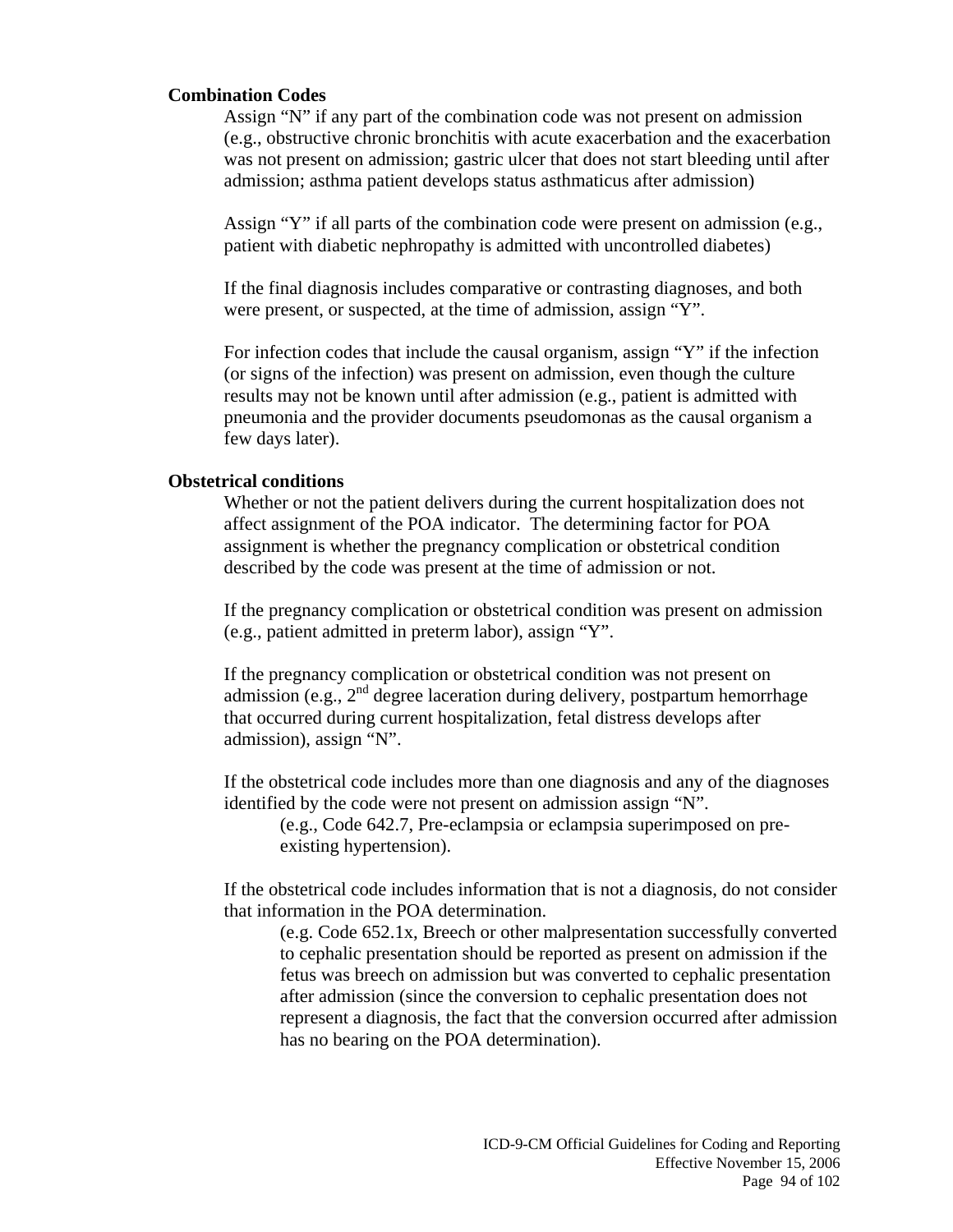**Combination Codes**

Assign "N" if any part of the combination code was not present on admission (e.g., obstructive chronic bronchitis with acute exacerbation and the exacerbation was not present on admission; gastric ulcer that does not start bleeding until after admission; asthma patient develops status asthmaticus after admission)

Assign "Y" if all parts of the combination code were present on admission (e.g., patient with diabetic nephropathy is admitted with uncontrolled diabetes)

If the final diagnosis includes comparative or contrasting diagnoses, and both were present, or suspected, at the time of admission, assign "Y".

For infection codes that include the causal organism, assign "Y" if the infection (or signs of the infection) was present on admission, even though the culture results may not be known until after admission (e.g., patient is admitted with pneumonia and the provider documents pseudomonas as the causal organism a few days later).

**Obstetrical conditions**

Whether or not the patient delivers during the current hospitalization does not affect assignment of the POA indicator. The determining factor for POA assignment is whether the pregnancy complication or obstetrical condition described by the code was present at the time of admission or not.

If the pregnancy complication or obstetrical condition was present on admission (e.g., patient admitted in preterm labor), assign "Y".

If the pregnancy complication or obstetrical condition was not present on admission (e.g., 2nd degree laceration during delivery, postpartum hemorrhage that occurred during current hospitalization, fetal distress develops after admission), assign "N".

If the obstetrical code includes more than one diagnosis and any of the diagnoses identified by the code were not present on admission assign "N".

(e.g., Code 642.7, Pre-eclampsia or eclampsia superimposed on pre-existing hypertension).

If the obstetrical code includes information that is not a diagnosis, do not consider that information in the POA determination.

(e.g. Code 652.1x, Breech or other malpresentation successfully converted to cephalic presentation should be reported as present on admission if the fetus was breech on admission but was converted to cephalic presentation after admission (since the conversion to cephalic presentation does not represent a diagnosis, the fact that the conversion occurred after admission has no bearing on the POA determination).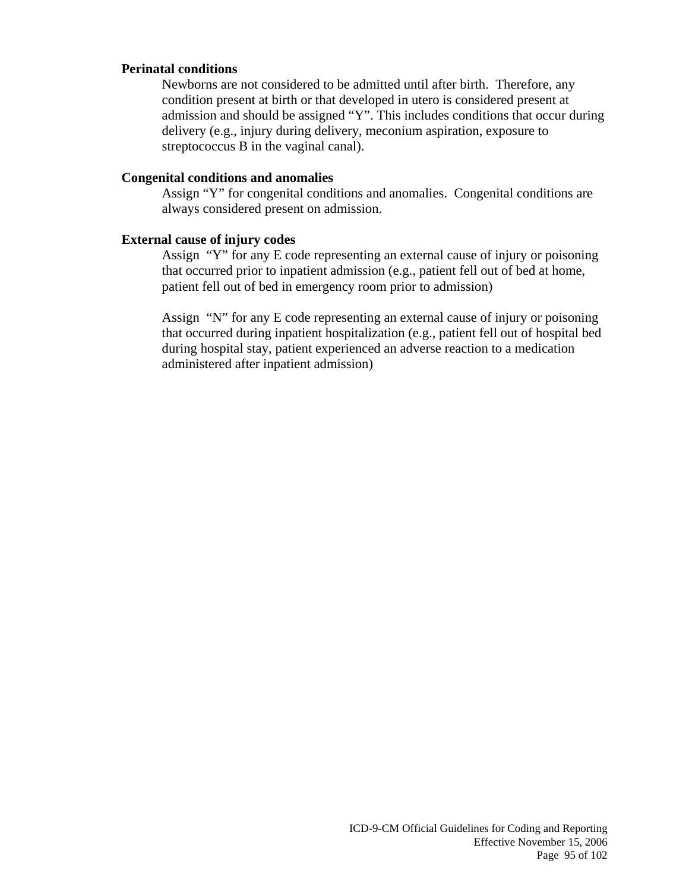**Perinatal conditions**

Newborns are not considered to be admitted until after birth. Therefore, any condition present at birth or that developed in utero is considered present at admission and should be assigned “Y”. This includes conditions that occur during delivery (e.g., injury during delivery, meconium aspiration, exposure to streptococcus B in the vaginal canal).

**Congenital conditions and anomalies**

Assign “Y” for congenital conditions and anomalies. Congenital conditions are always considered present on admission.

**External cause of injury codes**

Assign “Y” for any E code representing an external cause of injury or poisoning that occurred prior to inpatient admission (e.g., patient fell out of bed at home, patient fell out of bed in emergency room prior to admission)

Assign “N” for any E code representing an external cause of injury or poisoning that occurred during inpatient hospitalization (e.g., patient fell out of hospital bed during hospital stay, patient experienced an adverse reaction to a medication administered after inpatient admission)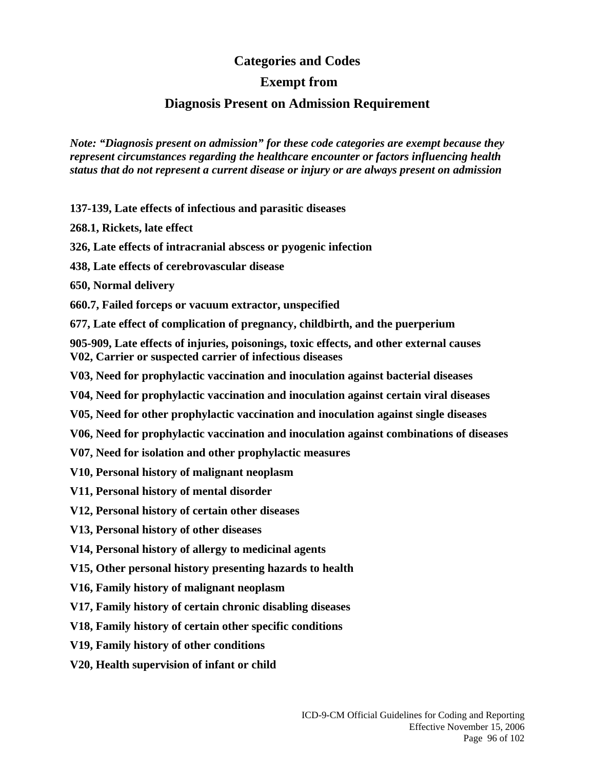# Categories and Codes

# Exempt from

# Diagnosis Present on Admission Requirement

***Note: "Diagnosis present on admission" for these code categories are exempt because they represent circumstances regarding the healthcare encounter or factors influencing health status that do not represent a current disease or injury or are always present on admission***

**137-139, Late effects of infectious and parasitic diseases**

**268.1, Rickets, late effect**

**326, Late effects of intracranial abscess or pyogenic infection**

**438, Late effects of cerebrovascular disease**

**650, Normal delivery**

**660.7, Failed forceps or vacuum extractor, unspecified**

**677, Late effect of complication of pregnancy, childbirth, and the puerperium**

**905-909, Late effects of injuries, poisonings, toxic effects, and other external causes**
**V02, Carrier or suspected carrier of infectious diseases**

**V03, Need for prophylactic vaccination and inoculation against bacterial diseases**

**V04, Need for prophylactic vaccination and inoculation against certain viral diseases**

**V05, Need for other prophylactic vaccination and inoculation against single diseases**

**V06, Need for prophylactic vaccination and inoculation against combinations of diseases**

**V07, Need for isolation and other prophylactic measures**

**V10, Personal history of malignant neoplasm**

**V11, Personal history of mental disorder**

**V12, Personal history of certain other diseases**

**V13, Personal history of other diseases**

**V14, Personal history of allergy to medicinal agents**

**V15, Other personal history presenting hazards to health**

**V16, Family history of malignant neoplasm**

**V17, Family history of certain chronic disabling diseases**

**V18, Family history of certain other specific conditions**

**V19, Family history of other conditions**

**V20, Health supervision of infant or child**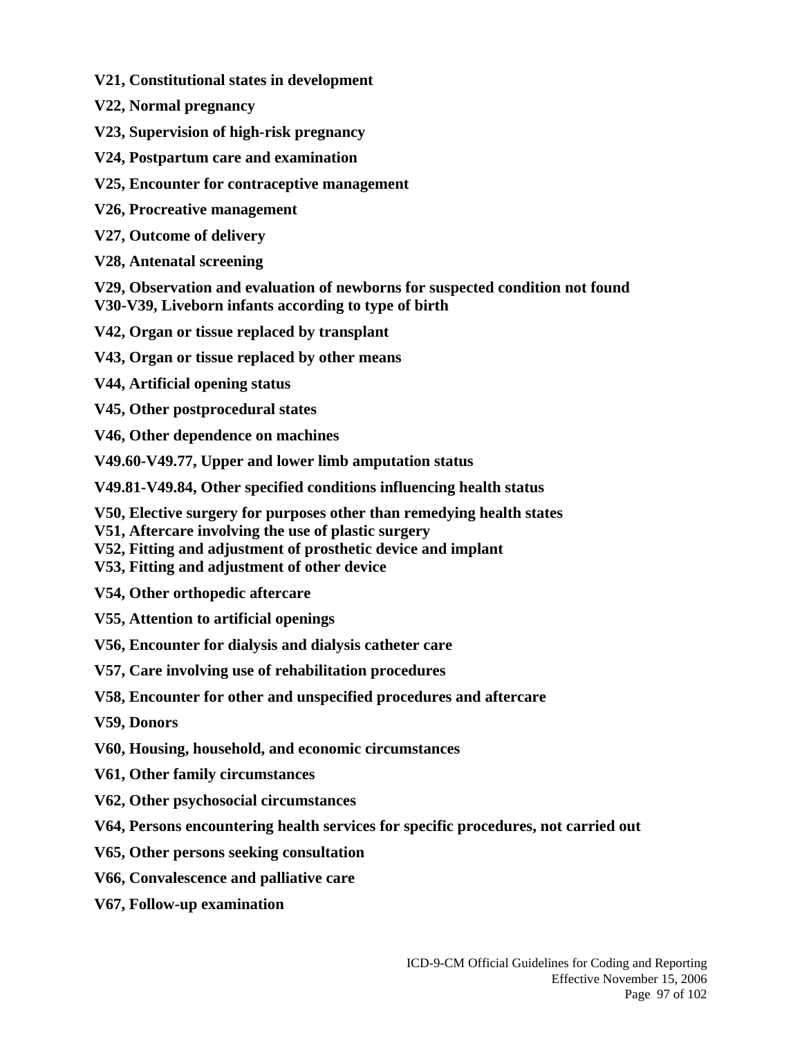**V21, Constitutional states in development**

**V22, Normal pregnancy**

**V23, Supervision of high-risk pregnancy**

**V24, Postpartum care and examination**

**V25, Encounter for contraceptive management**

**V26, Procreative management**

**V27, Outcome of delivery**

**V28, Antenatal screening**

**V29, Observation and evaluation of newborns for suspected condition not found**
**V30-V39, Liveborn infants according to type of birth**

**V42, Organ or tissue replaced by transplant**

**V43, Organ or tissue replaced by other means**

**V44, Artificial opening status**

**V45, Other postprocedural states**

**V46, Other dependence on machines**

**V49.60-V49.77, Upper and lower limb amputation status**

**V49.81-V49.84, Other specified conditions influencing health status**

**V50, Elective surgery for purposes other than remedying health states**
**V51, Aftercare involving the use of plastic surgery**
**V52, Fitting and adjustment of prosthetic device and implant**
**V53, Fitting and adjustment of other device**

**V54, Other orthopedic aftercare**

**V55, Attention to artificial openings**

**V56, Encounter for dialysis and dialysis catheter care**

**V57, Care involving use of rehabilitation procedures**

**V58, Encounter for other and unspecified procedures and aftercare**

**V59, Donors**

**V60, Housing, household, and economic circumstances**

**V61, Other family circumstances**

**V62, Other psychosocial circumstances**

**V64, Persons encountering health services for specific procedures, not carried out**

**V65, Other persons seeking consultation**

**V66, Convalescence and palliative care**

**V67, Follow-up examination**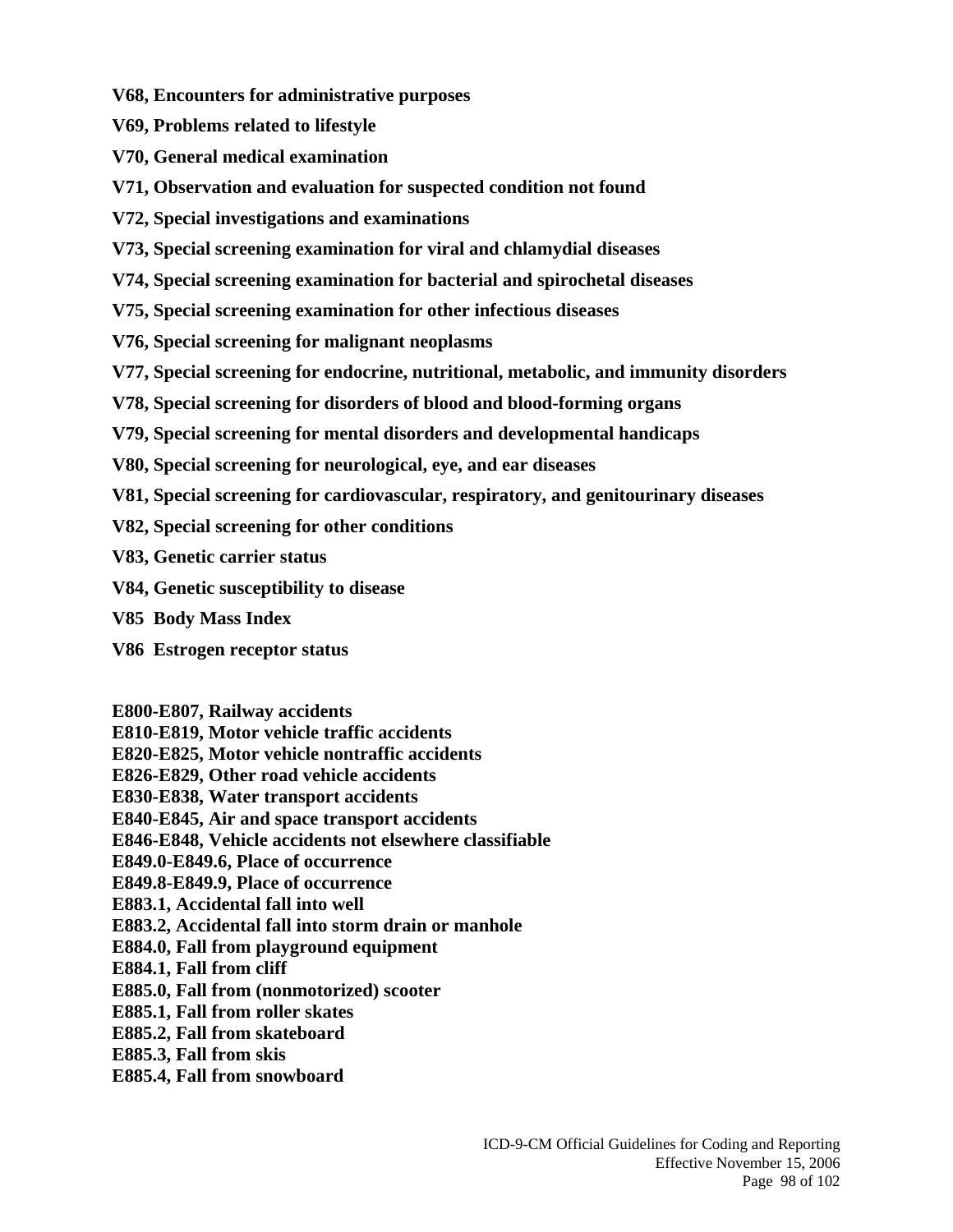**V68, Encounters for administrative purposes**

**V69, Problems related to lifestyle**

**V70, General medical examination**

**V71, Observation and evaluation for suspected condition not found**

**V72, Special investigations and examinations**

**V73, Special screening examination for viral and chlamydial diseases**

**V74, Special screening examination for bacterial and spirochetal diseases**

**V75, Special screening examination for other infectious diseases**

**V76, Special screening for malignant neoplasms**

**V77, Special screening for endocrine, nutritional, metabolic, and immunity disorders**

**V78, Special screening for disorders of blood and blood-forming organs**

**V79, Special screening for mental disorders and developmental handicaps**

**V80, Special screening for neurological, eye, and ear diseases**

**V81, Special screening for cardiovascular, respiratory, and genitourinary diseases**

**V82, Special screening for other conditions**

**V83, Genetic carrier status**

**V84, Genetic susceptibility to disease**

**V85 Body Mass Index**

**V86 Estrogen receptor status**

**E800-E807, Railway accidents**
**E810-E819, Motor vehicle traffic accidents**
**E820-E825, Motor vehicle nontraffic accidents**
**E826-E829, Other road vehicle accidents**
**E830-E838, Water transport accidents**
**E840-E845, Air and space transport accidents**
**E846-E848, Vehicle accidents not elsewhere classifiable**
**E849.0-E849.6, Place of occurrence**
**E849.8-E849.9, Place of occurrence**
**E883.1, Accidental fall into well**
**E883.2, Accidental fall into storm drain or manhole**
**E884.0, Fall from playground equipment**
**E884.1, Fall from cliff**
**E885.0, Fall from (nonmotorized) scooter**
**E885.1, Fall from roller skates**
**E885.2, Fall from skateboard**
**E885.3, Fall from skis**
**E885.4, Fall from snowboard**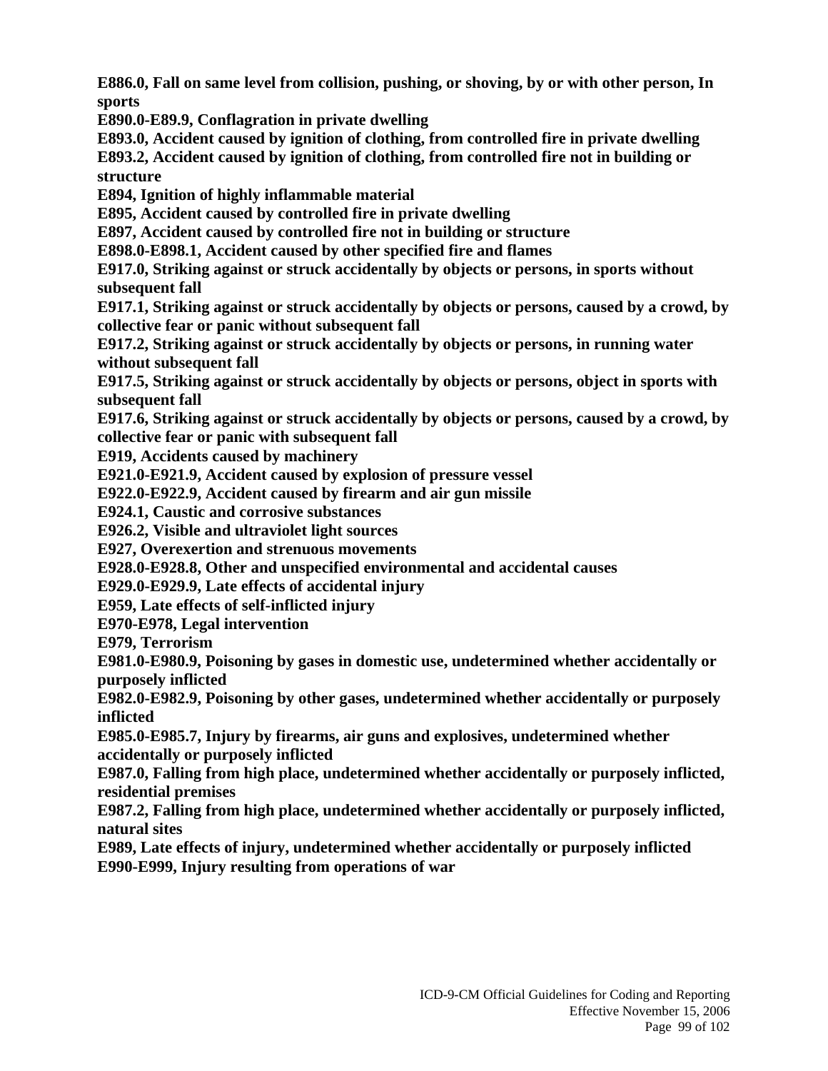**E886.0, Fall on same level from collision, pushing, or shoving, by or with other person, In sports**
**E890.0-E89.9, Conflagration in private dwelling**
**E893.0, Accident caused by ignition of clothing, from controlled fire in private dwelling**
**E893.2, Accident caused by ignition of clothing, from controlled fire not in building or structure**
**E894, Ignition of highly inflammable material**
**E895, Accident caused by controlled fire in private dwelling**
**E897, Accident caused by controlled fire not in building or structure**
**E898.0-E898.1, Accident caused by other specified fire and flames**
**E917.0, Striking against or struck accidentally by objects or persons, in sports without subsequent fall**
**E917.1, Striking against or struck accidentally by objects or persons, caused by a crowd, by collective fear or panic without subsequent fall**
**E917.2, Striking against or struck accidentally by objects or persons, in running water without subsequent fall**
**E917.5, Striking against or struck accidentally by objects or persons, object in sports with subsequent fall**
**E917.6, Striking against or struck accidentally by objects or persons, caused by a crowd, by collective fear or panic with subsequent fall**
**E919, Accidents caused by machinery**
**E921.0-E921.9, Accident caused by explosion of pressure vessel**
**E922.0-E922.9, Accident caused by firearm and air gun missile**
**E924.1, Caustic and corrosive substances**
**E926.2, Visible and ultraviolet light sources**
**E927, Overexertion and strenuous movements**
**E928.0-E928.8, Other and unspecified environmental and accidental causes**
**E929.0-E929.9, Late effects of accidental injury**
**E959, Late effects of self-inflicted injury**
**E970-E978, Legal intervention**
**E979, Terrorism**
**E981.0-E980.9, Poisoning by gases in domestic use, undetermined whether accidentally or purposely inflicted**
**E982.0-E982.9, Poisoning by other gases, undetermined whether accidentally or purposely inflicted**
**E985.0-E985.7, Injury by firearms, air guns and explosives, undetermined whether accidentally or purposely inflicted**
**E987.0, Falling from high place, undetermined whether accidentally or purposely inflicted, residential premises**
**E987.2, Falling from high place, undetermined whether accidentally or purposely inflicted, natural sites**
**E989, Late effects of injury, undetermined whether accidentally or purposely inflicted**
**E990-E999, Injury resulting from operations of war**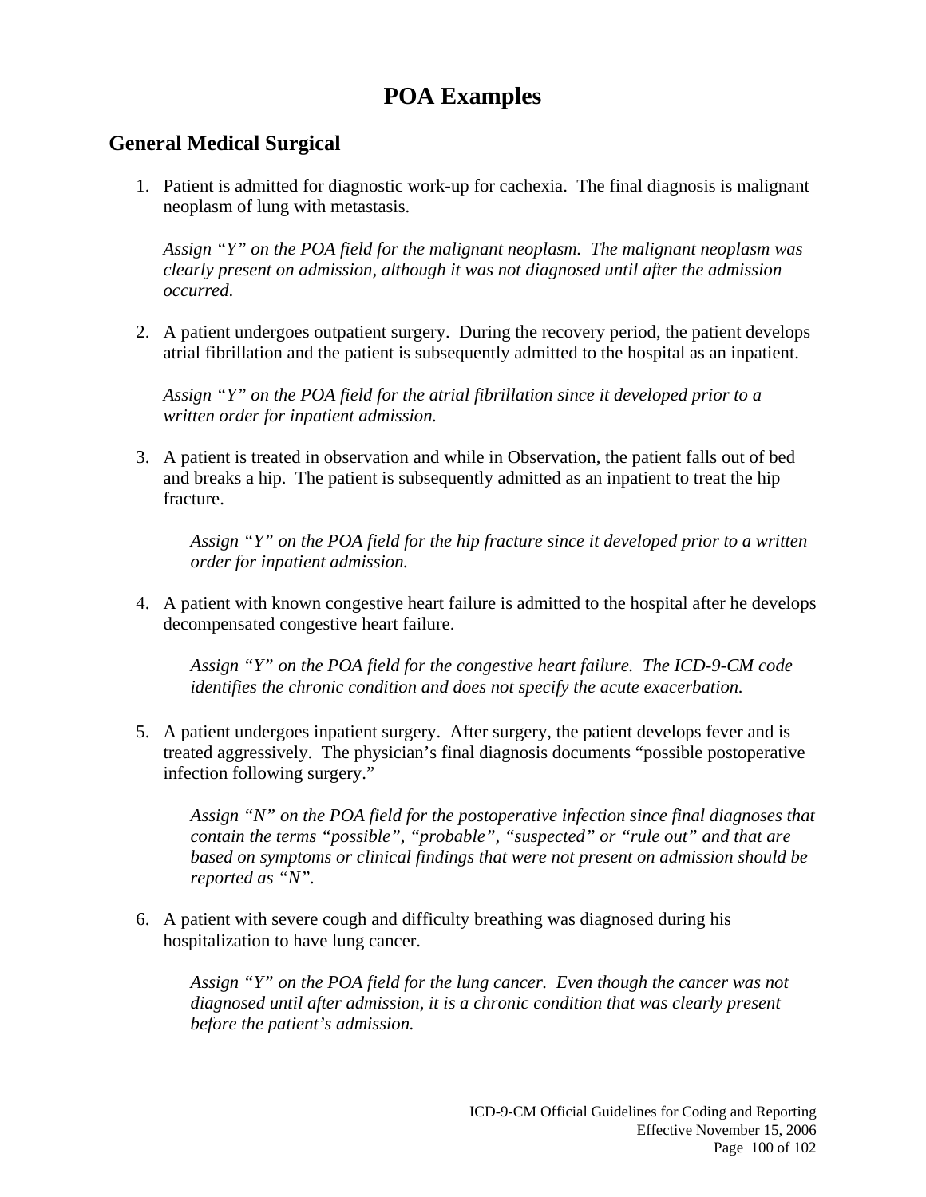# POA Examples

## General Medical Surgical

1. Patient is admitted for diagnostic work-up for cachexia. The final diagnosis is malignant neoplasm of lung with metastasis.

   *Assign "Y" on the POA field for the malignant neoplasm. The malignant neoplasm was clearly present on admission, although it was not diagnosed until after the admission occurred.*

2. A patient undergoes outpatient surgery. During the recovery period, the patient develops atrial fibrillation and the patient is subsequently admitted to the hospital as an inpatient.

   *Assign "Y" on the POA field for the atrial fibrillation since it developed prior to a written order for inpatient admission.*

3. A patient is treated in observation and while in Observation, the patient falls out of bed and breaks a hip. The patient is subsequently admitted as an inpatient to treat the hip fracture.

   *Assign "Y" on the POA field for the hip fracture since it developed prior to a written order for inpatient admission.*

4. A patient with known congestive heart failure is admitted to the hospital after he develops decompensated congestive heart failure.

   *Assign "Y" on the POA field for the congestive heart failure. The ICD-9-CM code identifies the chronic condition and does not specify the acute exacerbation.*

5. A patient undergoes inpatient surgery. After surgery, the patient develops fever and is treated aggressively. The physician's final diagnosis documents "possible postoperative infection following surgery."

   *Assign "N" on the POA field for the postoperative infection since final diagnoses that contain the terms "possible", "probable", "suspected" or "rule out" and that are based on symptoms or clinical findings that were not present on admission should be reported as "N".*

6. A patient with severe cough and difficulty breathing was diagnosed during his hospitalization to have lung cancer.

   *Assign "Y" on the POA field for the lung cancer. Even though the cancer was not diagnosed until after admission, it is a chronic condition that was clearly present before the patient's admission.*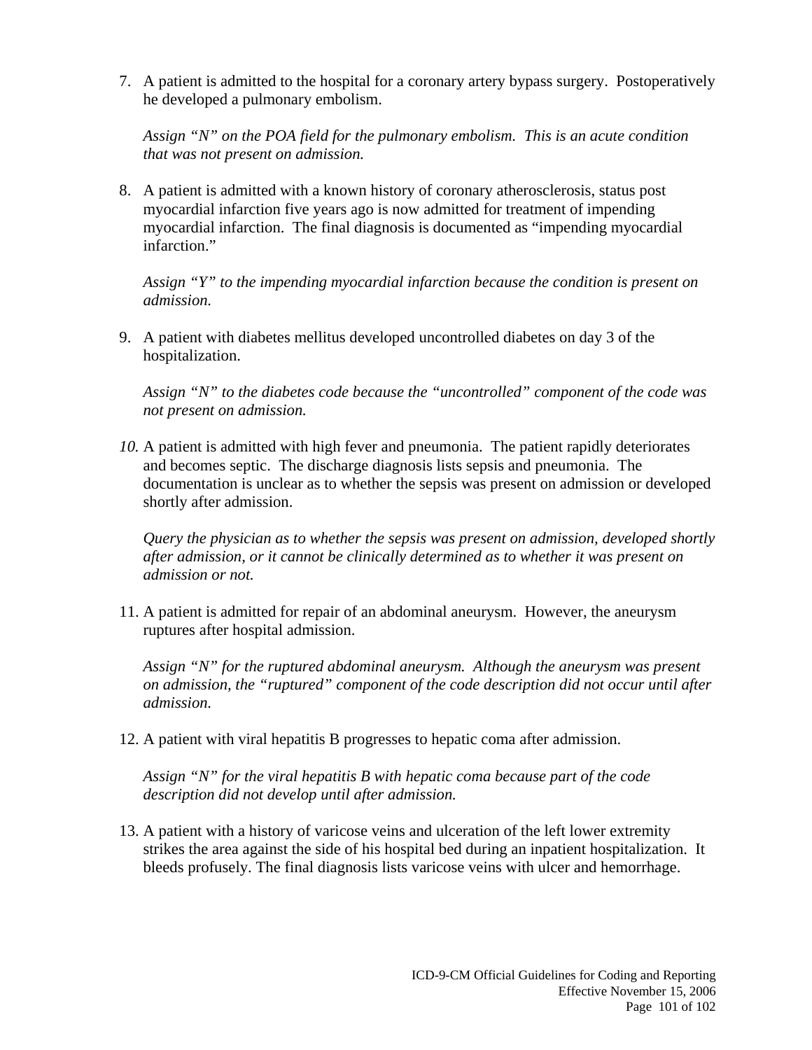7. A patient is admitted to the hospital for a coronary artery bypass surgery. Postoperatively he developed a pulmonary embolism.

   *Assign "N" on the POA field for the pulmonary embolism. This is an acute condition that was not present on admission.*

8. A patient is admitted with a known history of coronary atherosclerosis, status post myocardial infarction five years ago is now admitted for treatment of impending myocardial infarction. The final diagnosis is documented as "impending myocardial infarction."

   *Assign "Y" to the impending myocardial infarction because the condition is present on admission.*

9. A patient with diabetes mellitus developed uncontrolled diabetes on day 3 of the hospitalization.

   *Assign "N" to the diabetes code because the "uncontrolled" component of the code was not present on admission.*

10. A patient is admitted with high fever and pneumonia. The patient rapidly deteriorates and becomes septic. The discharge diagnosis lists sepsis and pneumonia. The documentation is unclear as to whether the sepsis was present on admission or developed shortly after admission.

    *Query the physician as to whether the sepsis was present on admission, developed shortly after admission, or it cannot be clinically determined as to whether it was present on admission or not.*

11. A patient is admitted for repair of an abdominal aneurysm. However, the aneurysm ruptures after hospital admission.

    *Assign "N" for the ruptured abdominal aneurysm. Although the aneurysm was present on admission, the "ruptured" component of the code description did not occur until after admission.*

12. A patient with viral hepatitis B progresses to hepatic coma after admission.

    *Assign "N" for the viral hepatitis B with hepatic coma because part of the code description did not develop until after admission.*

13. A patient with a history of varicose veins and ulceration of the left lower extremity strikes the area against the side of his hospital bed during an inpatient hospitalization. It bleeds profusely. The final diagnosis lists varicose veins with ulcer and hemorrhage.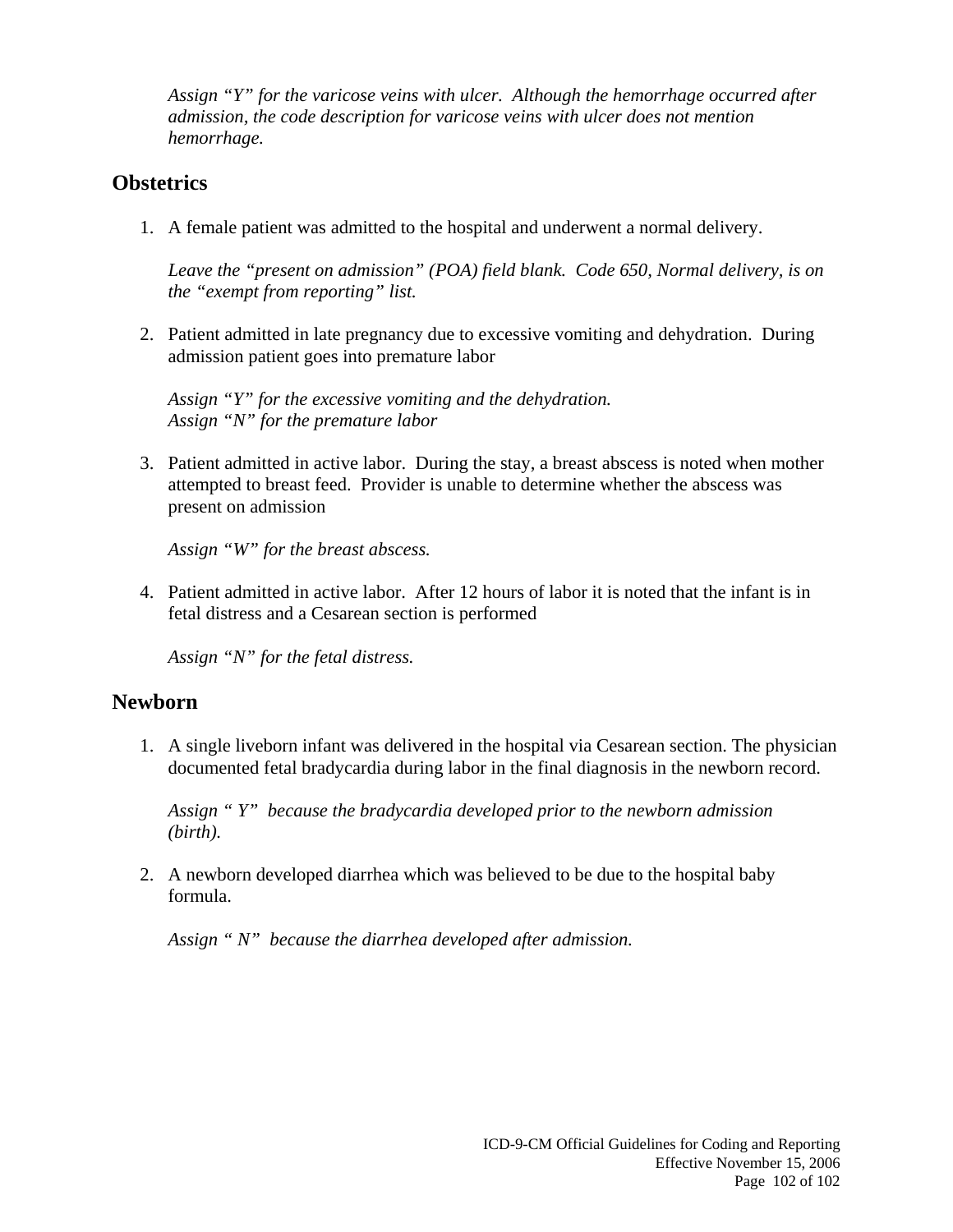*Assign "Y" for the varicose veins with ulcer. Although the hemorrhage occurred after admission, the code description for varicose veins with ulcer does not mention hemorrhage.*

## Obstetrics

1. A female patient was admitted to the hospital and underwent a normal delivery.

   *Leave the "present on admission" (POA) field blank. Code 650, Normal delivery, is on the "exempt from reporting" list.*

2. Patient admitted in late pregnancy due to excessive vomiting and dehydration. During admission patient goes into premature labor

   *Assign "Y" for the excessive vomiting and the dehydration.*
   *Assign "N" for the premature labor*

3. Patient admitted in active labor. During the stay, a breast abscess is noted when mother attempted to breast feed. Provider is unable to determine whether the abscess was present on admission

   *Assign "W" for the breast abscess.*

4. Patient admitted in active labor. After 12 hours of labor it is noted that the infant is in fetal distress and a Cesarean section is performed

   *Assign "N" for the fetal distress.*

## Newborn

1. A single liveborn infant was delivered in the hospital via Cesarean section. The physician documented fetal bradycardia during labor in the final diagnosis in the newborn record.

   *Assign " Y" because the bradycardia developed prior to the newborn admission (birth).*

2. A newborn developed diarrhea which was believed to be due to the hospital baby formula.

   *Assign " N" because the diarrhea developed after admission.*